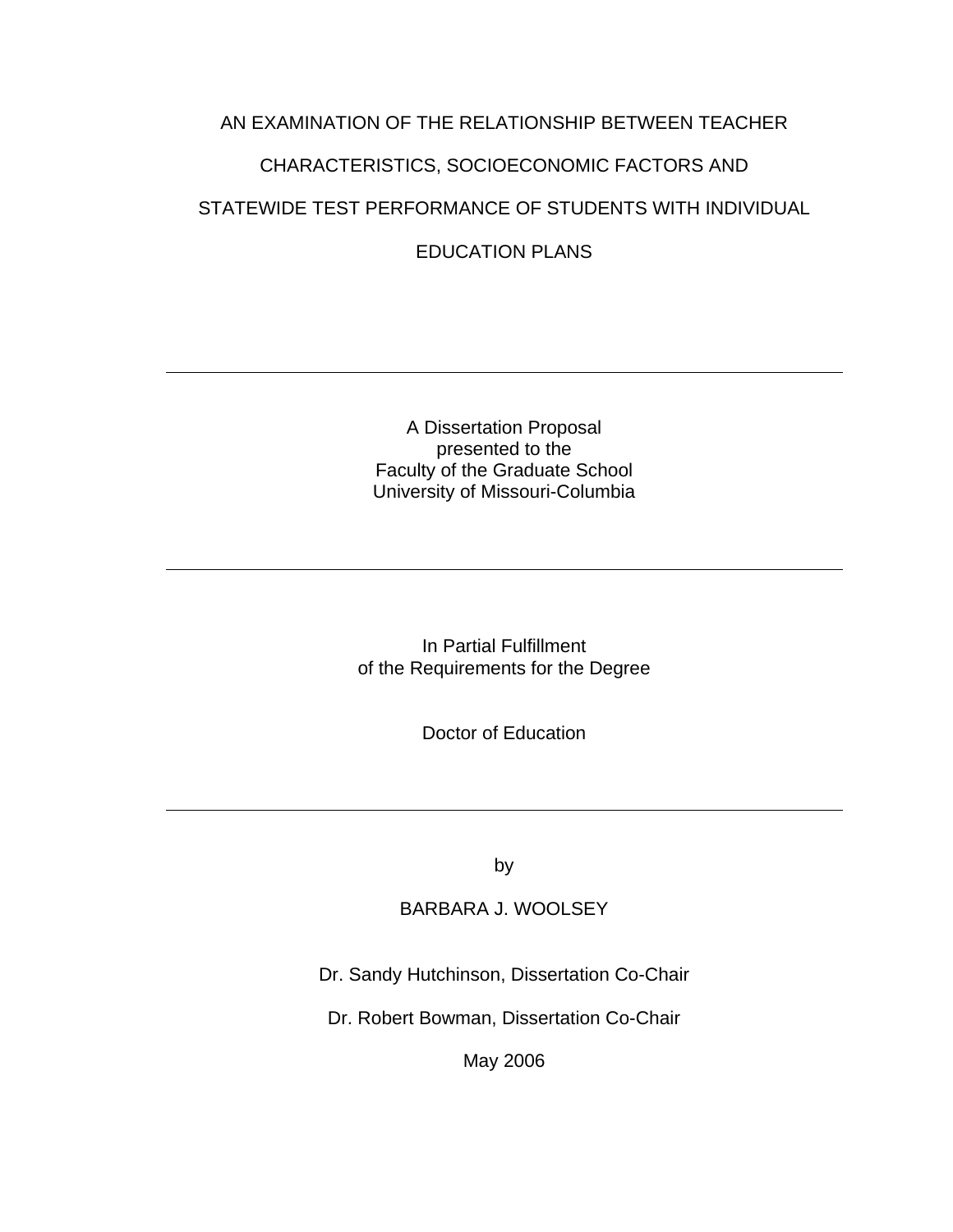# AN EXAMINATION OF THE RELATIONSHIP BETWEEN TEACHER CHARACTERISTICS, SOCIOECONOMIC FACTORS AND STATEWIDE TEST PERFORMANCE OF STUDENTS WITH INDIVIDUAL EDUCATION PLANS

---

A Dissertation Proposal
presented to the
Faculty of the Graduate School
University of Missouri-Columbia

---

In Partial Fulfillment
of the Requirements for the Degree

Doctor of Education

---

by

BARBARA J. WOOLSEY

Dr. Sandy Hutchinson, Dissertation Co-Chair

Dr. Robert Bowman, Dissertation Co-Chair

May 2006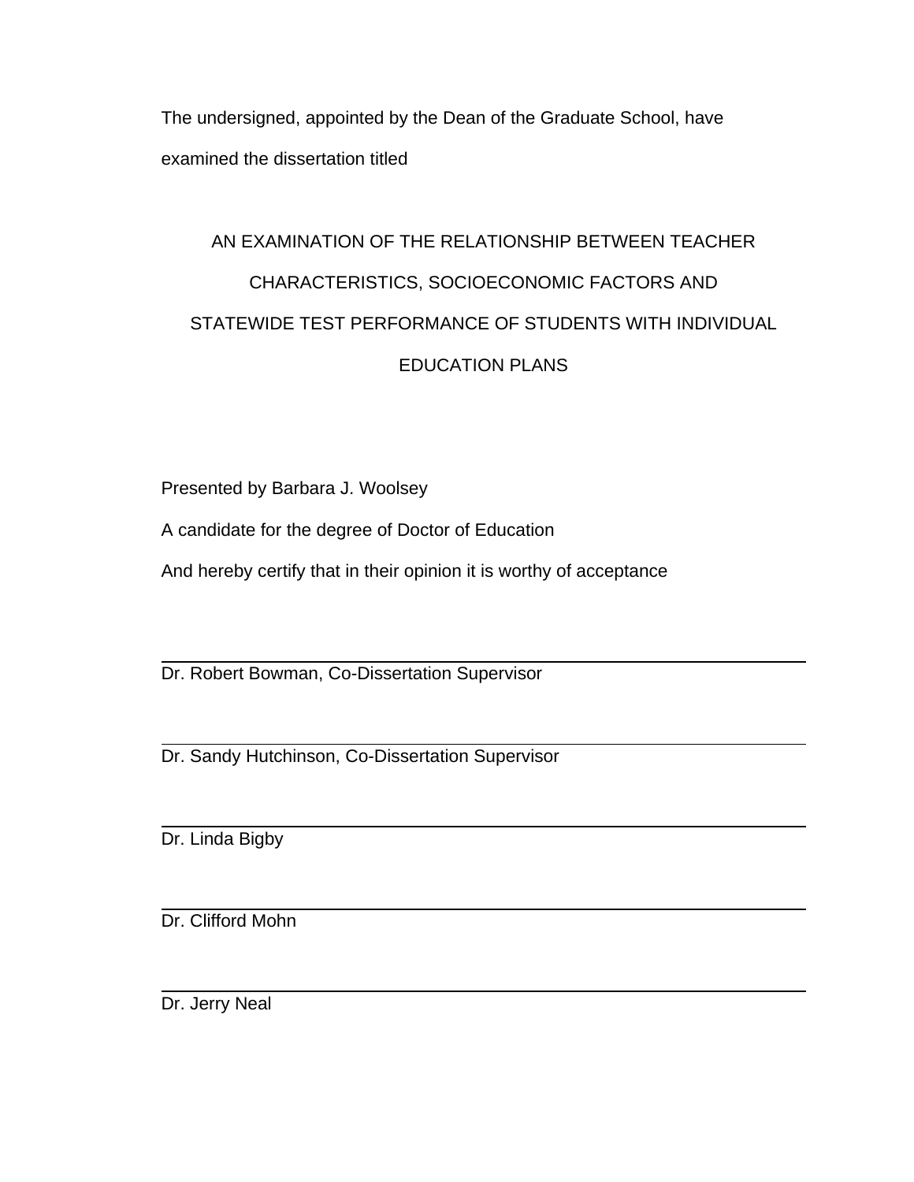The undersigned, appointed by the Dean of the Graduate School, have examined the dissertation titled

AN EXAMINATION OF THE RELATIONSHIP BETWEEN TEACHER CHARACTERISTICS, SOCIOECONOMIC FACTORS AND STATEWIDE TEST PERFORMANCE OF STUDENTS WITH INDIVIDUAL EDUCATION PLANS

Presented by Barbara J. Woolsey

A candidate for the degree of Doctor of Education

And hereby certify that in their opinion it is worthy of acceptance

---

Dr. Robert Bowman, Co-Dissertation Supervisor

---

Dr. Sandy Hutchinson, Co-Dissertation Supervisor

---

Dr. Linda Bigby

---

Dr. Clifford Mohn

---

Dr. Jerry Neal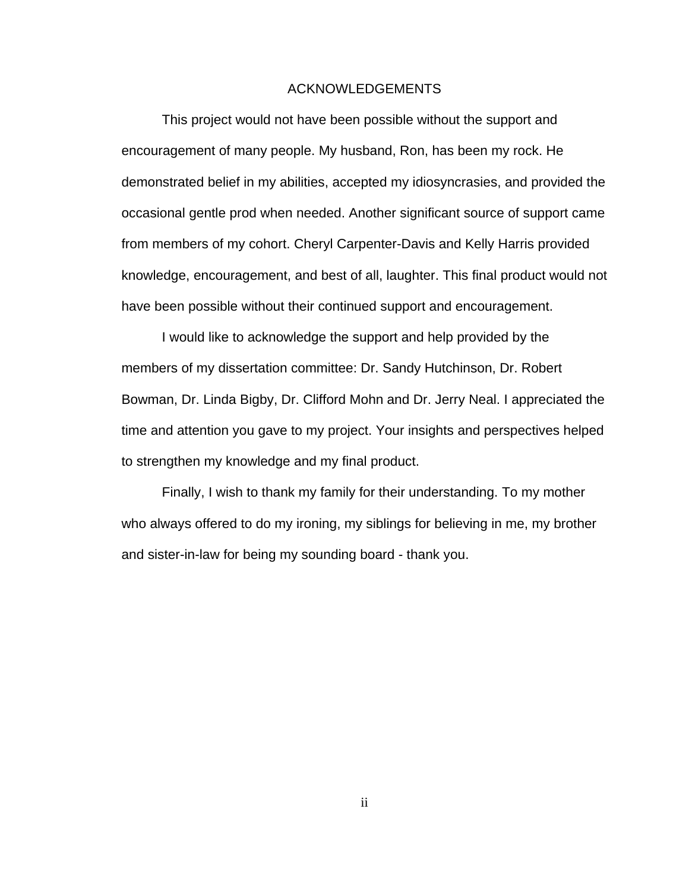# ACKNOWLEDGEMENTS

This project would not have been possible without the support and encouragement of many people. My husband, Ron, has been my rock. He demonstrated belief in my abilities, accepted my idiosyncrasies, and provided the occasional gentle prod when needed. Another significant source of support came from members of my cohort. Cheryl Carpenter-Davis and Kelly Harris provided knowledge, encouragement, and best of all, laughter. This final product would not have been possible without their continued support and encouragement.

I would like to acknowledge the support and help provided by the members of my dissertation committee: Dr. Sandy Hutchinson, Dr. Robert Bowman, Dr. Linda Bigby, Dr. Clifford Mohn and Dr. Jerry Neal. I appreciated the time and attention you gave to my project. Your insights and perspectives helped to strengthen my knowledge and my final product.

Finally, I wish to thank my family for their understanding. To my mother who always offered to do my ironing, my siblings for believing in me, my brother and sister-in-law for being my sounding board - thank you.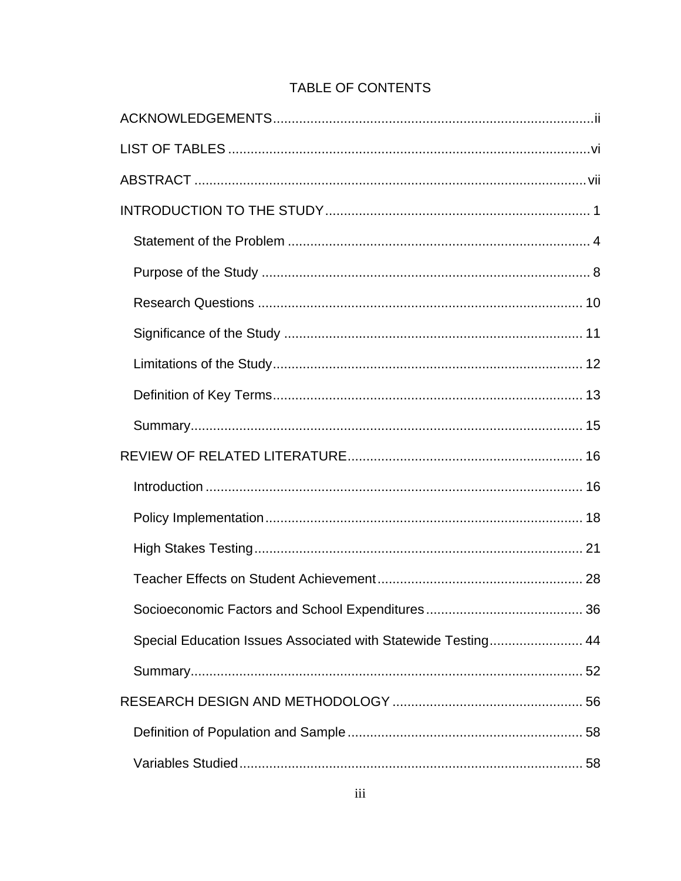# TABLE OF CONTENTS

ACKNOWLEDGEMENTS.....ii

LIST OF TABLES.....vi

ABSTRACT.....vii

INTRODUCTION TO THE STUDY.....1

- Statement of the Problem.....4
- Purpose of the Study.....8
- Research Questions.....10
- Significance of the Study.....11
- Limitations of the Study.....12
- Definition of Key Terms.....13
- Summary.....15

REVIEW OF RELATED LITERATURE.....16

- Introduction.....16
- Policy Implementation.....18
- High Stakes Testing.....21
- Teacher Effects on Student Achievement.....28
- Socioeconomic Factors and School Expenditures.....36
- Special Education Issues Associated with Statewide Testing.....44
- Summary.....52

RESEARCH DESIGN AND METHODOLOGY.....56

- Definition of Population and Sample.....58
- Variables Studied.....58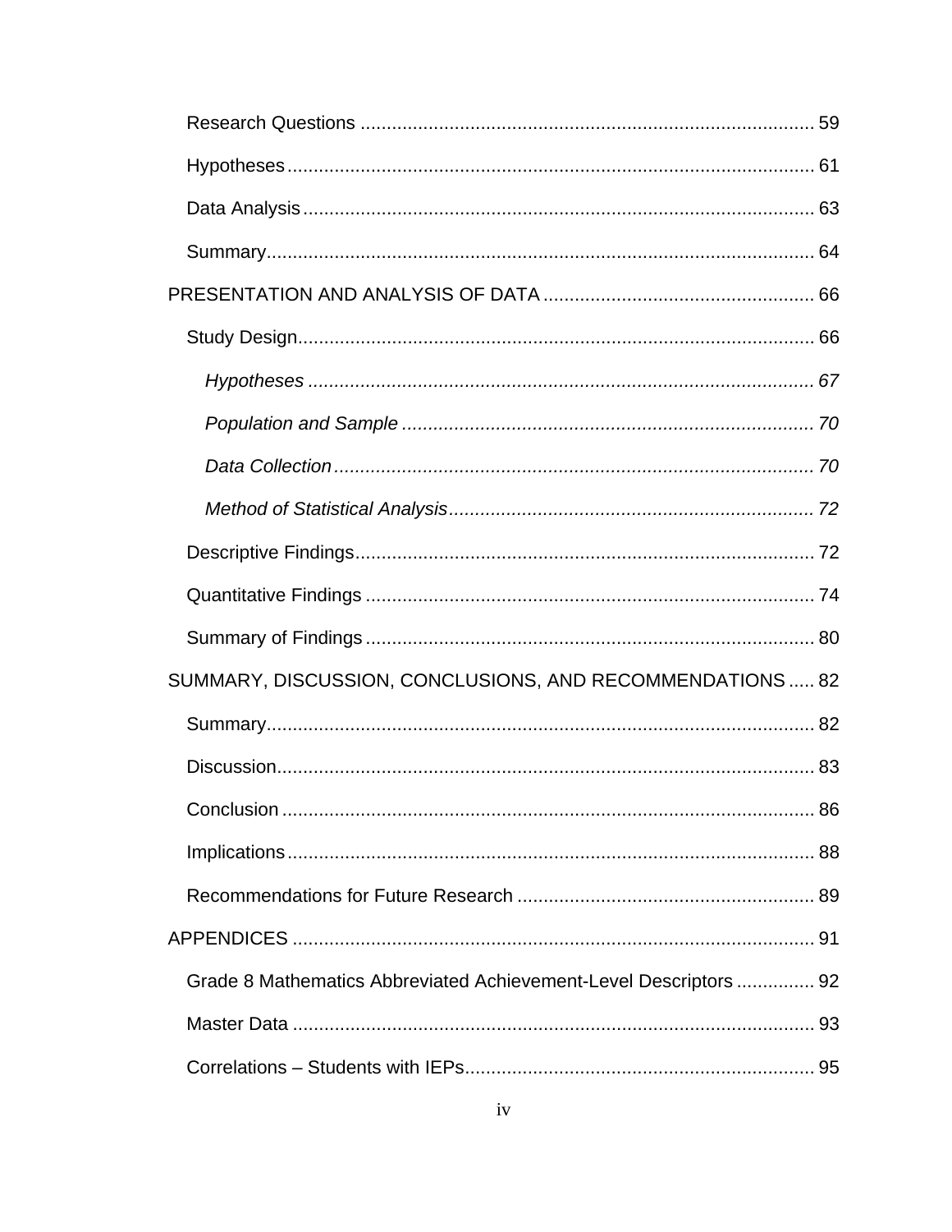Research Questions ........................................................................................ 59

Hypotheses ..................................................................................................... 61

Data Analysis .................................................................................................. 63

Summary ......................................................................................................... 64

PRESENTATION AND ANALYSIS OF DATA ..................................................... 66

Study Design ................................................................................................... 66

*Hypotheses* ................................................................................................ 67

*Population and Sample* .............................................................................. 70

*Data Collection* ........................................................................................... 70

*Method of Statistical Analysis* ..................................................................... 72

Descriptive Findings ....................................................................................... 72

Quantitative Findings ...................................................................................... 74

Summary of Findings ...................................................................................... 80

SUMMARY, DISCUSSION, CONCLUSIONS, AND RECOMMENDATIONS ..... 82

Summary ......................................................................................................... 82

Discussion ....................................................................................................... 83

Conclusion ...................................................................................................... 86

Implications ..................................................................................................... 88

Recommendations for Future Research ......................................................... 89

APPENDICES ..................................................................................................... 91

Grade 8 Mathematics Abbreviated Achievement-Level Descriptors ............... 92

Master Data .................................................................................................... 93

Correlations – Students with IEPs .................................................................. 95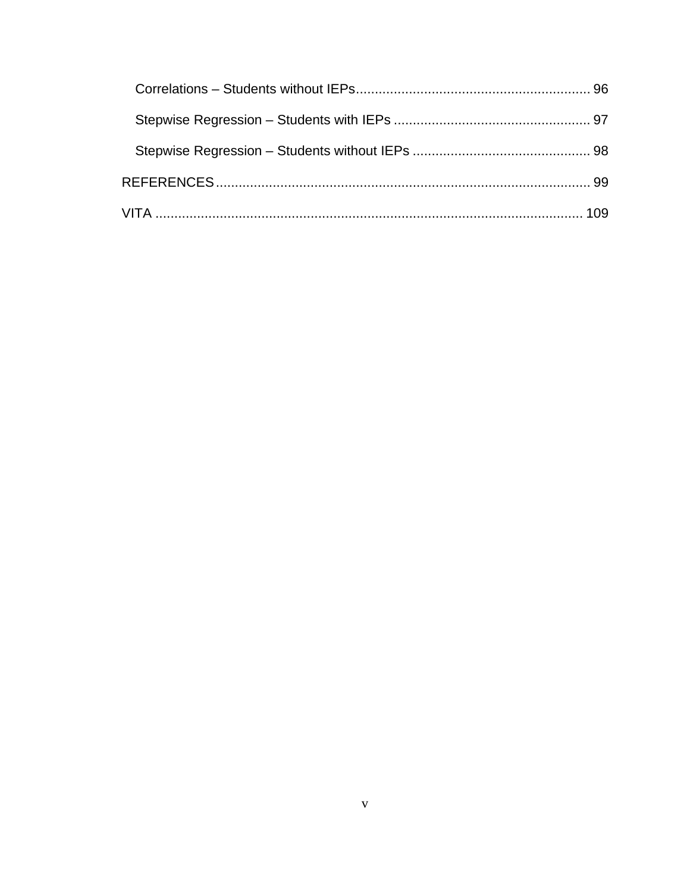Correlations – Students without IEPs .............................................................. 96

Stepwise Regression – Students with IEPs .................................................... 97

Stepwise Regression – Students without IEPs ............................................... 98

REFERENCES .................................................................................................. 99

VITA ................................................................................................................. 109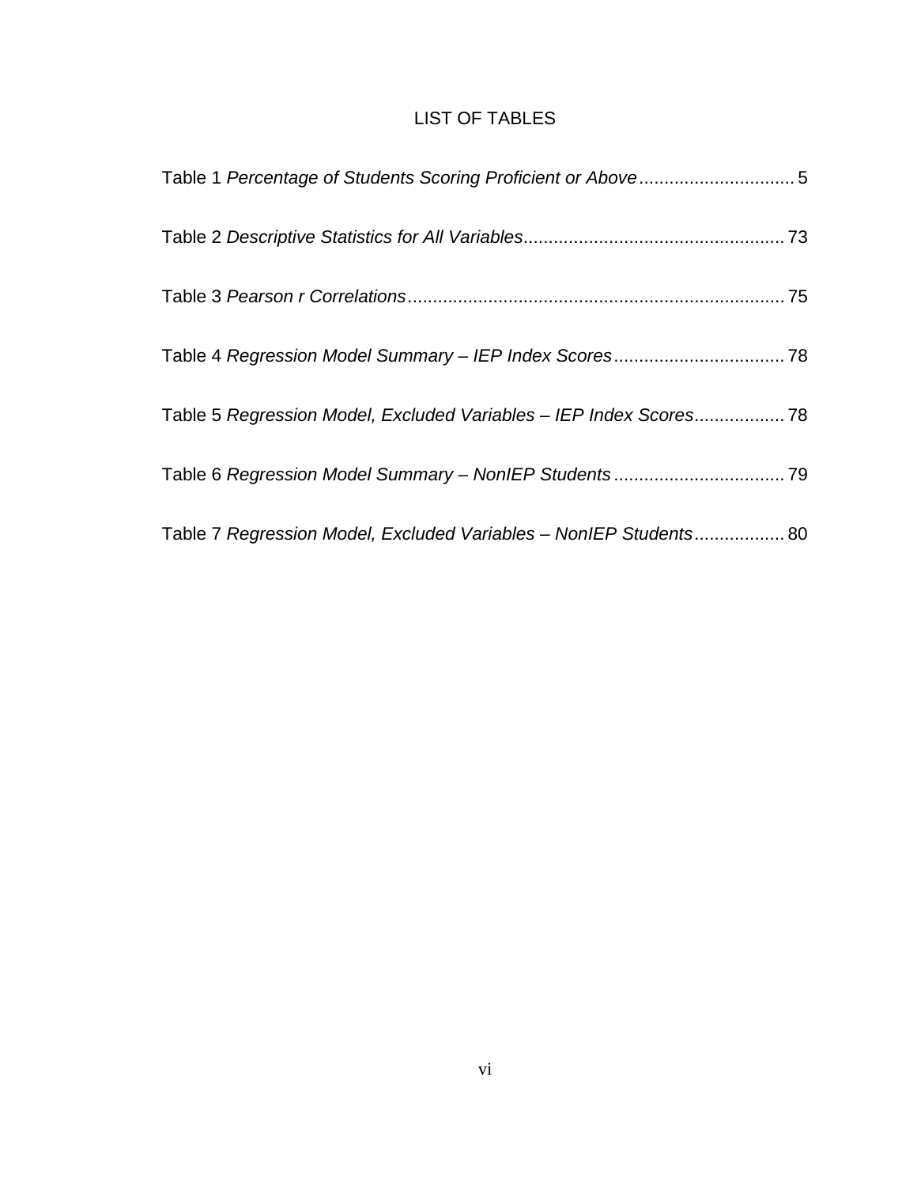# LIST OF TABLES

Table 1 *Percentage of Students Scoring Proficient or Above* ............................... 5

Table 2 *Descriptive Statistics for All Variables* ................................................... 73

Table 3 *Pearson r Correlations* .......................................................................... 75

Table 4 *Regression Model Summary – IEP Index Scores* .................................. 78

Table 5 *Regression Model, Excluded Variables – IEP Index Scores* .................. 78

Table 6 *Regression Model Summary – NonIEP Students* .................................. 79

Table 7 *Regression Model, Excluded Variables – NonIEP Students* .................. 80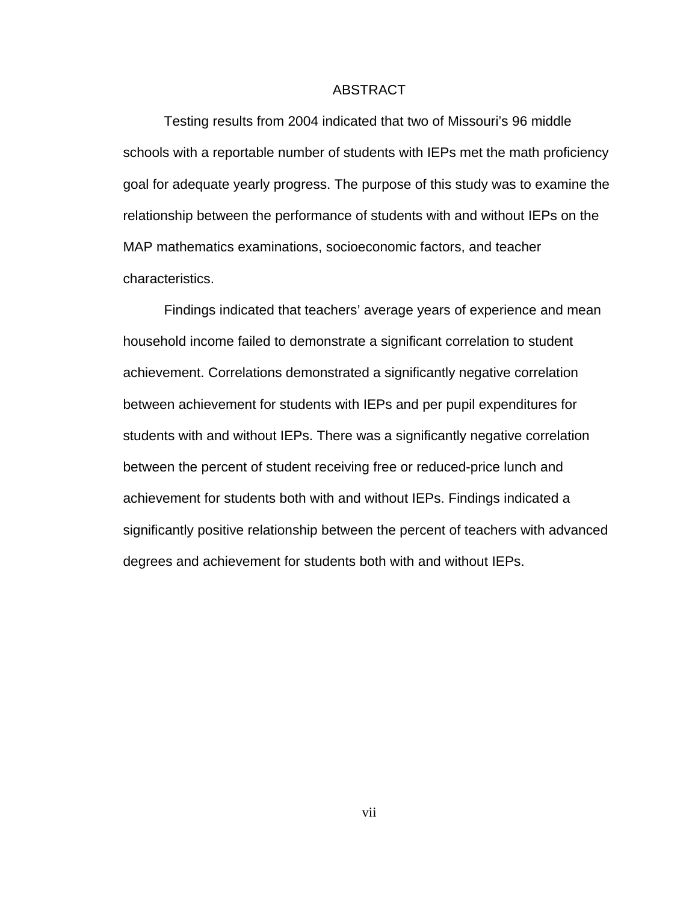# ABSTRACT

Testing results from 2004 indicated that two of Missouri's 96 middle schools with a reportable number of students with IEPs met the math proficiency goal for adequate yearly progress. The purpose of this study was to examine the relationship between the performance of students with and without IEPs on the MAP mathematics examinations, socioeconomic factors, and teacher characteristics.

Findings indicated that teachers' average years of experience and mean household income failed to demonstrate a significant correlation to student achievement. Correlations demonstrated a significantly negative correlation between achievement for students with IEPs and per pupil expenditures for students with and without IEPs. There was a significantly negative correlation between the percent of student receiving free or reduced-price lunch and achievement for students both with and without IEPs. Findings indicated a significantly positive relationship between the percent of teachers with advanced degrees and achievement for students both with and without IEPs.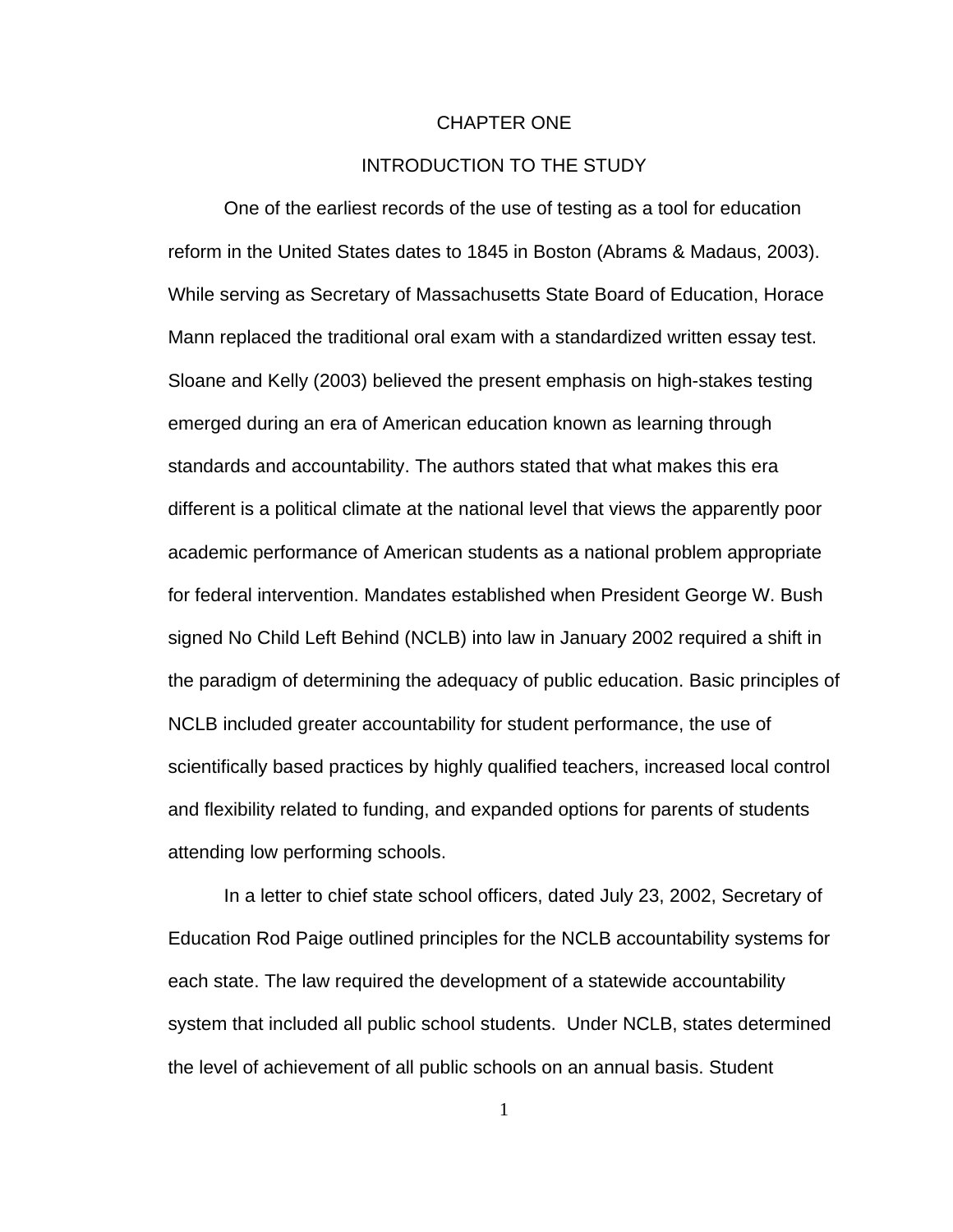# CHAPTER ONE

## INTRODUCTION TO THE STUDY

One of the earliest records of the use of testing as a tool for education reform in the United States dates to 1845 in Boston (Abrams & Madaus, 2003). While serving as Secretary of Massachusetts State Board of Education, Horace Mann replaced the traditional oral exam with a standardized written essay test. Sloane and Kelly (2003) believed the present emphasis on high-stakes testing emerged during an era of American education known as learning through standards and accountability. The authors stated that what makes this era different is a political climate at the national level that views the apparently poor academic performance of American students as a national problem appropriate for federal intervention. Mandates established when President George W. Bush signed No Child Left Behind (NCLB) into law in January 2002 required a shift in the paradigm of determining the adequacy of public education. Basic principles of NCLB included greater accountability for student performance, the use of scientifically based practices by highly qualified teachers, increased local control and flexibility related to funding, and expanded options for parents of students attending low performing schools.

In a letter to chief state school officers, dated July 23, 2002, Secretary of Education Rod Paige outlined principles for the NCLB accountability systems for each state. The law required the development of a statewide accountability system that included all public school students. Under NCLB, states determined the level of achievement of all public schools on an annual basis. Student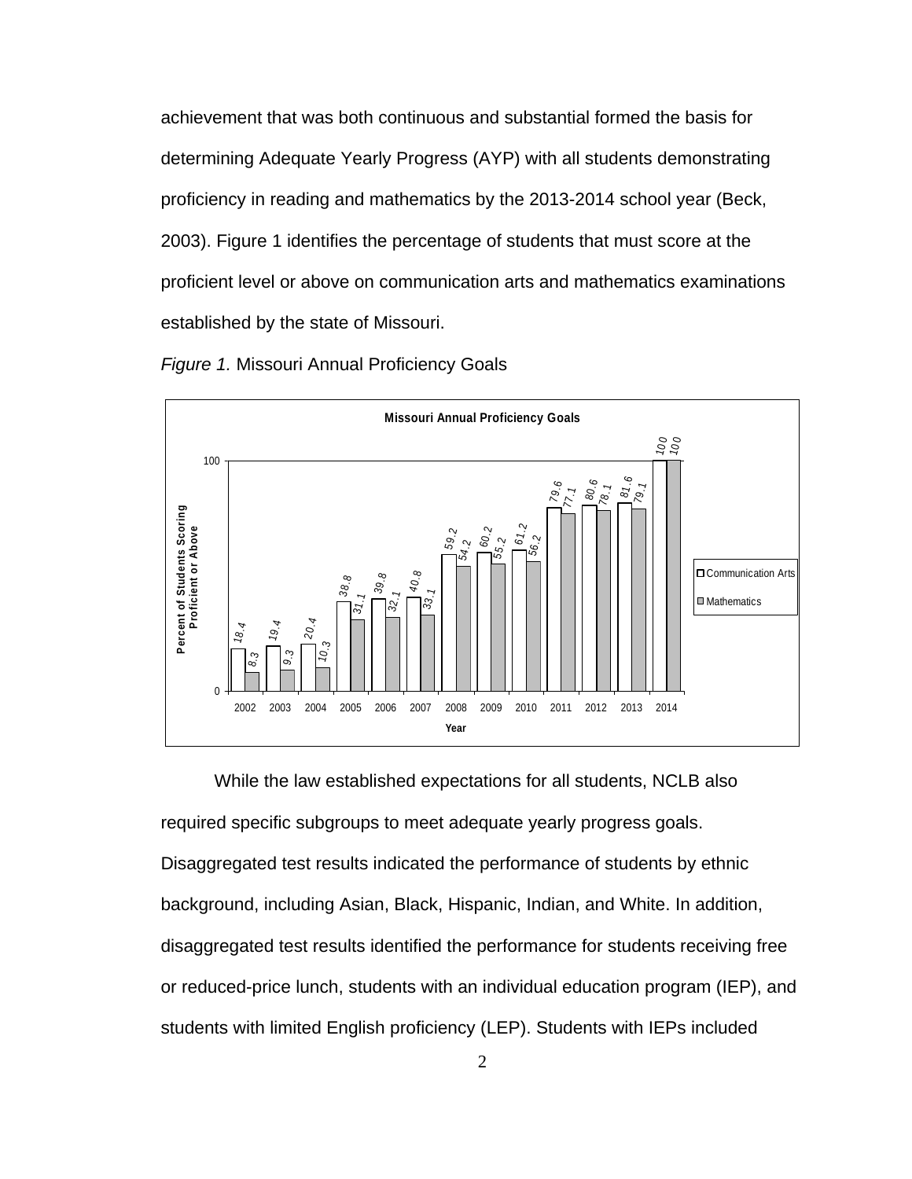achievement that was both continuous and substantial formed the basis for determining Adequate Yearly Progress (AYP) with all students demonstrating proficiency in reading and mathematics by the 2013-2014 school year (Beck, 2003). Figure 1 identifies the percentage of students that must score at the proficient level or above on communication arts and mathematics examinations established by the state of Missouri.

*Figure 1.* Missouri Annual Proficiency Goals

**Missouri Annual Proficiency Goals**

| Year | Communication Arts | Mathematics |
|---|---|---|
| 2002 | 18.4 | 8.3 |
| 2003 | 19.4 | 9.3 |
| 2004 | 20.4 | 10.3 |
| 2005 | 38.8 | 31.1 |
| 2006 | 39.8 | 32.1 |
| 2007 | 40.8 | 33.1 |
| 2008 | 59.2 | 54.2 |
| 2009 | 60.2 | 55.2 |
| 2010 | 61.2 | 56.2 |
| 2011 | 79.6 | 77.1 |
| 2012 | 80.6 | 78.1 |
| 2013 | 81.6 | 79.1 |
| 2014 | 100 | 100 |

While the law established expectations for all students, NCLB also required specific subgroups to meet adequate yearly progress goals. Disaggregated test results indicated the performance of students by ethnic background, including Asian, Black, Hispanic, Indian, and White. In addition, disaggregated test results identified the performance for students receiving free or reduced-price lunch, students with an individual education program (IEP), and students with limited English proficiency (LEP). Students with IEPs included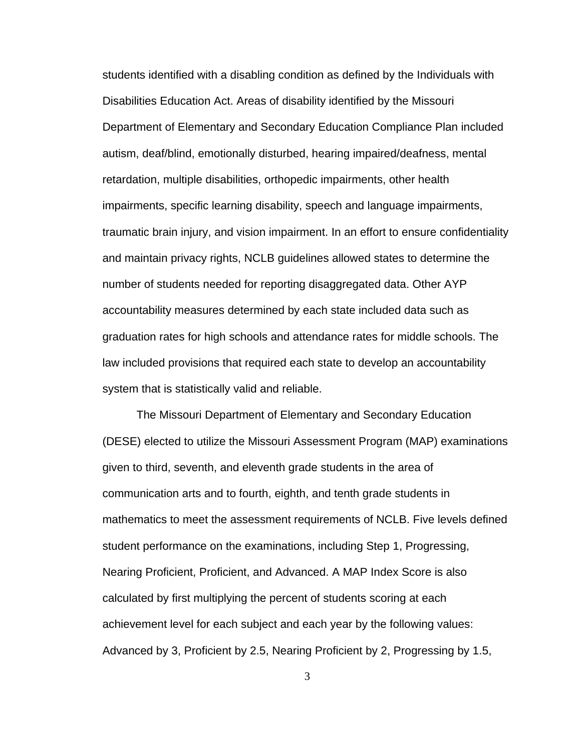students identified with a disabling condition as defined by the Individuals with Disabilities Education Act. Areas of disability identified by the Missouri Department of Elementary and Secondary Education Compliance Plan included autism, deaf/blind, emotionally disturbed, hearing impaired/deafness, mental retardation, multiple disabilities, orthopedic impairments, other health impairments, specific learning disability, speech and language impairments, traumatic brain injury, and vision impairment. In an effort to ensure confidentiality and maintain privacy rights, NCLB guidelines allowed states to determine the number of students needed for reporting disaggregated data. Other AYP accountability measures determined by each state included data such as graduation rates for high schools and attendance rates for middle schools. The law included provisions that required each state to develop an accountability system that is statistically valid and reliable.

The Missouri Department of Elementary and Secondary Education (DESE) elected to utilize the Missouri Assessment Program (MAP) examinations given to third, seventh, and eleventh grade students in the area of communication arts and to fourth, eighth, and tenth grade students in mathematics to meet the assessment requirements of NCLB. Five levels defined student performance on the examinations, including Step 1, Progressing, Nearing Proficient, Proficient, and Advanced. A MAP Index Score is also calculated by first multiplying the percent of students scoring at each achievement level for each subject and each year by the following values: Advanced by 3, Proficient by 2.5, Nearing Proficient by 2, Progressing by 1.5,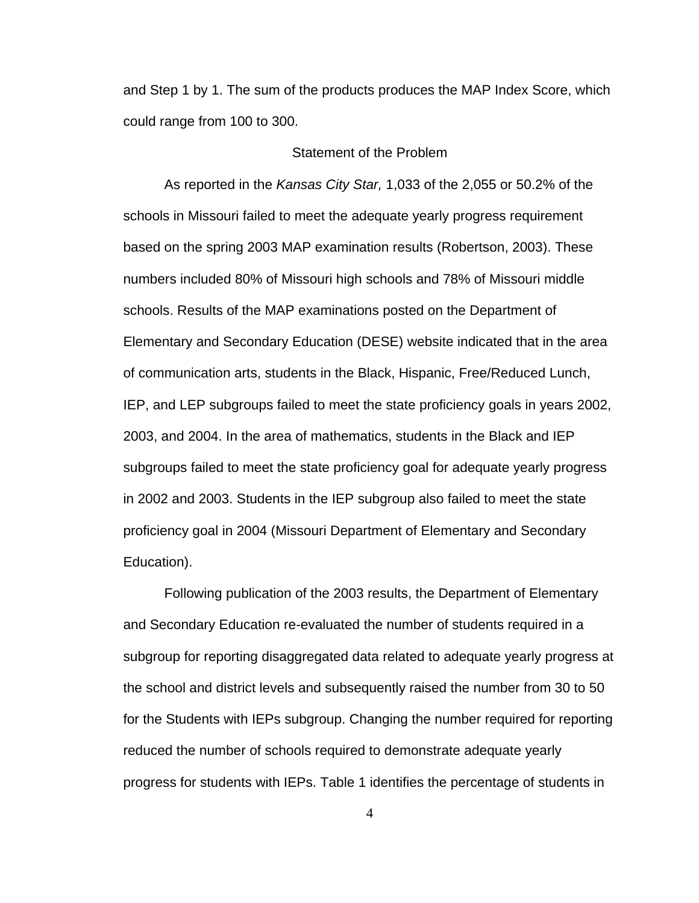and Step 1 by 1. The sum of the products produces the MAP Index Score, which could range from 100 to 300.

## Statement of the Problem

As reported in the *Kansas City Star,* 1,033 of the 2,055 or 50.2% of the schools in Missouri failed to meet the adequate yearly progress requirement based on the spring 2003 MAP examination results (Robertson, 2003). These numbers included 80% of Missouri high schools and 78% of Missouri middle schools. Results of the MAP examinations posted on the Department of Elementary and Secondary Education (DESE) website indicated that in the area of communication arts, students in the Black, Hispanic, Free/Reduced Lunch, IEP, and LEP subgroups failed to meet the state proficiency goals in years 2002, 2003, and 2004. In the area of mathematics, students in the Black and IEP subgroups failed to meet the state proficiency goal for adequate yearly progress in 2002 and 2003. Students in the IEP subgroup also failed to meet the state proficiency goal in 2004 (Missouri Department of Elementary and Secondary Education).

Following publication of the 2003 results, the Department of Elementary and Secondary Education re-evaluated the number of students required in a subgroup for reporting disaggregated data related to adequate yearly progress at the school and district levels and subsequently raised the number from 30 to 50 for the Students with IEPs subgroup. Changing the number required for reporting reduced the number of schools required to demonstrate adequate yearly progress for students with IEPs. Table 1 identifies the percentage of students in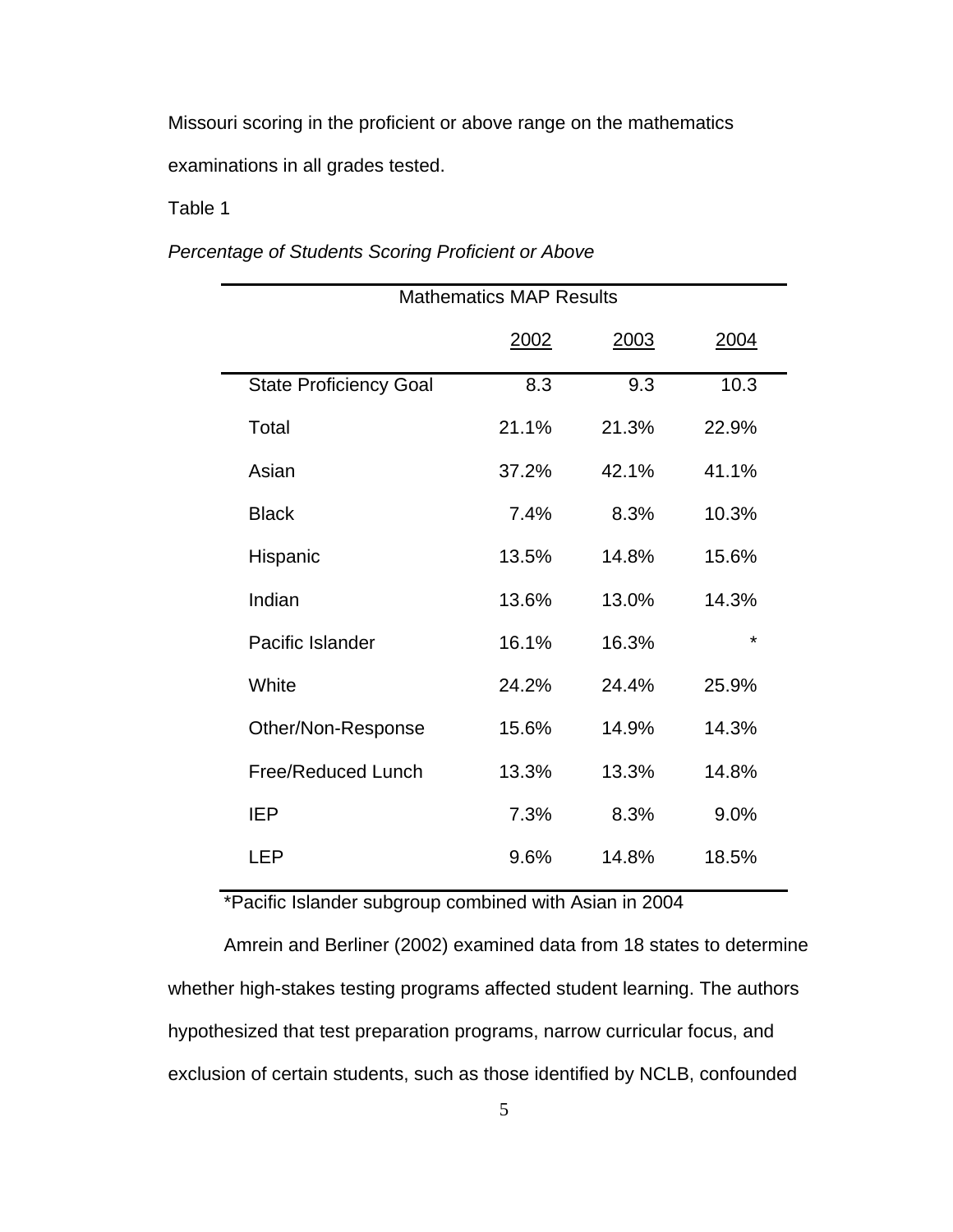Missouri scoring in the proficient or above range on the mathematics examinations in all grades tested.

Table 1

*Percentage of Students Scoring Proficient or Above*

| Mathematics MAP Results | | | |
|---|---|---|---|
| | 2002 | 2003 | 2004 |
| State Proficiency Goal | 8.3 | 9.3 | 10.3 |
| Total | 21.1% | 21.3% | 22.9% |
| Asian | 37.2% | 42.1% | 41.1% |
| Black | 7.4% | 8.3% | 10.3% |
| Hispanic | 13.5% | 14.8% | 15.6% |
| Indian | 13.6% | 13.0% | 14.3% |
| Pacific Islander | 16.1% | 16.3% | * |
| White | 24.2% | 24.4% | 25.9% |
| Other/Non-Response | 15.6% | 14.9% | 14.3% |
| Free/Reduced Lunch | 13.3% | 13.3% | 14.8% |
| IEP | 7.3% | 8.3% | 9.0% |
| LEP | 9.6% | 14.8% | 18.5% |

*Pacific Islander subgroup combined with Asian in 2004

Amrein and Berliner (2002) examined data from 18 states to determine whether high-stakes testing programs affected student learning. The authors hypothesized that test preparation programs, narrow curricular focus, and exclusion of certain students, such as those identified by NCLB, confounded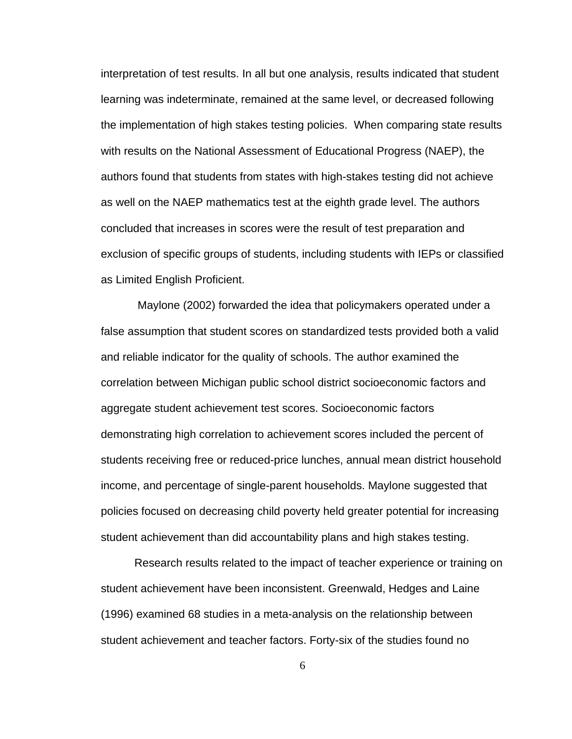interpretation of test results. In all but one analysis, results indicated that student learning was indeterminate, remained at the same level, or decreased following the implementation of high stakes testing policies. When comparing state results with results on the National Assessment of Educational Progress (NAEP), the authors found that students from states with high-stakes testing did not achieve as well on the NAEP mathematics test at the eighth grade level. The authors concluded that increases in scores were the result of test preparation and exclusion of specific groups of students, including students with IEPs or classified as Limited English Proficient.

Maylone (2002) forwarded the idea that policymakers operated under a false assumption that student scores on standardized tests provided both a valid and reliable indicator for the quality of schools. The author examined the correlation between Michigan public school district socioeconomic factors and aggregate student achievement test scores. Socioeconomic factors demonstrating high correlation to achievement scores included the percent of students receiving free or reduced-price lunches, annual mean district household income, and percentage of single-parent households. Maylone suggested that policies focused on decreasing child poverty held greater potential for increasing student achievement than did accountability plans and high stakes testing.

Research results related to the impact of teacher experience or training on student achievement have been inconsistent. Greenwald, Hedges and Laine (1996) examined 68 studies in a meta-analysis on the relationship between student achievement and teacher factors. Forty-six of the studies found no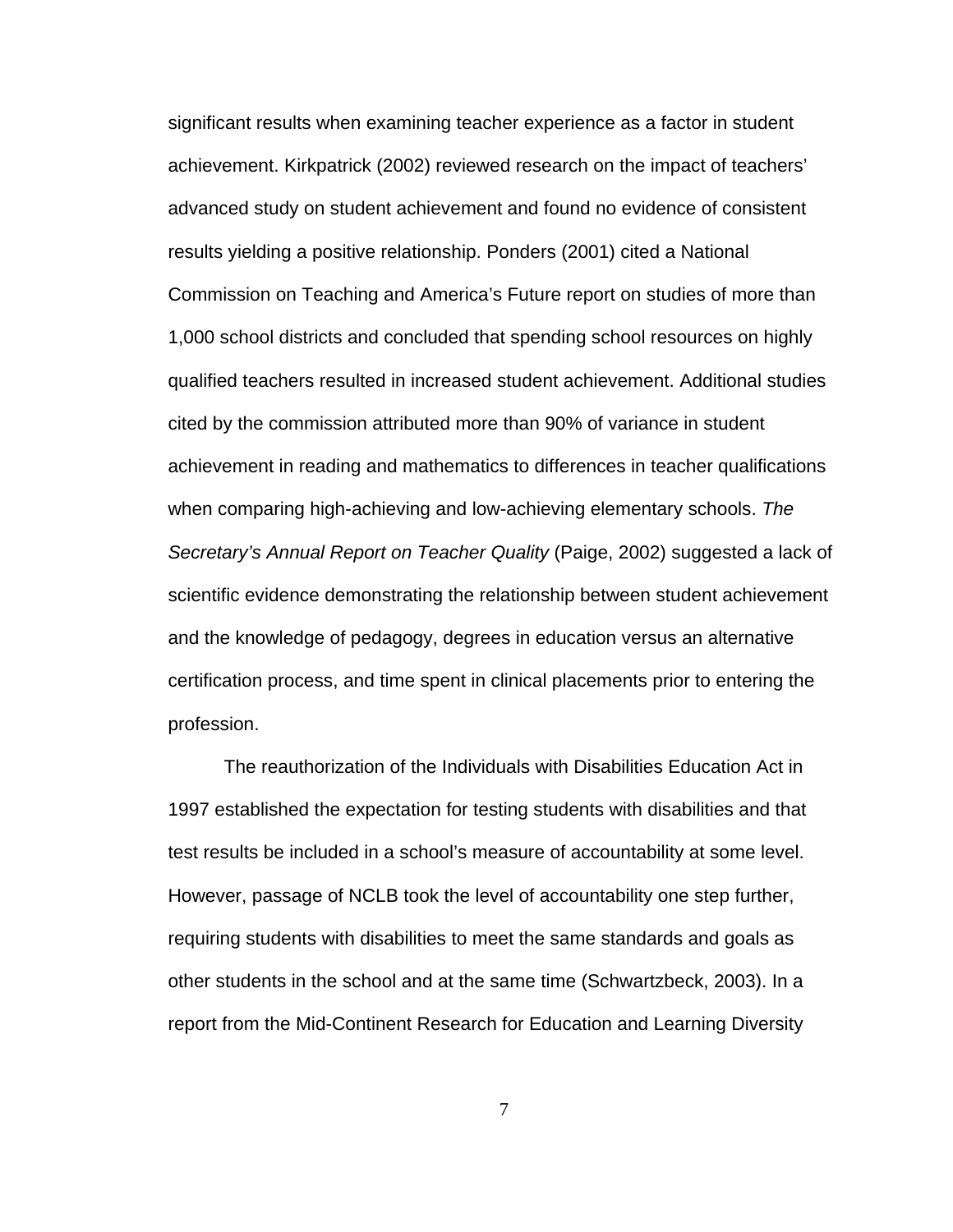significant results when examining teacher experience as a factor in student achievement. Kirkpatrick (2002) reviewed research on the impact of teachers' advanced study on student achievement and found no evidence of consistent results yielding a positive relationship. Ponders (2001) cited a National Commission on Teaching and America's Future report on studies of more than 1,000 school districts and concluded that spending school resources on highly qualified teachers resulted in increased student achievement. Additional studies cited by the commission attributed more than 90% of variance in student achievement in reading and mathematics to differences in teacher qualifications when comparing high-achieving and low-achieving elementary schools. *The Secretary's Annual Report on Teacher Quality* (Paige, 2002) suggested a lack of scientific evidence demonstrating the relationship between student achievement and the knowledge of pedagogy, degrees in education versus an alternative certification process, and time spent in clinical placements prior to entering the profession.

The reauthorization of the Individuals with Disabilities Education Act in 1997 established the expectation for testing students with disabilities and that test results be included in a school's measure of accountability at some level. However, passage of NCLB took the level of accountability one step further, requiring students with disabilities to meet the same standards and goals as other students in the school and at the same time (Schwartzbeck, 2003). In a report from the Mid-Continent Research for Education and Learning Diversity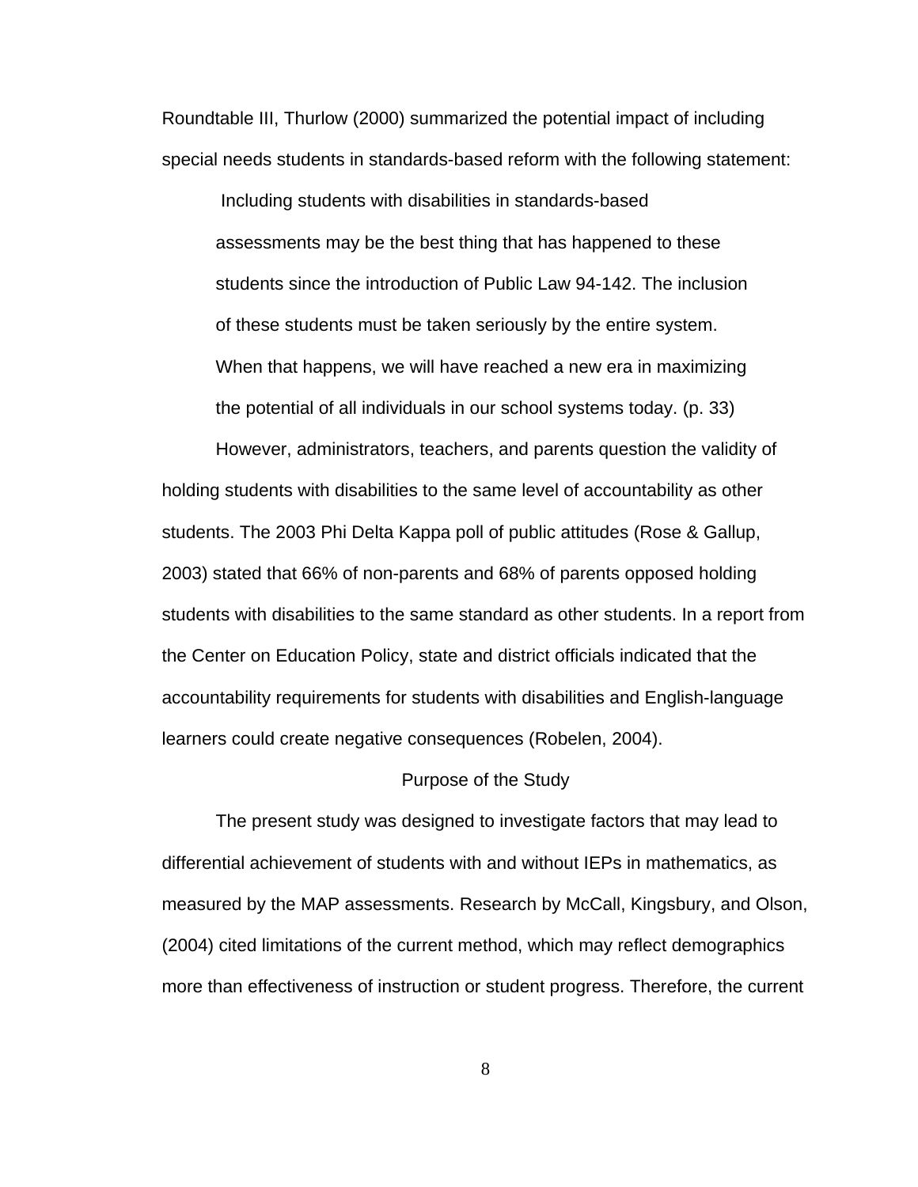Roundtable III, Thurlow (2000) summarized the potential impact of including special needs students in standards-based reform with the following statement:

> Including students with disabilities in standards-based assessments may be the best thing that has happened to these students since the introduction of Public Law 94-142. The inclusion of these students must be taken seriously by the entire system. When that happens, we will have reached a new era in maximizing the potential of all individuals in our school systems today. (p. 33)

However, administrators, teachers, and parents question the validity of holding students with disabilities to the same level of accountability as other students. The 2003 Phi Delta Kappa poll of public attitudes (Rose & Gallup, 2003) stated that 66% of non-parents and 68% of parents opposed holding students with disabilities to the same standard as other students. In a report from the Center on Education Policy, state and district officials indicated that the accountability requirements for students with disabilities and English-language learners could create negative consequences (Robelen, 2004).

## Purpose of the Study

The present study was designed to investigate factors that may lead to differential achievement of students with and without IEPs in mathematics, as measured by the MAP assessments. Research by McCall, Kingsbury, and Olson, (2004) cited limitations of the current method, which may reflect demographics more than effectiveness of instruction or student progress. Therefore, the current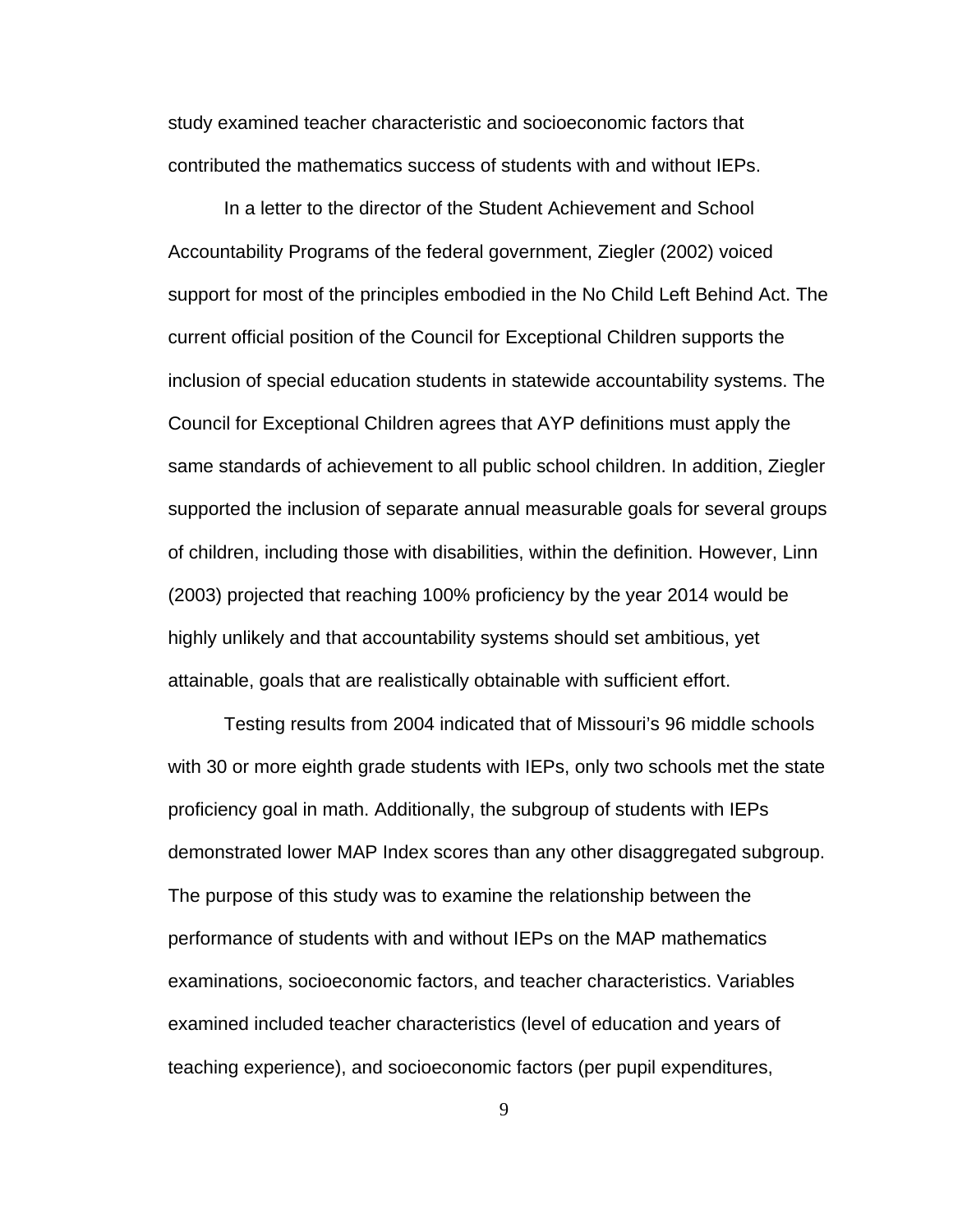study examined teacher characteristic and socioeconomic factors that contributed the mathematics success of students with and without IEPs.

In a letter to the director of the Student Achievement and School Accountability Programs of the federal government, Ziegler (2002) voiced support for most of the principles embodied in the No Child Left Behind Act. The current official position of the Council for Exceptional Children supports the inclusion of special education students in statewide accountability systems. The Council for Exceptional Children agrees that AYP definitions must apply the same standards of achievement to all public school children. In addition, Ziegler supported the inclusion of separate annual measurable goals for several groups of children, including those with disabilities, within the definition. However, Linn (2003) projected that reaching 100% proficiency by the year 2014 would be highly unlikely and that accountability systems should set ambitious, yet attainable, goals that are realistically obtainable with sufficient effort.

Testing results from 2004 indicated that of Missouri's 96 middle schools with 30 or more eighth grade students with IEPs, only two schools met the state proficiency goal in math. Additionally, the subgroup of students with IEPs demonstrated lower MAP Index scores than any other disaggregated subgroup. The purpose of this study was to examine the relationship between the performance of students with and without IEPs on the MAP mathematics examinations, socioeconomic factors, and teacher characteristics. Variables examined included teacher characteristics (level of education and years of teaching experience), and socioeconomic factors (per pupil expenditures,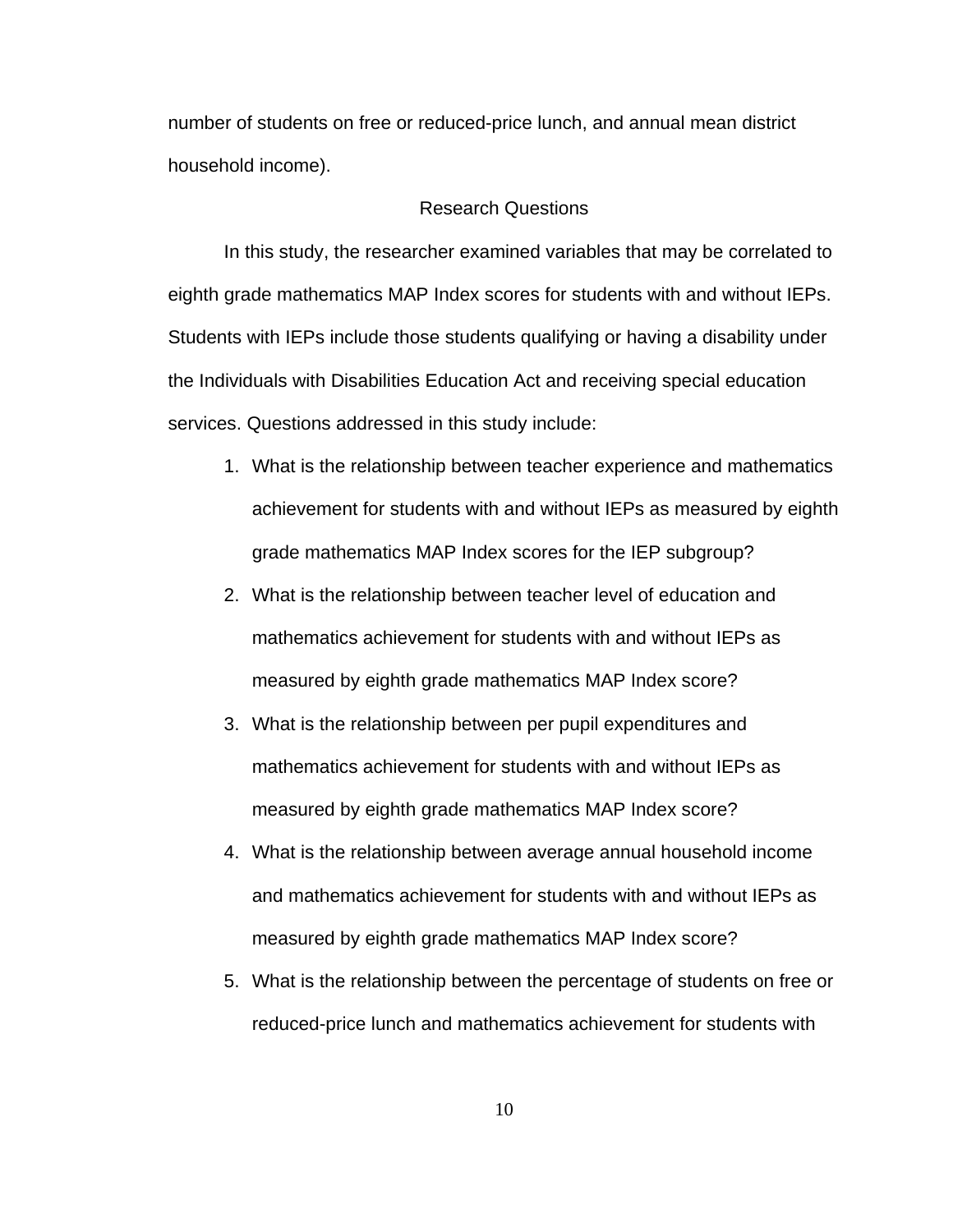number of students on free or reduced-price lunch, and annual mean district household income).

## Research Questions

In this study, the researcher examined variables that may be correlated to eighth grade mathematics MAP Index scores for students with and without IEPs. Students with IEPs include those students qualifying or having a disability under the Individuals with Disabilities Education Act and receiving special education services. Questions addressed in this study include:

1. What is the relationship between teacher experience and mathematics achievement for students with and without IEPs as measured by eighth grade mathematics MAP Index scores for the IEP subgroup?
2. What is the relationship between teacher level of education and mathematics achievement for students with and without IEPs as measured by eighth grade mathematics MAP Index score?
3. What is the relationship between per pupil expenditures and mathematics achievement for students with and without IEPs as measured by eighth grade mathematics MAP Index score?
4. What is the relationship between average annual household income and mathematics achievement for students with and without IEPs as measured by eighth grade mathematics MAP Index score?
5. What is the relationship between the percentage of students on free or reduced-price lunch and mathematics achievement for students with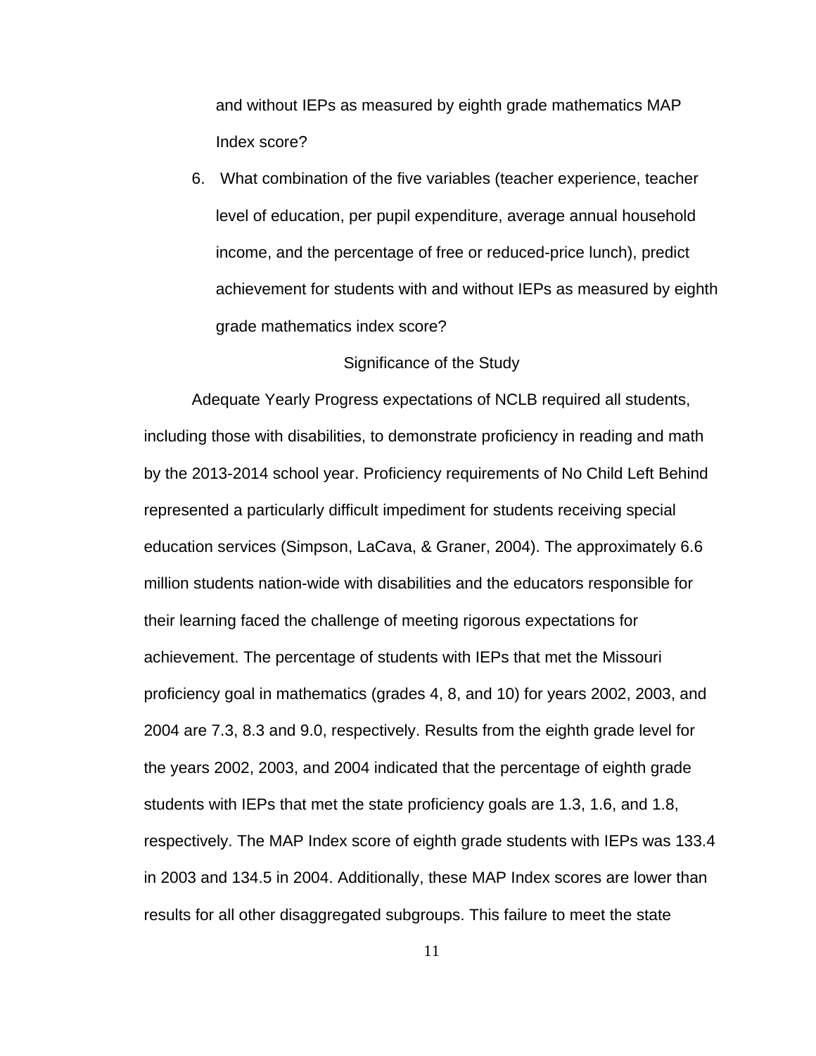and without IEPs as measured by eighth grade mathematics MAP Index score?

6. What combination of the five variables (teacher experience, teacher level of education, per pupil expenditure, average annual household income, and the percentage of free or reduced-price lunch), predict achievement for students with and without IEPs as measured by eighth grade mathematics index score?

## Significance of the Study

Adequate Yearly Progress expectations of NCLB required all students, including those with disabilities, to demonstrate proficiency in reading and math by the 2013-2014 school year. Proficiency requirements of No Child Left Behind represented a particularly difficult impediment for students receiving special education services (Simpson, LaCava, & Graner, 2004). The approximately 6.6 million students nation-wide with disabilities and the educators responsible for their learning faced the challenge of meeting rigorous expectations for achievement. The percentage of students with IEPs that met the Missouri proficiency goal in mathematics (grades 4, 8, and 10) for years 2002, 2003, and 2004 are 7.3, 8.3 and 9.0, respectively. Results from the eighth grade level for the years 2002, 2003, and 2004 indicated that the percentage of eighth grade students with IEPs that met the state proficiency goals are 1.3, 1.6, and 1.8, respectively. The MAP Index score of eighth grade students with IEPs was 133.4 in 2003 and 134.5 in 2004. Additionally, these MAP Index scores are lower than results for all other disaggregated subgroups. This failure to meet the state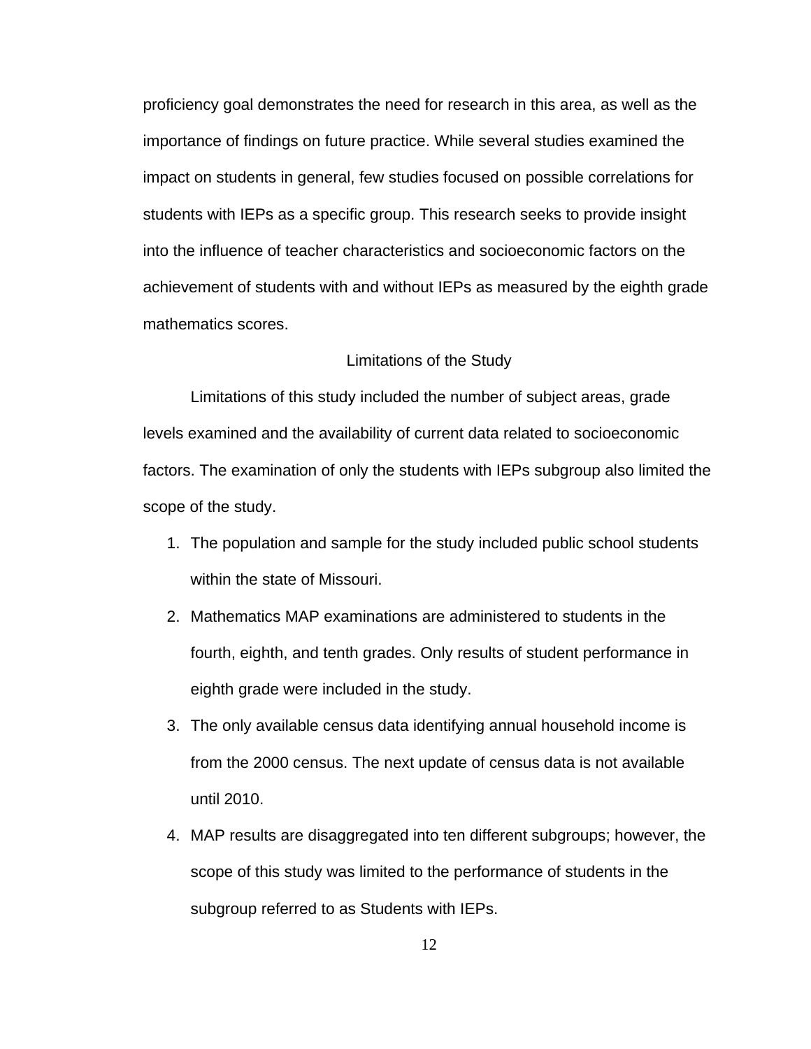proficiency goal demonstrates the need for research in this area, as well as the importance of findings on future practice. While several studies examined the impact on students in general, few studies focused on possible correlations for students with IEPs as a specific group. This research seeks to provide insight into the influence of teacher characteristics and socioeconomic factors on the achievement of students with and without IEPs as measured by the eighth grade mathematics scores.

## Limitations of the Study

Limitations of this study included the number of subject areas, grade levels examined and the availability of current data related to socioeconomic factors. The examination of only the students with IEPs subgroup also limited the scope of the study.

1. The population and sample for the study included public school students within the state of Missouri.
2. Mathematics MAP examinations are administered to students in the fourth, eighth, and tenth grades. Only results of student performance in eighth grade were included in the study.
3. The only available census data identifying annual household income is from the 2000 census. The next update of census data is not available until 2010.
4. MAP results are disaggregated into ten different subgroups; however, the scope of this study was limited to the performance of students in the subgroup referred to as Students with IEPs.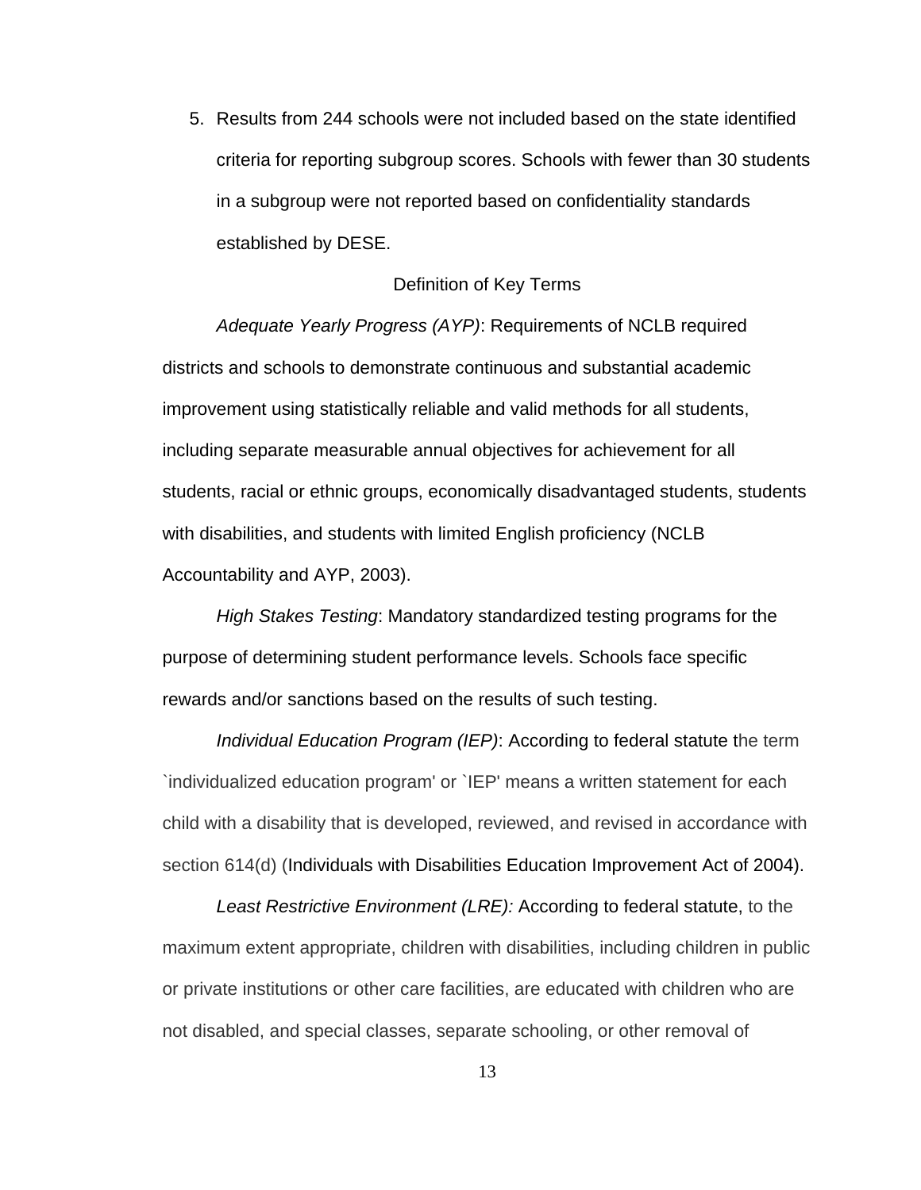5. Results from 244 schools were not included based on the state identified criteria for reporting subgroup scores. Schools with fewer than 30 students in a subgroup were not reported based on confidentiality standards established by DESE.

## Definition of Key Terms

*Adequate Yearly Progress (AYP)*: Requirements of NCLB required districts and schools to demonstrate continuous and substantial academic improvement using statistically reliable and valid methods for all students, including separate measurable annual objectives for achievement for all students, racial or ethnic groups, economically disadvantaged students, students with disabilities, and students with limited English proficiency (NCLB Accountability and AYP, 2003).

*High Stakes Testing*: Mandatory standardized testing programs for the purpose of determining student performance levels. Schools face specific rewards and/or sanctions based on the results of such testing.

*Individual Education Program (IEP)*: According to federal statute the term `individualized education program' or `IEP' means a written statement for each child with a disability that is developed, reviewed, and revised in accordance with section 614(d) (Individuals with Disabilities Education Improvement Act of 2004).

*Least Restrictive Environment (LRE):* According to federal statute, to the maximum extent appropriate, children with disabilities, including children in public or private institutions or other care facilities, are educated with children who are not disabled, and special classes, separate schooling, or other removal of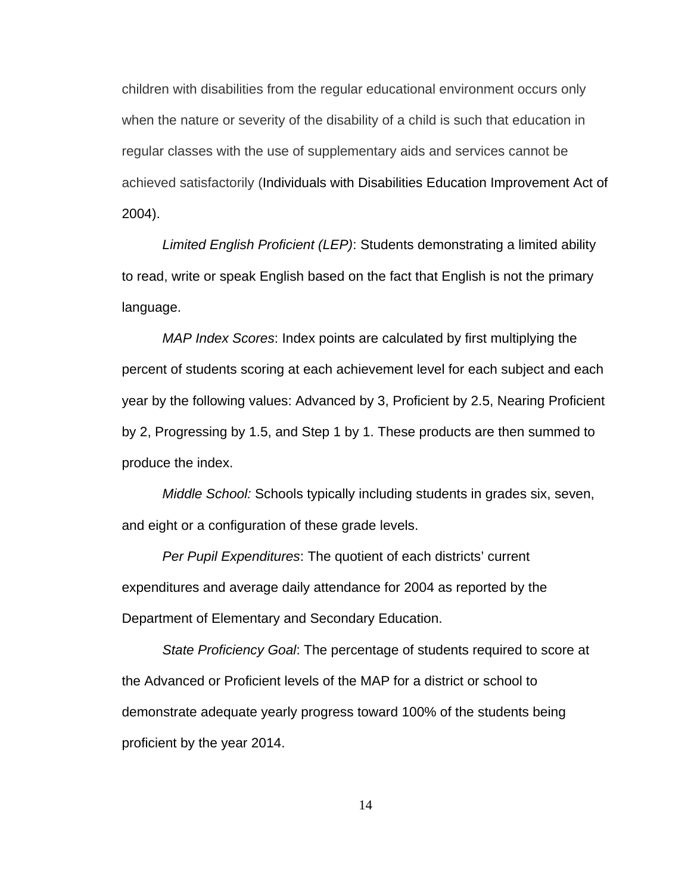children with disabilities from the regular educational environment occurs only when the nature or severity of the disability of a child is such that education in regular classes with the use of supplementary aids and services cannot be achieved satisfactorily (Individuals with Disabilities Education Improvement Act of 2004).

*Limited English Proficient (LEP)*: Students demonstrating a limited ability to read, write or speak English based on the fact that English is not the primary language.

*MAP Index Scores*: Index points are calculated by first multiplying the percent of students scoring at each achievement level for each subject and each year by the following values: Advanced by 3, Proficient by 2.5, Nearing Proficient by 2, Progressing by 1.5, and Step 1 by 1. These products are then summed to produce the index.

*Middle School:* Schools typically including students in grades six, seven, and eight or a configuration of these grade levels.

*Per Pupil Expenditures*: The quotient of each districts' current expenditures and average daily attendance for 2004 as reported by the Department of Elementary and Secondary Education.

*State Proficiency Goal*: The percentage of students required to score at the Advanced or Proficient levels of the MAP for a district or school to demonstrate adequate yearly progress toward 100% of the students being proficient by the year 2014.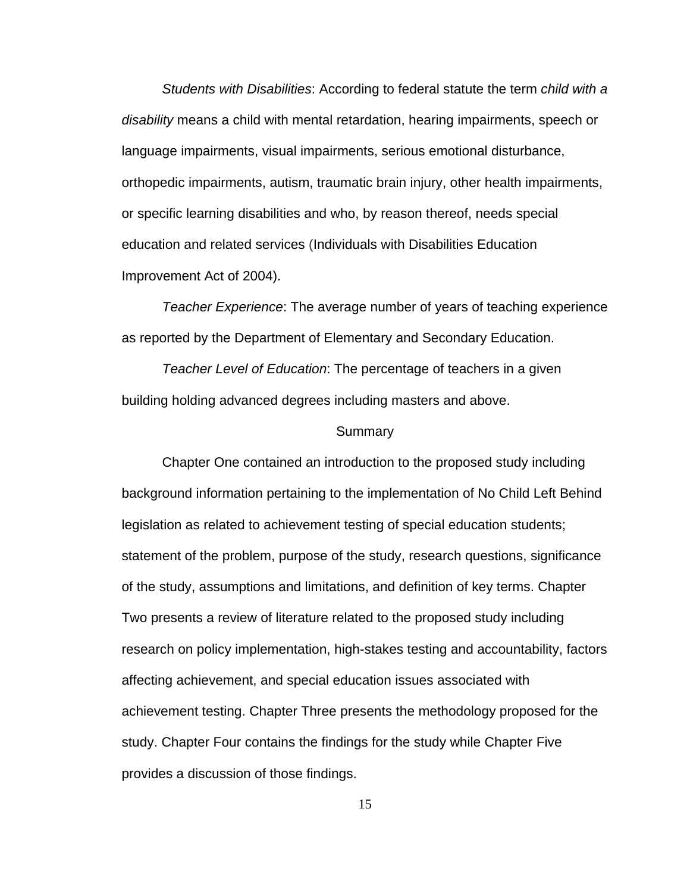*Students with Disabilities*: According to federal statute the term *child with a disability* means a child with mental retardation, hearing impairments, speech or language impairments, visual impairments, serious emotional disturbance, orthopedic impairments, autism, traumatic brain injury, other health impairments, or specific learning disabilities and who, by reason thereof, needs special education and related services (Individuals with Disabilities Education Improvement Act of 2004).

*Teacher Experience*: The average number of years of teaching experience as reported by the Department of Elementary and Secondary Education.

*Teacher Level of Education*: The percentage of teachers in a given building holding advanced degrees including masters and above.

## Summary

Chapter One contained an introduction to the proposed study including background information pertaining to the implementation of No Child Left Behind legislation as related to achievement testing of special education students; statement of the problem, purpose of the study, research questions, significance of the study, assumptions and limitations, and definition of key terms. Chapter Two presents a review of literature related to the proposed study including research on policy implementation, high-stakes testing and accountability, factors affecting achievement, and special education issues associated with achievement testing. Chapter Three presents the methodology proposed for the study. Chapter Four contains the findings for the study while Chapter Five provides a discussion of those findings.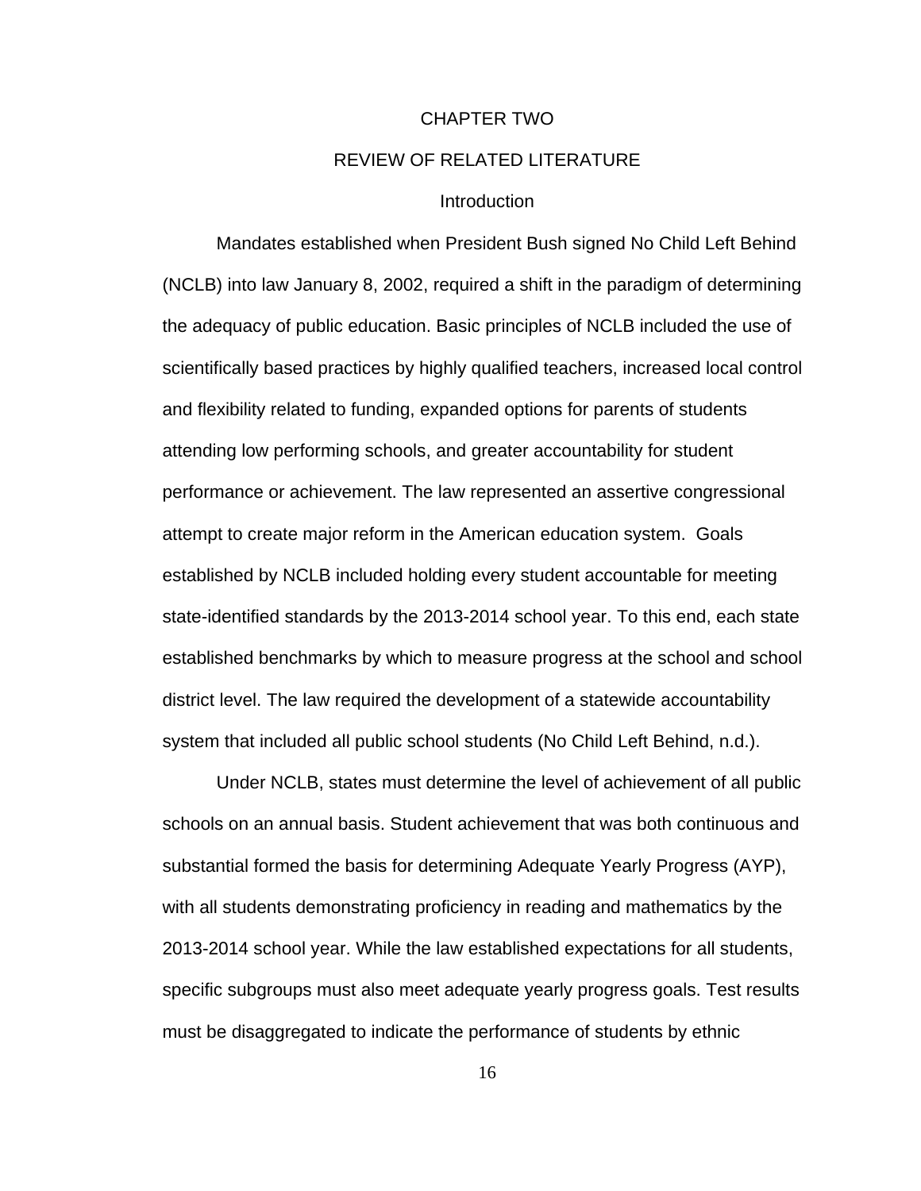# CHAPTER TWO

# REVIEW OF RELATED LITERATURE

## Introduction

Mandates established when President Bush signed No Child Left Behind (NCLB) into law January 8, 2002, required a shift in the paradigm of determining the adequacy of public education. Basic principles of NCLB included the use of scientifically based practices by highly qualified teachers, increased local control and flexibility related to funding, expanded options for parents of students attending low performing schools, and greater accountability for student performance or achievement. The law represented an assertive congressional attempt to create major reform in the American education system. Goals established by NCLB included holding every student accountable for meeting state-identified standards by the 2013-2014 school year. To this end, each state established benchmarks by which to measure progress at the school and school district level. The law required the development of a statewide accountability system that included all public school students (No Child Left Behind, n.d.).

Under NCLB, states must determine the level of achievement of all public schools on an annual basis. Student achievement that was both continuous and substantial formed the basis for determining Adequate Yearly Progress (AYP), with all students demonstrating proficiency in reading and mathematics by the 2013-2014 school year. While the law established expectations for all students, specific subgroups must also meet adequate yearly progress goals. Test results must be disaggregated to indicate the performance of students by ethnic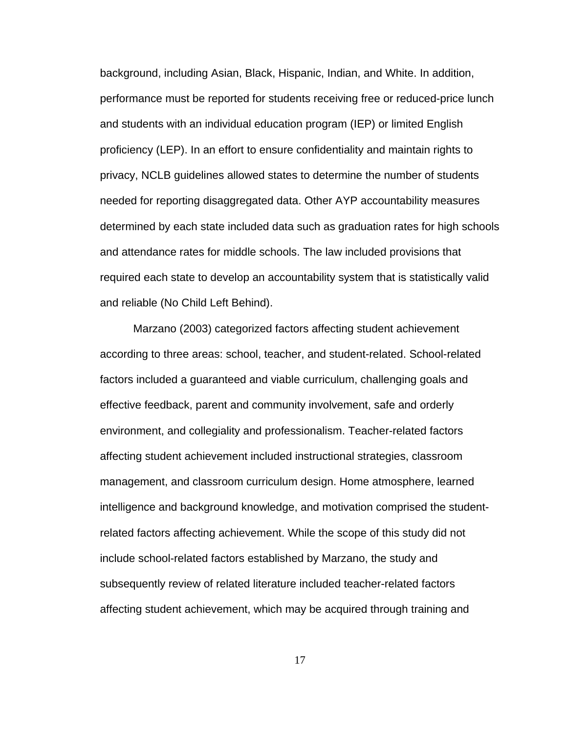background, including Asian, Black, Hispanic, Indian, and White. In addition, performance must be reported for students receiving free or reduced-price lunch and students with an individual education program (IEP) or limited English proficiency (LEP). In an effort to ensure confidentiality and maintain rights to privacy, NCLB guidelines allowed states to determine the number of students needed for reporting disaggregated data. Other AYP accountability measures determined by each state included data such as graduation rates for high schools and attendance rates for middle schools. The law included provisions that required each state to develop an accountability system that is statistically valid and reliable (No Child Left Behind).

Marzano (2003) categorized factors affecting student achievement according to three areas: school, teacher, and student-related. School-related factors included a guaranteed and viable curriculum, challenging goals and effective feedback, parent and community involvement, safe and orderly environment, and collegiality and professionalism. Teacher-related factors affecting student achievement included instructional strategies, classroom management, and classroom curriculum design. Home atmosphere, learned intelligence and background knowledge, and motivation comprised the student-related factors affecting achievement. While the scope of this study did not include school-related factors established by Marzano, the study and subsequently review of related literature included teacher-related factors affecting student achievement, which may be acquired through training and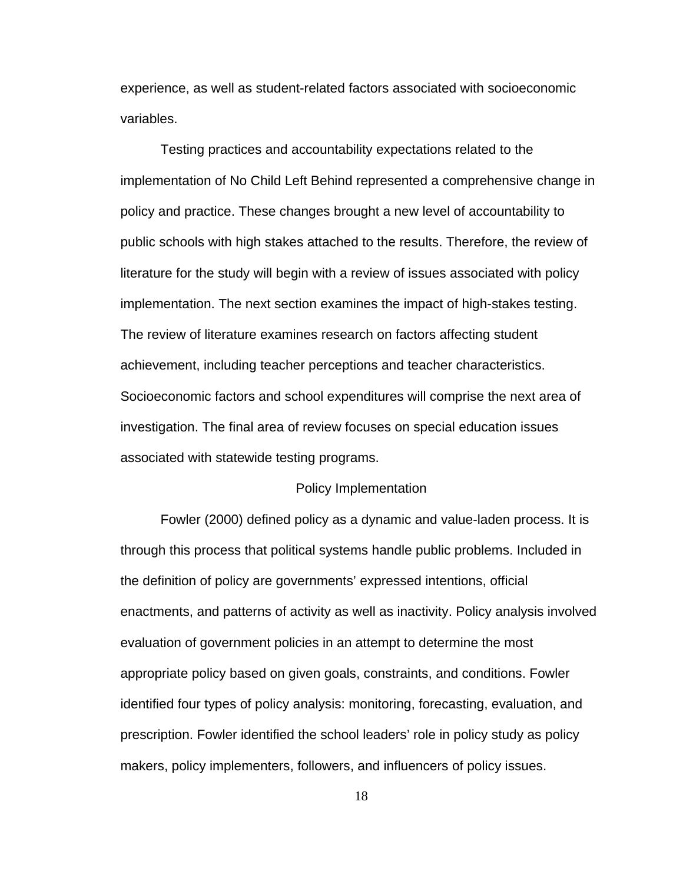experience, as well as student-related factors associated with socioeconomic variables.

Testing practices and accountability expectations related to the implementation of No Child Left Behind represented a comprehensive change in policy and practice. These changes brought a new level of accountability to public schools with high stakes attached to the results. Therefore, the review of literature for the study will begin with a review of issues associated with policy implementation. The next section examines the impact of high-stakes testing. The review of literature examines research on factors affecting student achievement, including teacher perceptions and teacher characteristics. Socioeconomic factors and school expenditures will comprise the next area of investigation. The final area of review focuses on special education issues associated with statewide testing programs.

## Policy Implementation

Fowler (2000) defined policy as a dynamic and value-laden process. It is through this process that political systems handle public problems. Included in the definition of policy are governments' expressed intentions, official enactments, and patterns of activity as well as inactivity. Policy analysis involved evaluation of government policies in an attempt to determine the most appropriate policy based on given goals, constraints, and conditions. Fowler identified four types of policy analysis: monitoring, forecasting, evaluation, and prescription. Fowler identified the school leaders' role in policy study as policy makers, policy implementers, followers, and influencers of policy issues.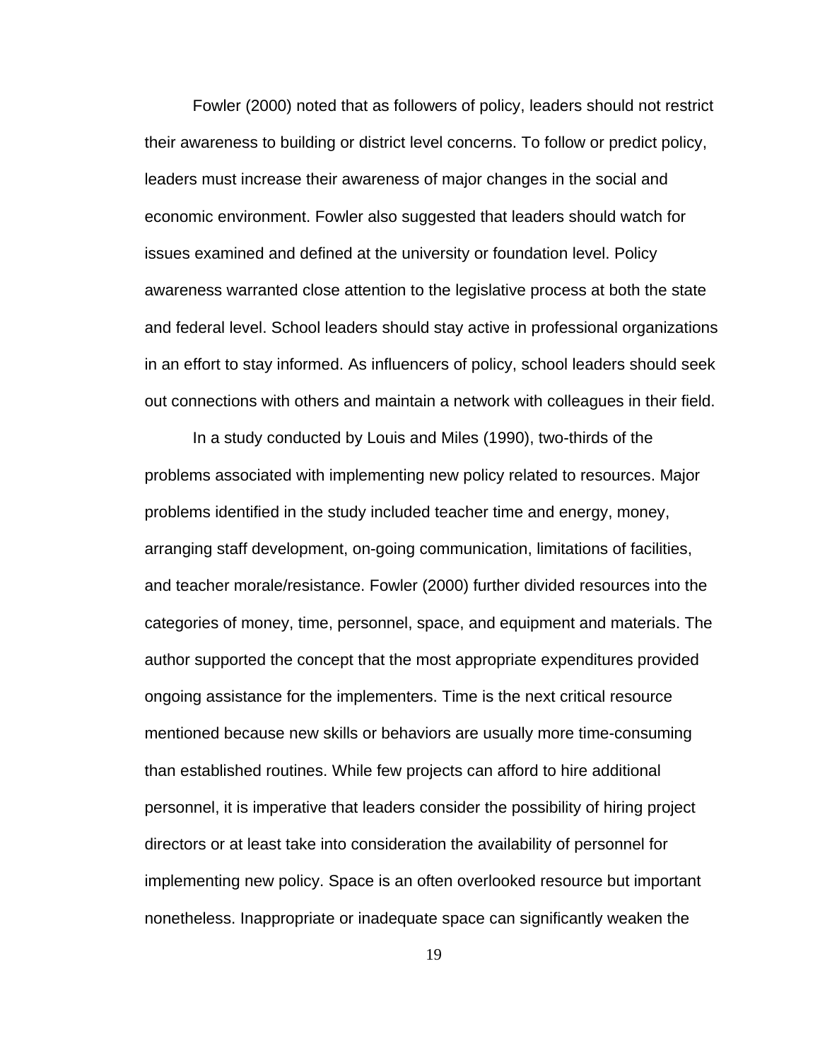Fowler (2000) noted that as followers of policy, leaders should not restrict their awareness to building or district level concerns. To follow or predict policy, leaders must increase their awareness of major changes in the social and economic environment. Fowler also suggested that leaders should watch for issues examined and defined at the university or foundation level. Policy awareness warranted close attention to the legislative process at both the state and federal level. School leaders should stay active in professional organizations in an effort to stay informed. As influencers of policy, school leaders should seek out connections with others and maintain a network with colleagues in their field.

In a study conducted by Louis and Miles (1990), two-thirds of the problems associated with implementing new policy related to resources. Major problems identified in the study included teacher time and energy, money, arranging staff development, on-going communication, limitations of facilities, and teacher morale/resistance. Fowler (2000) further divided resources into the categories of money, time, personnel, space, and equipment and materials. The author supported the concept that the most appropriate expenditures provided ongoing assistance for the implementers. Time is the next critical resource mentioned because new skills or behaviors are usually more time-consuming than established routines. While few projects can afford to hire additional personnel, it is imperative that leaders consider the possibility of hiring project directors or at least take into consideration the availability of personnel for implementing new policy. Space is an often overlooked resource but important nonetheless. Inappropriate or inadequate space can significantly weaken the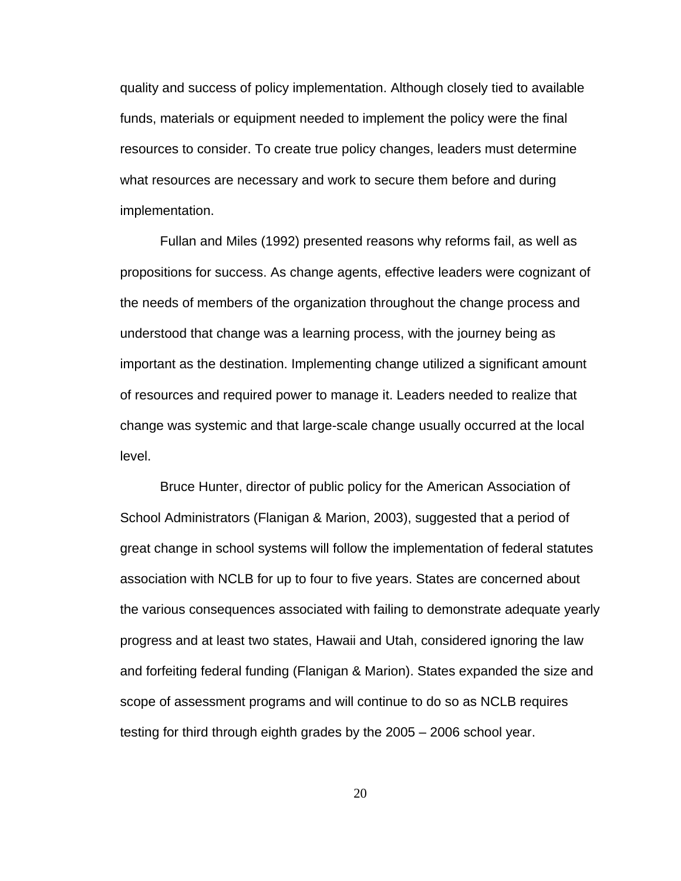quality and success of policy implementation. Although closely tied to available funds, materials or equipment needed to implement the policy were the final resources to consider. To create true policy changes, leaders must determine what resources are necessary and work to secure them before and during implementation.

Fullan and Miles (1992) presented reasons why reforms fail, as well as propositions for success. As change agents, effective leaders were cognizant of the needs of members of the organization throughout the change process and understood that change was a learning process, with the journey being as important as the destination. Implementing change utilized a significant amount of resources and required power to manage it. Leaders needed to realize that change was systemic and that large-scale change usually occurred at the local level.

Bruce Hunter, director of public policy for the American Association of School Administrators (Flanigan & Marion, 2003), suggested that a period of great change in school systems will follow the implementation of federal statutes association with NCLB for up to four to five years. States are concerned about the various consequences associated with failing to demonstrate adequate yearly progress and at least two states, Hawaii and Utah, considered ignoring the law and forfeiting federal funding (Flanigan & Marion). States expanded the size and scope of assessment programs and will continue to do so as NCLB requires testing for third through eighth grades by the 2005 – 2006 school year.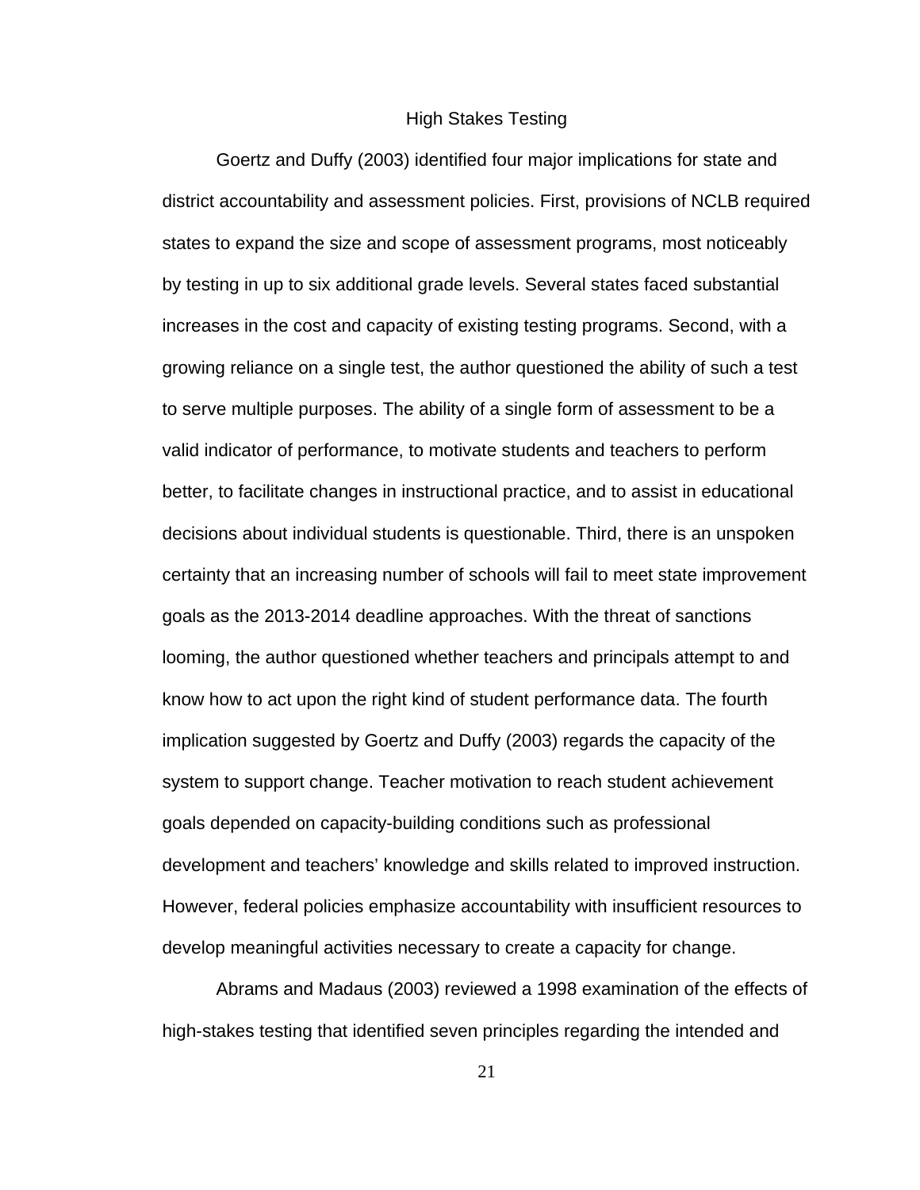## High Stakes Testing

Goertz and Duffy (2003) identified four major implications for state and district accountability and assessment policies. First, provisions of NCLB required states to expand the size and scope of assessment programs, most noticeably by testing in up to six additional grade levels. Several states faced substantial increases in the cost and capacity of existing testing programs. Second, with a growing reliance on a single test, the author questioned the ability of such a test to serve multiple purposes. The ability of a single form of assessment to be a valid indicator of performance, to motivate students and teachers to perform better, to facilitate changes in instructional practice, and to assist in educational decisions about individual students is questionable. Third, there is an unspoken certainty that an increasing number of schools will fail to meet state improvement goals as the 2013-2014 deadline approaches. With the threat of sanctions looming, the author questioned whether teachers and principals attempt to and know how to act upon the right kind of student performance data. The fourth implication suggested by Goertz and Duffy (2003) regards the capacity of the system to support change. Teacher motivation to reach student achievement goals depended on capacity-building conditions such as professional development and teachers' knowledge and skills related to improved instruction. However, federal policies emphasize accountability with insufficient resources to develop meaningful activities necessary to create a capacity for change.

Abrams and Madaus (2003) reviewed a 1998 examination of the effects of high-stakes testing that identified seven principles regarding the intended and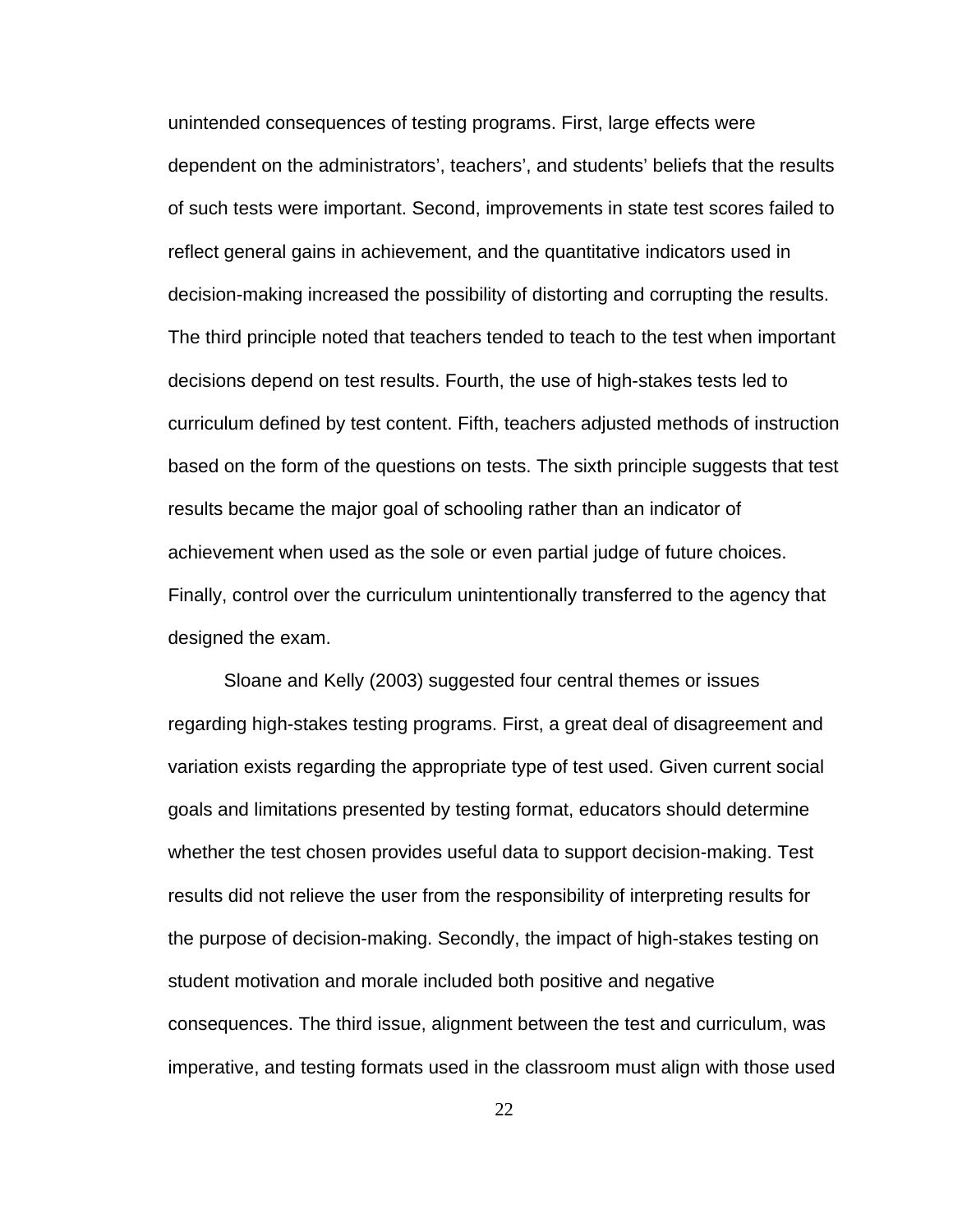unintended consequences of testing programs. First, large effects were dependent on the administrators', teachers', and students' beliefs that the results of such tests were important. Second, improvements in state test scores failed to reflect general gains in achievement, and the quantitative indicators used in decision-making increased the possibility of distorting and corrupting the results. The third principle noted that teachers tended to teach to the test when important decisions depend on test results. Fourth, the use of high-stakes tests led to curriculum defined by test content. Fifth, teachers adjusted methods of instruction based on the form of the questions on tests. The sixth principle suggests that test results became the major goal of schooling rather than an indicator of achievement when used as the sole or even partial judge of future choices. Finally, control over the curriculum unintentionally transferred to the agency that designed the exam.

Sloane and Kelly (2003) suggested four central themes or issues regarding high-stakes testing programs. First, a great deal of disagreement and variation exists regarding the appropriate type of test used. Given current social goals and limitations presented by testing format, educators should determine whether the test chosen provides useful data to support decision-making. Test results did not relieve the user from the responsibility of interpreting results for the purpose of decision-making. Secondly, the impact of high-stakes testing on student motivation and morale included both positive and negative consequences. The third issue, alignment between the test and curriculum, was imperative, and testing formats used in the classroom must align with those used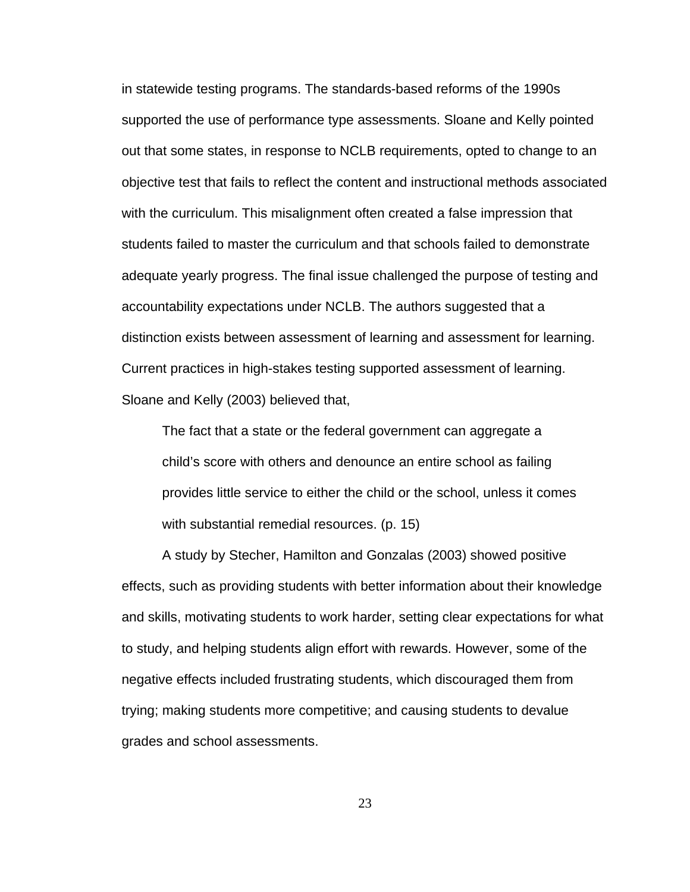in statewide testing programs. The standards-based reforms of the 1990s supported the use of performance type assessments. Sloane and Kelly pointed out that some states, in response to NCLB requirements, opted to change to an objective test that fails to reflect the content and instructional methods associated with the curriculum. This misalignment often created a false impression that students failed to master the curriculum and that schools failed to demonstrate adequate yearly progress. The final issue challenged the purpose of testing and accountability expectations under NCLB. The authors suggested that a distinction exists between assessment of learning and assessment for learning. Current practices in high-stakes testing supported assessment of learning. Sloane and Kelly (2003) believed that,

> The fact that a state or the federal government can aggregate a child's score with others and denounce an entire school as failing provides little service to either the child or the school, unless it comes with substantial remedial resources. (p. 15)

A study by Stecher, Hamilton and Gonzalas (2003) showed positive effects, such as providing students with better information about their knowledge and skills, motivating students to work harder, setting clear expectations for what to study, and helping students align effort with rewards. However, some of the negative effects included frustrating students, which discouraged them from trying; making students more competitive; and causing students to devalue grades and school assessments.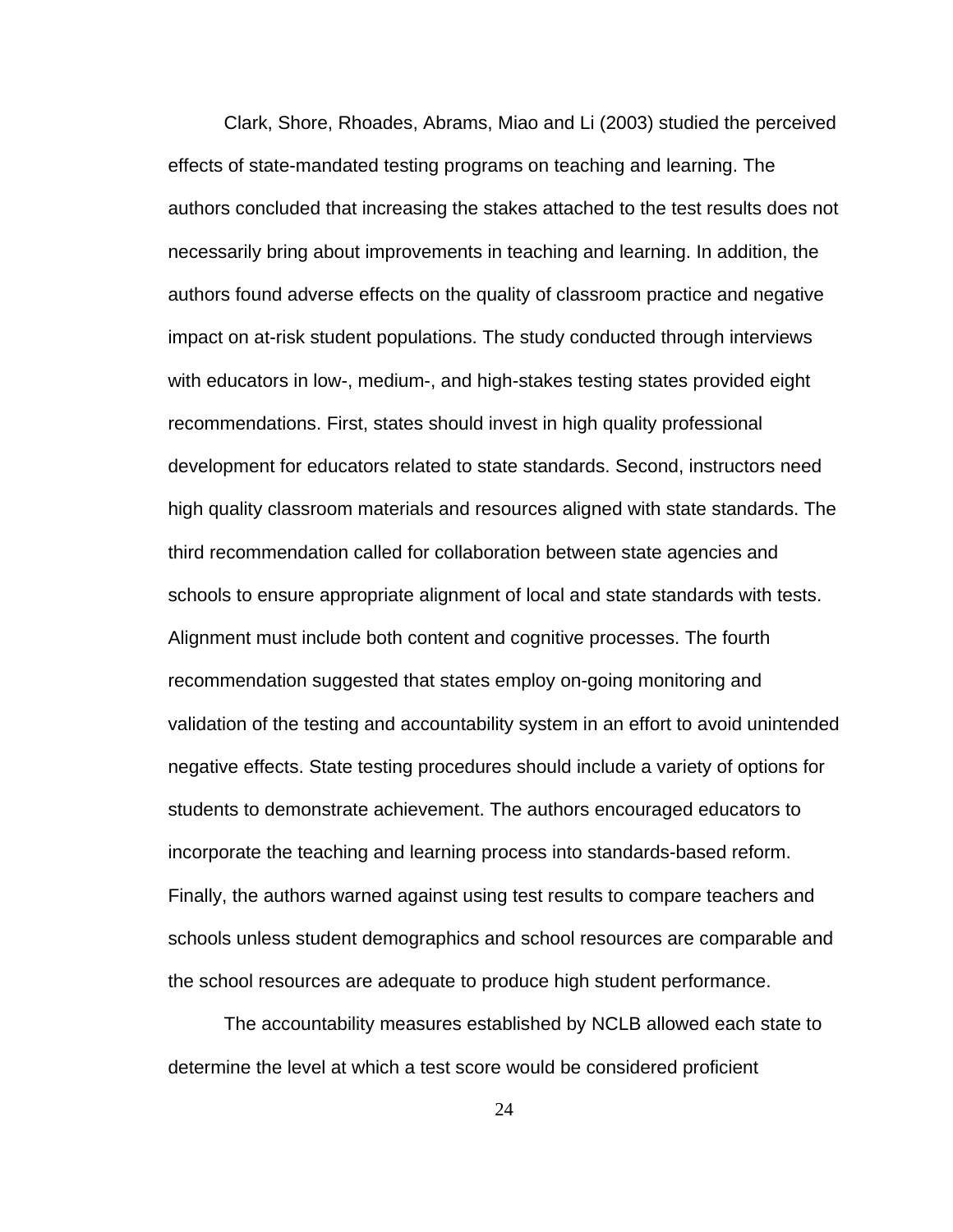Clark, Shore, Rhoades, Abrams, Miao and Li (2003) studied the perceived effects of state-mandated testing programs on teaching and learning. The authors concluded that increasing the stakes attached to the test results does not necessarily bring about improvements in teaching and learning. In addition, the authors found adverse effects on the quality of classroom practice and negative impact on at-risk student populations. The study conducted through interviews with educators in low-, medium-, and high-stakes testing states provided eight recommendations. First, states should invest in high quality professional development for educators related to state standards. Second, instructors need high quality classroom materials and resources aligned with state standards. The third recommendation called for collaboration between state agencies and schools to ensure appropriate alignment of local and state standards with tests. Alignment must include both content and cognitive processes. The fourth recommendation suggested that states employ on-going monitoring and validation of the testing and accountability system in an effort to avoid unintended negative effects. State testing procedures should include a variety of options for students to demonstrate achievement. The authors encouraged educators to incorporate the teaching and learning process into standards-based reform. Finally, the authors warned against using test results to compare teachers and schools unless student demographics and school resources are comparable and the school resources are adequate to produce high student performance.

The accountability measures established by NCLB allowed each state to determine the level at which a test score would be considered proficient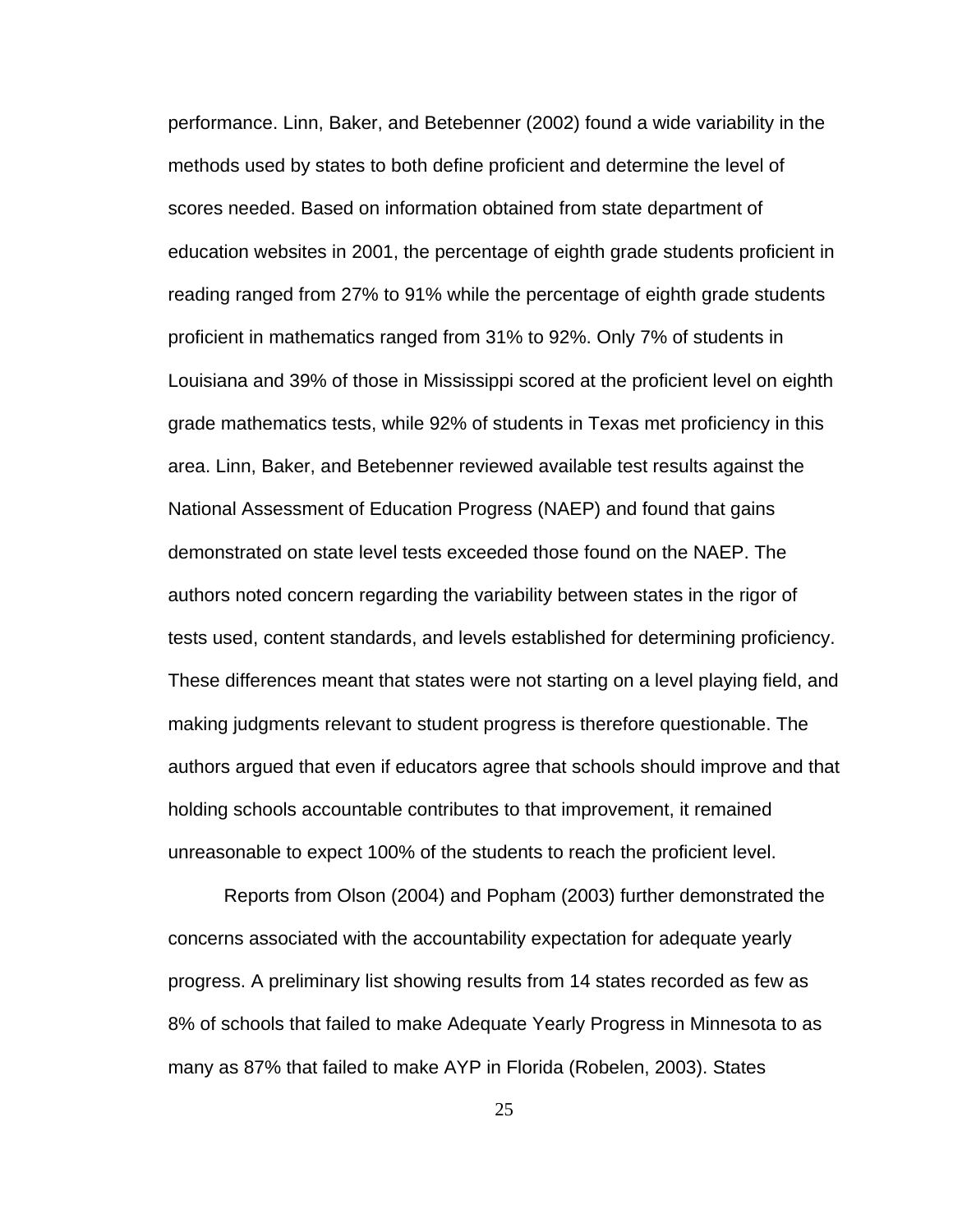performance. Linn, Baker, and Betebenner (2002) found a wide variability in the methods used by states to both define proficient and determine the level of scores needed. Based on information obtained from state department of education websites in 2001, the percentage of eighth grade students proficient in reading ranged from 27% to 91% while the percentage of eighth grade students proficient in mathematics ranged from 31% to 92%. Only 7% of students in Louisiana and 39% of those in Mississippi scored at the proficient level on eighth grade mathematics tests, while 92% of students in Texas met proficiency in this area. Linn, Baker, and Betebenner reviewed available test results against the National Assessment of Education Progress (NAEP) and found that gains demonstrated on state level tests exceeded those found on the NAEP. The authors noted concern regarding the variability between states in the rigor of tests used, content standards, and levels established for determining proficiency. These differences meant that states were not starting on a level playing field, and making judgments relevant to student progress is therefore questionable. The authors argued that even if educators agree that schools should improve and that holding schools accountable contributes to that improvement, it remained unreasonable to expect 100% of the students to reach the proficient level.

Reports from Olson (2004) and Popham (2003) further demonstrated the concerns associated with the accountability expectation for adequate yearly progress. A preliminary list showing results from 14 states recorded as few as 8% of schools that failed to make Adequate Yearly Progress in Minnesota to as many as 87% that failed to make AYP in Florida (Robelen, 2003). States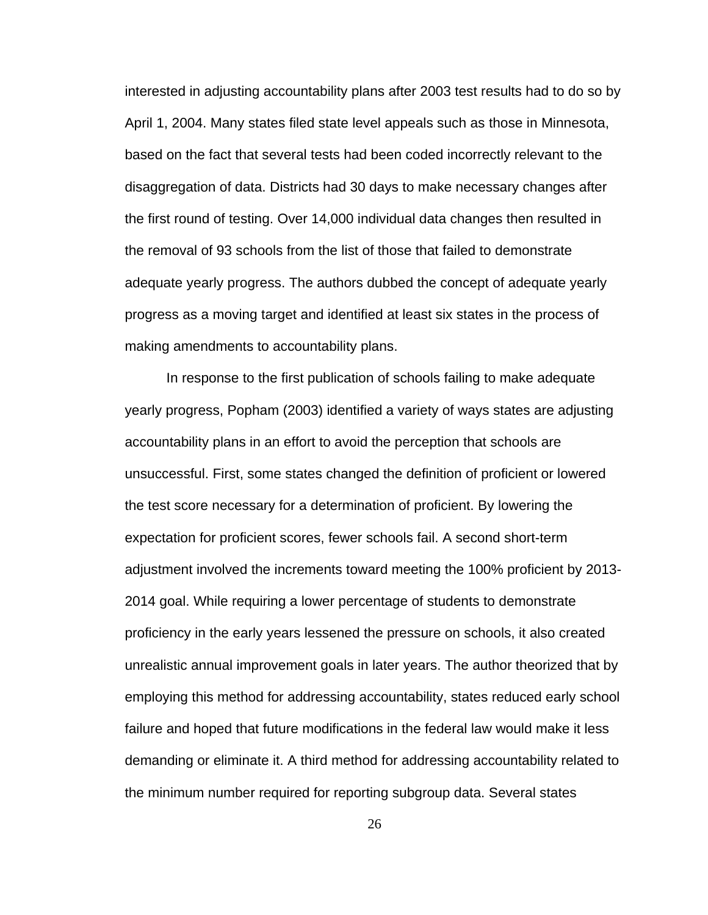interested in adjusting accountability plans after 2003 test results had to do so by April 1, 2004. Many states filed state level appeals such as those in Minnesota, based on the fact that several tests had been coded incorrectly relevant to the disaggregation of data. Districts had 30 days to make necessary changes after the first round of testing. Over 14,000 individual data changes then resulted in the removal of 93 schools from the list of those that failed to demonstrate adequate yearly progress. The authors dubbed the concept of adequate yearly progress as a moving target and identified at least six states in the process of making amendments to accountability plans.

In response to the first publication of schools failing to make adequate yearly progress, Popham (2003) identified a variety of ways states are adjusting accountability plans in an effort to avoid the perception that schools are unsuccessful. First, some states changed the definition of proficient or lowered the test score necessary for a determination of proficient. By lowering the expectation for proficient scores, fewer schools fail. A second short-term adjustment involved the increments toward meeting the 100% proficient by 2013-2014 goal. While requiring a lower percentage of students to demonstrate proficiency in the early years lessened the pressure on schools, it also created unrealistic annual improvement goals in later years. The author theorized that by employing this method for addressing accountability, states reduced early school failure and hoped that future modifications in the federal law would make it less demanding or eliminate it. A third method for addressing accountability related to the minimum number required for reporting subgroup data. Several states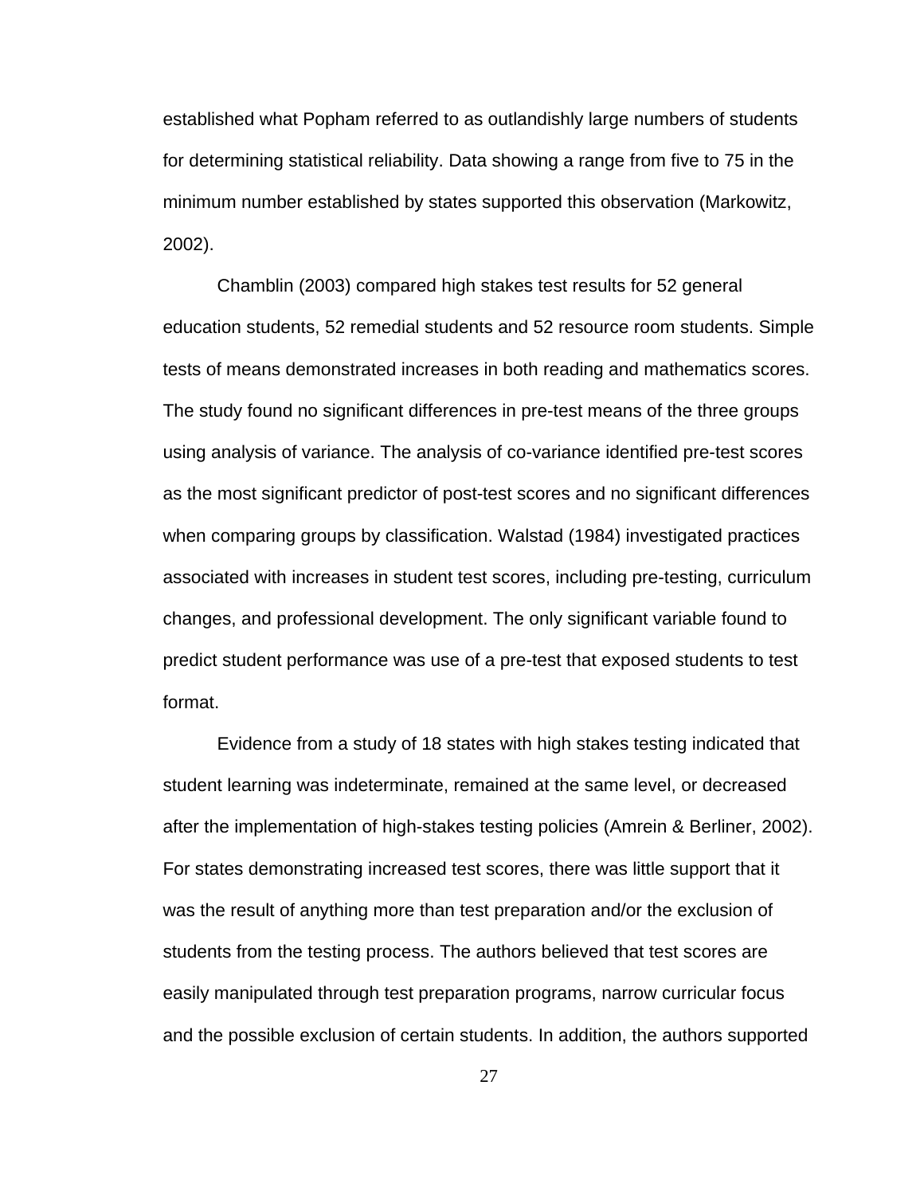established what Popham referred to as outlandishly large numbers of students for determining statistical reliability. Data showing a range from five to 75 in the minimum number established by states supported this observation (Markowitz, 2002).

Chamblin (2003) compared high stakes test results for 52 general education students, 52 remedial students and 52 resource room students. Simple tests of means demonstrated increases in both reading and mathematics scores. The study found no significant differences in pre-test means of the three groups using analysis of variance. The analysis of co-variance identified pre-test scores as the most significant predictor of post-test scores and no significant differences when comparing groups by classification. Walstad (1984) investigated practices associated with increases in student test scores, including pre-testing, curriculum changes, and professional development. The only significant variable found to predict student performance was use of a pre-test that exposed students to test format.

Evidence from a study of 18 states with high stakes testing indicated that student learning was indeterminate, remained at the same level, or decreased after the implementation of high-stakes testing policies (Amrein & Berliner, 2002). For states demonstrating increased test scores, there was little support that it was the result of anything more than test preparation and/or the exclusion of students from the testing process. The authors believed that test scores are easily manipulated through test preparation programs, narrow curricular focus and the possible exclusion of certain students. In addition, the authors supported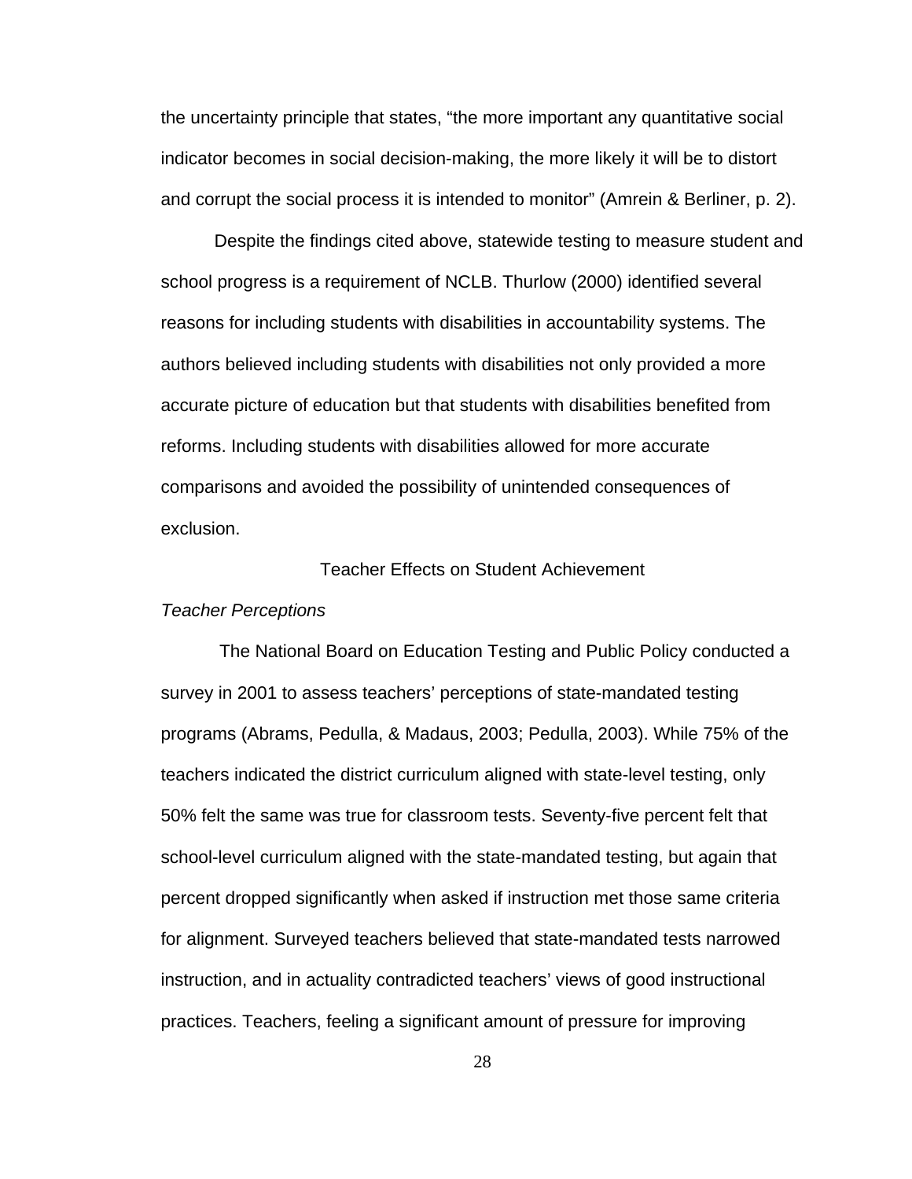the uncertainty principle that states, “the more important any quantitative social indicator becomes in social decision-making, the more likely it will be to distort and corrupt the social process it is intended to monitor” (Amrein & Berliner, p. 2).

Despite the findings cited above, statewide testing to measure student and school progress is a requirement of NCLB. Thurlow (2000) identified several reasons for including students with disabilities in accountability systems. The authors believed including students with disabilities not only provided a more accurate picture of education but that students with disabilities benefited from reforms. Including students with disabilities allowed for more accurate comparisons and avoided the possibility of unintended consequences of exclusion.

## Teacher Effects on Student Achievement

### *Teacher Perceptions*

The National Board on Education Testing and Public Policy conducted a survey in 2001 to assess teachers’ perceptions of state-mandated testing programs (Abrams, Pedulla, & Madaus, 2003; Pedulla, 2003). While 75% of the teachers indicated the district curriculum aligned with state-level testing, only 50% felt the same was true for classroom tests. Seventy-five percent felt that school-level curriculum aligned with the state-mandated testing, but again that percent dropped significantly when asked if instruction met those same criteria for alignment. Surveyed teachers believed that state-mandated tests narrowed instruction, and in actuality contradicted teachers’ views of good instructional practices. Teachers, feeling a significant amount of pressure for improving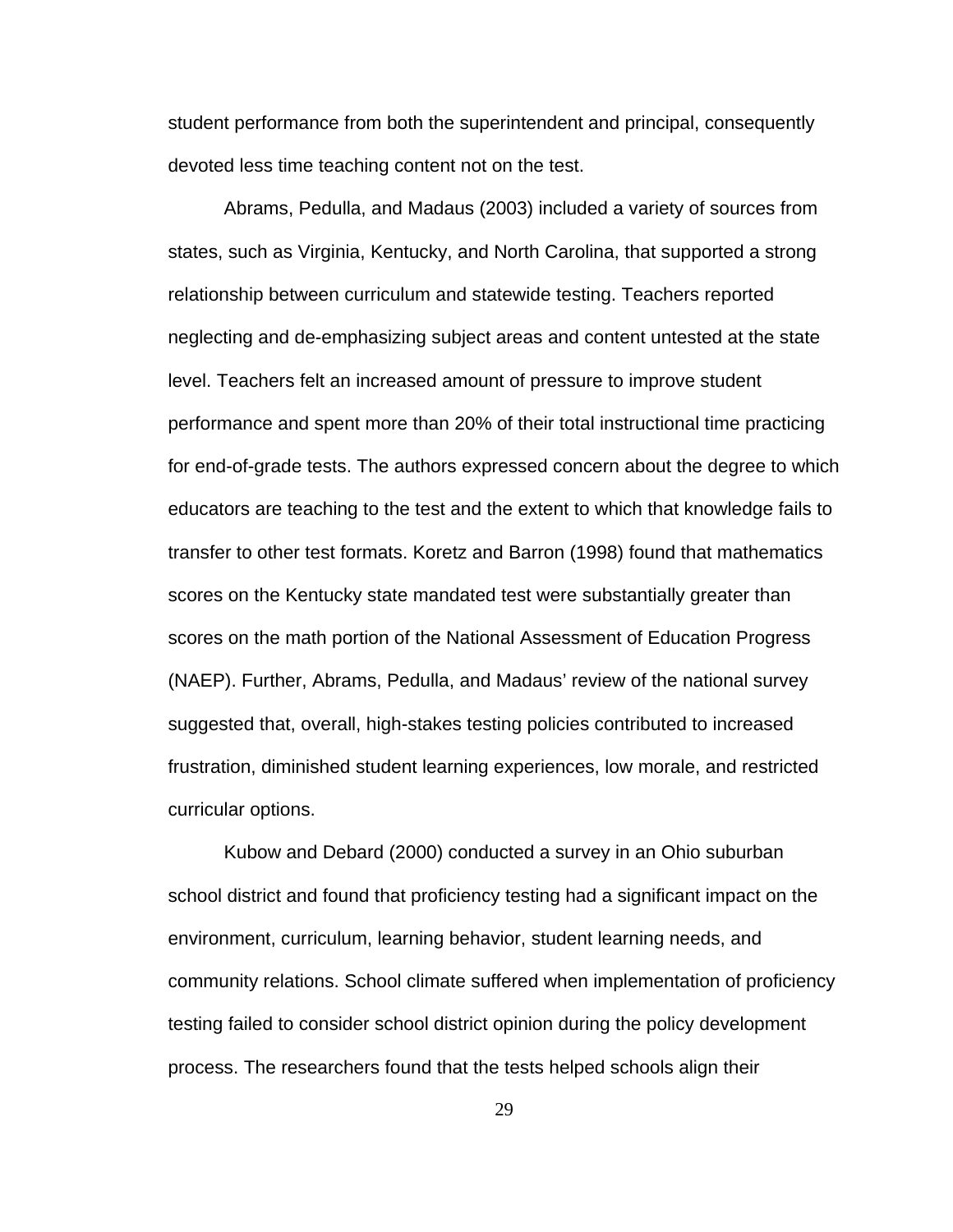student performance from both the superintendent and principal, consequently devoted less time teaching content not on the test.

Abrams, Pedulla, and Madaus (2003) included a variety of sources from states, such as Virginia, Kentucky, and North Carolina, that supported a strong relationship between curriculum and statewide testing. Teachers reported neglecting and de-emphasizing subject areas and content untested at the state level. Teachers felt an increased amount of pressure to improve student performance and spent more than 20% of their total instructional time practicing for end-of-grade tests. The authors expressed concern about the degree to which educators are teaching to the test and the extent to which that knowledge fails to transfer to other test formats. Koretz and Barron (1998) found that mathematics scores on the Kentucky state mandated test were substantially greater than scores on the math portion of the National Assessment of Education Progress (NAEP). Further, Abrams, Pedulla, and Madaus' review of the national survey suggested that, overall, high-stakes testing policies contributed to increased frustration, diminished student learning experiences, low morale, and restricted curricular options.

Kubow and Debard (2000) conducted a survey in an Ohio suburban school district and found that proficiency testing had a significant impact on the environment, curriculum, learning behavior, student learning needs, and community relations. School climate suffered when implementation of proficiency testing failed to consider school district opinion during the policy development process. The researchers found that the tests helped schools align their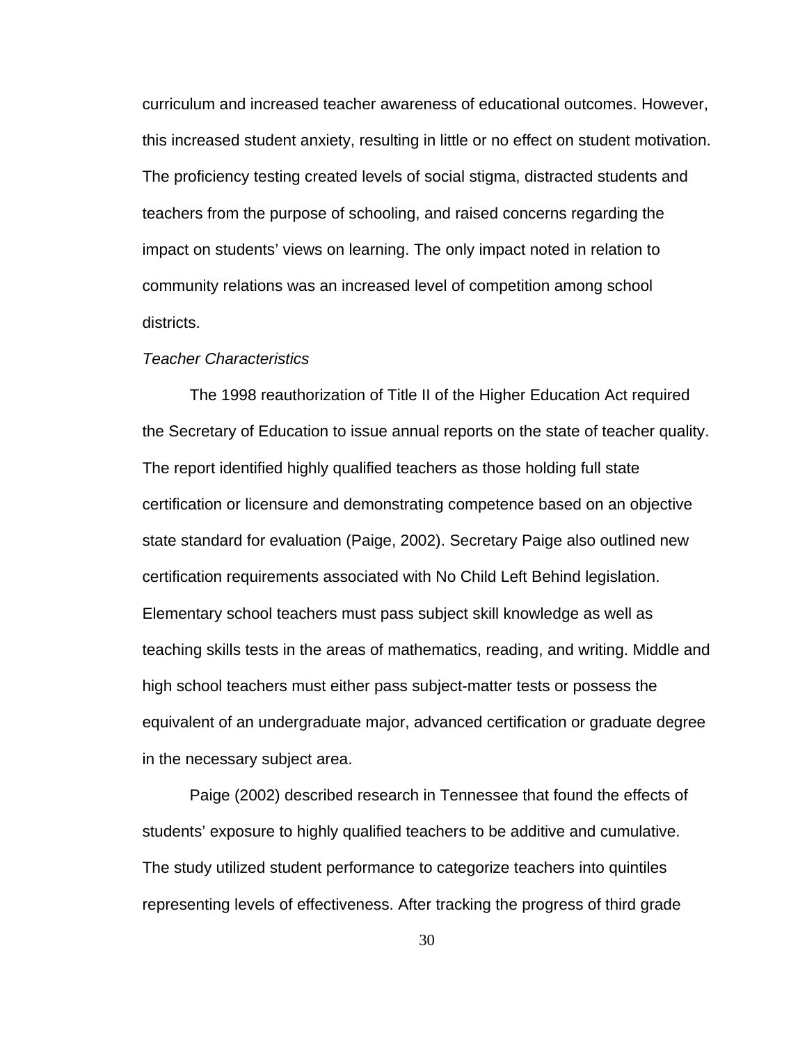curriculum and increased teacher awareness of educational outcomes. However, this increased student anxiety, resulting in little or no effect on student motivation. The proficiency testing created levels of social stigma, distracted students and teachers from the purpose of schooling, and raised concerns regarding the impact on students' views on learning. The only impact noted in relation to community relations was an increased level of competition among school districts.

*Teacher Characteristics*

The 1998 reauthorization of Title II of the Higher Education Act required the Secretary of Education to issue annual reports on the state of teacher quality. The report identified highly qualified teachers as those holding full state certification or licensure and demonstrating competence based on an objective state standard for evaluation (Paige, 2002). Secretary Paige also outlined new certification requirements associated with No Child Left Behind legislation. Elementary school teachers must pass subject skill knowledge as well as teaching skills tests in the areas of mathematics, reading, and writing. Middle and high school teachers must either pass subject-matter tests or possess the equivalent of an undergraduate major, advanced certification or graduate degree in the necessary subject area.

Paige (2002) described research in Tennessee that found the effects of students' exposure to highly qualified teachers to be additive and cumulative. The study utilized student performance to categorize teachers into quintiles representing levels of effectiveness. After tracking the progress of third grade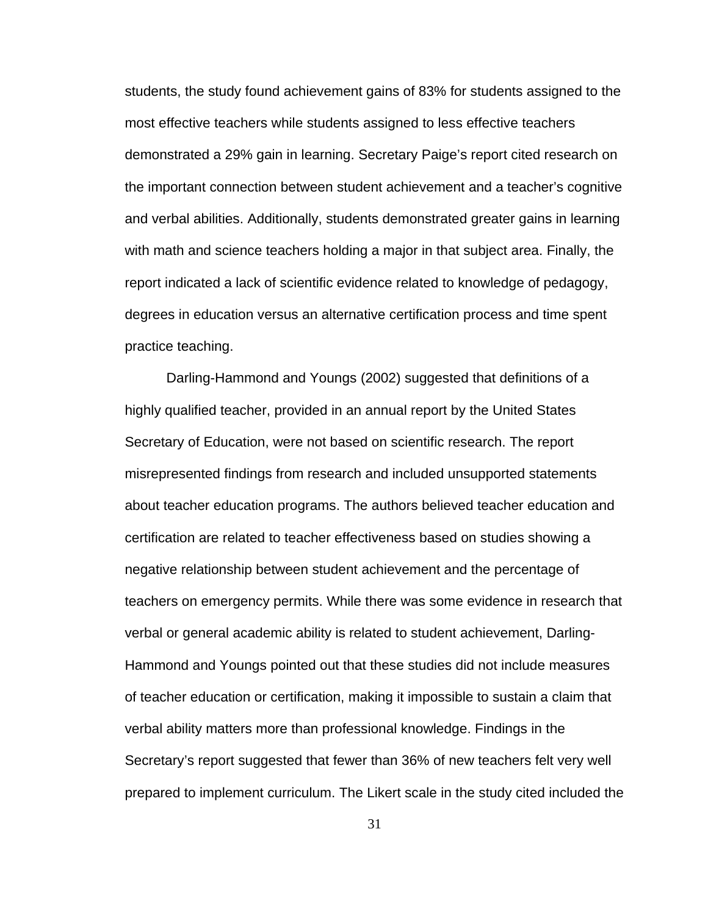students, the study found achievement gains of 83% for students assigned to the most effective teachers while students assigned to less effective teachers demonstrated a 29% gain in learning. Secretary Paige's report cited research on the important connection between student achievement and a teacher's cognitive and verbal abilities. Additionally, students demonstrated greater gains in learning with math and science teachers holding a major in that subject area. Finally, the report indicated a lack of scientific evidence related to knowledge of pedagogy, degrees in education versus an alternative certification process and time spent practice teaching.

Darling-Hammond and Youngs (2002) suggested that definitions of a highly qualified teacher, provided in an annual report by the United States Secretary of Education, were not based on scientific research. The report misrepresented findings from research and included unsupported statements about teacher education programs. The authors believed teacher education and certification are related to teacher effectiveness based on studies showing a negative relationship between student achievement and the percentage of teachers on emergency permits. While there was some evidence in research that verbal or general academic ability is related to student achievement, Darling-Hammond and Youngs pointed out that these studies did not include measures of teacher education or certification, making it impossible to sustain a claim that verbal ability matters more than professional knowledge. Findings in the Secretary's report suggested that fewer than 36% of new teachers felt very well prepared to implement curriculum. The Likert scale in the study cited included the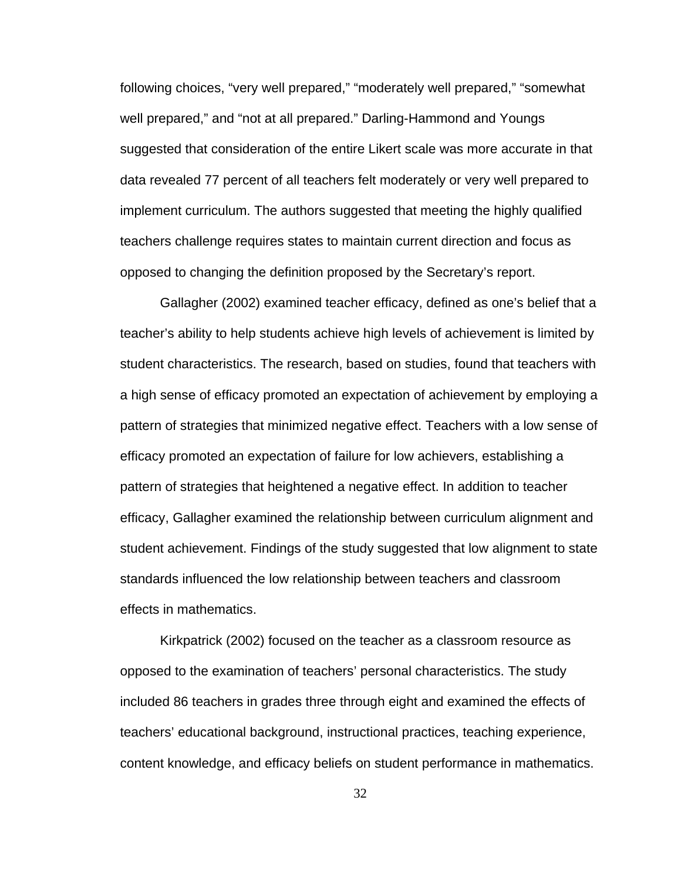following choices, “very well prepared,” “moderately well prepared,” “somewhat well prepared,” and “not at all prepared.” Darling-Hammond and Youngs suggested that consideration of the entire Likert scale was more accurate in that data revealed 77 percent of all teachers felt moderately or very well prepared to implement curriculum. The authors suggested that meeting the highly qualified teachers challenge requires states to maintain current direction and focus as opposed to changing the definition proposed by the Secretary’s report.

Gallagher (2002) examined teacher efficacy, defined as one’s belief that a teacher’s ability to help students achieve high levels of achievement is limited by student characteristics. The research, based on studies, found that teachers with a high sense of efficacy promoted an expectation of achievement by employing a pattern of strategies that minimized negative effect. Teachers with a low sense of efficacy promoted an expectation of failure for low achievers, establishing a pattern of strategies that heightened a negative effect. In addition to teacher efficacy, Gallagher examined the relationship between curriculum alignment and student achievement. Findings of the study suggested that low alignment to state standards influenced the low relationship between teachers and classroom effects in mathematics.

Kirkpatrick (2002) focused on the teacher as a classroom resource as opposed to the examination of teachers’ personal characteristics. The study included 86 teachers in grades three through eight and examined the effects of teachers’ educational background, instructional practices, teaching experience, content knowledge, and efficacy beliefs on student performance in mathematics.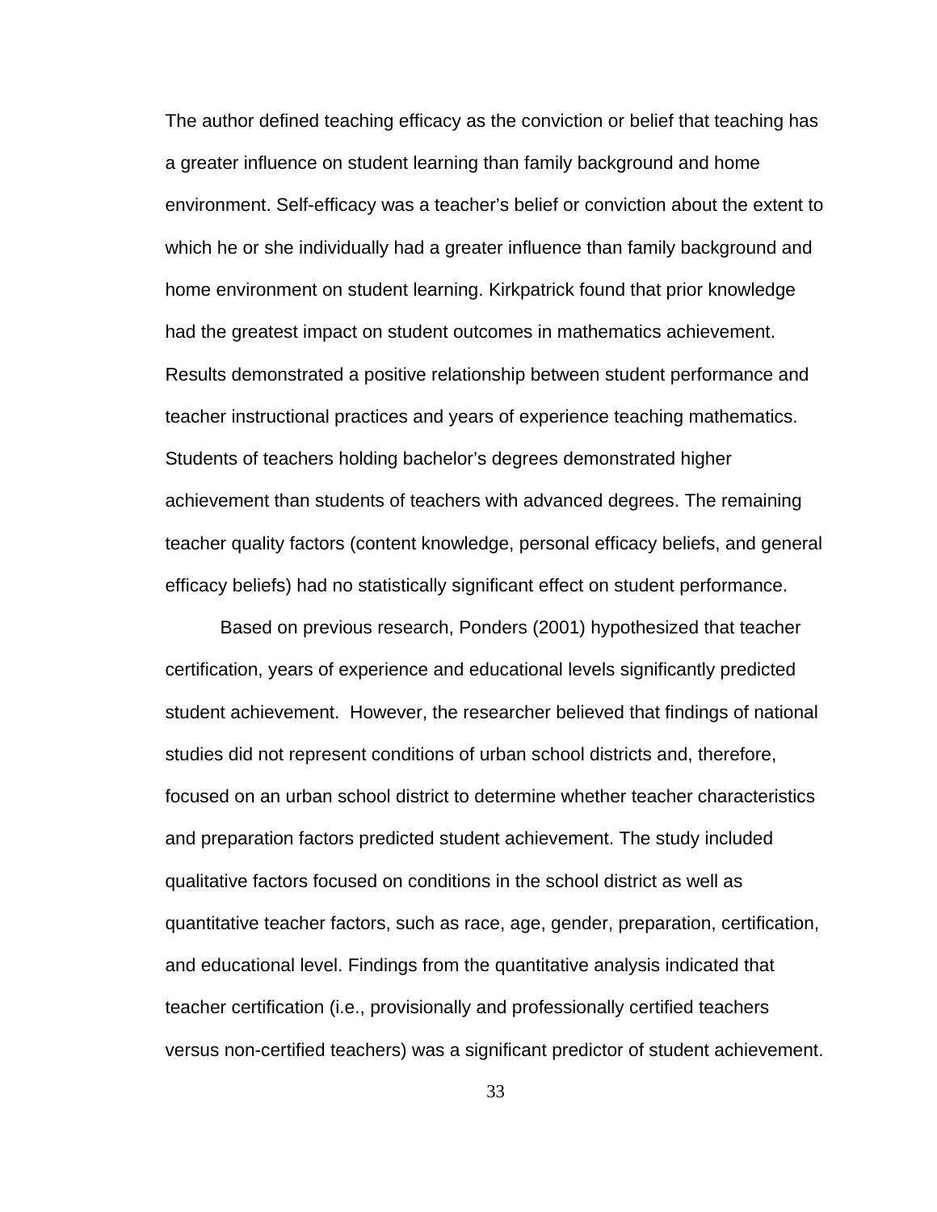The author defined teaching efficacy as the conviction or belief that teaching has a greater influence on student learning than family background and home environment. Self-efficacy was a teacher's belief or conviction about the extent to which he or she individually had a greater influence than family background and home environment on student learning. Kirkpatrick found that prior knowledge had the greatest impact on student outcomes in mathematics achievement. Results demonstrated a positive relationship between student performance and teacher instructional practices and years of experience teaching mathematics. Students of teachers holding bachelor's degrees demonstrated higher achievement than students of teachers with advanced degrees. The remaining teacher quality factors (content knowledge, personal efficacy beliefs, and general efficacy beliefs) had no statistically significant effect on student performance.

Based on previous research, Ponders (2001) hypothesized that teacher certification, years of experience and educational levels significantly predicted student achievement. However, the researcher believed that findings of national studies did not represent conditions of urban school districts and, therefore, focused on an urban school district to determine whether teacher characteristics and preparation factors predicted student achievement. The study included qualitative factors focused on conditions in the school district as well as quantitative teacher factors, such as race, age, gender, preparation, certification, and educational level. Findings from the quantitative analysis indicated that teacher certification (i.e., provisionally and professionally certified teachers versus non-certified teachers) was a significant predictor of student achievement.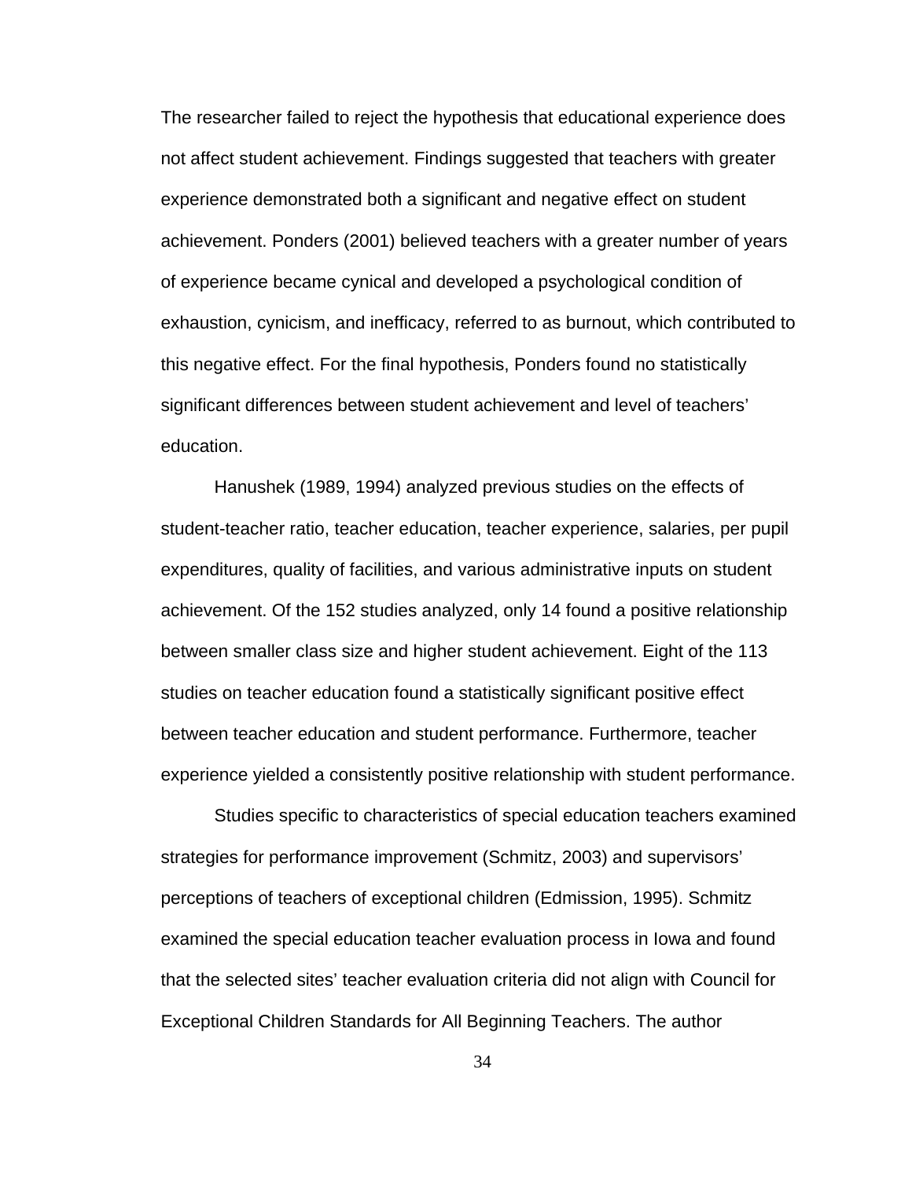The researcher failed to reject the hypothesis that educational experience does not affect student achievement. Findings suggested that teachers with greater experience demonstrated both a significant and negative effect on student achievement. Ponders (2001) believed teachers with a greater number of years of experience became cynical and developed a psychological condition of exhaustion, cynicism, and inefficacy, referred to as burnout, which contributed to this negative effect. For the final hypothesis, Ponders found no statistically significant differences between student achievement and level of teachers' education.

Hanushek (1989, 1994) analyzed previous studies on the effects of student-teacher ratio, teacher education, teacher experience, salaries, per pupil expenditures, quality of facilities, and various administrative inputs on student achievement. Of the 152 studies analyzed, only 14 found a positive relationship between smaller class size and higher student achievement. Eight of the 113 studies on teacher education found a statistically significant positive effect between teacher education and student performance. Furthermore, teacher experience yielded a consistently positive relationship with student performance.

Studies specific to characteristics of special education teachers examined strategies for performance improvement (Schmitz, 2003) and supervisors' perceptions of teachers of exceptional children (Edmission, 1995). Schmitz examined the special education teacher evaluation process in Iowa and found that the selected sites' teacher evaluation criteria did not align with Council for Exceptional Children Standards for All Beginning Teachers. The author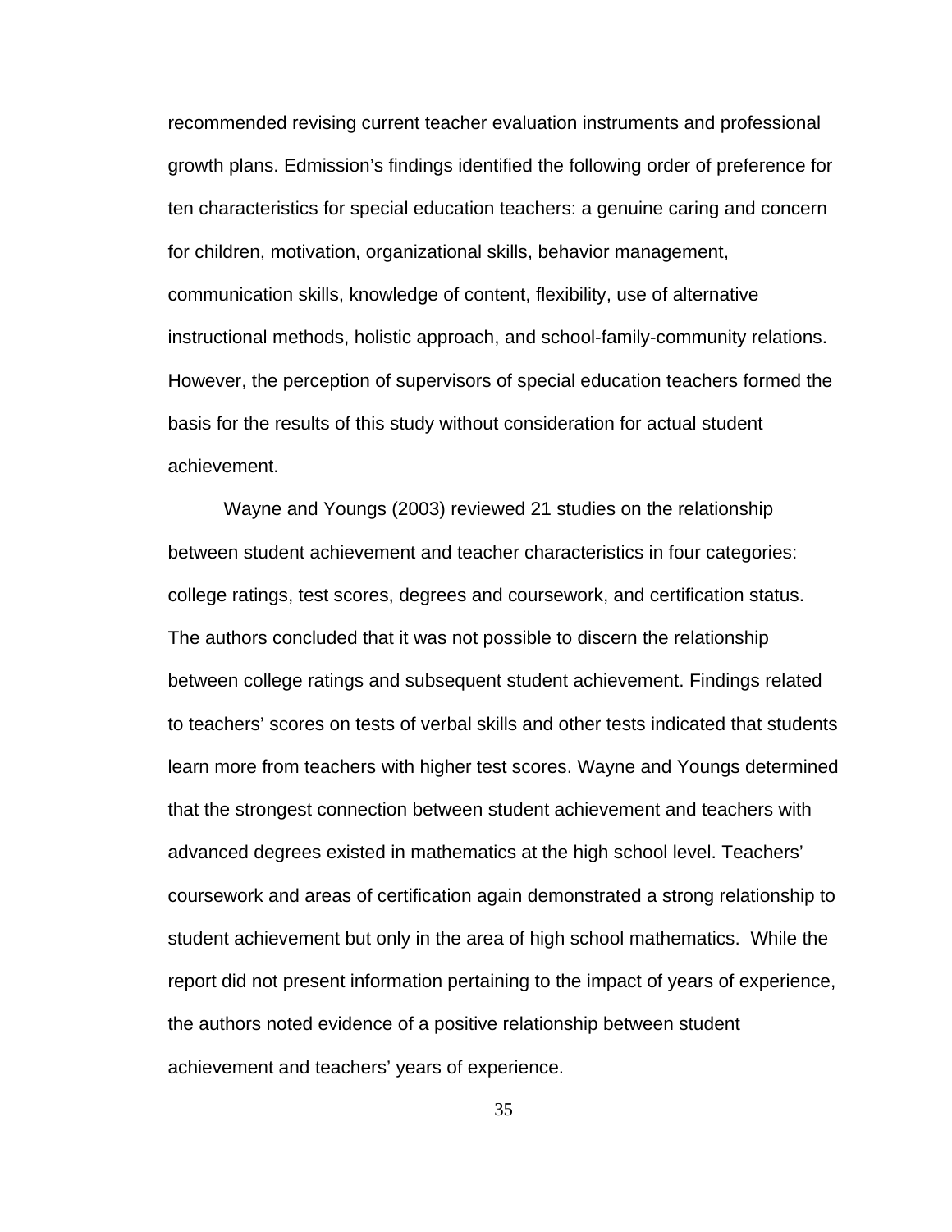recommended revising current teacher evaluation instruments and professional growth plans. Edmission's findings identified the following order of preference for ten characteristics for special education teachers: a genuine caring and concern for children, motivation, organizational skills, behavior management, communication skills, knowledge of content, flexibility, use of alternative instructional methods, holistic approach, and school-family-community relations. However, the perception of supervisors of special education teachers formed the basis for the results of this study without consideration for actual student achievement.

Wayne and Youngs (2003) reviewed 21 studies on the relationship between student achievement and teacher characteristics in four categories: college ratings, test scores, degrees and coursework, and certification status. The authors concluded that it was not possible to discern the relationship between college ratings and subsequent student achievement. Findings related to teachers' scores on tests of verbal skills and other tests indicated that students learn more from teachers with higher test scores. Wayne and Youngs determined that the strongest connection between student achievement and teachers with advanced degrees existed in mathematics at the high school level. Teachers' coursework and areas of certification again demonstrated a strong relationship to student achievement but only in the area of high school mathematics. While the report did not present information pertaining to the impact of years of experience, the authors noted evidence of a positive relationship between student achievement and teachers' years of experience.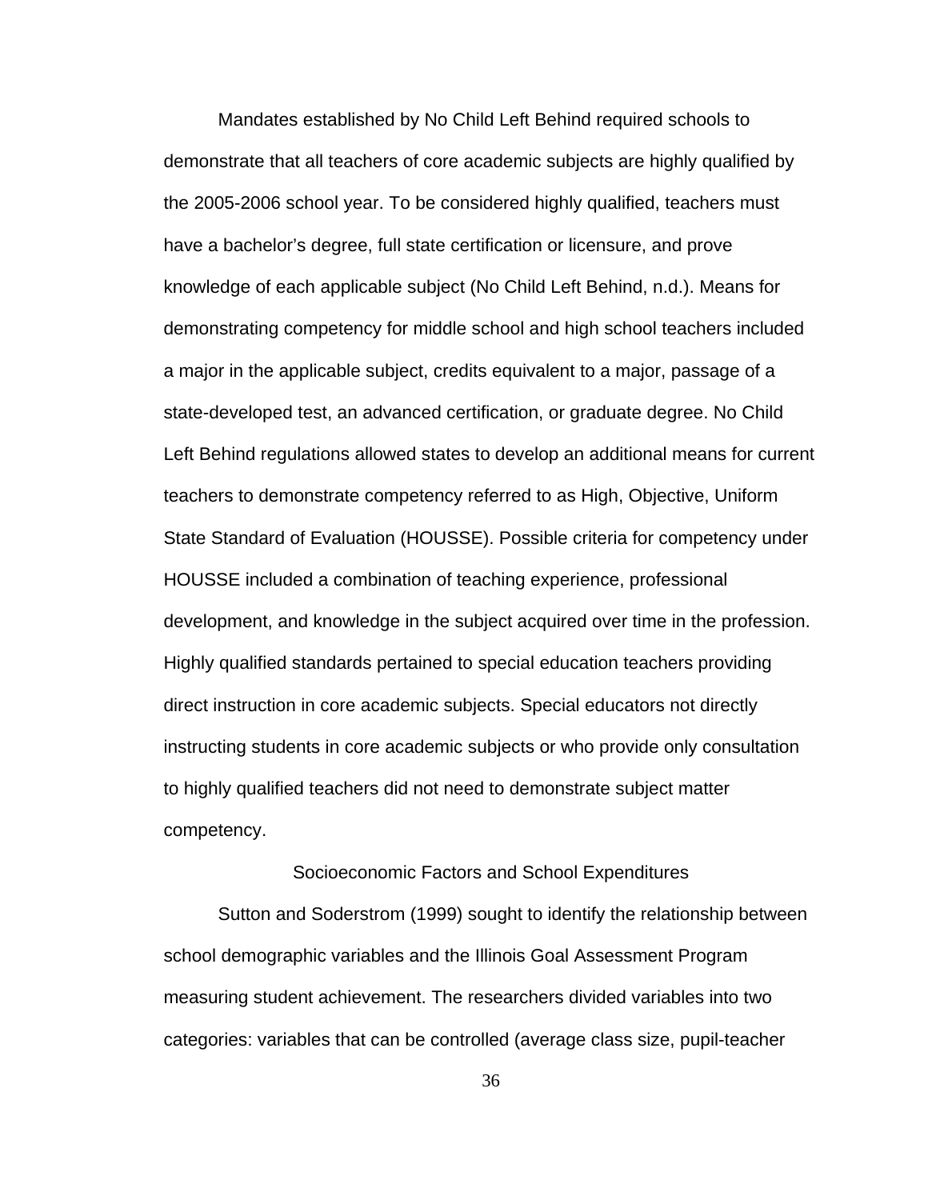Mandates established by No Child Left Behind required schools to demonstrate that all teachers of core academic subjects are highly qualified by the 2005-2006 school year. To be considered highly qualified, teachers must have a bachelor's degree, full state certification or licensure, and prove knowledge of each applicable subject (No Child Left Behind, n.d.). Means for demonstrating competency for middle school and high school teachers included a major in the applicable subject, credits equivalent to a major, passage of a state-developed test, an advanced certification, or graduate degree. No Child Left Behind regulations allowed states to develop an additional means for current teachers to demonstrate competency referred to as High, Objective, Uniform State Standard of Evaluation (HOUSSE). Possible criteria for competency under HOUSSE included a combination of teaching experience, professional development, and knowledge in the subject acquired over time in the profession. Highly qualified standards pertained to special education teachers providing direct instruction in core academic subjects. Special educators not directly instructing students in core academic subjects or who provide only consultation to highly qualified teachers did not need to demonstrate subject matter competency.

## Socioeconomic Factors and School Expenditures

Sutton and Soderstrom (1999) sought to identify the relationship between school demographic variables and the Illinois Goal Assessment Program measuring student achievement. The researchers divided variables into two categories: variables that can be controlled (average class size, pupil-teacher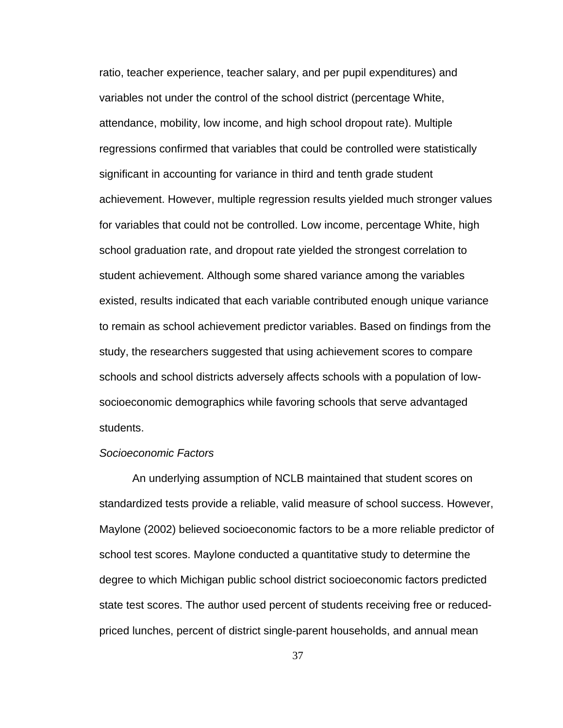ratio, teacher experience, teacher salary, and per pupil expenditures) and variables not under the control of the school district (percentage White, attendance, mobility, low income, and high school dropout rate). Multiple regressions confirmed that variables that could be controlled were statistically significant in accounting for variance in third and tenth grade student achievement. However, multiple regression results yielded much stronger values for variables that could not be controlled. Low income, percentage White, high school graduation rate, and dropout rate yielded the strongest correlation to student achievement. Although some shared variance among the variables existed, results indicated that each variable contributed enough unique variance to remain as school achievement predictor variables. Based on findings from the study, the researchers suggested that using achievement scores to compare schools and school districts adversely affects schools with a population of low-socioeconomic demographics while favoring schools that serve advantaged students.

*Socioeconomic Factors*

An underlying assumption of NCLB maintained that student scores on standardized tests provide a reliable, valid measure of school success. However, Maylone (2002) believed socioeconomic factors to be a more reliable predictor of school test scores. Maylone conducted a quantitative study to determine the degree to which Michigan public school district socioeconomic factors predicted state test scores. The author used percent of students receiving free or reduced-priced lunches, percent of district single-parent households, and annual mean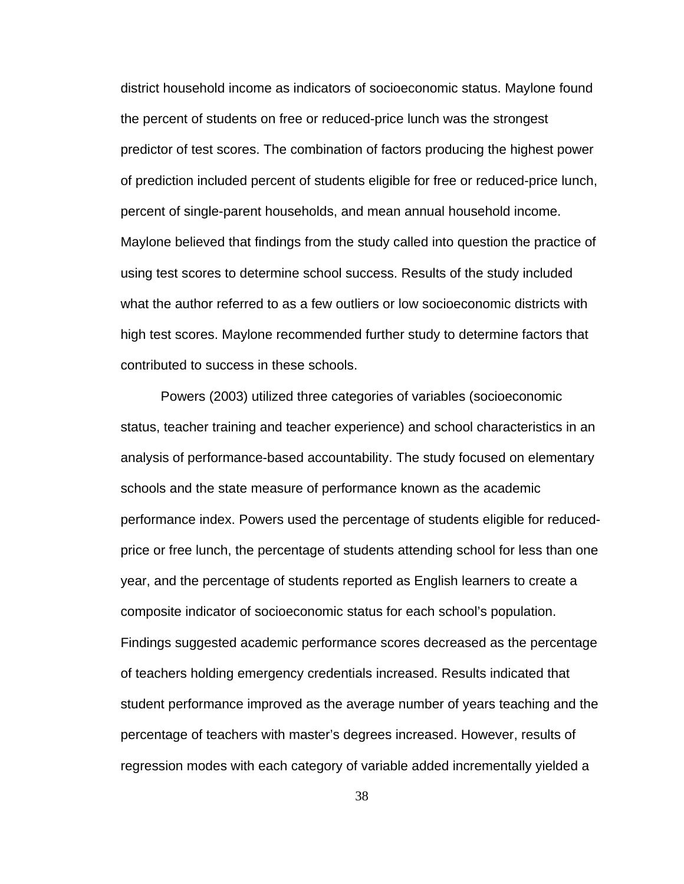district household income as indicators of socioeconomic status. Maylone found the percent of students on free or reduced-price lunch was the strongest predictor of test scores. The combination of factors producing the highest power of prediction included percent of students eligible for free or reduced-price lunch, percent of single-parent households, and mean annual household income. Maylone believed that findings from the study called into question the practice of using test scores to determine school success. Results of the study included what the author referred to as a few outliers or low socioeconomic districts with high test scores. Maylone recommended further study to determine factors that contributed to success in these schools.

Powers (2003) utilized three categories of variables (socioeconomic status, teacher training and teacher experience) and school characteristics in an analysis of performance-based accountability. The study focused on elementary schools and the state measure of performance known as the academic performance index. Powers used the percentage of students eligible for reduced-price or free lunch, the percentage of students attending school for less than one year, and the percentage of students reported as English learners to create a composite indicator of socioeconomic status for each school's population. Findings suggested academic performance scores decreased as the percentage of teachers holding emergency credentials increased. Results indicated that student performance improved as the average number of years teaching and the percentage of teachers with master's degrees increased. However, results of regression modes with each category of variable added incrementally yielded a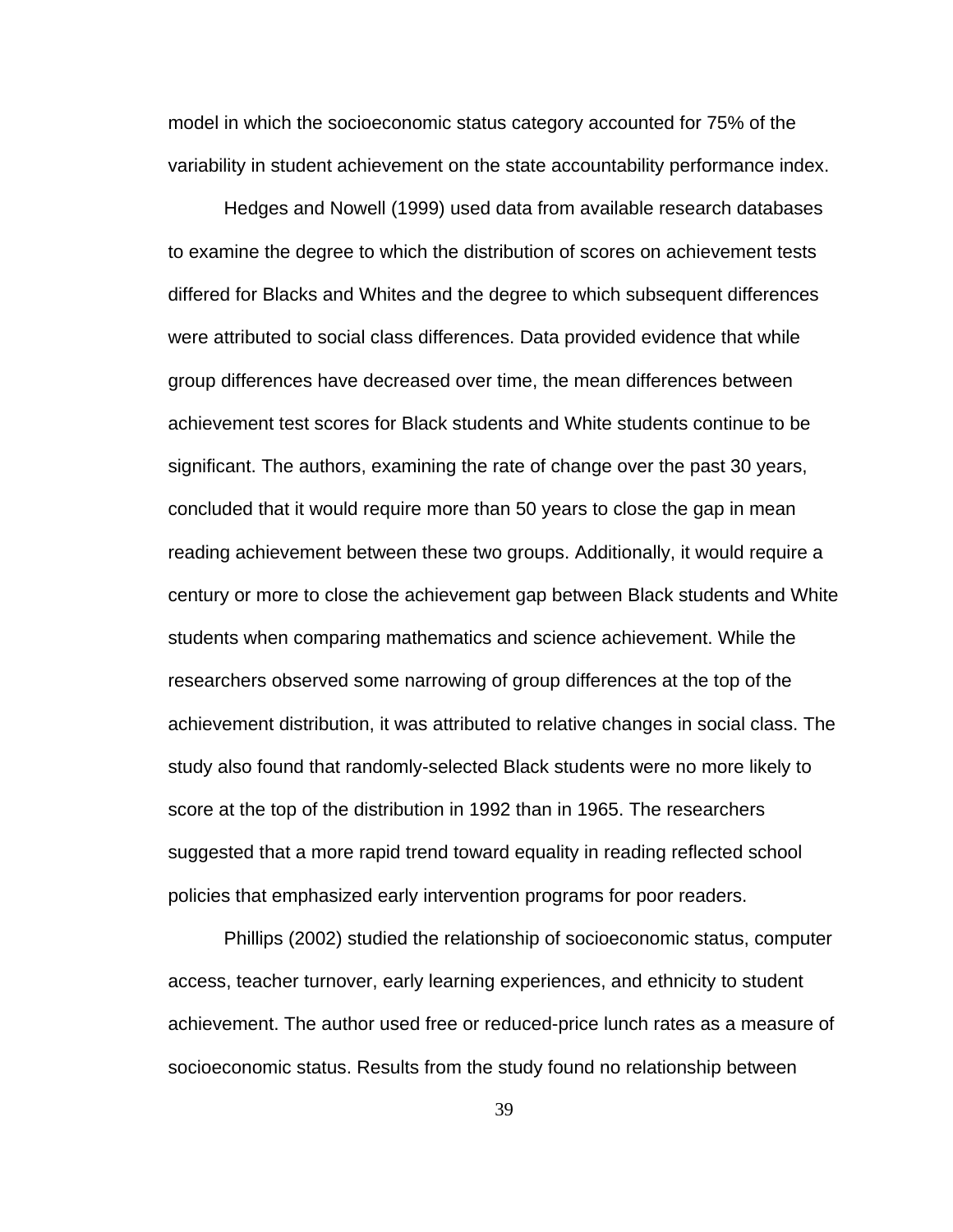model in which the socioeconomic status category accounted for 75% of the variability in student achievement on the state accountability performance index.

Hedges and Nowell (1999) used data from available research databases to examine the degree to which the distribution of scores on achievement tests differed for Blacks and Whites and the degree to which subsequent differences were attributed to social class differences. Data provided evidence that while group differences have decreased over time, the mean differences between achievement test scores for Black students and White students continue to be significant. The authors, examining the rate of change over the past 30 years, concluded that it would require more than 50 years to close the gap in mean reading achievement between these two groups. Additionally, it would require a century or more to close the achievement gap between Black students and White students when comparing mathematics and science achievement. While the researchers observed some narrowing of group differences at the top of the achievement distribution, it was attributed to relative changes in social class. The study also found that randomly-selected Black students were no more likely to score at the top of the distribution in 1992 than in 1965. The researchers suggested that a more rapid trend toward equality in reading reflected school policies that emphasized early intervention programs for poor readers.

Phillips (2002) studied the relationship of socioeconomic status, computer access, teacher turnover, early learning experiences, and ethnicity to student achievement. The author used free or reduced-price lunch rates as a measure of socioeconomic status. Results from the study found no relationship between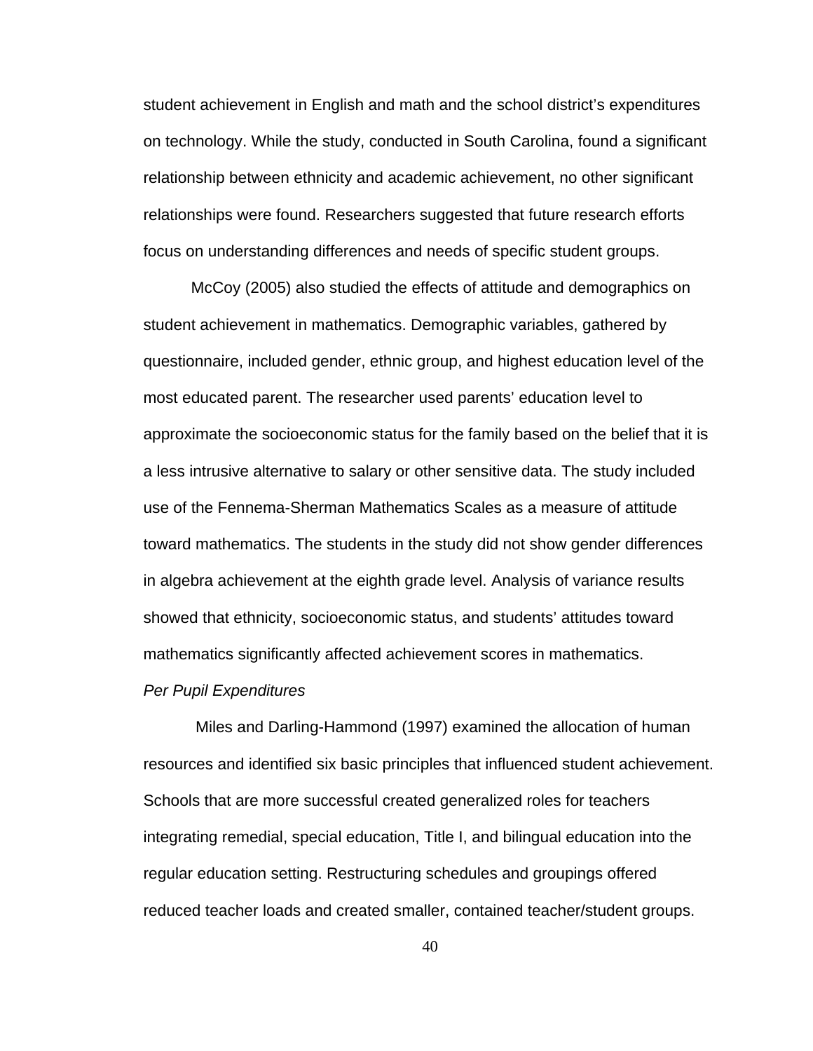student achievement in English and math and the school district's expenditures on technology. While the study, conducted in South Carolina, found a significant relationship between ethnicity and academic achievement, no other significant relationships were found. Researchers suggested that future research efforts focus on understanding differences and needs of specific student groups.

McCoy (2005) also studied the effects of attitude and demographics on student achievement in mathematics. Demographic variables, gathered by questionnaire, included gender, ethnic group, and highest education level of the most educated parent. The researcher used parents' education level to approximate the socioeconomic status for the family based on the belief that it is a less intrusive alternative to salary or other sensitive data. The study included use of the Fennema-Sherman Mathematics Scales as a measure of attitude toward mathematics. The students in the study did not show gender differences in algebra achievement at the eighth grade level. Analysis of variance results showed that ethnicity, socioeconomic status, and students' attitudes toward mathematics significantly affected achievement scores in mathematics.

*Per Pupil Expenditures*

Miles and Darling-Hammond (1997) examined the allocation of human resources and identified six basic principles that influenced student achievement. Schools that are more successful created generalized roles for teachers integrating remedial, special education, Title I, and bilingual education into the regular education setting. Restructuring schedules and groupings offered reduced teacher loads and created smaller, contained teacher/student groups.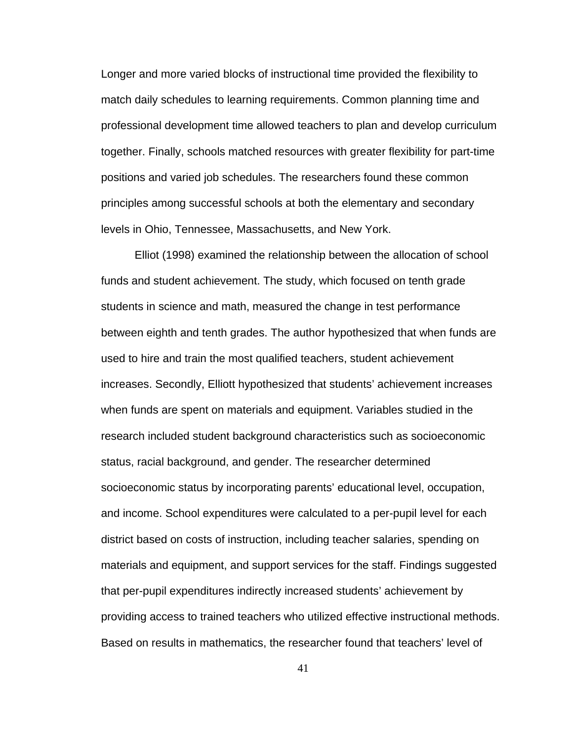Longer and more varied blocks of instructional time provided the flexibility to match daily schedules to learning requirements. Common planning time and professional development time allowed teachers to plan and develop curriculum together. Finally, schools matched resources with greater flexibility for part-time positions and varied job schedules. The researchers found these common principles among successful schools at both the elementary and secondary levels in Ohio, Tennessee, Massachusetts, and New York.

Elliot (1998) examined the relationship between the allocation of school funds and student achievement. The study, which focused on tenth grade students in science and math, measured the change in test performance between eighth and tenth grades. The author hypothesized that when funds are used to hire and train the most qualified teachers, student achievement increases. Secondly, Elliott hypothesized that students' achievement increases when funds are spent on materials and equipment. Variables studied in the research included student background characteristics such as socioeconomic status, racial background, and gender. The researcher determined socioeconomic status by incorporating parents' educational level, occupation, and income. School expenditures were calculated to a per-pupil level for each district based on costs of instruction, including teacher salaries, spending on materials and equipment, and support services for the staff. Findings suggested that per-pupil expenditures indirectly increased students' achievement by providing access to trained teachers who utilized effective instructional methods. Based on results in mathematics, the researcher found that teachers' level of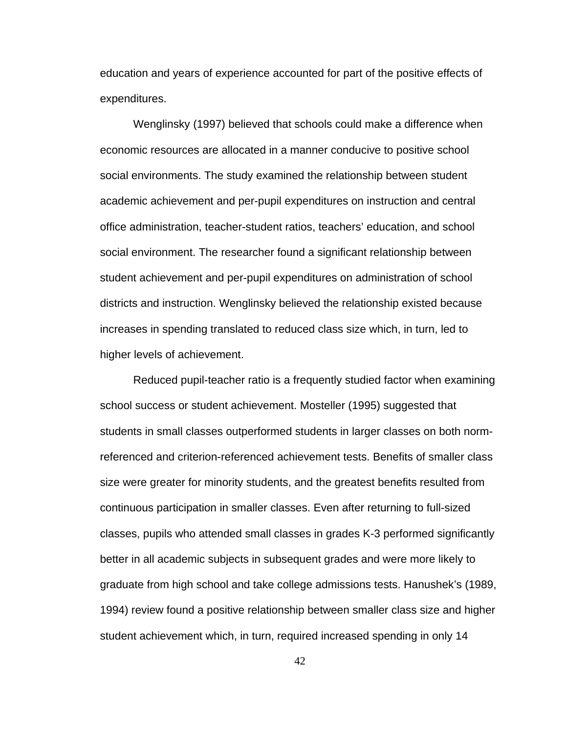education and years of experience accounted for part of the positive effects of expenditures.

Wenglinsky (1997) believed that schools could make a difference when economic resources are allocated in a manner conducive to positive school social environments. The study examined the relationship between student academic achievement and per-pupil expenditures on instruction and central office administration, teacher-student ratios, teachers' education, and school social environment. The researcher found a significant relationship between student achievement and per-pupil expenditures on administration of school districts and instruction. Wenglinsky believed the relationship existed because increases in spending translated to reduced class size which, in turn, led to higher levels of achievement.

Reduced pupil-teacher ratio is a frequently studied factor when examining school success or student achievement. Mosteller (1995) suggested that students in small classes outperformed students in larger classes on both norm-referenced and criterion-referenced achievement tests. Benefits of smaller class size were greater for minority students, and the greatest benefits resulted from continuous participation in smaller classes. Even after returning to full-sized classes, pupils who attended small classes in grades K-3 performed significantly better in all academic subjects in subsequent grades and were more likely to graduate from high school and take college admissions tests. Hanushek's (1989, 1994) review found a positive relationship between smaller class size and higher student achievement which, in turn, required increased spending in only 14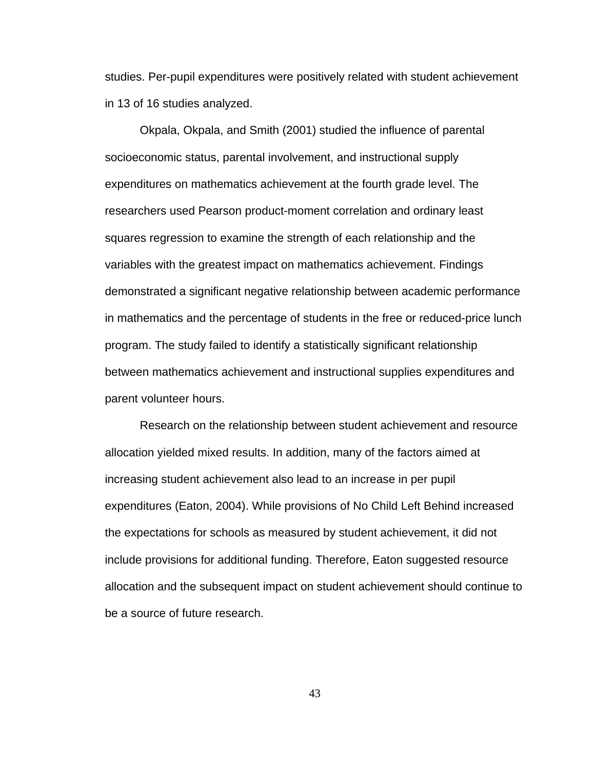studies. Per-pupil expenditures were positively related with student achievement in 13 of 16 studies analyzed.

Okpala, Okpala, and Smith (2001) studied the influence of parental socioeconomic status, parental involvement, and instructional supply expenditures on mathematics achievement at the fourth grade level. The researchers used Pearson product-moment correlation and ordinary least squares regression to examine the strength of each relationship and the variables with the greatest impact on mathematics achievement. Findings demonstrated a significant negative relationship between academic performance in mathematics and the percentage of students in the free or reduced-price lunch program. The study failed to identify a statistically significant relationship between mathematics achievement and instructional supplies expenditures and parent volunteer hours.

Research on the relationship between student achievement and resource allocation yielded mixed results. In addition, many of the factors aimed at increasing student achievement also lead to an increase in per pupil expenditures (Eaton, 2004). While provisions of No Child Left Behind increased the expectations for schools as measured by student achievement, it did not include provisions for additional funding. Therefore, Eaton suggested resource allocation and the subsequent impact on student achievement should continue to be a source of future research.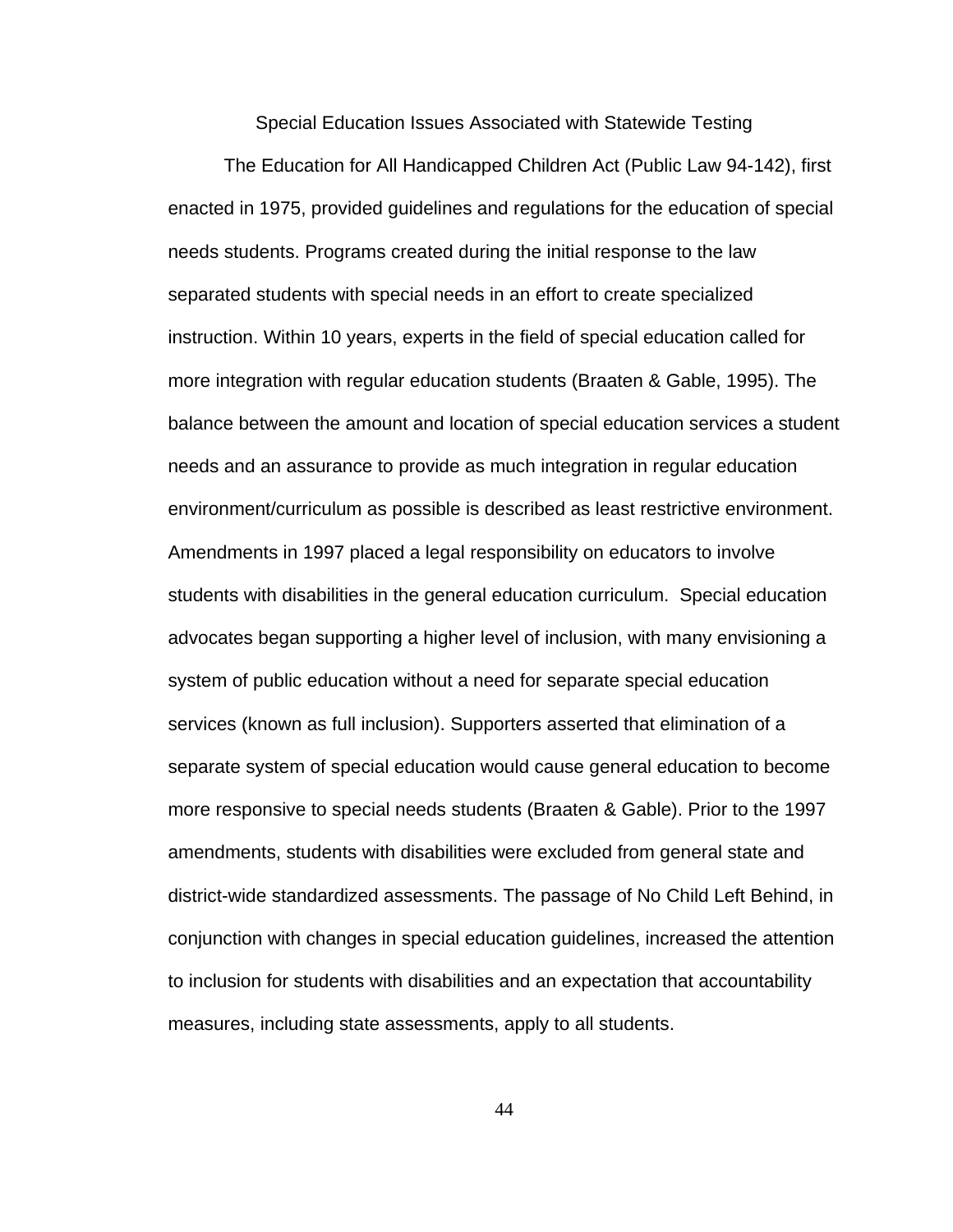## Special Education Issues Associated with Statewide Testing

The Education for All Handicapped Children Act (Public Law 94-142), first enacted in 1975, provided guidelines and regulations for the education of special needs students. Programs created during the initial response to the law separated students with special needs in an effort to create specialized instruction. Within 10 years, experts in the field of special education called for more integration with regular education students (Braaten & Gable, 1995). The balance between the amount and location of special education services a student needs and an assurance to provide as much integration in regular education environment/curriculum as possible is described as least restrictive environment. Amendments in 1997 placed a legal responsibility on educators to involve students with disabilities in the general education curriculum. Special education advocates began supporting a higher level of inclusion, with many envisioning a system of public education without a need for separate special education services (known as full inclusion). Supporters asserted that elimination of a separate system of special education would cause general education to become more responsive to special needs students (Braaten & Gable). Prior to the 1997 amendments, students with disabilities were excluded from general state and district-wide standardized assessments. The passage of No Child Left Behind, in conjunction with changes in special education guidelines, increased the attention to inclusion for students with disabilities and an expectation that accountability measures, including state assessments, apply to all students.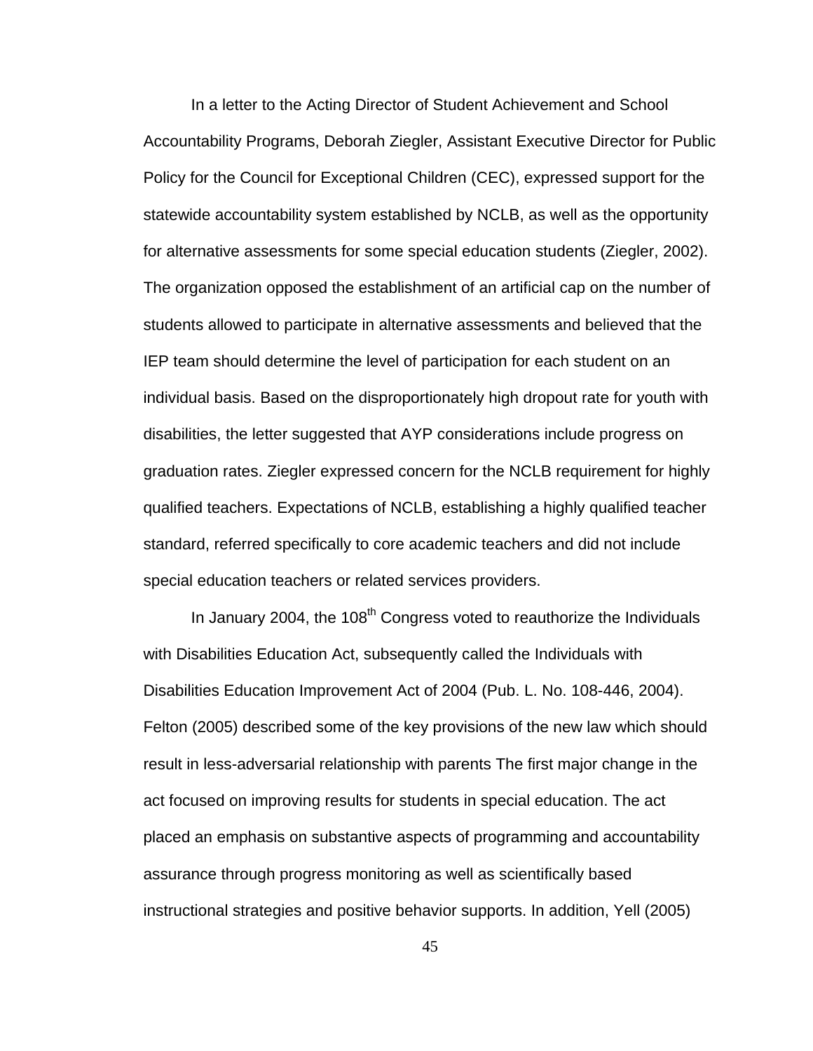In a letter to the Acting Director of Student Achievement and School Accountability Programs, Deborah Ziegler, Assistant Executive Director for Public Policy for the Council for Exceptional Children (CEC), expressed support for the statewide accountability system established by NCLB, as well as the opportunity for alternative assessments for some special education students (Ziegler, 2002). The organization opposed the establishment of an artificial cap on the number of students allowed to participate in alternative assessments and believed that the IEP team should determine the level of participation for each student on an individual basis. Based on the disproportionately high dropout rate for youth with disabilities, the letter suggested that AYP considerations include progress on graduation rates. Ziegler expressed concern for the NCLB requirement for highly qualified teachers. Expectations of NCLB, establishing a highly qualified teacher standard, referred specifically to core academic teachers and did not include special education teachers or related services providers.

In January 2004, the 108th Congress voted to reauthorize the Individuals with Disabilities Education Act, subsequently called the Individuals with Disabilities Education Improvement Act of 2004 (Pub. L. No. 108-446, 2004). Felton (2005) described some of the key provisions of the new law which should result in less-adversarial relationship with parents The first major change in the act focused on improving results for students in special education. The act placed an emphasis on substantive aspects of programming and accountability assurance through progress monitoring as well as scientifically based instructional strategies and positive behavior supports. In addition, Yell (2005)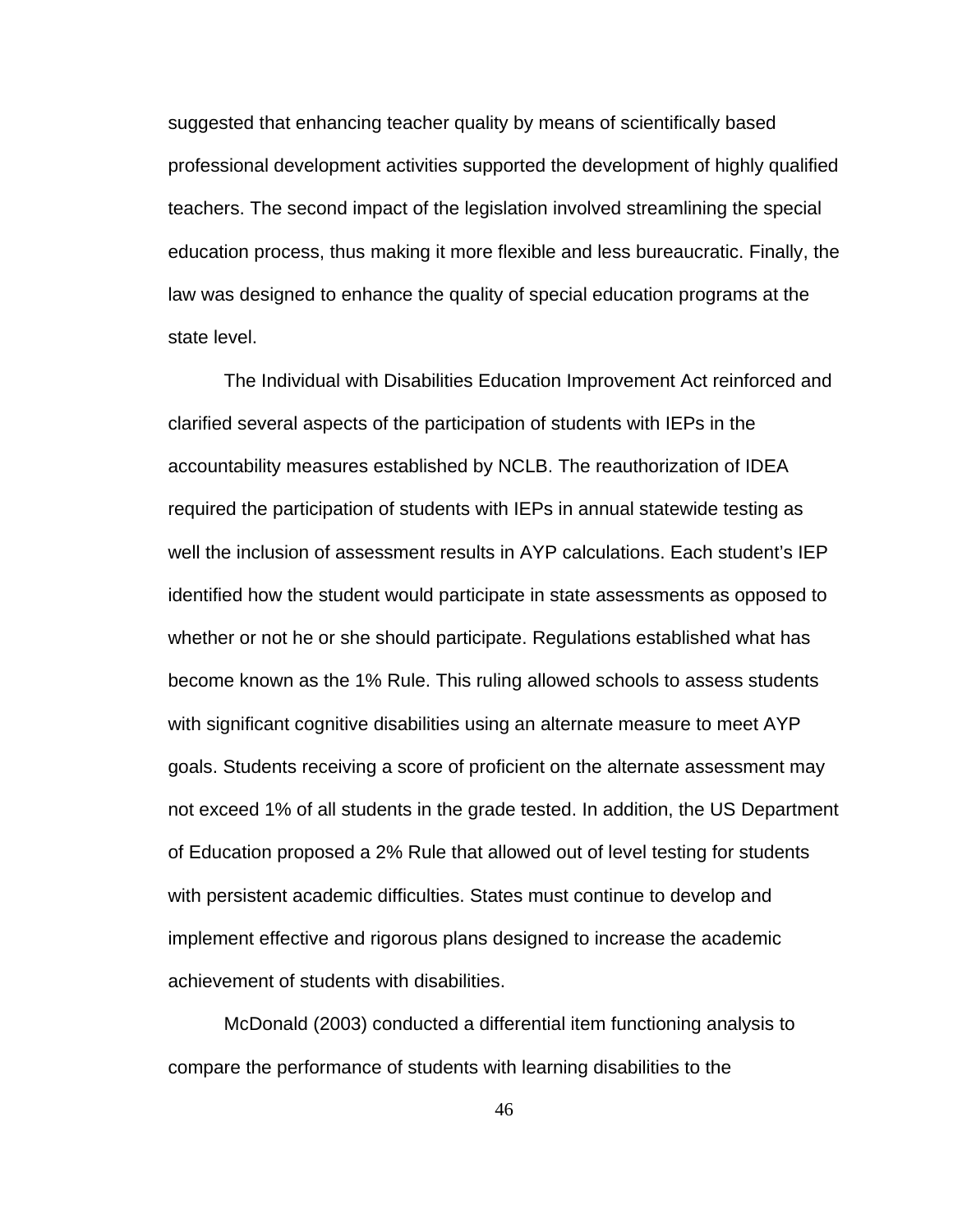suggested that enhancing teacher quality by means of scientifically based professional development activities supported the development of highly qualified teachers. The second impact of the legislation involved streamlining the special education process, thus making it more flexible and less bureaucratic. Finally, the law was designed to enhance the quality of special education programs at the state level.

The Individual with Disabilities Education Improvement Act reinforced and clarified several aspects of the participation of students with IEPs in the accountability measures established by NCLB. The reauthorization of IDEA required the participation of students with IEPs in annual statewide testing as well the inclusion of assessment results in AYP calculations. Each student's IEP identified how the student would participate in state assessments as opposed to whether or not he or she should participate. Regulations established what has become known as the 1% Rule. This ruling allowed schools to assess students with significant cognitive disabilities using an alternate measure to meet AYP goals. Students receiving a score of proficient on the alternate assessment may not exceed 1% of all students in the grade tested. In addition, the US Department of Education proposed a 2% Rule that allowed out of level testing for students with persistent academic difficulties. States must continue to develop and implement effective and rigorous plans designed to increase the academic achievement of students with disabilities.

McDonald (2003) conducted a differential item functioning analysis to compare the performance of students with learning disabilities to the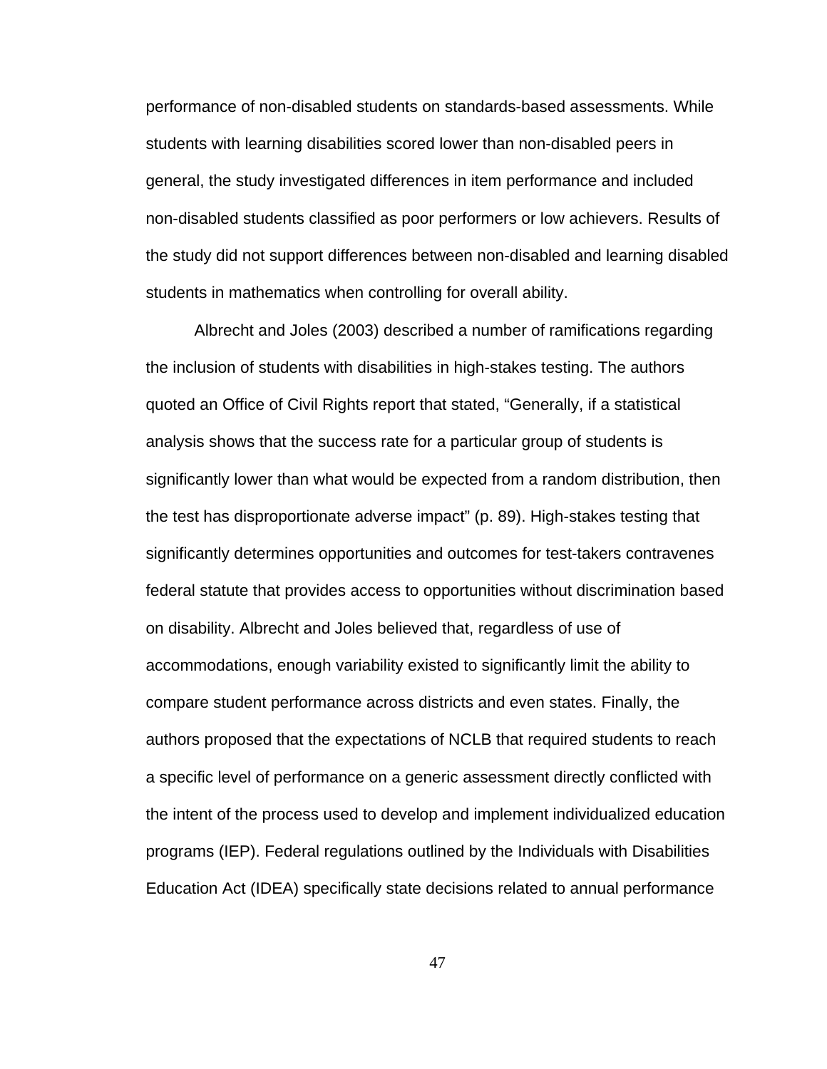performance of non-disabled students on standards-based assessments. While students with learning disabilities scored lower than non-disabled peers in general, the study investigated differences in item performance and included non-disabled students classified as poor performers or low achievers. Results of the study did not support differences between non-disabled and learning disabled students in mathematics when controlling for overall ability.

Albrecht and Joles (2003) described a number of ramifications regarding the inclusion of students with disabilities in high-stakes testing. The authors quoted an Office of Civil Rights report that stated, “Generally, if a statistical analysis shows that the success rate for a particular group of students is significantly lower than what would be expected from a random distribution, then the test has disproportionate adverse impact” (p. 89). High-stakes testing that significantly determines opportunities and outcomes for test-takers contravenes federal statute that provides access to opportunities without discrimination based on disability. Albrecht and Joles believed that, regardless of use of accommodations, enough variability existed to significantly limit the ability to compare student performance across districts and even states. Finally, the authors proposed that the expectations of NCLB that required students to reach a specific level of performance on a generic assessment directly conflicted with the intent of the process used to develop and implement individualized education programs (IEP). Federal regulations outlined by the Individuals with Disabilities Education Act (IDEA) specifically state decisions related to annual performance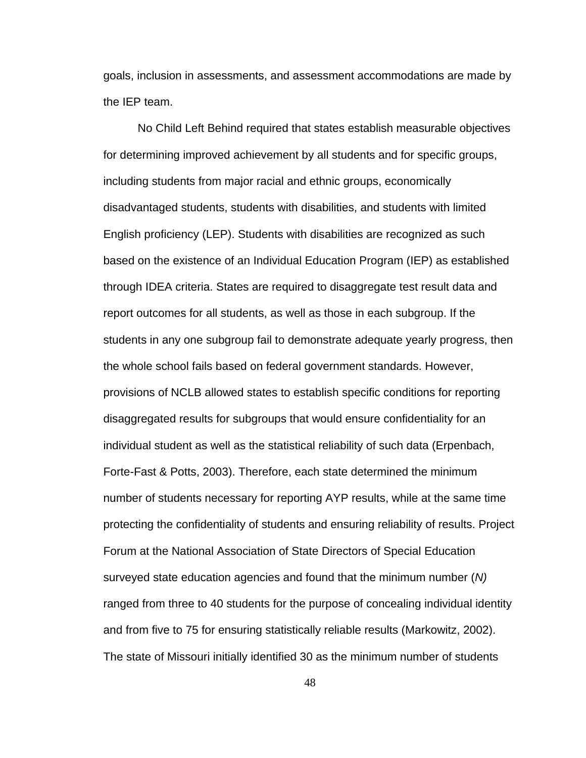goals, inclusion in assessments, and assessment accommodations are made by the IEP team.

No Child Left Behind required that states establish measurable objectives for determining improved achievement by all students and for specific groups, including students from major racial and ethnic groups, economically disadvantaged students, students with disabilities, and students with limited English proficiency (LEP). Students with disabilities are recognized as such based on the existence of an Individual Education Program (IEP) as established through IDEA criteria. States are required to disaggregate test result data and report outcomes for all students, as well as those in each subgroup. If the students in any one subgroup fail to demonstrate adequate yearly progress, then the whole school fails based on federal government standards. However, provisions of NCLB allowed states to establish specific conditions for reporting disaggregated results for subgroups that would ensure confidentiality for an individual student as well as the statistical reliability of such data (Erpenbach, Forte-Fast & Potts, 2003). Therefore, each state determined the minimum number of students necessary for reporting AYP results, while at the same time protecting the confidentiality of students and ensuring reliability of results. Project Forum at the National Association of State Directors of Special Education surveyed state education agencies and found that the minimum number (*N)* ranged from three to 40 students for the purpose of concealing individual identity and from five to 75 for ensuring statistically reliable results (Markowitz, 2002). The state of Missouri initially identified 30 as the minimum number of students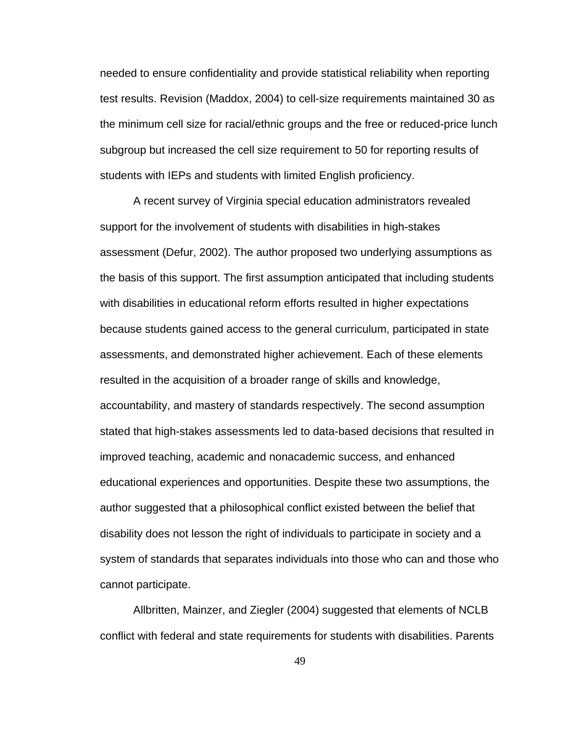needed to ensure confidentiality and provide statistical reliability when reporting test results. Revision (Maddox, 2004) to cell-size requirements maintained 30 as the minimum cell size for racial/ethnic groups and the free or reduced-price lunch subgroup but increased the cell size requirement to 50 for reporting results of students with IEPs and students with limited English proficiency.

A recent survey of Virginia special education administrators revealed support for the involvement of students with disabilities in high-stakes assessment (Defur, 2002). The author proposed two underlying assumptions as the basis of this support. The first assumption anticipated that including students with disabilities in educational reform efforts resulted in higher expectations because students gained access to the general curriculum, participated in state assessments, and demonstrated higher achievement. Each of these elements resulted in the acquisition of a broader range of skills and knowledge, accountability, and mastery of standards respectively. The second assumption stated that high-stakes assessments led to data-based decisions that resulted in improved teaching, academic and nonacademic success, and enhanced educational experiences and opportunities. Despite these two assumptions, the author suggested that a philosophical conflict existed between the belief that disability does not lesson the right of individuals to participate in society and a system of standards that separates individuals into those who can and those who cannot participate.

Allbritten, Mainzer, and Ziegler (2004) suggested that elements of NCLB conflict with federal and state requirements for students with disabilities. Parents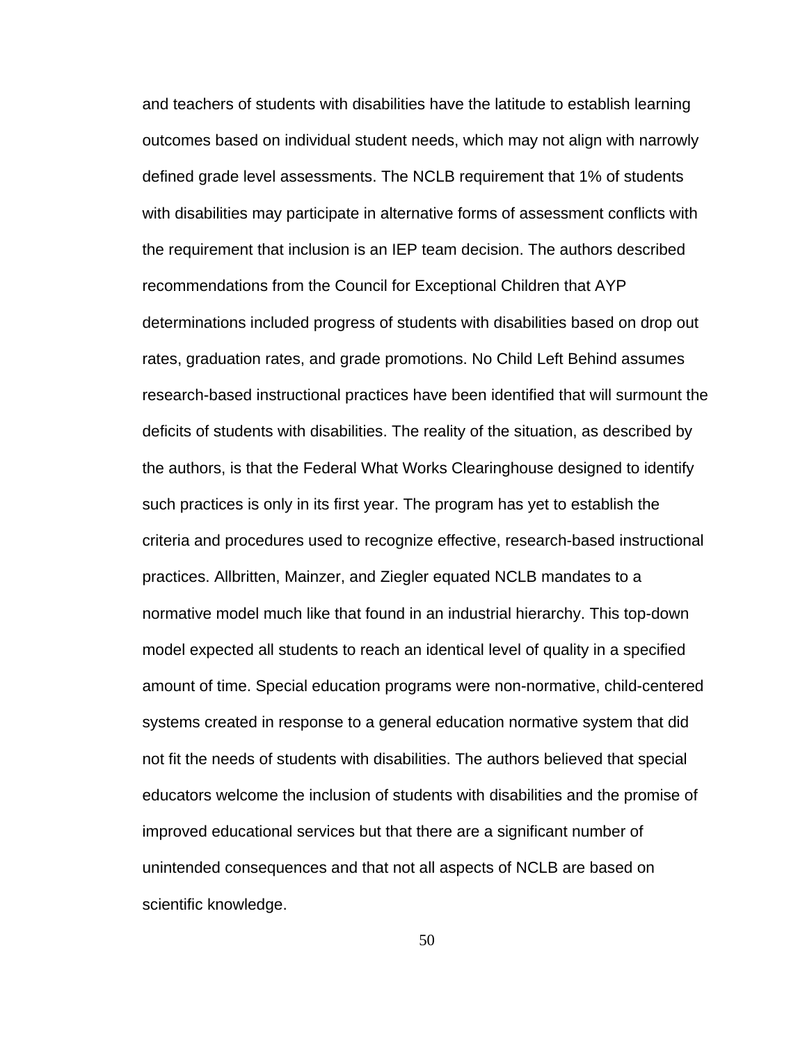and teachers of students with disabilities have the latitude to establish learning outcomes based on individual student needs, which may not align with narrowly defined grade level assessments. The NCLB requirement that 1% of students with disabilities may participate in alternative forms of assessment conflicts with the requirement that inclusion is an IEP team decision. The authors described recommendations from the Council for Exceptional Children that AYP determinations included progress of students with disabilities based on drop out rates, graduation rates, and grade promotions. No Child Left Behind assumes research-based instructional practices have been identified that will surmount the deficits of students with disabilities. The reality of the situation, as described by the authors, is that the Federal What Works Clearinghouse designed to identify such practices is only in its first year. The program has yet to establish the criteria and procedures used to recognize effective, research-based instructional practices. Allbritten, Mainzer, and Ziegler equated NCLB mandates to a normative model much like that found in an industrial hierarchy. This top-down model expected all students to reach an identical level of quality in a specified amount of time. Special education programs were non-normative, child-centered systems created in response to a general education normative system that did not fit the needs of students with disabilities. The authors believed that special educators welcome the inclusion of students with disabilities and the promise of improved educational services but that there are a significant number of unintended consequences and that not all aspects of NCLB are based on scientific knowledge.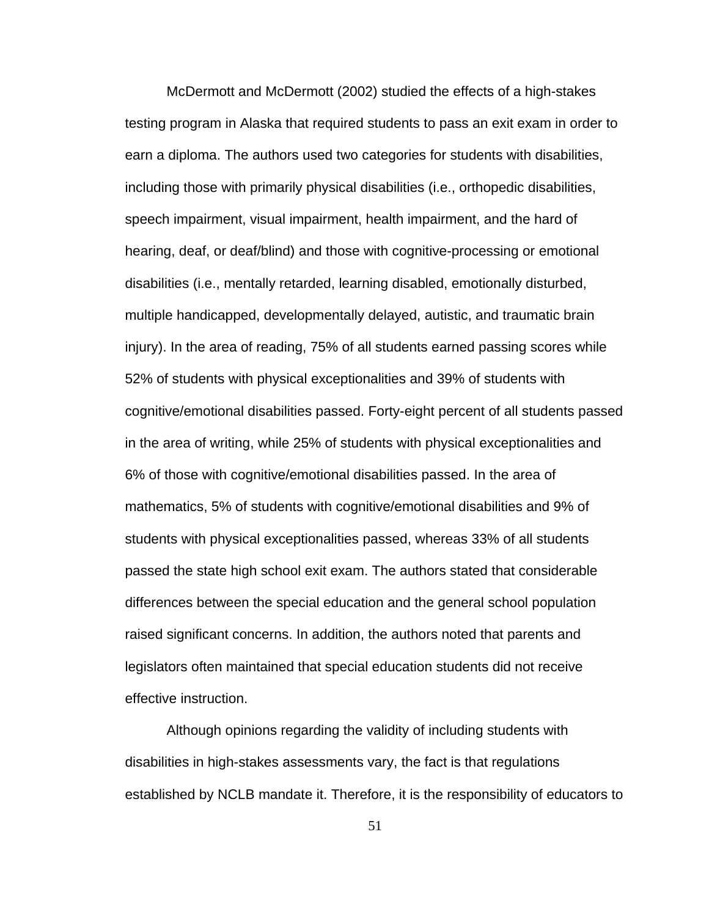McDermott and McDermott (2002) studied the effects of a high-stakes testing program in Alaska that required students to pass an exit exam in order to earn a diploma. The authors used two categories for students with disabilities, including those with primarily physical disabilities (i.e., orthopedic disabilities, speech impairment, visual impairment, health impairment, and the hard of hearing, deaf, or deaf/blind) and those with cognitive-processing or emotional disabilities (i.e., mentally retarded, learning disabled, emotionally disturbed, multiple handicapped, developmentally delayed, autistic, and traumatic brain injury). In the area of reading, 75% of all students earned passing scores while 52% of students with physical exceptionalities and 39% of students with cognitive/emotional disabilities passed. Forty-eight percent of all students passed in the area of writing, while 25% of students with physical exceptionalities and 6% of those with cognitive/emotional disabilities passed. In the area of mathematics, 5% of students with cognitive/emotional disabilities and 9% of students with physical exceptionalities passed, whereas 33% of all students passed the state high school exit exam. The authors stated that considerable differences between the special education and the general school population raised significant concerns. In addition, the authors noted that parents and legislators often maintained that special education students did not receive effective instruction.

Although opinions regarding the validity of including students with disabilities in high-stakes assessments vary, the fact is that regulations established by NCLB mandate it. Therefore, it is the responsibility of educators to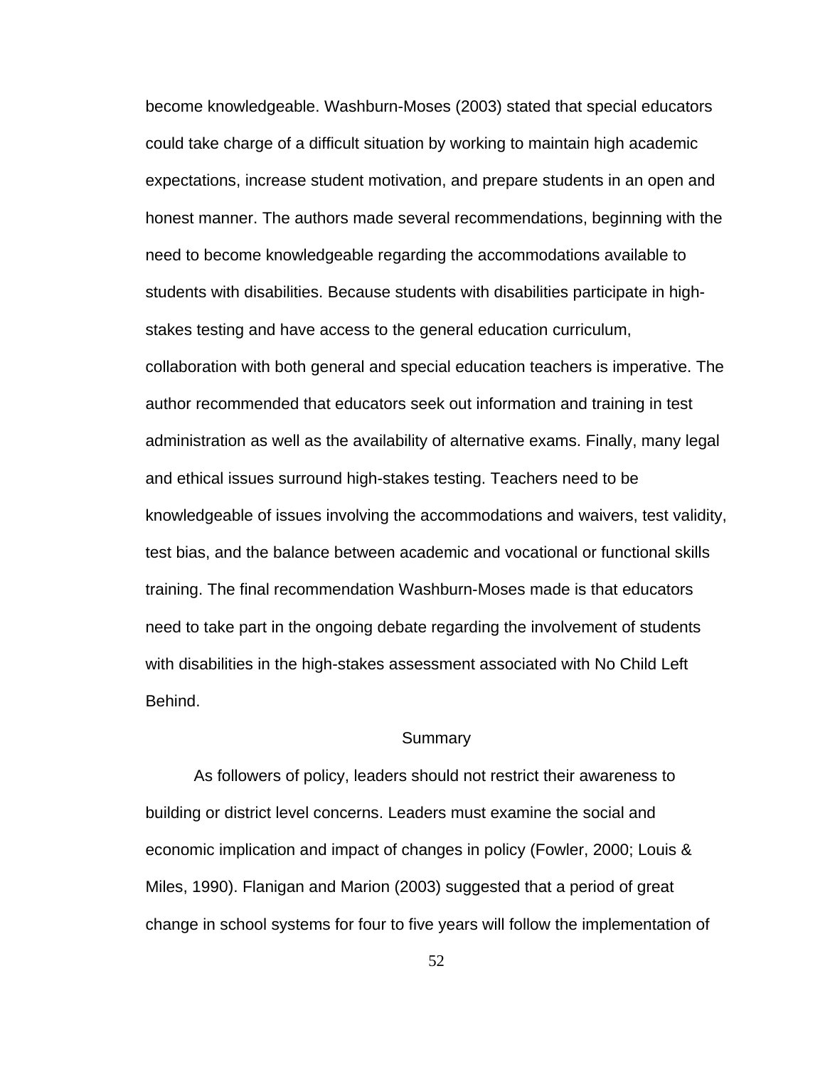become knowledgeable. Washburn-Moses (2003) stated that special educators could take charge of a difficult situation by working to maintain high academic expectations, increase student motivation, and prepare students in an open and honest manner. The authors made several recommendations, beginning with the need to become knowledgeable regarding the accommodations available to students with disabilities. Because students with disabilities participate in high-stakes testing and have access to the general education curriculum, collaboration with both general and special education teachers is imperative. The author recommended that educators seek out information and training in test administration as well as the availability of alternative exams. Finally, many legal and ethical issues surround high-stakes testing. Teachers need to be knowledgeable of issues involving the accommodations and waivers, test validity, test bias, and the balance between academic and vocational or functional skills training. The final recommendation Washburn-Moses made is that educators need to take part in the ongoing debate regarding the involvement of students with disabilities in the high-stakes assessment associated with No Child Left Behind.

## Summary

As followers of policy, leaders should not restrict their awareness to building or district level concerns. Leaders must examine the social and economic implication and impact of changes in policy (Fowler, 2000; Louis & Miles, 1990). Flanigan and Marion (2003) suggested that a period of great change in school systems for four to five years will follow the implementation of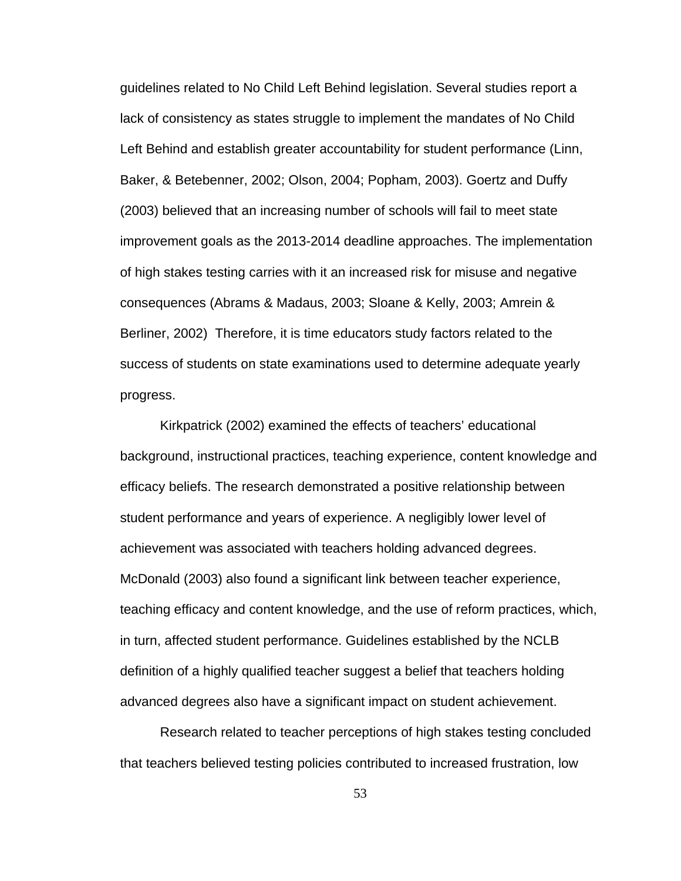guidelines related to No Child Left Behind legislation. Several studies report a lack of consistency as states struggle to implement the mandates of No Child Left Behind and establish greater accountability for student performance (Linn, Baker, & Betebenner, 2002; Olson, 2004; Popham, 2003). Goertz and Duffy (2003) believed that an increasing number of schools will fail to meet state improvement goals as the 2013-2014 deadline approaches. The implementation of high stakes testing carries with it an increased risk for misuse and negative consequences (Abrams & Madaus, 2003; Sloane & Kelly, 2003; Amrein & Berliner, 2002)  Therefore, it is time educators study factors related to the success of students on state examinations used to determine adequate yearly progress.

Kirkpatrick (2002) examined the effects of teachers' educational background, instructional practices, teaching experience, content knowledge and efficacy beliefs. The research demonstrated a positive relationship between student performance and years of experience. A negligibly lower level of achievement was associated with teachers holding advanced degrees. McDonald (2003) also found a significant link between teacher experience, teaching efficacy and content knowledge, and the use of reform practices, which, in turn, affected student performance. Guidelines established by the NCLB definition of a highly qualified teacher suggest a belief that teachers holding advanced degrees also have a significant impact on student achievement.

Research related to teacher perceptions of high stakes testing concluded that teachers believed testing policies contributed to increased frustration, low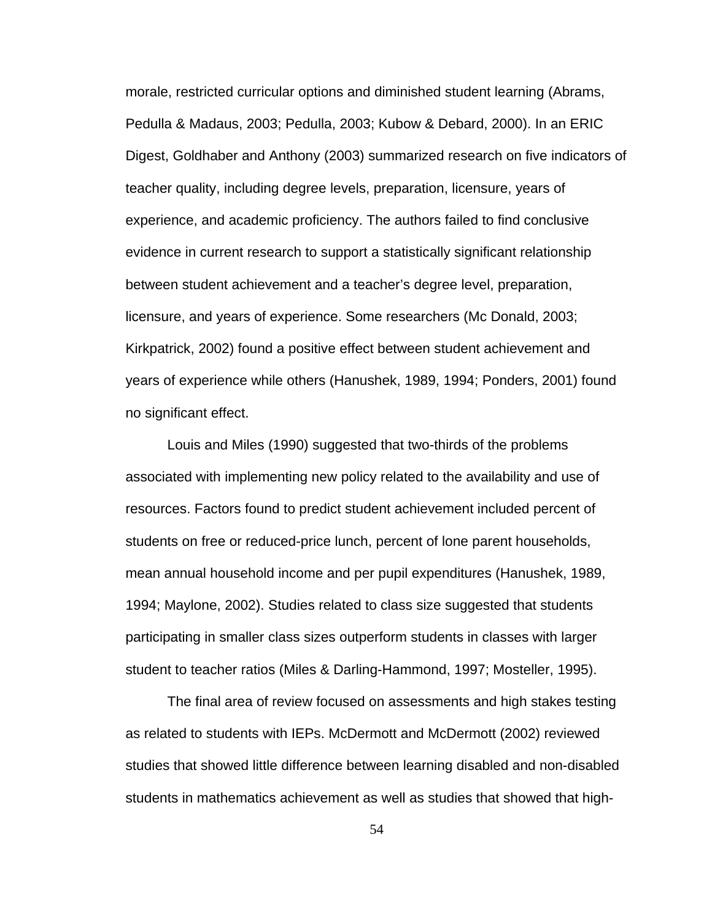morale, restricted curricular options and diminished student learning (Abrams, Pedulla & Madaus, 2003; Pedulla, 2003; Kubow & Debard, 2000). In an ERIC Digest, Goldhaber and Anthony (2003) summarized research on five indicators of teacher quality, including degree levels, preparation, licensure, years of experience, and academic proficiency. The authors failed to find conclusive evidence in current research to support a statistically significant relationship between student achievement and a teacher's degree level, preparation, licensure, and years of experience. Some researchers (Mc Donald, 2003; Kirkpatrick, 2002) found a positive effect between student achievement and years of experience while others (Hanushek, 1989, 1994; Ponders, 2001) found no significant effect.

Louis and Miles (1990) suggested that two-thirds of the problems associated with implementing new policy related to the availability and use of resources. Factors found to predict student achievement included percent of students on free or reduced-price lunch, percent of lone parent households, mean annual household income and per pupil expenditures (Hanushek, 1989, 1994; Maylone, 2002). Studies related to class size suggested that students participating in smaller class sizes outperform students in classes with larger student to teacher ratios (Miles & Darling-Hammond, 1997; Mosteller, 1995).

The final area of review focused on assessments and high stakes testing as related to students with IEPs. McDermott and McDermott (2002) reviewed studies that showed little difference between learning disabled and non-disabled students in mathematics achievement as well as studies that showed that high-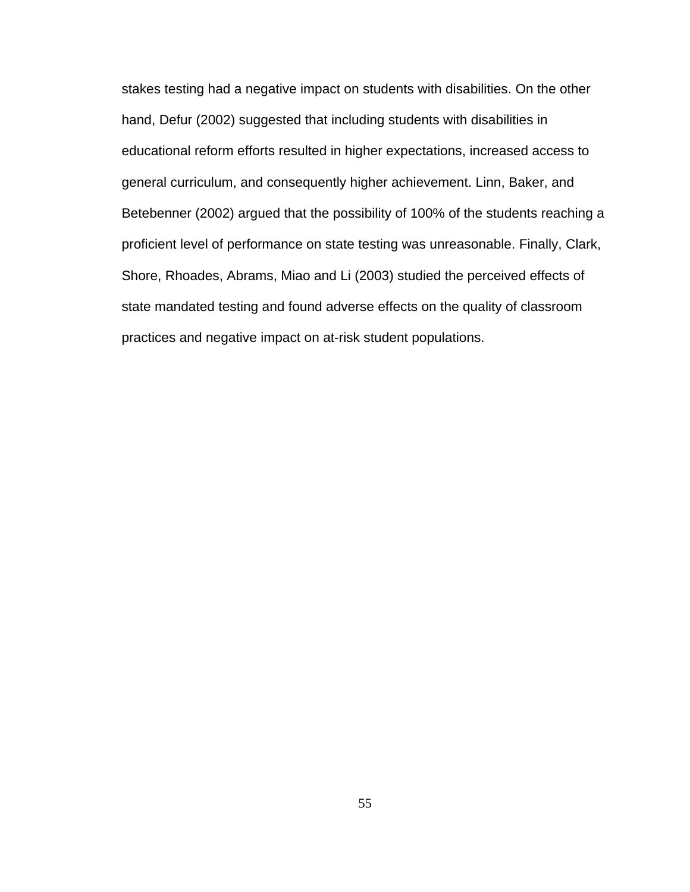stakes testing had a negative impact on students with disabilities. On the other hand, Defur (2002) suggested that including students with disabilities in educational reform efforts resulted in higher expectations, increased access to general curriculum, and consequently higher achievement. Linn, Baker, and Betebenner (2002) argued that the possibility of 100% of the students reaching a proficient level of performance on state testing was unreasonable. Finally, Clark, Shore, Rhoades, Abrams, Miao and Li (2003) studied the perceived effects of state mandated testing and found adverse effects on the quality of classroom practices and negative impact on at-risk student populations.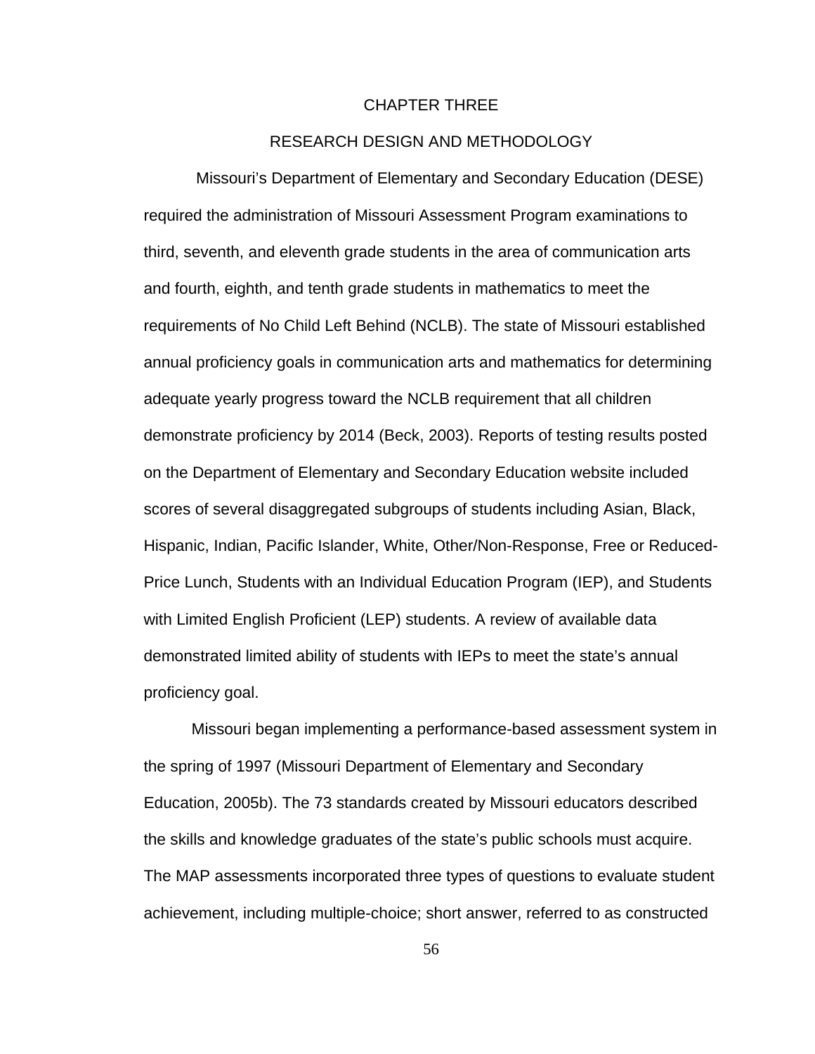# CHAPTER THREE

## RESEARCH DESIGN AND METHODOLOGY

Missouri's Department of Elementary and Secondary Education (DESE) required the administration of Missouri Assessment Program examinations to third, seventh, and eleventh grade students in the area of communication arts and fourth, eighth, and tenth grade students in mathematics to meet the requirements of No Child Left Behind (NCLB). The state of Missouri established annual proficiency goals in communication arts and mathematics for determining adequate yearly progress toward the NCLB requirement that all children demonstrate proficiency by 2014 (Beck, 2003). Reports of testing results posted on the Department of Elementary and Secondary Education website included scores of several disaggregated subgroups of students including Asian, Black, Hispanic, Indian, Pacific Islander, White, Other/Non-Response, Free or Reduced-Price Lunch, Students with an Individual Education Program (IEP), and Students with Limited English Proficient (LEP) students. A review of available data demonstrated limited ability of students with IEPs to meet the state's annual proficiency goal.

Missouri began implementing a performance-based assessment system in the spring of 1997 (Missouri Department of Elementary and Secondary Education, 2005b). The 73 standards created by Missouri educators described the skills and knowledge graduates of the state's public schools must acquire. The MAP assessments incorporated three types of questions to evaluate student achievement, including multiple-choice; short answer, referred to as constructed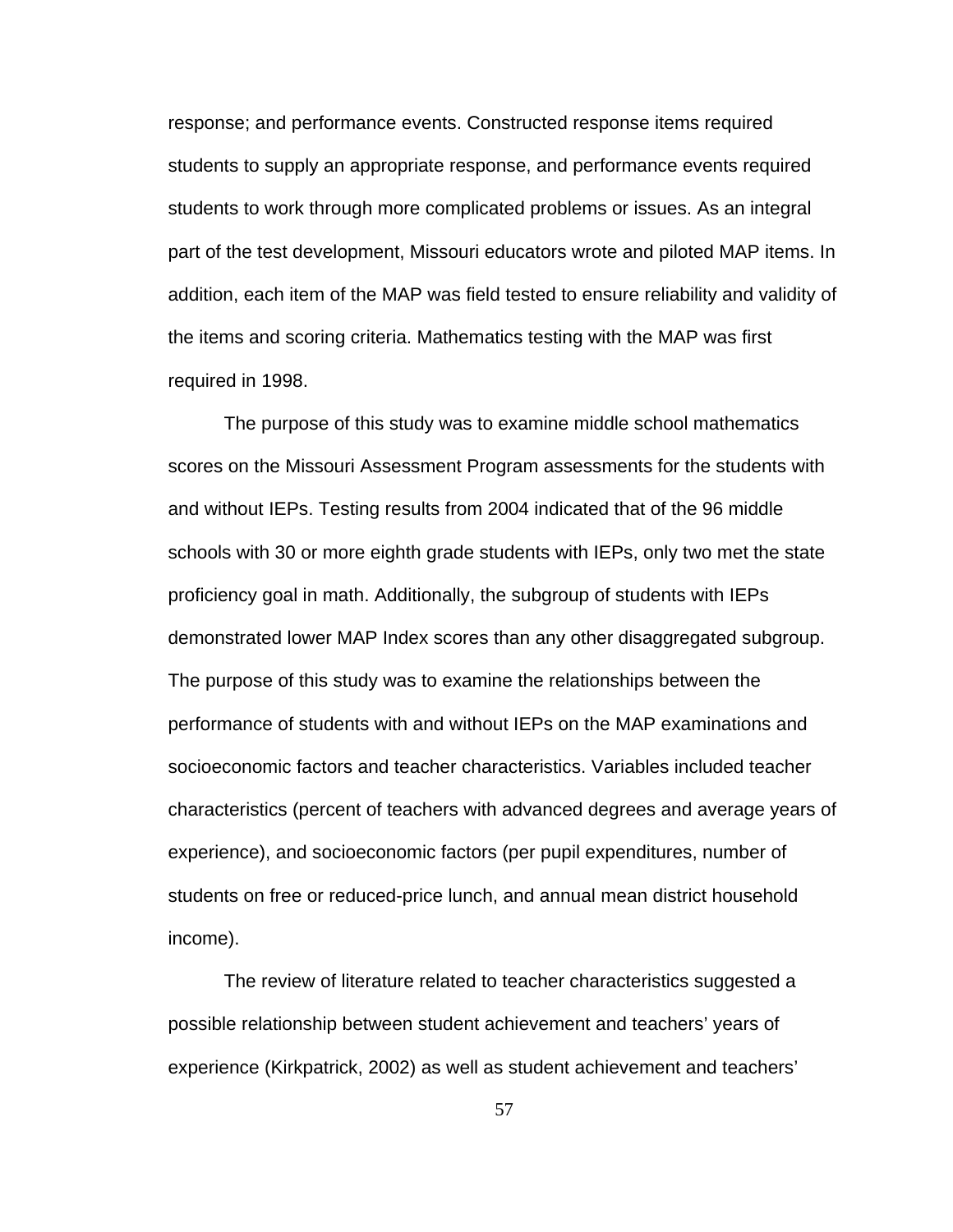response; and performance events. Constructed response items required students to supply an appropriate response, and performance events required students to work through more complicated problems or issues. As an integral part of the test development, Missouri educators wrote and piloted MAP items. In addition, each item of the MAP was field tested to ensure reliability and validity of the items and scoring criteria. Mathematics testing with the MAP was first required in 1998.

The purpose of this study was to examine middle school mathematics scores on the Missouri Assessment Program assessments for the students with and without IEPs. Testing results from 2004 indicated that of the 96 middle schools with 30 or more eighth grade students with IEPs, only two met the state proficiency goal in math. Additionally, the subgroup of students with IEPs demonstrated lower MAP Index scores than any other disaggregated subgroup. The purpose of this study was to examine the relationships between the performance of students with and without IEPs on the MAP examinations and socioeconomic factors and teacher characteristics. Variables included teacher characteristics (percent of teachers with advanced degrees and average years of experience), and socioeconomic factors (per pupil expenditures, number of students on free or reduced-price lunch, and annual mean district household income).

The review of literature related to teacher characteristics suggested a possible relationship between student achievement and teachers' years of experience (Kirkpatrick, 2002) as well as student achievement and teachers'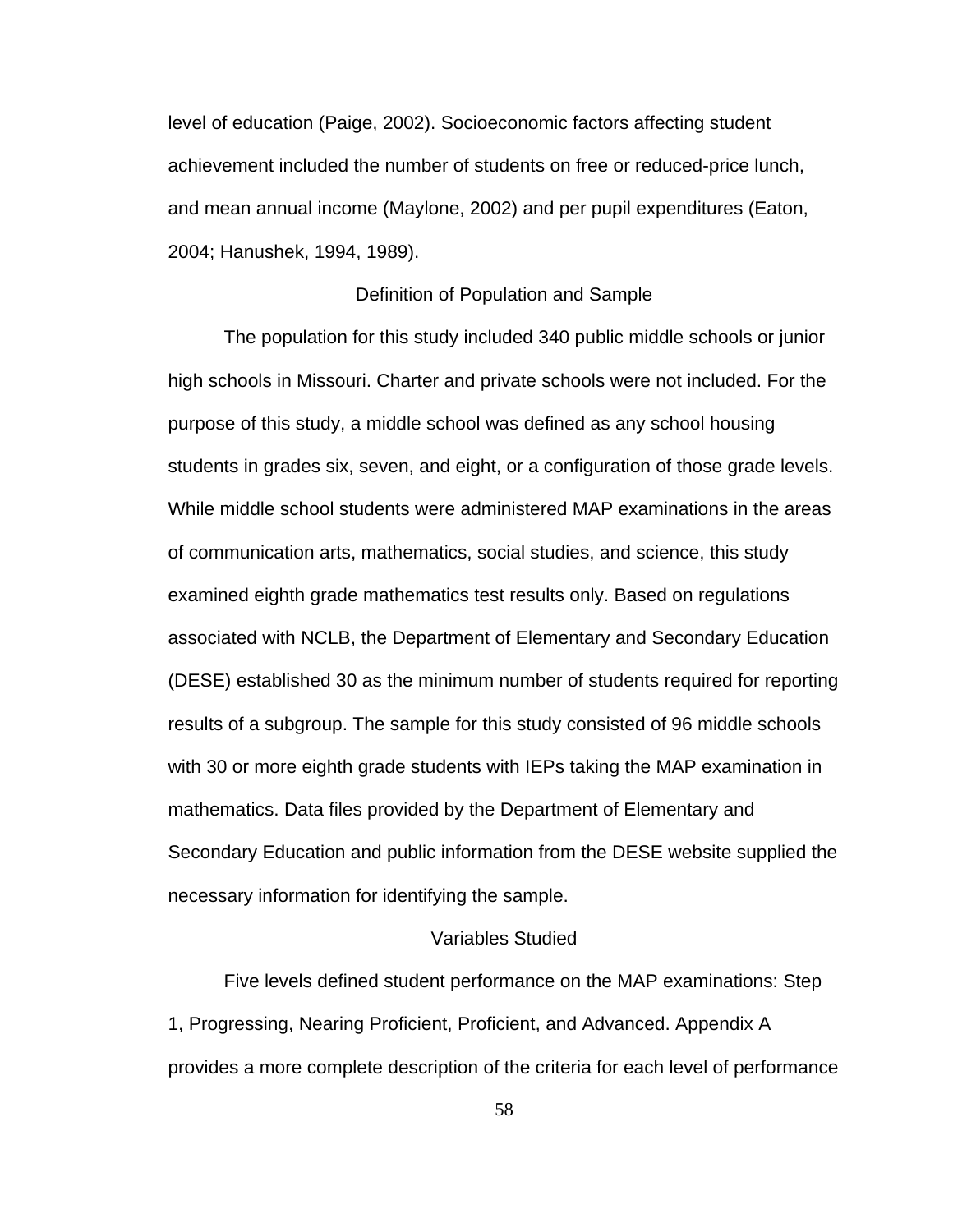level of education (Paige, 2002). Socioeconomic factors affecting student achievement included the number of students on free or reduced-price lunch, and mean annual income (Maylone, 2002) and per pupil expenditures (Eaton, 2004; Hanushek, 1994, 1989).

## Definition of Population and Sample

The population for this study included 340 public middle schools or junior high schools in Missouri. Charter and private schools were not included. For the purpose of this study, a middle school was defined as any school housing students in grades six, seven, and eight, or a configuration of those grade levels. While middle school students were administered MAP examinations in the areas of communication arts, mathematics, social studies, and science, this study examined eighth grade mathematics test results only. Based on regulations associated with NCLB, the Department of Elementary and Secondary Education (DESE) established 30 as the minimum number of students required for reporting results of a subgroup. The sample for this study consisted of 96 middle schools with 30 or more eighth grade students with IEPs taking the MAP examination in mathematics. Data files provided by the Department of Elementary and Secondary Education and public information from the DESE website supplied the necessary information for identifying the sample.

## Variables Studied

Five levels defined student performance on the MAP examinations: Step 1, Progressing, Nearing Proficient, Proficient, and Advanced. Appendix A provides a more complete description of the criteria for each level of performance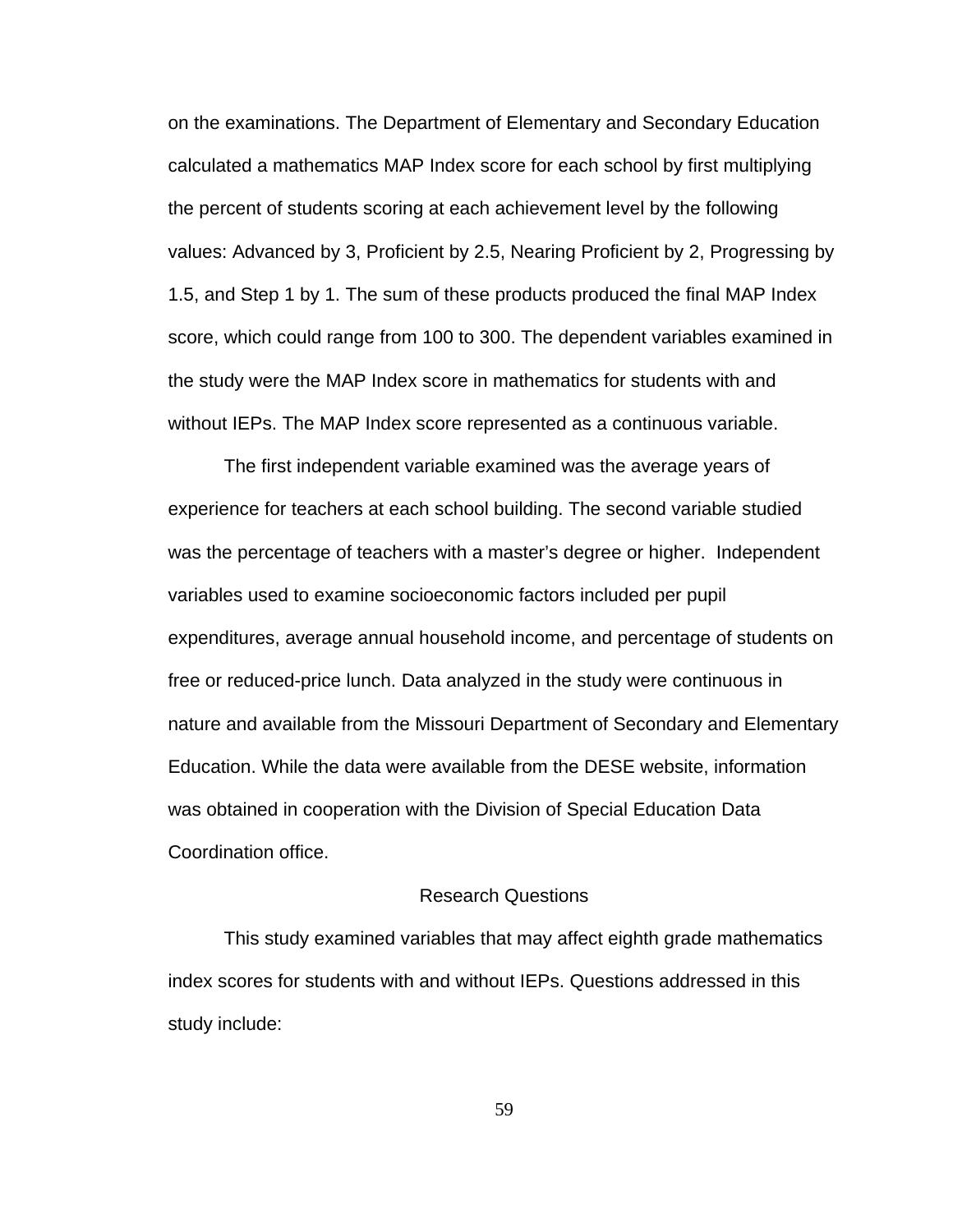on the examinations. The Department of Elementary and Secondary Education calculated a mathematics MAP Index score for each school by first multiplying the percent of students scoring at each achievement level by the following values: Advanced by 3, Proficient by 2.5, Nearing Proficient by 2, Progressing by 1.5, and Step 1 by 1. The sum of these products produced the final MAP Index score, which could range from 100 to 300. The dependent variables examined in the study were the MAP Index score in mathematics for students with and without IEPs. The MAP Index score represented as a continuous variable.

The first independent variable examined was the average years of experience for teachers at each school building. The second variable studied was the percentage of teachers with a master's degree or higher. Independent variables used to examine socioeconomic factors included per pupil expenditures, average annual household income, and percentage of students on free or reduced-price lunch. Data analyzed in the study were continuous in nature and available from the Missouri Department of Secondary and Elementary Education. While the data were available from the DESE website, information was obtained in cooperation with the Division of Special Education Data Coordination office.

## Research Questions

This study examined variables that may affect eighth grade mathematics index scores for students with and without IEPs. Questions addressed in this study include: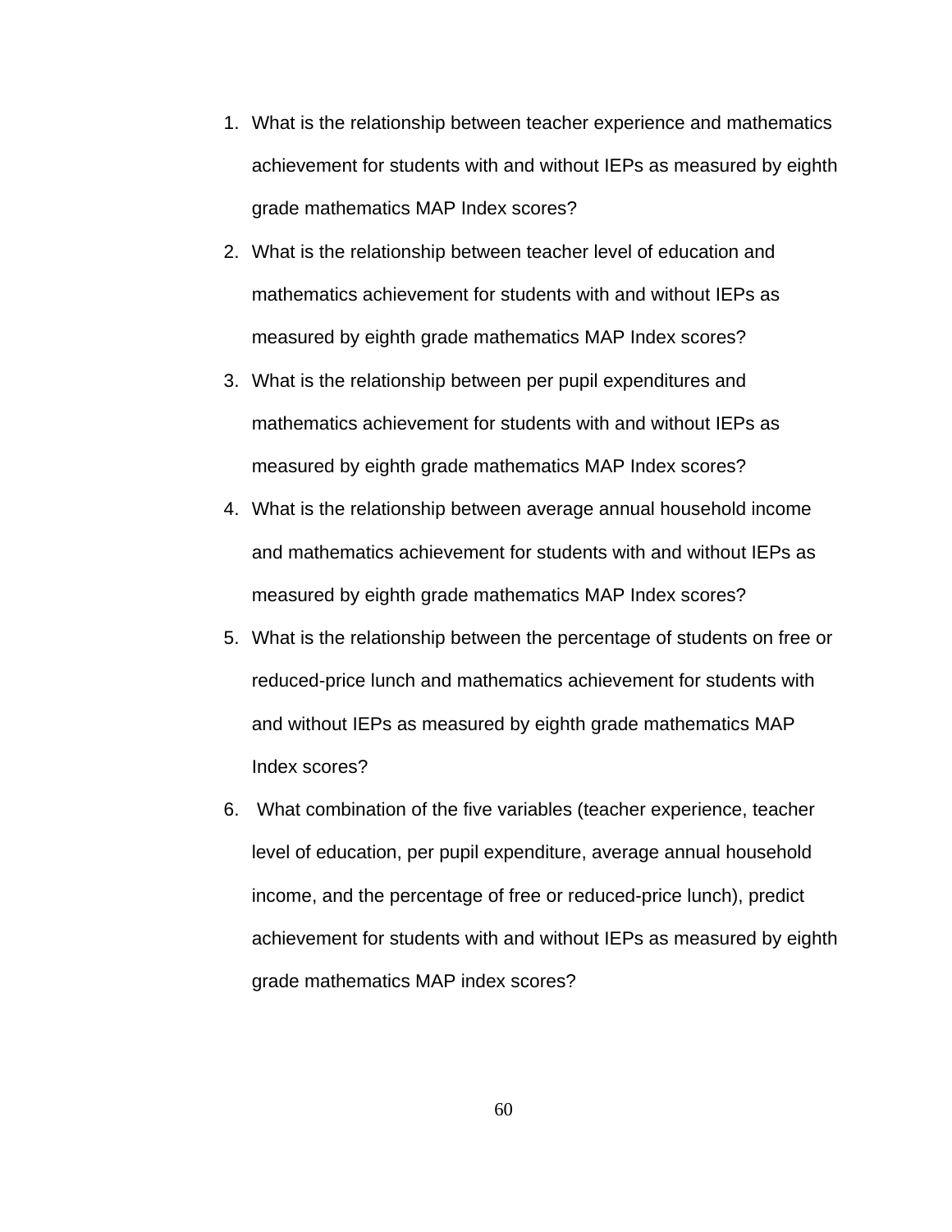1. What is the relationship between teacher experience and mathematics achievement for students with and without IEPs as measured by eighth grade mathematics MAP Index scores?
2. What is the relationship between teacher level of education and mathematics achievement for students with and without IEPs as measured by eighth grade mathematics MAP Index scores?
3. What is the relationship between per pupil expenditures and mathematics achievement for students with and without IEPs as measured by eighth grade mathematics MAP Index scores?
4. What is the relationship between average annual household income and mathematics achievement for students with and without IEPs as measured by eighth grade mathematics MAP Index scores?
5. What is the relationship between the percentage of students on free or reduced-price lunch and mathematics achievement for students with and without IEPs as measured by eighth grade mathematics MAP Index scores?
6. What combination of the five variables (teacher experience, teacher level of education, per pupil expenditure, average annual household income, and the percentage of free or reduced-price lunch), predict achievement for students with and without IEPs as measured by eighth grade mathematics MAP index scores?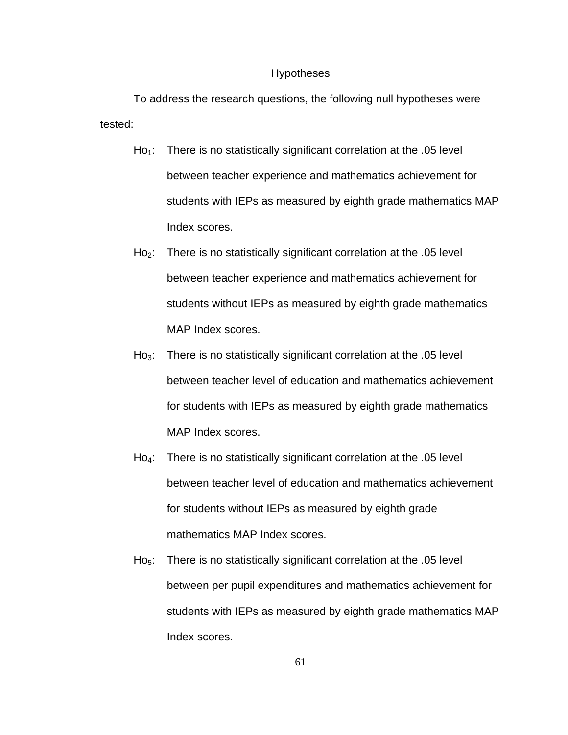## Hypotheses

To address the research questions, the following null hypotheses were tested:

$Ho_1$: There is no statistically significant correlation at the .05 level between teacher experience and mathematics achievement for students with IEPs as measured by eighth grade mathematics MAP Index scores.

$Ho_2$: There is no statistically significant correlation at the .05 level between teacher experience and mathematics achievement for students without IEPs as measured by eighth grade mathematics MAP Index scores.

$Ho_3$: There is no statistically significant correlation at the .05 level between teacher level of education and mathematics achievement for students with IEPs as measured by eighth grade mathematics MAP Index scores.

$Ho_4$: There is no statistically significant correlation at the .05 level between teacher level of education and mathematics achievement for students without IEPs as measured by eighth grade mathematics MAP Index scores.

$Ho_5$: There is no statistically significant correlation at the .05 level between per pupil expenditures and mathematics achievement for students with IEPs as measured by eighth grade mathematics MAP Index scores.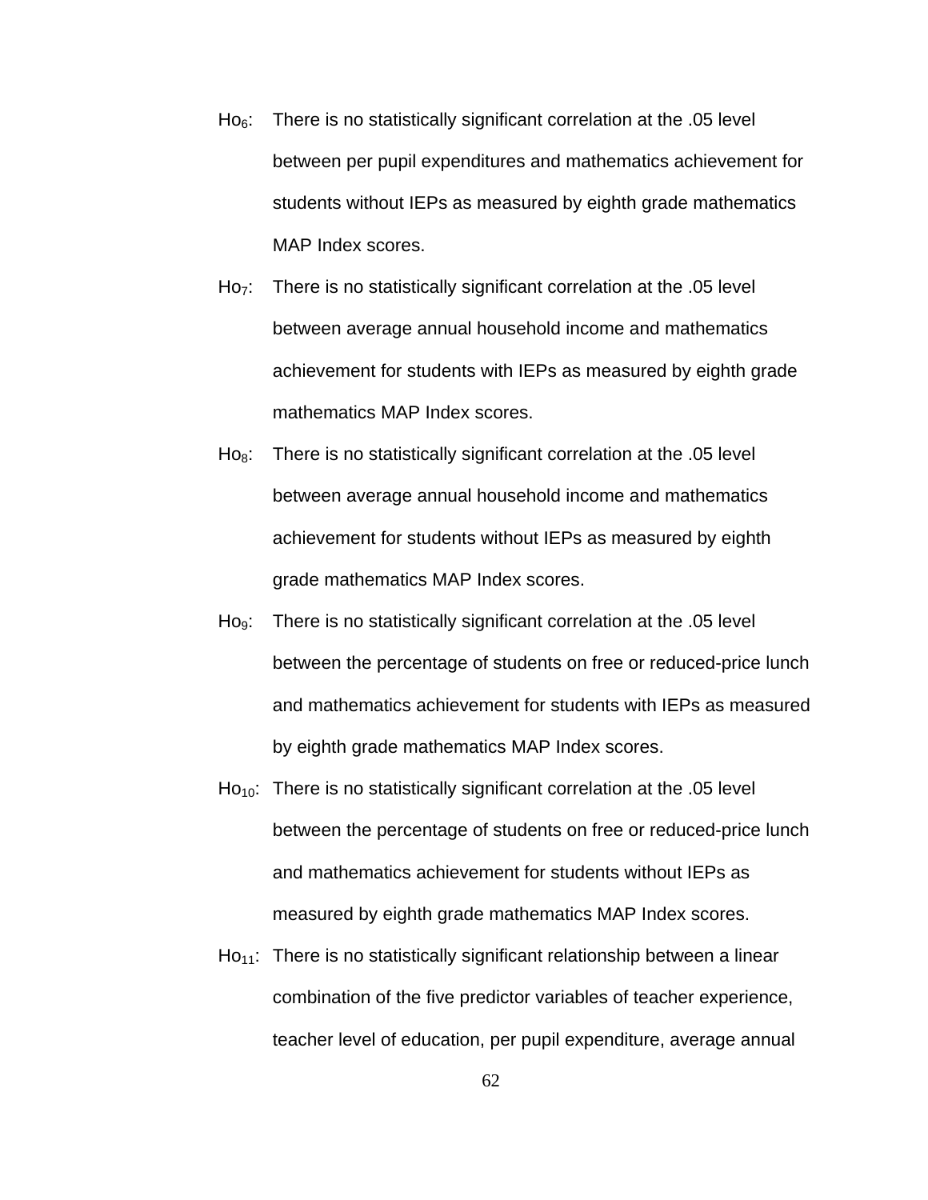$Ho_6$: There is no statistically significant correlation at the .05 level between per pupil expenditures and mathematics achievement for students without IEPs as measured by eighth grade mathematics MAP Index scores.

$Ho_7$: There is no statistically significant correlation at the .05 level between average annual household income and mathematics achievement for students with IEPs as measured by eighth grade mathematics MAP Index scores.

$Ho_8$: There is no statistically significant correlation at the .05 level between average annual household income and mathematics achievement for students without IEPs as measured by eighth grade mathematics MAP Index scores.

$Ho_9$: There is no statistically significant correlation at the .05 level between the percentage of students on free or reduced-price lunch and mathematics achievement for students with IEPs as measured by eighth grade mathematics MAP Index scores.

$Ho_{10}$: There is no statistically significant correlation at the .05 level between the percentage of students on free or reduced-price lunch and mathematics achievement for students without IEPs as measured by eighth grade mathematics MAP Index scores.

$Ho_{11}$: There is no statistically significant relationship between a linear combination of the five predictor variables of teacher experience, teacher level of education, per pupil expenditure, average annual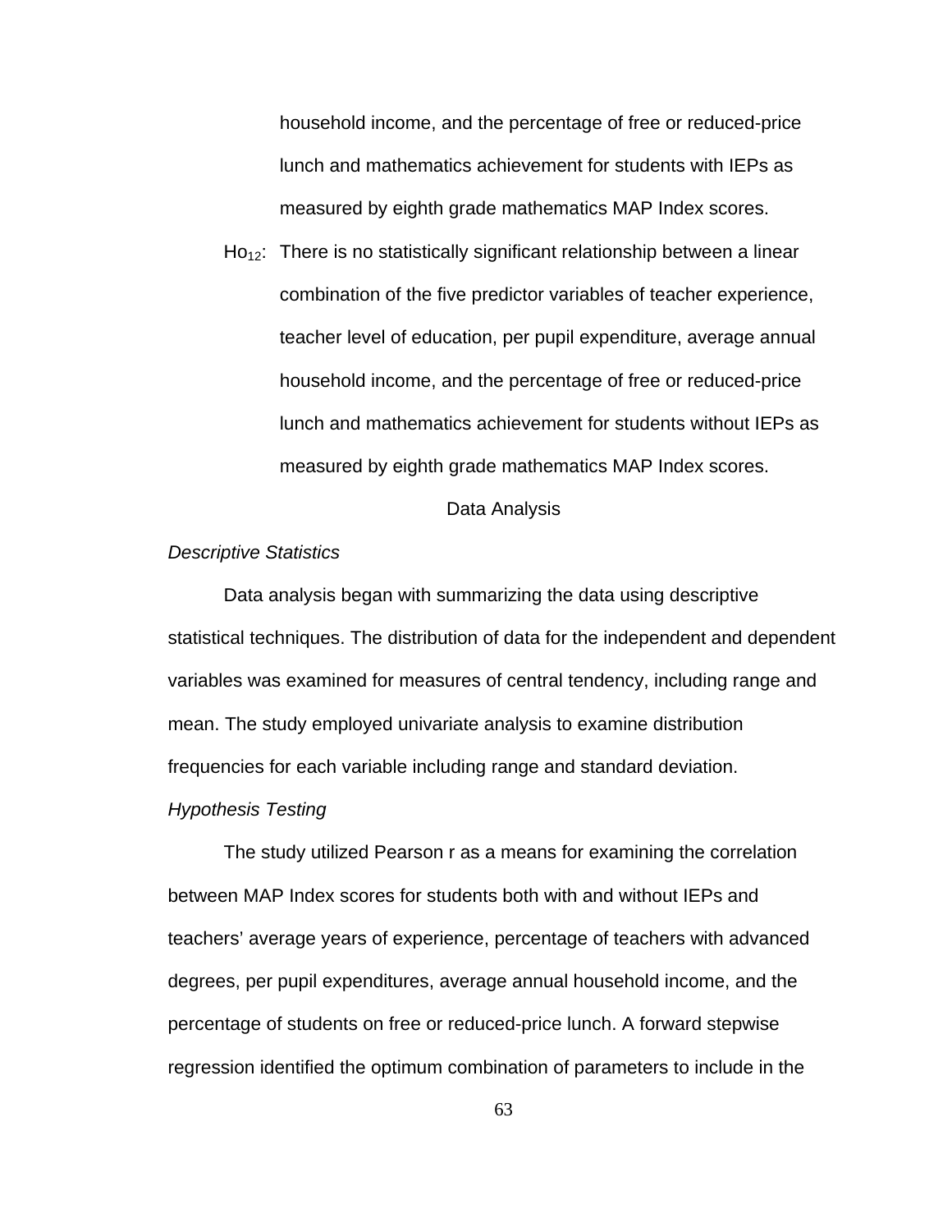household income, and the percentage of free or reduced-price lunch and mathematics achievement for students with IEPs as measured by eighth grade mathematics MAP Index scores.

$Ho_{12}$: There is no statistically significant relationship between a linear combination of the five predictor variables of teacher experience, teacher level of education, per pupil expenditure, average annual household income, and the percentage of free or reduced-price lunch and mathematics achievement for students without IEPs as measured by eighth grade mathematics MAP Index scores.

## Data Analysis

### *Descriptive Statistics*

Data analysis began with summarizing the data using descriptive statistical techniques. The distribution of data for the independent and dependent variables was examined for measures of central tendency, including range and mean. The study employed univariate analysis to examine distribution frequencies for each variable including range and standard deviation.

### *Hypothesis Testing*

The study utilized Pearson r as a means for examining the correlation between MAP Index scores for students both with and without IEPs and teachers' average years of experience, percentage of teachers with advanced degrees, per pupil expenditures, average annual household income, and the percentage of students on free or reduced-price lunch. A forward stepwise regression identified the optimum combination of parameters to include in the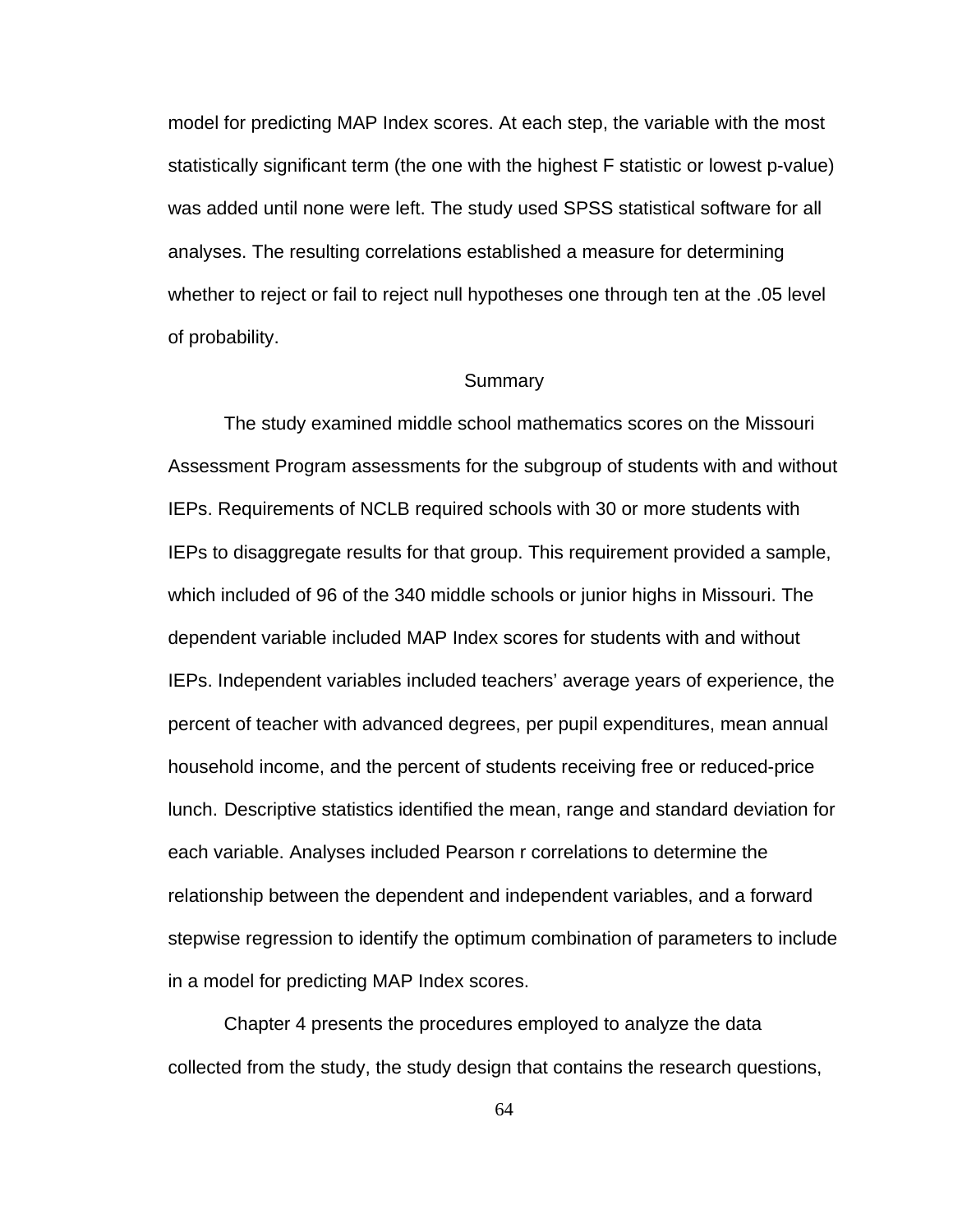model for predicting MAP Index scores. At each step, the variable with the most statistically significant term (the one with the highest F statistic or lowest p-value) was added until none were left. The study used SPSS statistical software for all analyses. The resulting correlations established a measure for determining whether to reject or fail to reject null hypotheses one through ten at the .05 level of probability.

## Summary

The study examined middle school mathematics scores on the Missouri Assessment Program assessments for the subgroup of students with and without IEPs. Requirements of NCLB required schools with 30 or more students with IEPs to disaggregate results for that group. This requirement provided a sample, which included of 96 of the 340 middle schools or junior highs in Missouri. The dependent variable included MAP Index scores for students with and without IEPs. Independent variables included teachers' average years of experience, the percent of teacher with advanced degrees, per pupil expenditures, mean annual household income, and the percent of students receiving free or reduced-price lunch. Descriptive statistics identified the mean, range and standard deviation for each variable. Analyses included Pearson r correlations to determine the relationship between the dependent and independent variables, and a forward stepwise regression to identify the optimum combination of parameters to include in a model for predicting MAP Index scores.

Chapter 4 presents the procedures employed to analyze the data collected from the study, the study design that contains the research questions,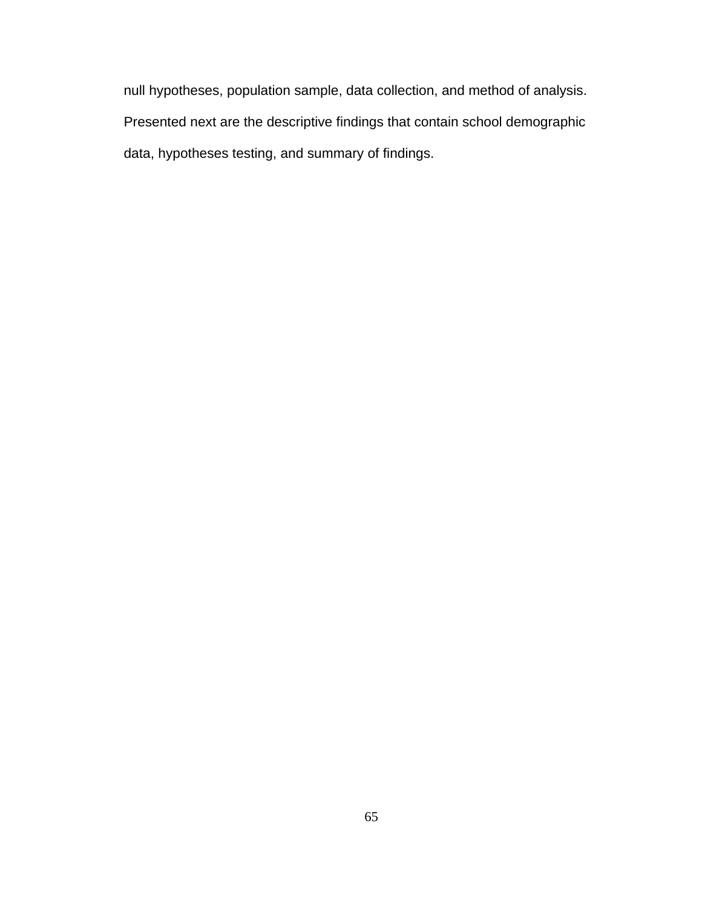null hypotheses, population sample, data collection, and method of analysis. Presented next are the descriptive findings that contain school demographic data, hypotheses testing, and summary of findings.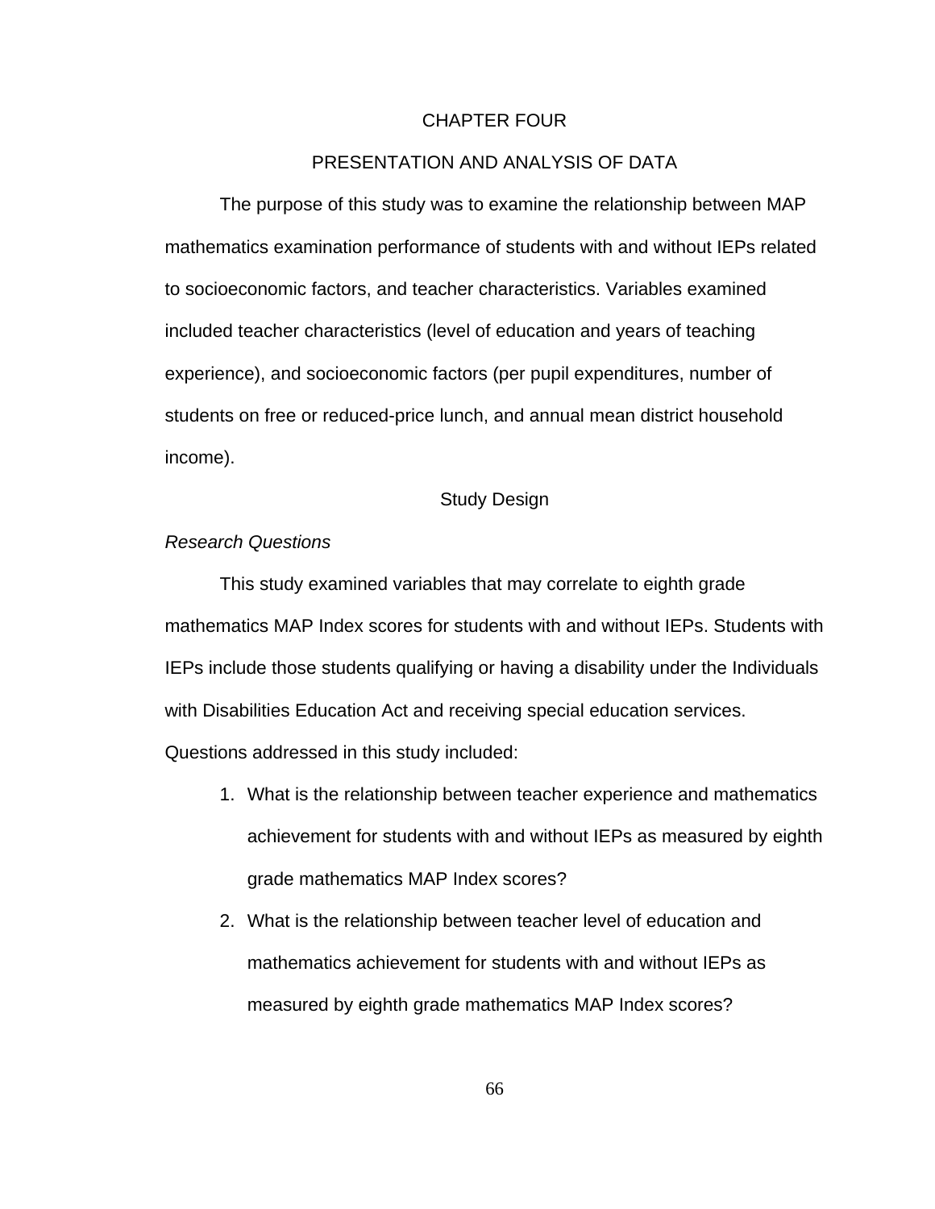# CHAPTER FOUR

## PRESENTATION AND ANALYSIS OF DATA

The purpose of this study was to examine the relationship between MAP mathematics examination performance of students with and without IEPs related to socioeconomic factors, and teacher characteristics. Variables examined included teacher characteristics (level of education and years of teaching experience), and socioeconomic factors (per pupil expenditures, number of students on free or reduced-price lunch, and annual mean district household income).

### Study Design

*Research Questions*

This study examined variables that may correlate to eighth grade mathematics MAP Index scores for students with and without IEPs. Students with IEPs include those students qualifying or having a disability under the Individuals with Disabilities Education Act and receiving special education services. Questions addressed in this study included:

1. What is the relationship between teacher experience and mathematics achievement for students with and without IEPs as measured by eighth grade mathematics MAP Index scores?
2. What is the relationship between teacher level of education and mathematics achievement for students with and without IEPs as measured by eighth grade mathematics MAP Index scores?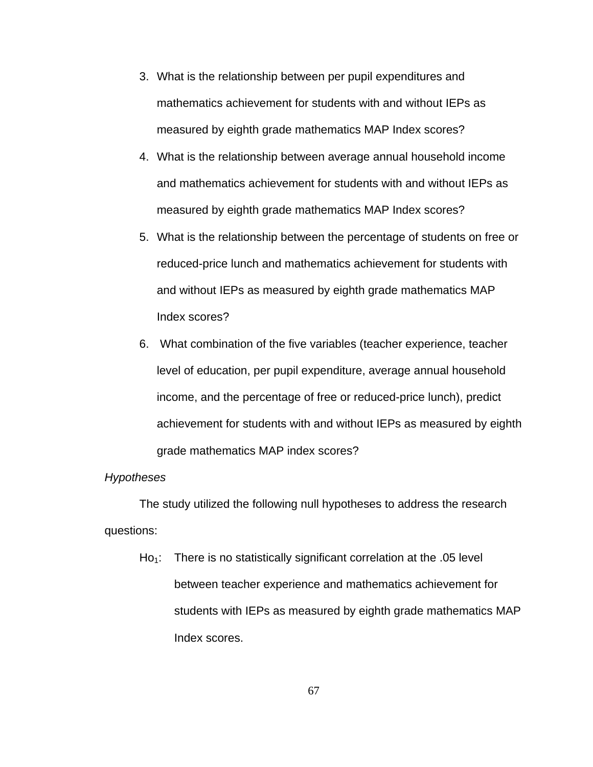3. What is the relationship between per pupil expenditures and mathematics achievement for students with and without IEPs as measured by eighth grade mathematics MAP Index scores?
4. What is the relationship between average annual household income and mathematics achievement for students with and without IEPs as measured by eighth grade mathematics MAP Index scores?
5. What is the relationship between the percentage of students on free or reduced-price lunch and mathematics achievement for students with and without IEPs as measured by eighth grade mathematics MAP Index scores?
6. What combination of the five variables (teacher experience, teacher level of education, per pupil expenditure, average annual household income, and the percentage of free or reduced-price lunch), predict achievement for students with and without IEPs as measured by eighth grade mathematics MAP index scores?

*Hypotheses*

The study utilized the following null hypotheses to address the research questions:

$Ho_1$: There is no statistically significant correlation at the .05 level between teacher experience and mathematics achievement for students with IEPs as measured by eighth grade mathematics MAP Index scores.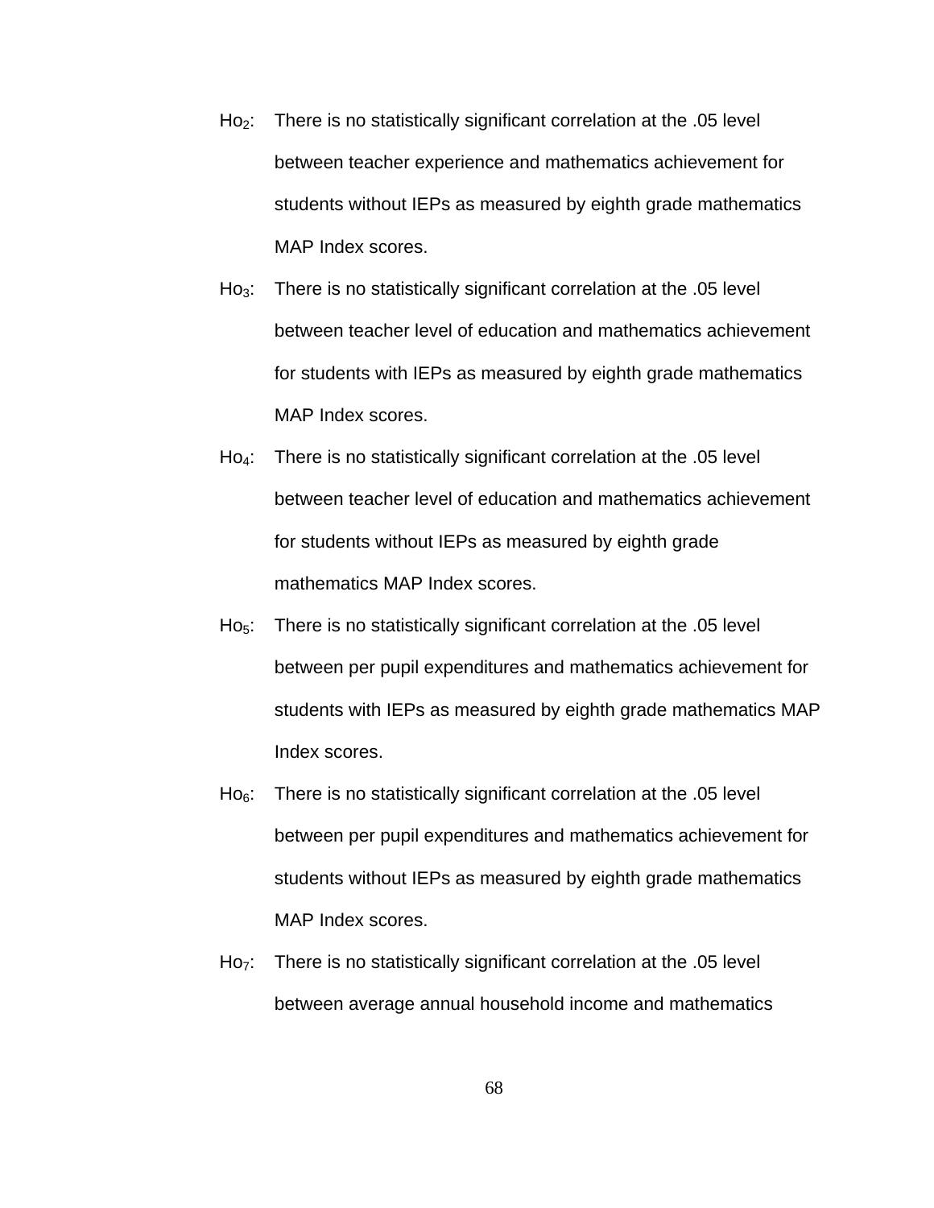$Ho_2$: There is no statistically significant correlation at the .05 level between teacher experience and mathematics achievement for students without IEPs as measured by eighth grade mathematics MAP Index scores.

$Ho_3$: There is no statistically significant correlation at the .05 level between teacher level of education and mathematics achievement for students with IEPs as measured by eighth grade mathematics MAP Index scores.

$Ho_4$: There is no statistically significant correlation at the .05 level between teacher level of education and mathematics achievement for students without IEPs as measured by eighth grade mathematics MAP Index scores.

$Ho_5$: There is no statistically significant correlation at the .05 level between per pupil expenditures and mathematics achievement for students with IEPs as measured by eighth grade mathematics MAP Index scores.

$Ho_6$: There is no statistically significant correlation at the .05 level between per pupil expenditures and mathematics achievement for students without IEPs as measured by eighth grade mathematics MAP Index scores.

$Ho_7$: There is no statistically significant correlation at the .05 level between average annual household income and mathematics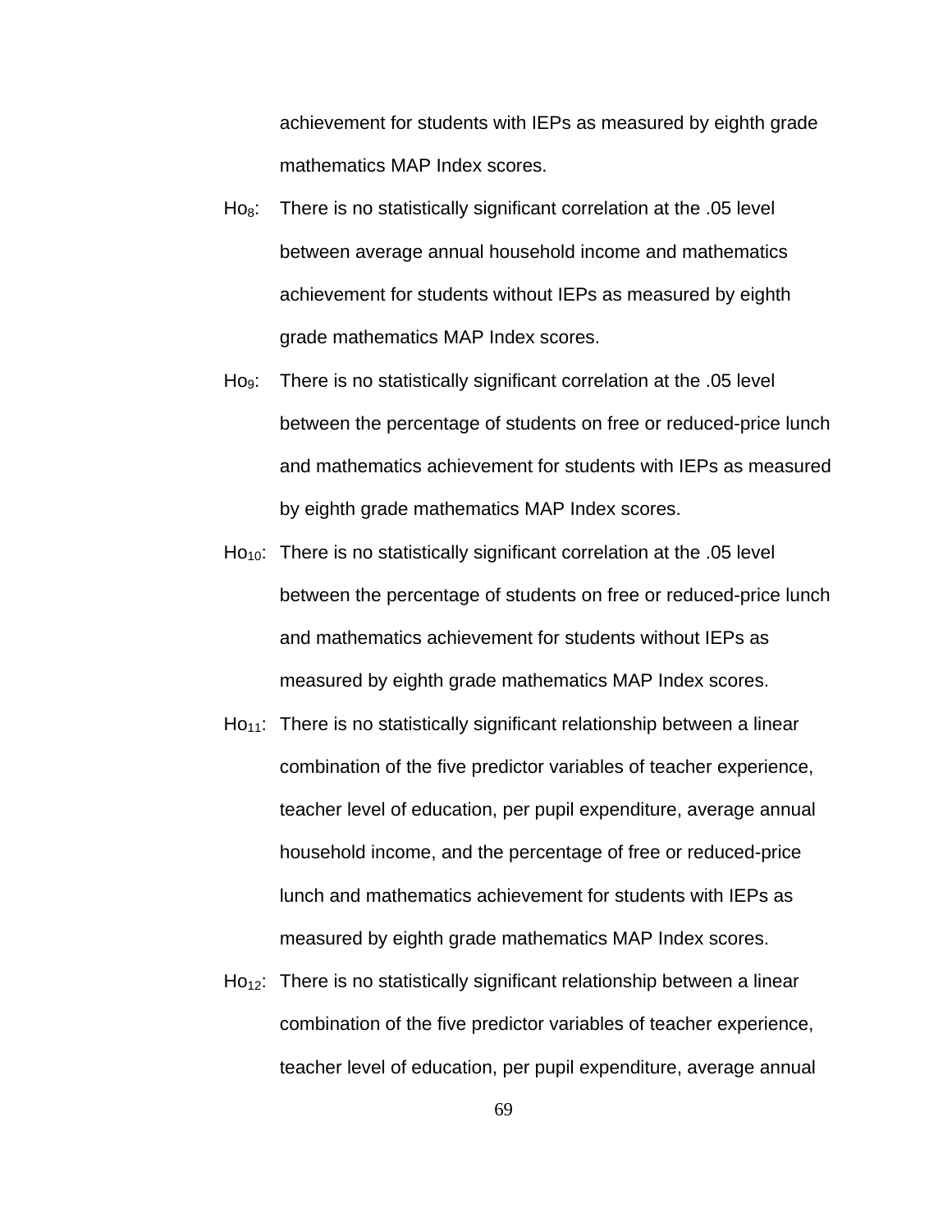achievement for students with IEPs as measured by eighth grade mathematics MAP Index scores.

$Ho_8$: There is no statistically significant correlation at the .05 level between average annual household income and mathematics achievement for students without IEPs as measured by eighth grade mathematics MAP Index scores.

$Ho_9$: There is no statistically significant correlation at the .05 level between the percentage of students on free or reduced-price lunch and mathematics achievement for students with IEPs as measured by eighth grade mathematics MAP Index scores.

$Ho_{10}$: There is no statistically significant correlation at the .05 level between the percentage of students on free or reduced-price lunch and mathematics achievement for students without IEPs as measured by eighth grade mathematics MAP Index scores.

$Ho_{11}$: There is no statistically significant relationship between a linear combination of the five predictor variables of teacher experience, teacher level of education, per pupil expenditure, average annual household income, and the percentage of free or reduced-price lunch and mathematics achievement for students with IEPs as measured by eighth grade mathematics MAP Index scores.

$Ho_{12}$: There is no statistically significant relationship between a linear combination of the five predictor variables of teacher experience, teacher level of education, per pupil expenditure, average annual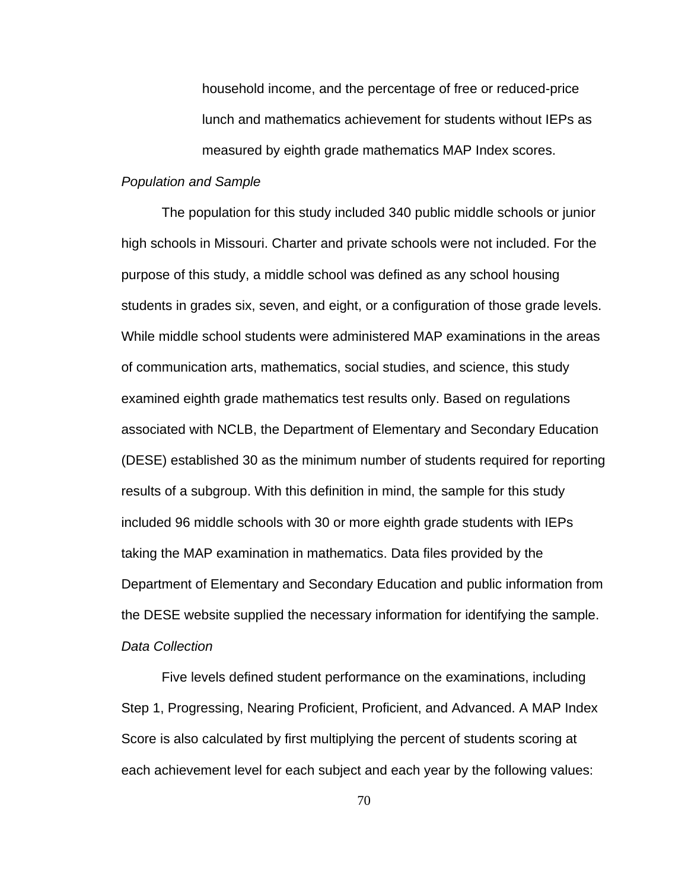household income, and the percentage of free or reduced-price lunch and mathematics achievement for students without IEPs as measured by eighth grade mathematics MAP Index scores.

*Population and Sample*

The population for this study included 340 public middle schools or junior high schools in Missouri. Charter and private schools were not included. For the purpose of this study, a middle school was defined as any school housing students in grades six, seven, and eight, or a configuration of those grade levels. While middle school students were administered MAP examinations in the areas of communication arts, mathematics, social studies, and science, this study examined eighth grade mathematics test results only. Based on regulations associated with NCLB, the Department of Elementary and Secondary Education (DESE) established 30 as the minimum number of students required for reporting results of a subgroup. With this definition in mind, the sample for this study included 96 middle schools with 30 or more eighth grade students with IEPs taking the MAP examination in mathematics. Data files provided by the Department of Elementary and Secondary Education and public information from the DESE website supplied the necessary information for identifying the sample.

*Data Collection*

Five levels defined student performance on the examinations, including Step 1, Progressing, Nearing Proficient, Proficient, and Advanced. A MAP Index Score is also calculated by first multiplying the percent of students scoring at each achievement level for each subject and each year by the following values: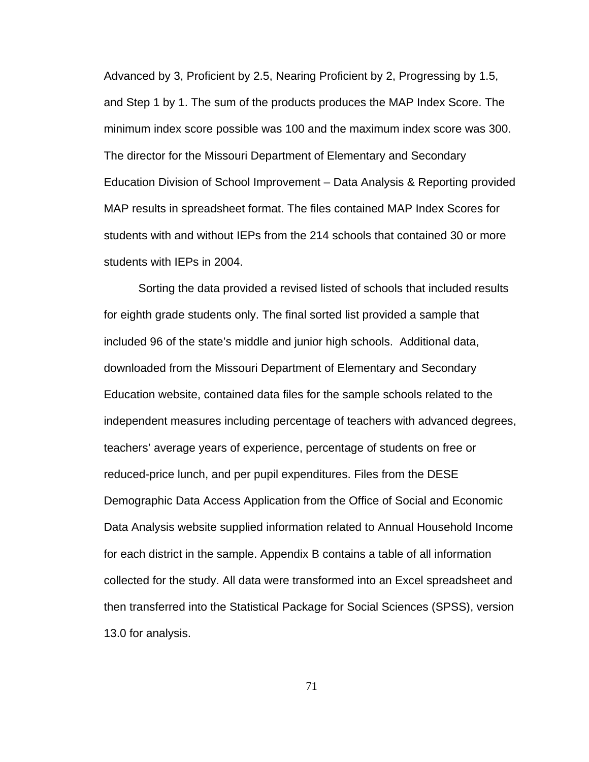Advanced by 3, Proficient by 2.5, Nearing Proficient by 2, Progressing by 1.5, and Step 1 by 1. The sum of the products produces the MAP Index Score. The minimum index score possible was 100 and the maximum index score was 300. The director for the Missouri Department of Elementary and Secondary Education Division of School Improvement – Data Analysis & Reporting provided MAP results in spreadsheet format. The files contained MAP Index Scores for students with and without IEPs from the 214 schools that contained 30 or more students with IEPs in 2004.

Sorting the data provided a revised listed of schools that included results for eighth grade students only. The final sorted list provided a sample that included 96 of the state's middle and junior high schools. Additional data, downloaded from the Missouri Department of Elementary and Secondary Education website, contained data files for the sample schools related to the independent measures including percentage of teachers with advanced degrees, teachers' average years of experience, percentage of students on free or reduced-price lunch, and per pupil expenditures. Files from the DESE Demographic Data Access Application from the Office of Social and Economic Data Analysis website supplied information related to Annual Household Income for each district in the sample. Appendix B contains a table of all information collected for the study. All data were transformed into an Excel spreadsheet and then transferred into the Statistical Package for Social Sciences (SPSS), version 13.0 for analysis.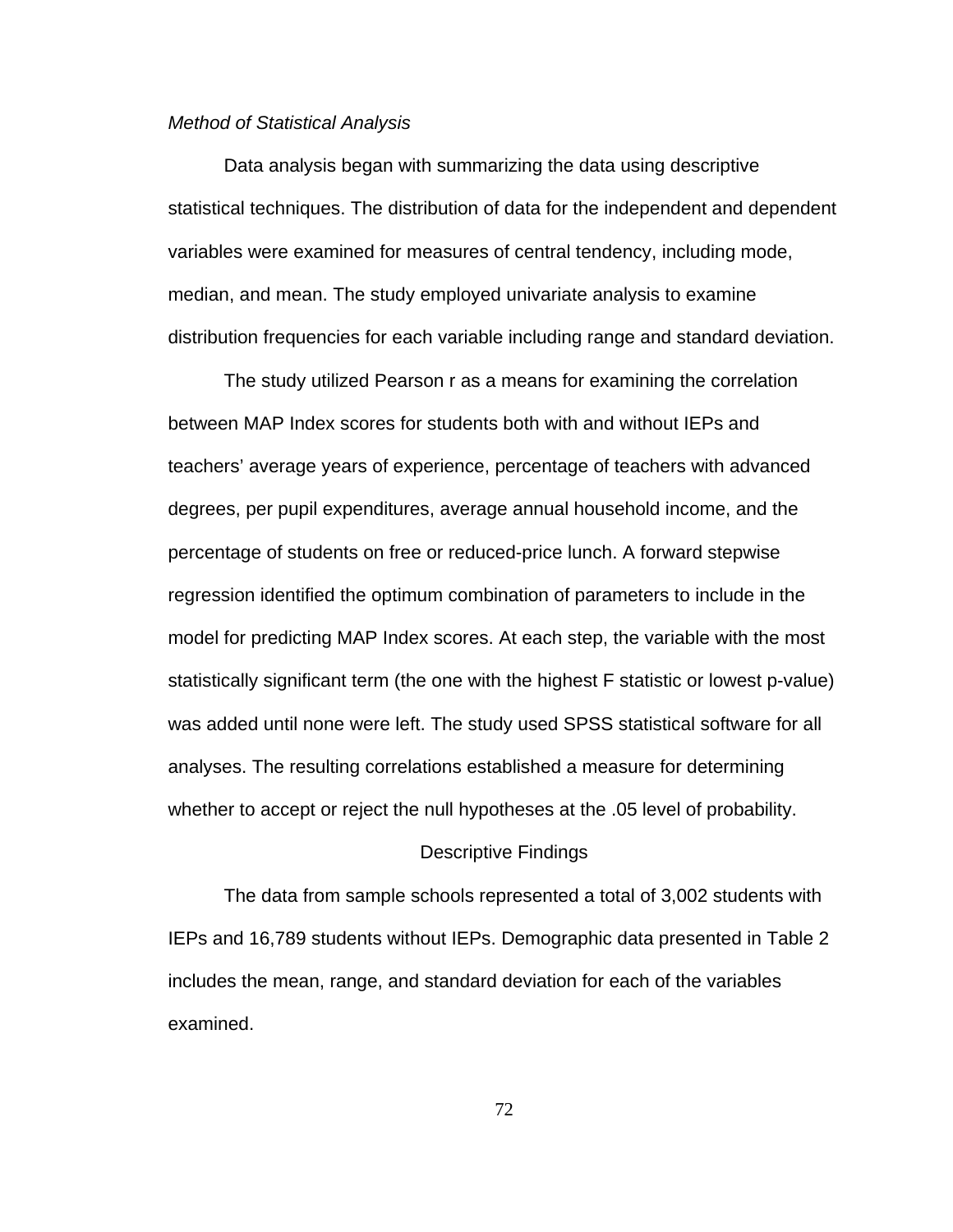*Method of Statistical Analysis*

Data analysis began with summarizing the data using descriptive statistical techniques. The distribution of data for the independent and dependent variables were examined for measures of central tendency, including mode, median, and mean. The study employed univariate analysis to examine distribution frequencies for each variable including range and standard deviation.

The study utilized Pearson r as a means for examining the correlation between MAP Index scores for students both with and without IEPs and teachers' average years of experience, percentage of teachers with advanced degrees, per pupil expenditures, average annual household income, and the percentage of students on free or reduced-price lunch. A forward stepwise regression identified the optimum combination of parameters to include in the model for predicting MAP Index scores. At each step, the variable with the most statistically significant term (the one with the highest F statistic or lowest p-value) was added until none were left. The study used SPSS statistical software for all analyses. The resulting correlations established a measure for determining whether to accept or reject the null hypotheses at the .05 level of probability.

## Descriptive Findings

The data from sample schools represented a total of 3,002 students with IEPs and 16,789 students without IEPs. Demographic data presented in Table 2 includes the mean, range, and standard deviation for each of the variables examined.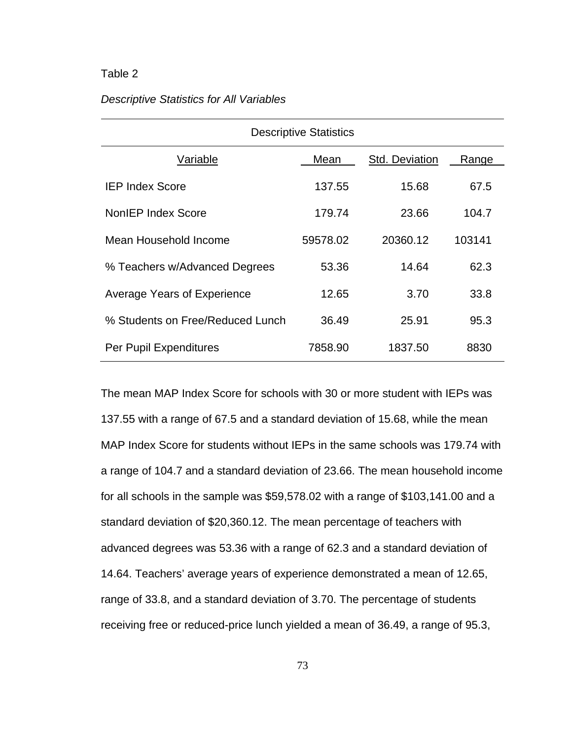Table 2

*Descriptive Statistics for All Variables*

| Descriptive Statistics | | | |
|---|---|---|---|
| Variable | Mean | Std. Deviation | Range |
| IEP Index Score | 137.55 | 15.68 | 67.5 |
| NonIEP Index Score | 179.74 | 23.66 | 104.7 |
| Mean Household Income | 59578.02 | 20360.12 | 103141 |
| % Teachers w/Advanced Degrees | 53.36 | 14.64 | 62.3 |
| Average Years of Experience | 12.65 | 3.70 | 33.8 |
| % Students on Free/Reduced Lunch | 36.49 | 25.91 | 95.3 |
| Per Pupil Expenditures | 7858.90 | 1837.50 | 8830 |

The mean MAP Index Score for schools with 30 or more student with IEPs was 137.55 with a range of 67.5 and a standard deviation of 15.68, while the mean MAP Index Score for students without IEPs in the same schools was 179.74 with a range of 104.7 and a standard deviation of 23.66. The mean household income for all schools in the sample was $59,578.02 with a range of $103,141.00 and a standard deviation of $20,360.12. The mean percentage of teachers with advanced degrees was 53.36 with a range of 62.3 and a standard deviation of 14.64. Teachers' average years of experience demonstrated a mean of 12.65, range of 33.8, and a standard deviation of 3.70. The percentage of students receiving free or reduced-price lunch yielded a mean of 36.49, a range of 95.3,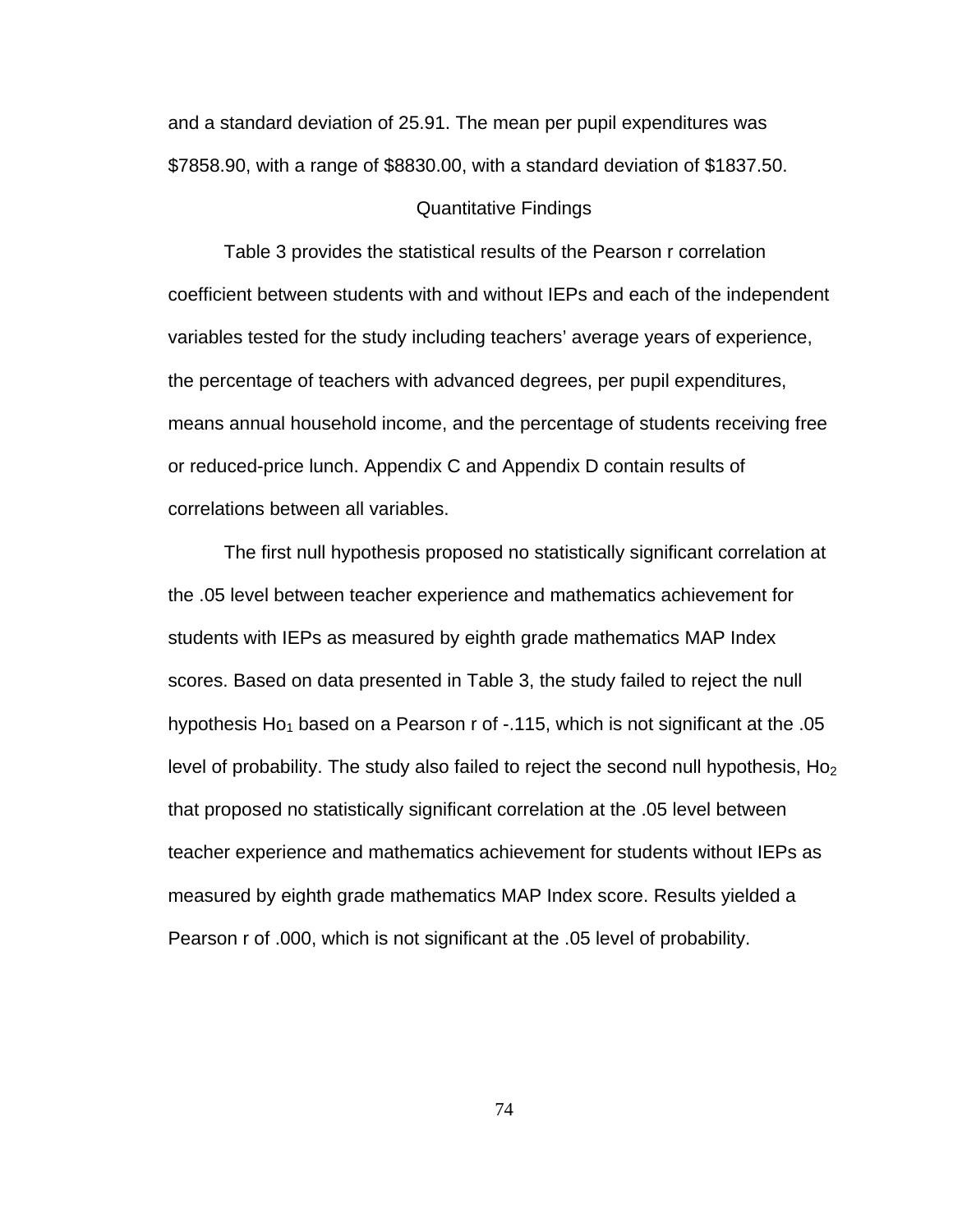and a standard deviation of 25.91. The mean per pupil expenditures was $7858.90, with a range of $8830.00, with a standard deviation of $1837.50.

## Quantitative Findings

Table 3 provides the statistical results of the Pearson r correlation coefficient between students with and without IEPs and each of the independent variables tested for the study including teachers' average years of experience, the percentage of teachers with advanced degrees, per pupil expenditures, means annual household income, and the percentage of students receiving free or reduced-price lunch. Appendix C and Appendix D contain results of correlations between all variables.

The first null hypothesis proposed no statistically significant correlation at the .05 level between teacher experience and mathematics achievement for students with IEPs as measured by eighth grade mathematics MAP Index scores. Based on data presented in Table 3, the study failed to reject the null hypothesis $Ho_1$ based on a Pearson r of -.115, which is not significant at the .05 level of probability. The study also failed to reject the second null hypothesis, $Ho_2$ that proposed no statistically significant correlation at the .05 level between teacher experience and mathematics achievement for students without IEPs as measured by eighth grade mathematics MAP Index score. Results yielded a Pearson r of .000, which is not significant at the .05 level of probability.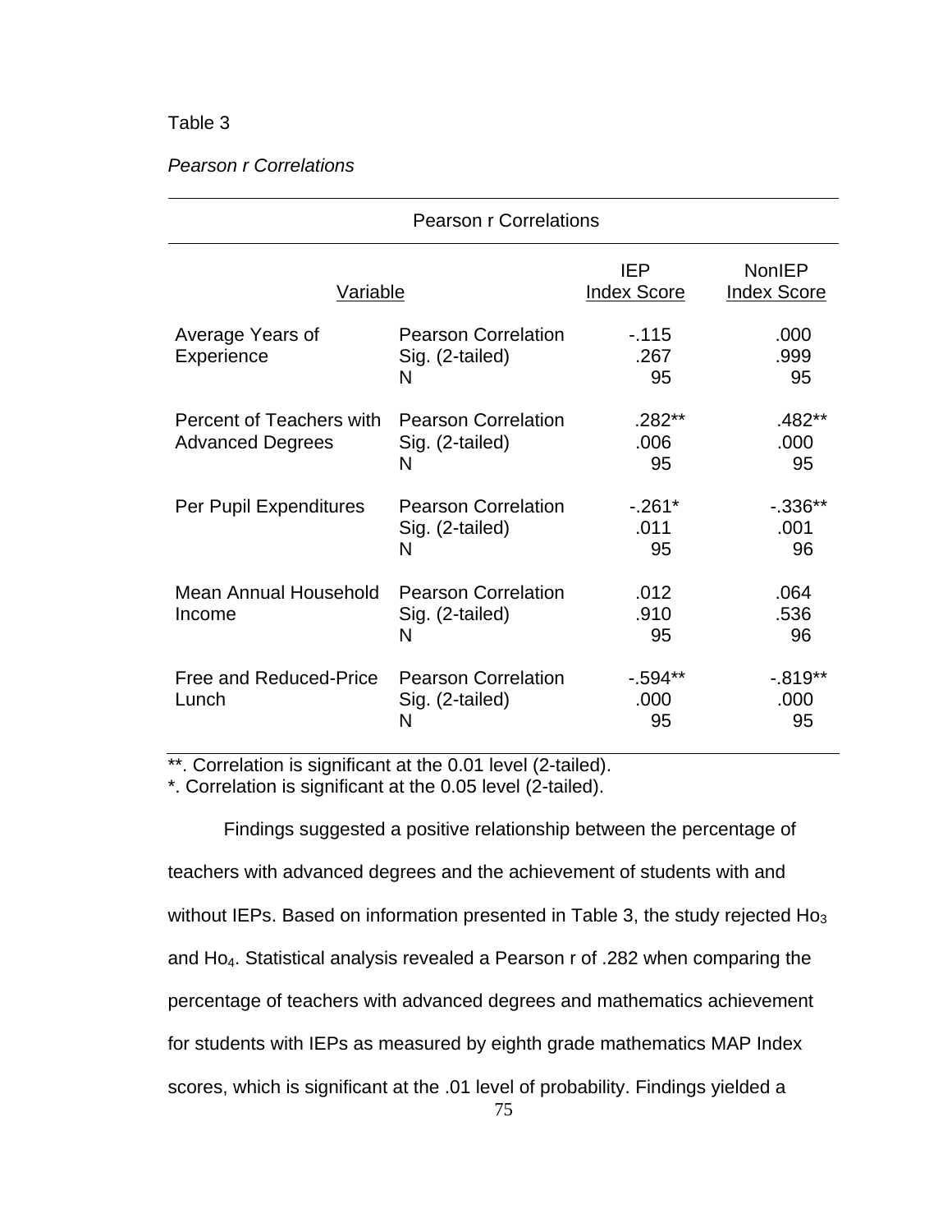Table 3

*Pearson r Correlations*

| Pearson r Correlations | | | |
|---|---|---|---|
| Variable | | IEP Index Score | NonIEP Index Score |
| Average Years of Experience | Pearson Correlation | -.115 | .000 |
| | Sig. (2-tailed) | .267 | .999 |
| | N | 95 | 95 |
| Percent of Teachers with Advanced Degrees | Pearson Correlation | .282** | .482** |
| | Sig. (2-tailed) | .006 | .000 |
| | N | 95 | 95 |
| Per Pupil Expenditures | Pearson Correlation | -.261* | -.336** |
| | Sig. (2-tailed) | .011 | .001 |
| | N | 95 | 96 |
| Mean Annual Household Income | Pearson Correlation | .012 | .064 |
| | Sig. (2-tailed) | .910 | .536 |
| | N | 95 | 96 |
| Free and Reduced-Price Lunch | Pearson Correlation | -.594** | -.819** |
| | Sig. (2-tailed) | .000 | .000 |
| | N | 95 | 95 |

**. Correlation is significant at the 0.01 level (2-tailed).

*. Correlation is significant at the 0.05 level (2-tailed).

Findings suggested a positive relationship between the percentage of teachers with advanced degrees and the achievement of students with and without IEPs. Based on information presented in Table 3, the study rejected $Ho_3$ and $Ho_4$. Statistical analysis revealed a Pearson r of .282 when comparing the percentage of teachers with advanced degrees and mathematics achievement for students with IEPs as measured by eighth grade mathematics MAP Index scores, which is significant at the .01 level of probability. Findings yielded a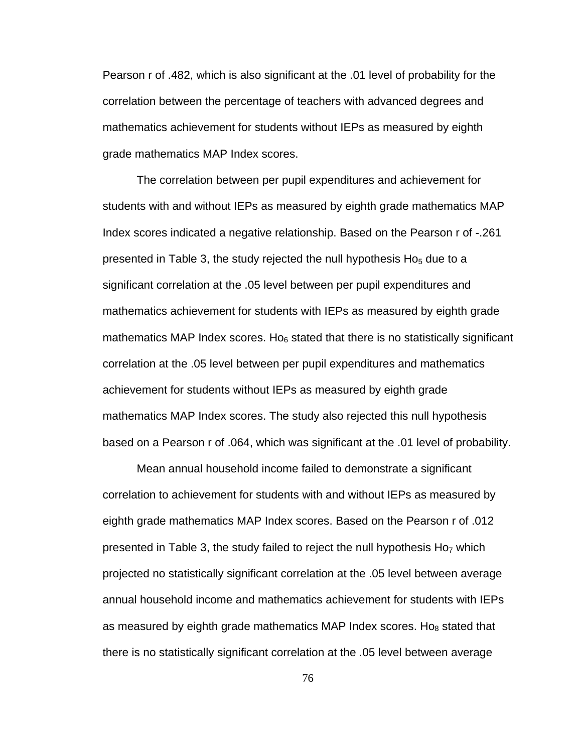Pearson r of .482, which is also significant at the .01 level of probability for the correlation between the percentage of teachers with advanced degrees and mathematics achievement for students without IEPs as measured by eighth grade mathematics MAP Index scores.

The correlation between per pupil expenditures and achievement for students with and without IEPs as measured by eighth grade mathematics MAP Index scores indicated a negative relationship. Based on the Pearson r of -.261 presented in Table 3, the study rejected the null hypothesis $Ho_5$ due to a significant correlation at the .05 level between per pupil expenditures and mathematics achievement for students with IEPs as measured by eighth grade mathematics MAP Index scores. $Ho_6$ stated that there is no statistically significant correlation at the .05 level between per pupil expenditures and mathematics achievement for students without IEPs as measured by eighth grade mathematics MAP Index scores. The study also rejected this null hypothesis based on a Pearson r of .064, which was significant at the .01 level of probability.

Mean annual household income failed to demonstrate a significant correlation to achievement for students with and without IEPs as measured by eighth grade mathematics MAP Index scores. Based on the Pearson r of .012 presented in Table 3, the study failed to reject the null hypothesis $Ho_7$ which projected no statistically significant correlation at the .05 level between average annual household income and mathematics achievement for students with IEPs as measured by eighth grade mathematics MAP Index scores. $Ho_8$ stated that there is no statistically significant correlation at the .05 level between average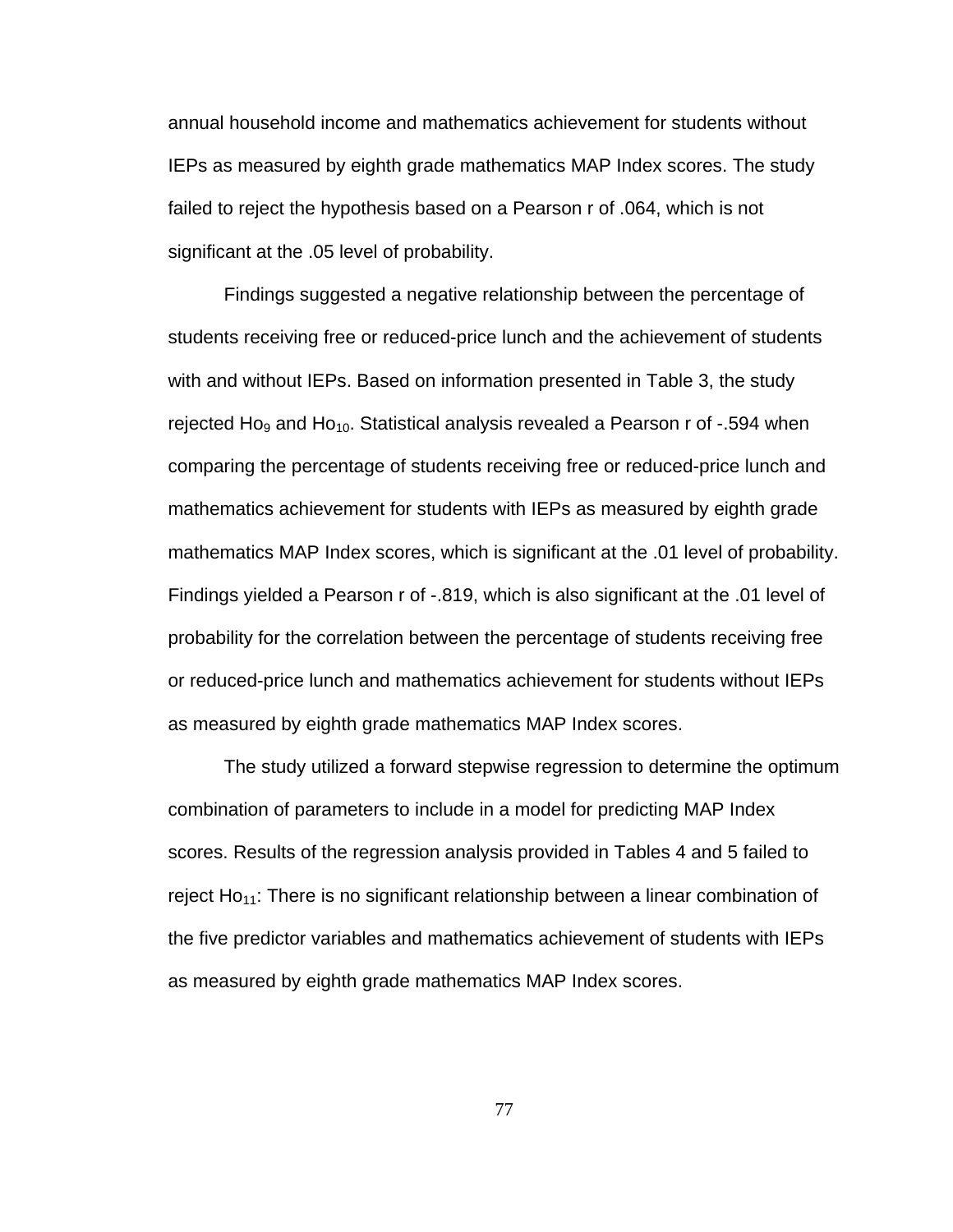annual household income and mathematics achievement for students without IEPs as measured by eighth grade mathematics MAP Index scores. The study failed to reject the hypothesis based on a Pearson r of .064, which is not significant at the .05 level of probability.

Findings suggested a negative relationship between the percentage of students receiving free or reduced-price lunch and the achievement of students with and without IEPs. Based on information presented in Table 3, the study rejected $Ho_9$ and $Ho_{10}$. Statistical analysis revealed a Pearson r of -.594 when comparing the percentage of students receiving free or reduced-price lunch and mathematics achievement for students with IEPs as measured by eighth grade mathematics MAP Index scores, which is significant at the .01 level of probability. Findings yielded a Pearson r of -.819, which is also significant at the .01 level of probability for the correlation between the percentage of students receiving free or reduced-price lunch and mathematics achievement for students without IEPs as measured by eighth grade mathematics MAP Index scores.

The study utilized a forward stepwise regression to determine the optimum combination of parameters to include in a model for predicting MAP Index scores. Results of the regression analysis provided in Tables 4 and 5 failed to reject $Ho_{11}$: There is no significant relationship between a linear combination of the five predictor variables and mathematics achievement of students with IEPs as measured by eighth grade mathematics MAP Index scores.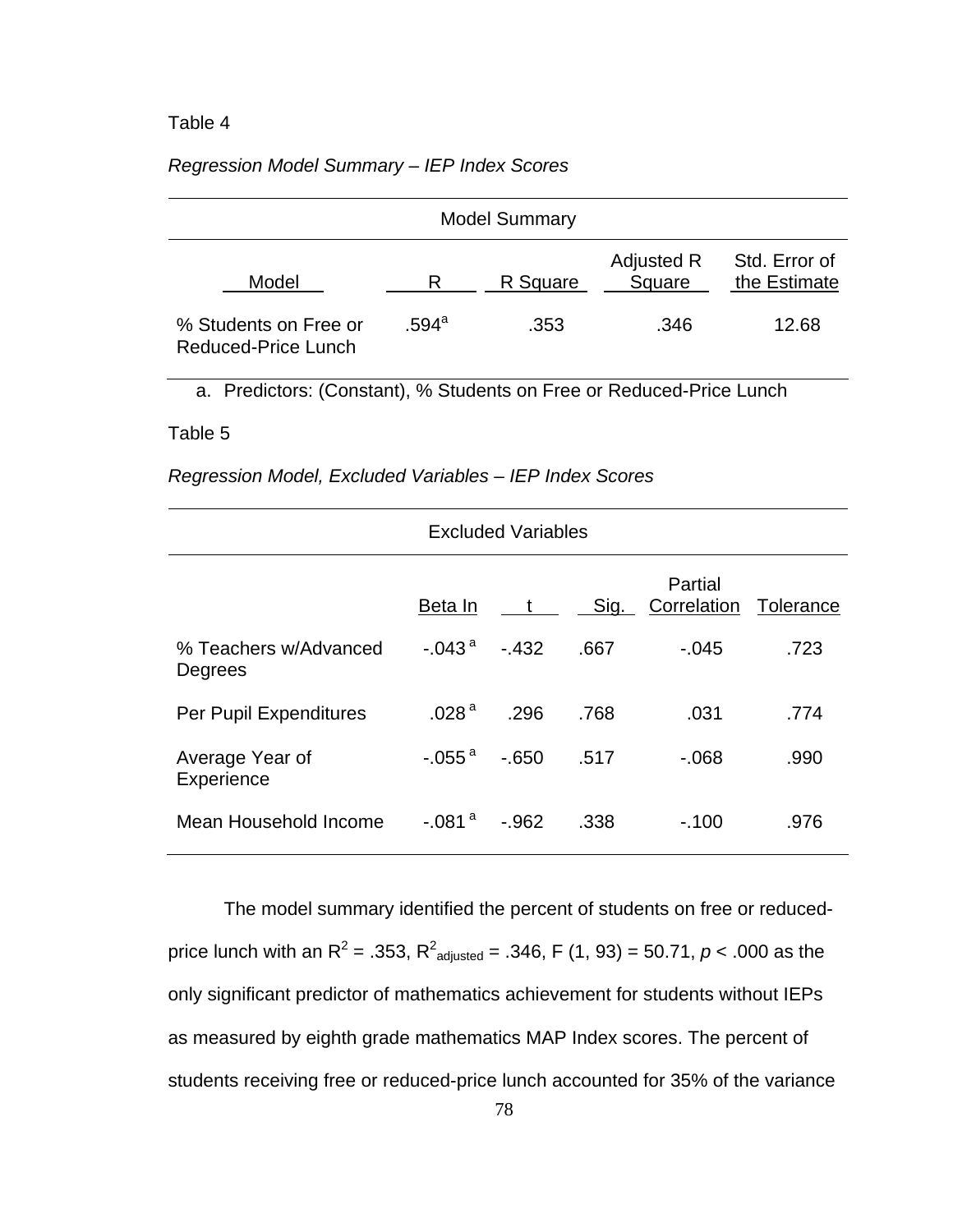Table 4

*Regression Model Summary – IEP Index Scores*

| Model Summary | | | | |
|---|---|---|---|---|
| Model | R | R Square | Adjusted R Square | Std. Error of the Estimate |
| % Students on Free or Reduced-Price Lunch | .594[a] | .353 | .346 | 12.68 |

a. Predictors: (Constant), % Students on Free or Reduced-Price Lunch

Table 5

*Regression Model, Excluded Variables – IEP Index Scores*

| Excluded Variables | | | | | |
|---|---|---|---|---|---|
| | Beta In | t | Sig. | Partial Correlation | Tolerance |
| % Teachers w/Advanced Degrees | -.043[a] | -.432 | .667 | -.045 | .723 |
| Per Pupil Expenditures | .028[a] | .296 | .768 | .031 | .774 |
| Average Year of Experience | -.055[a] | -.650 | .517 | -.068 | .990 |
| Mean Household Income | -.081[a] | -.962 | .338 | -.100 | .976 |

The model summary identified the percent of students on free or reduced-price lunch with an $R^2$ = .353, $R^2_{adjusted}$ = .346, F (1, 93) = 50.71, $p$ < .000 as the only significant predictor of mathematics achievement for students without IEPs as measured by eighth grade mathematics MAP Index scores. The percent of students receiving free or reduced-price lunch accounted for 35% of the variance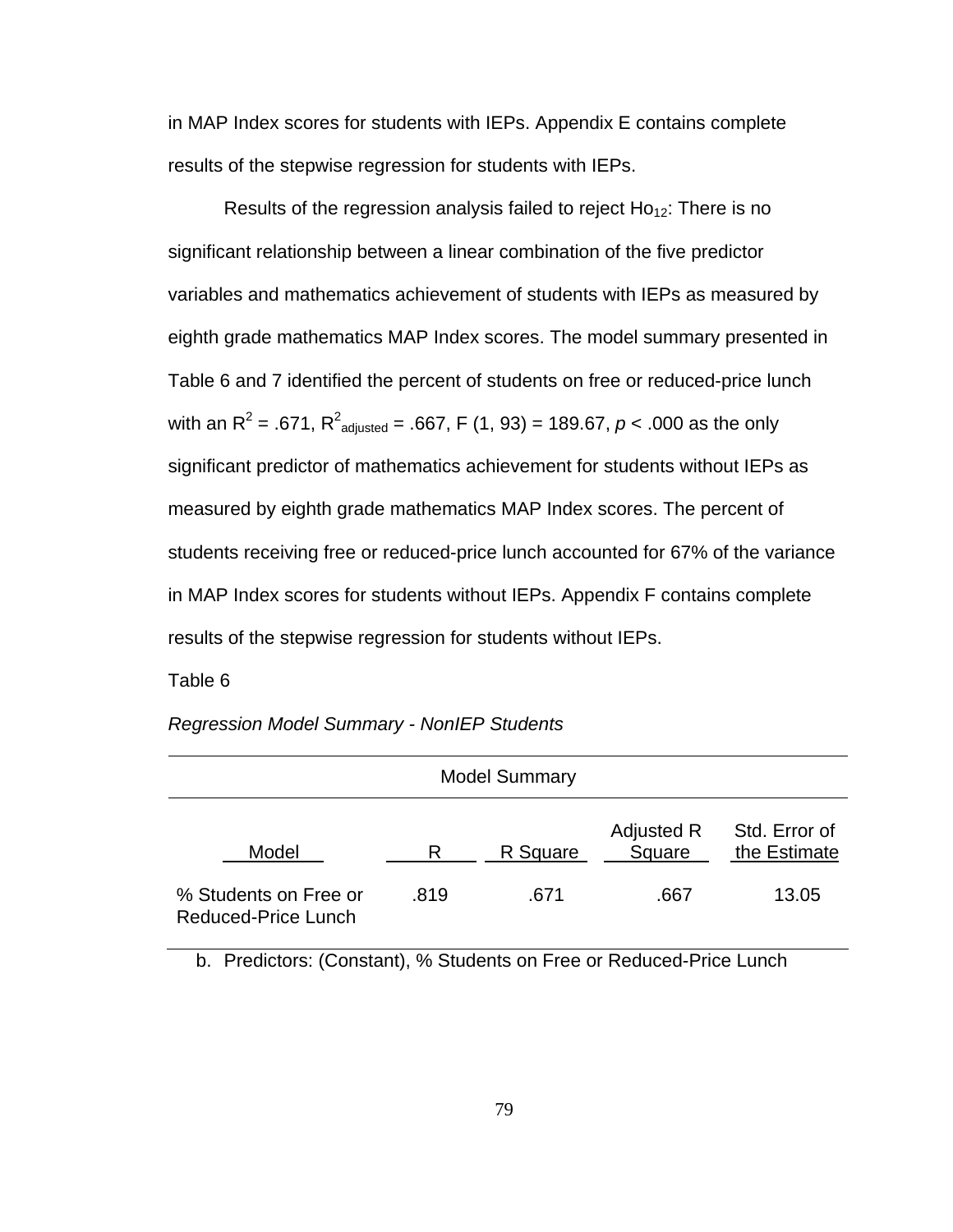in MAP Index scores for students with IEPs. Appendix E contains complete results of the stepwise regression for students with IEPs.

Results of the regression analysis failed to reject $Ho_{12}$: There is no significant relationship between a linear combination of the five predictor variables and mathematics achievement of students with IEPs as measured by eighth grade mathematics MAP Index scores. The model summary presented in Table 6 and 7 identified the percent of students on free or reduced-price lunch with an $R^2$ = .671, $R^2_{adjusted}$ = .667, F (1, 93) = 189.67, *p* < .000 as the only significant predictor of mathematics achievement for students without IEPs as measured by eighth grade mathematics MAP Index scores. The percent of students receiving free or reduced-price lunch accounted for 67% of the variance in MAP Index scores for students without IEPs. Appendix F contains complete results of the stepwise regression for students without IEPs.

Table 6

*Regression Model Summary - NonIEP Students*

| Model Summary | | | | |
|---|---|---|---|---|
| Model | R | R Square | Adjusted R Square | Std. Error of the Estimate |
| % Students on Free or Reduced-Price Lunch | .819 | .671 | .667 | 13.05 |

b. Predictors: (Constant), % Students on Free or Reduced-Price Lunch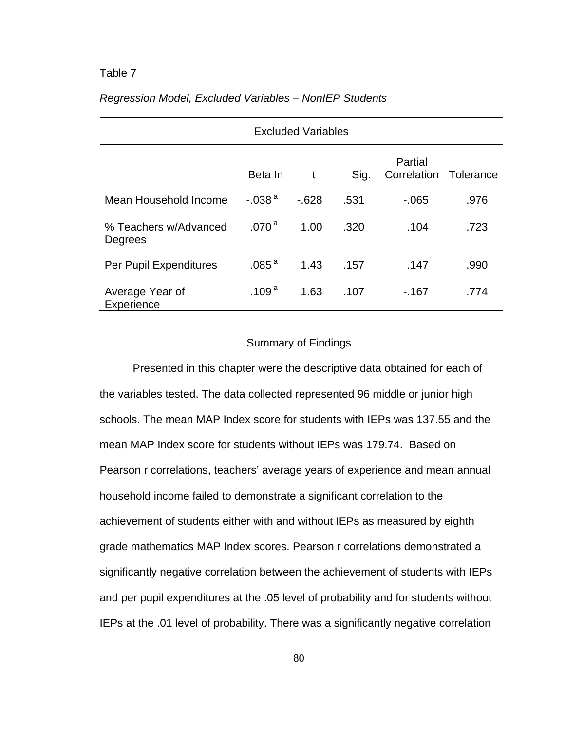Table 7

*Regression Model, Excluded Variables – NonIEP Students*

| Excluded Variables | | | | | |
|---|---|---|---|---|---|
| | Beta In | t | Sig. | Partial Correlation | Tolerance |
| Mean Household Income | -.038 [a] | -.628 | .531 | -.065 | .976 |
| % Teachers w/Advanced Degrees | .070 [a] | 1.00 | .320 | .104 | .723 |
| Per Pupil Expenditures | .085 [a] | 1.43 | .157 | .147 | .990 |
| Average Year of Experience | .109 [a] | 1.63 | .107 | -.167 | .774 |

## Summary of Findings

Presented in this chapter were the descriptive data obtained for each of the variables tested. The data collected represented 96 middle or junior high schools. The mean MAP Index score for students with IEPs was 137.55 and the mean MAP Index score for students without IEPs was 179.74. Based on Pearson r correlations, teachers' average years of experience and mean annual household income failed to demonstrate a significant correlation to the achievement of students either with and without IEPs as measured by eighth grade mathematics MAP Index scores. Pearson r correlations demonstrated a significantly negative correlation between the achievement of students with IEPs and per pupil expenditures at the .05 level of probability and for students without IEPs at the .01 level of probability. There was a significantly negative correlation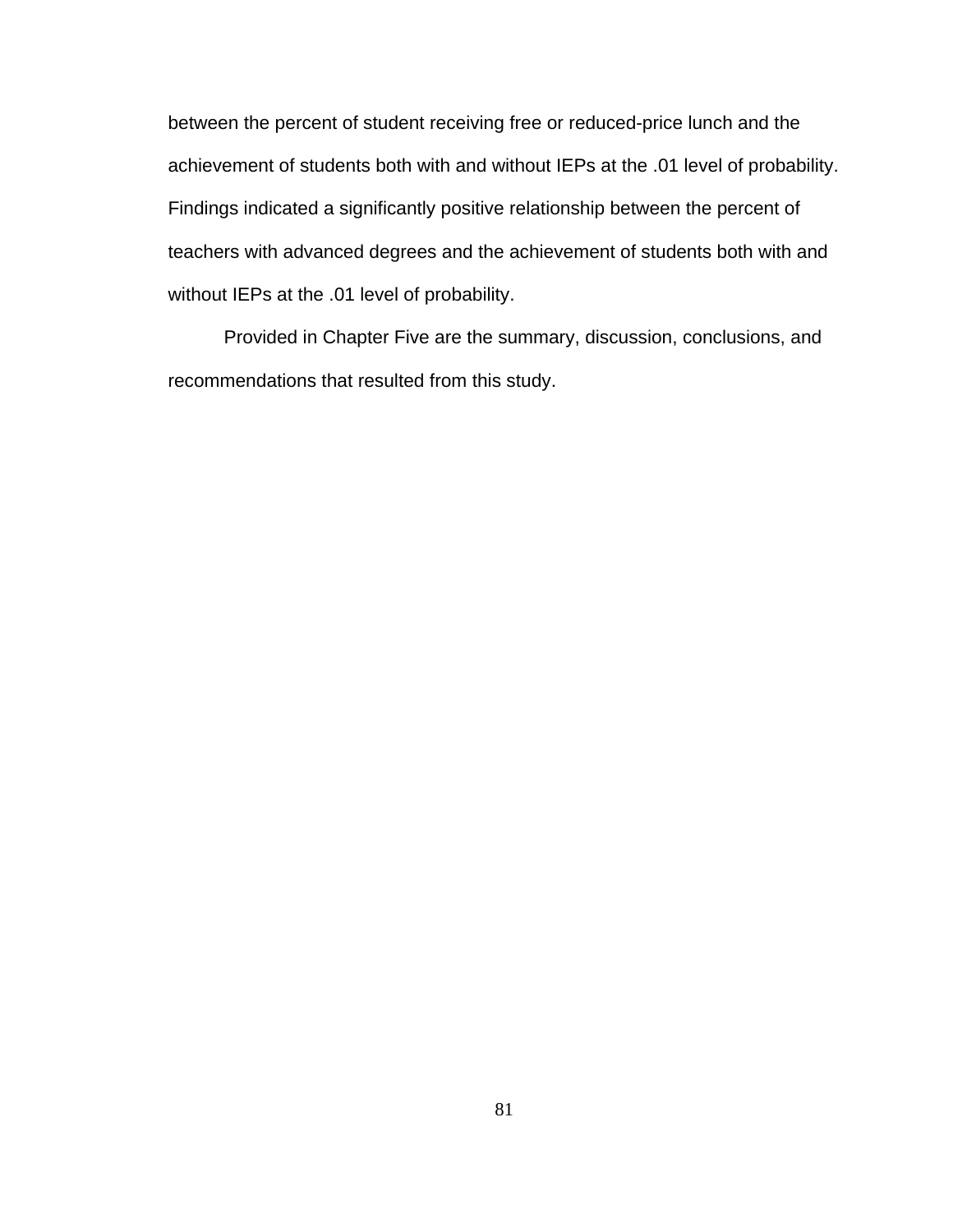between the percent of student receiving free or reduced-price lunch and the achievement of students both with and without IEPs at the .01 level of probability. Findings indicated a significantly positive relationship between the percent of teachers with advanced degrees and the achievement of students both with and without IEPs at the .01 level of probability.

Provided in Chapter Five are the summary, discussion, conclusions, and recommendations that resulted from this study.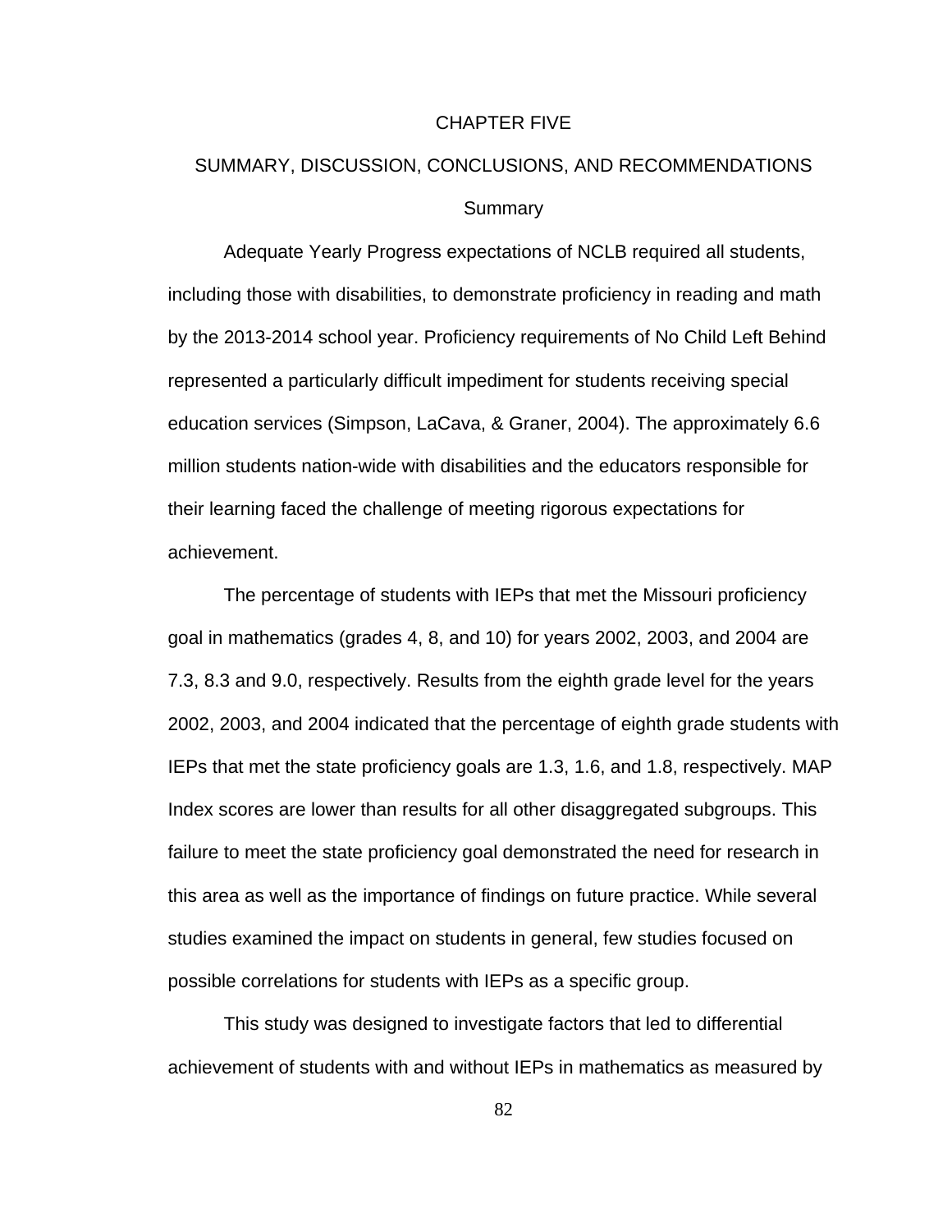# CHAPTER FIVE

# SUMMARY, DISCUSSION, CONCLUSIONS, AND RECOMMENDATIONS

## Summary

Adequate Yearly Progress expectations of NCLB required all students, including those with disabilities, to demonstrate proficiency in reading and math by the 2013-2014 school year. Proficiency requirements of No Child Left Behind represented a particularly difficult impediment for students receiving special education services (Simpson, LaCava, & Graner, 2004). The approximately 6.6 million students nation-wide with disabilities and the educators responsible for their learning faced the challenge of meeting rigorous expectations for achievement.

The percentage of students with IEPs that met the Missouri proficiency goal in mathematics (grades 4, 8, and 10) for years 2002, 2003, and 2004 are 7.3, 8.3 and 9.0, respectively. Results from the eighth grade level for the years 2002, 2003, and 2004 indicated that the percentage of eighth grade students with IEPs that met the state proficiency goals are 1.3, 1.6, and 1.8, respectively. MAP Index scores are lower than results for all other disaggregated subgroups. This failure to meet the state proficiency goal demonstrated the need for research in this area as well as the importance of findings on future practice. While several studies examined the impact on students in general, few studies focused on possible correlations for students with IEPs as a specific group.

This study was designed to investigate factors that led to differential achievement of students with and without IEPs in mathematics as measured by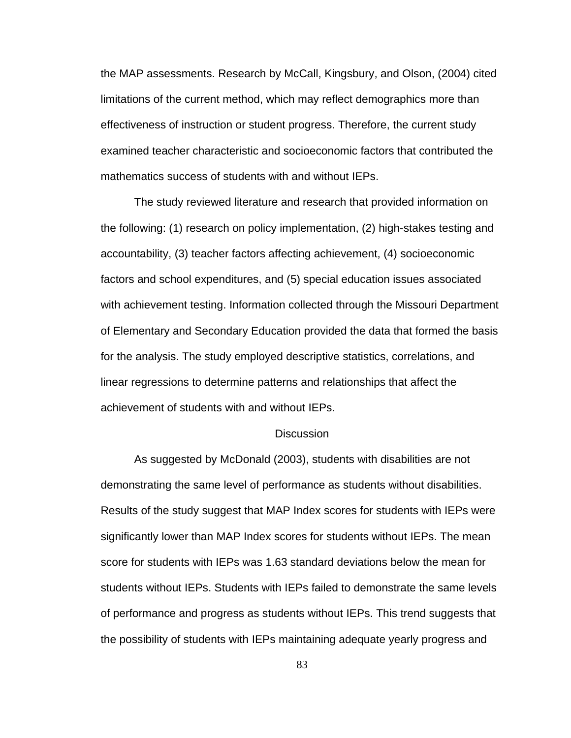the MAP assessments. Research by McCall, Kingsbury, and Olson, (2004) cited limitations of the current method, which may reflect demographics more than effectiveness of instruction or student progress. Therefore, the current study examined teacher characteristic and socioeconomic factors that contributed the mathematics success of students with and without IEPs.

The study reviewed literature and research that provided information on the following: (1) research on policy implementation, (2) high-stakes testing and accountability, (3) teacher factors affecting achievement, (4) socioeconomic factors and school expenditures, and (5) special education issues associated with achievement testing. Information collected through the Missouri Department of Elementary and Secondary Education provided the data that formed the basis for the analysis. The study employed descriptive statistics, correlations, and linear regressions to determine patterns and relationships that affect the achievement of students with and without IEPs.

## Discussion

As suggested by McDonald (2003), students with disabilities are not demonstrating the same level of performance as students without disabilities. Results of the study suggest that MAP Index scores for students with IEPs were significantly lower than MAP Index scores for students without IEPs. The mean score for students with IEPs was 1.63 standard deviations below the mean for students without IEPs. Students with IEPs failed to demonstrate the same levels of performance and progress as students without IEPs. This trend suggests that the possibility of students with IEPs maintaining adequate yearly progress and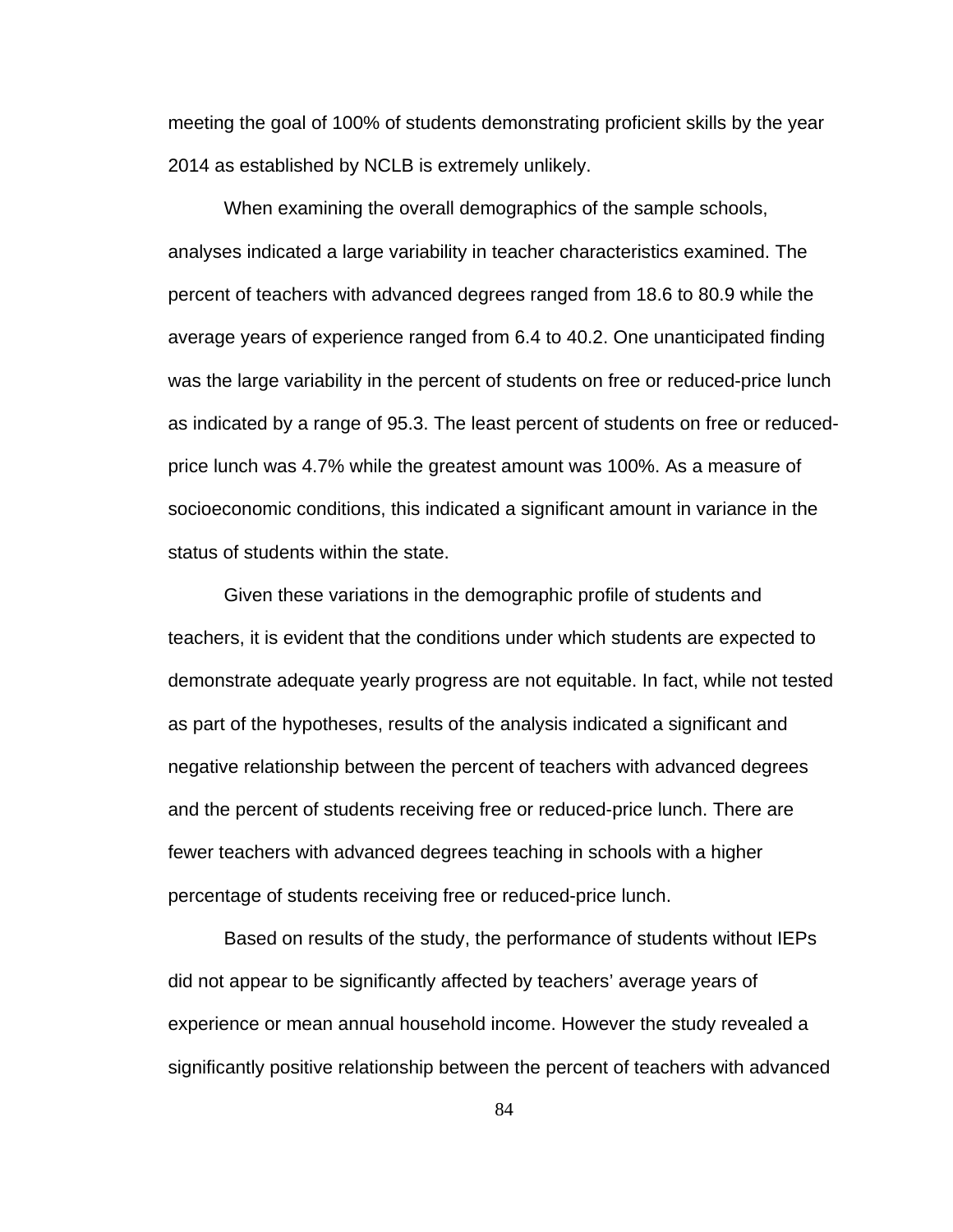meeting the goal of 100% of students demonstrating proficient skills by the year 2014 as established by NCLB is extremely unlikely.

When examining the overall demographics of the sample schools, analyses indicated a large variability in teacher characteristics examined. The percent of teachers with advanced degrees ranged from 18.6 to 80.9 while the average years of experience ranged from 6.4 to 40.2. One unanticipated finding was the large variability in the percent of students on free or reduced-price lunch as indicated by a range of 95.3. The least percent of students on free or reduced-price lunch was 4.7% while the greatest amount was 100%. As a measure of socioeconomic conditions, this indicated a significant amount in variance in the status of students within the state.

Given these variations in the demographic profile of students and teachers, it is evident that the conditions under which students are expected to demonstrate adequate yearly progress are not equitable. In fact, while not tested as part of the hypotheses, results of the analysis indicated a significant and negative relationship between the percent of teachers with advanced degrees and the percent of students receiving free or reduced-price lunch. There are fewer teachers with advanced degrees teaching in schools with a higher percentage of students receiving free or reduced-price lunch.

Based on results of the study, the performance of students without IEPs did not appear to be significantly affected by teachers' average years of experience or mean annual household income. However the study revealed a significantly positive relationship between the percent of teachers with advanced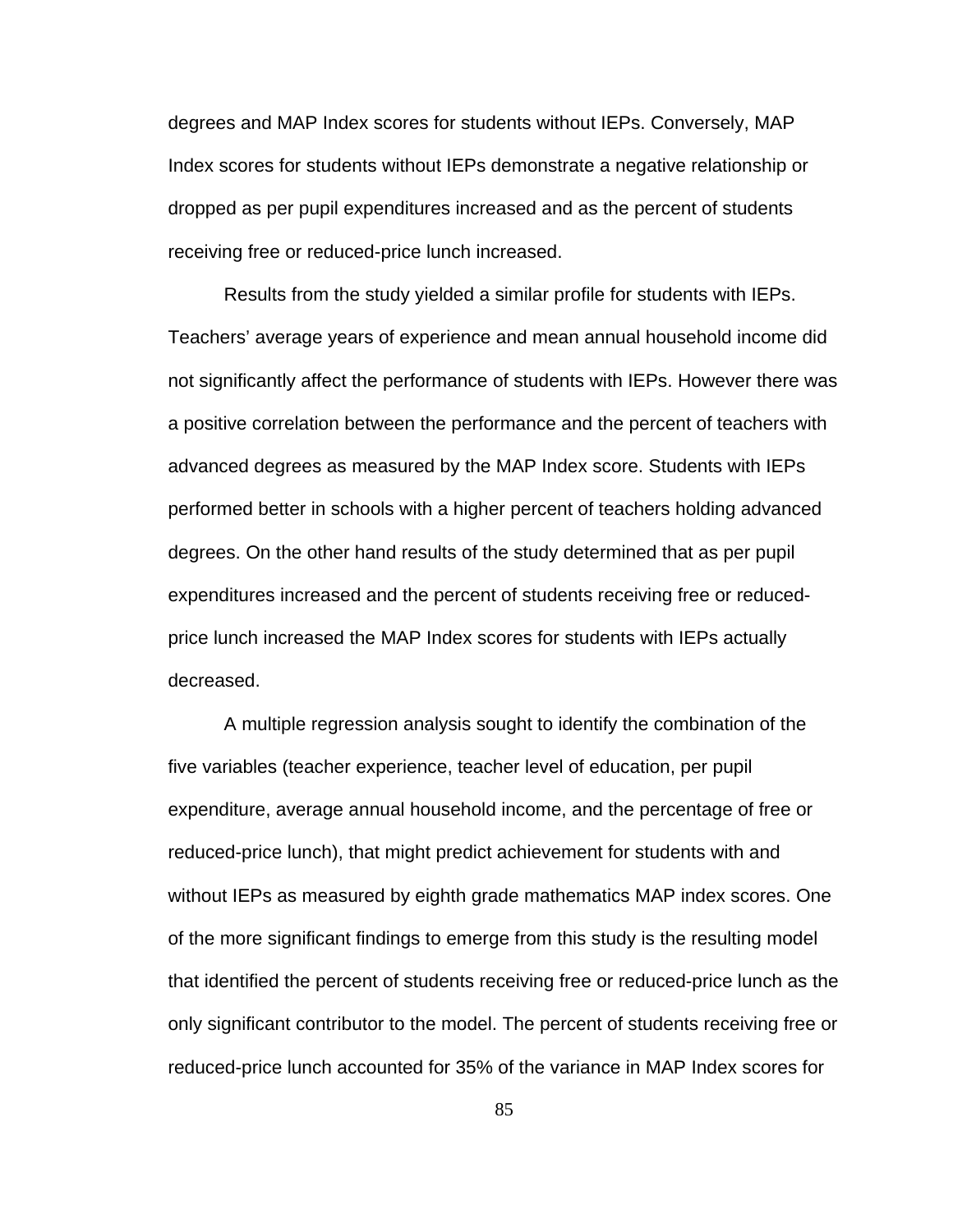degrees and MAP Index scores for students without IEPs. Conversely, MAP Index scores for students without IEPs demonstrate a negative relationship or dropped as per pupil expenditures increased and as the percent of students receiving free or reduced-price lunch increased.

Results from the study yielded a similar profile for students with IEPs. Teachers' average years of experience and mean annual household income did not significantly affect the performance of students with IEPs. However there was a positive correlation between the performance and the percent of teachers with advanced degrees as measured by the MAP Index score. Students with IEPs performed better in schools with a higher percent of teachers holding advanced degrees. On the other hand results of the study determined that as per pupil expenditures increased and the percent of students receiving free or reduced-price lunch increased the MAP Index scores for students with IEPs actually decreased.

A multiple regression analysis sought to identify the combination of the five variables (teacher experience, teacher level of education, per pupil expenditure, average annual household income, and the percentage of free or reduced-price lunch), that might predict achievement for students with and without IEPs as measured by eighth grade mathematics MAP index scores. One of the more significant findings to emerge from this study is the resulting model that identified the percent of students receiving free or reduced-price lunch as the only significant contributor to the model. The percent of students receiving free or reduced-price lunch accounted for 35% of the variance in MAP Index scores for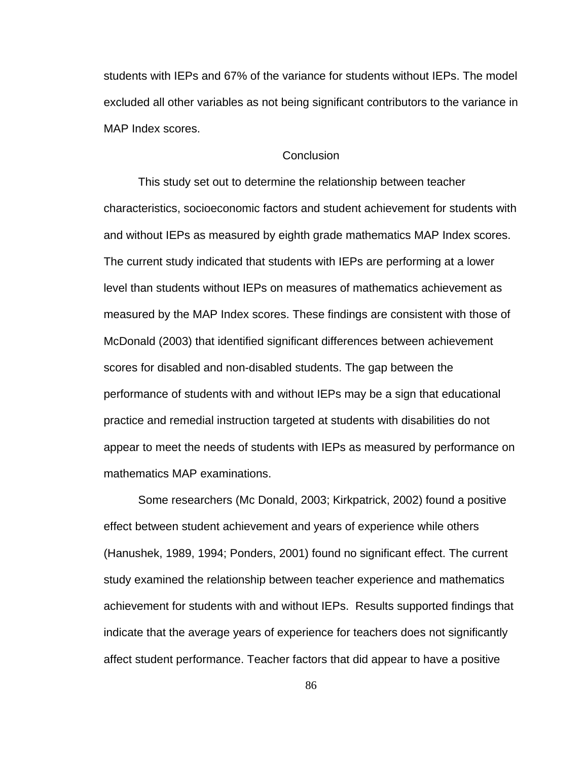students with IEPs and 67% of the variance for students without IEPs. The model excluded all other variables as not being significant contributors to the variance in MAP Index scores.

## Conclusion

This study set out to determine the relationship between teacher characteristics, socioeconomic factors and student achievement for students with and without IEPs as measured by eighth grade mathematics MAP Index scores. The current study indicated that students with IEPs are performing at a lower level than students without IEPs on measures of mathematics achievement as measured by the MAP Index scores. These findings are consistent with those of McDonald (2003) that identified significant differences between achievement scores for disabled and non-disabled students. The gap between the performance of students with and without IEPs may be a sign that educational practice and remedial instruction targeted at students with disabilities do not appear to meet the needs of students with IEPs as measured by performance on mathematics MAP examinations.

Some researchers (Mc Donald, 2003; Kirkpatrick, 2002) found a positive effect between student achievement and years of experience while others (Hanushek, 1989, 1994; Ponders, 2001) found no significant effect. The current study examined the relationship between teacher experience and mathematics achievement for students with and without IEPs. Results supported findings that indicate that the average years of experience for teachers does not significantly affect student performance. Teacher factors that did appear to have a positive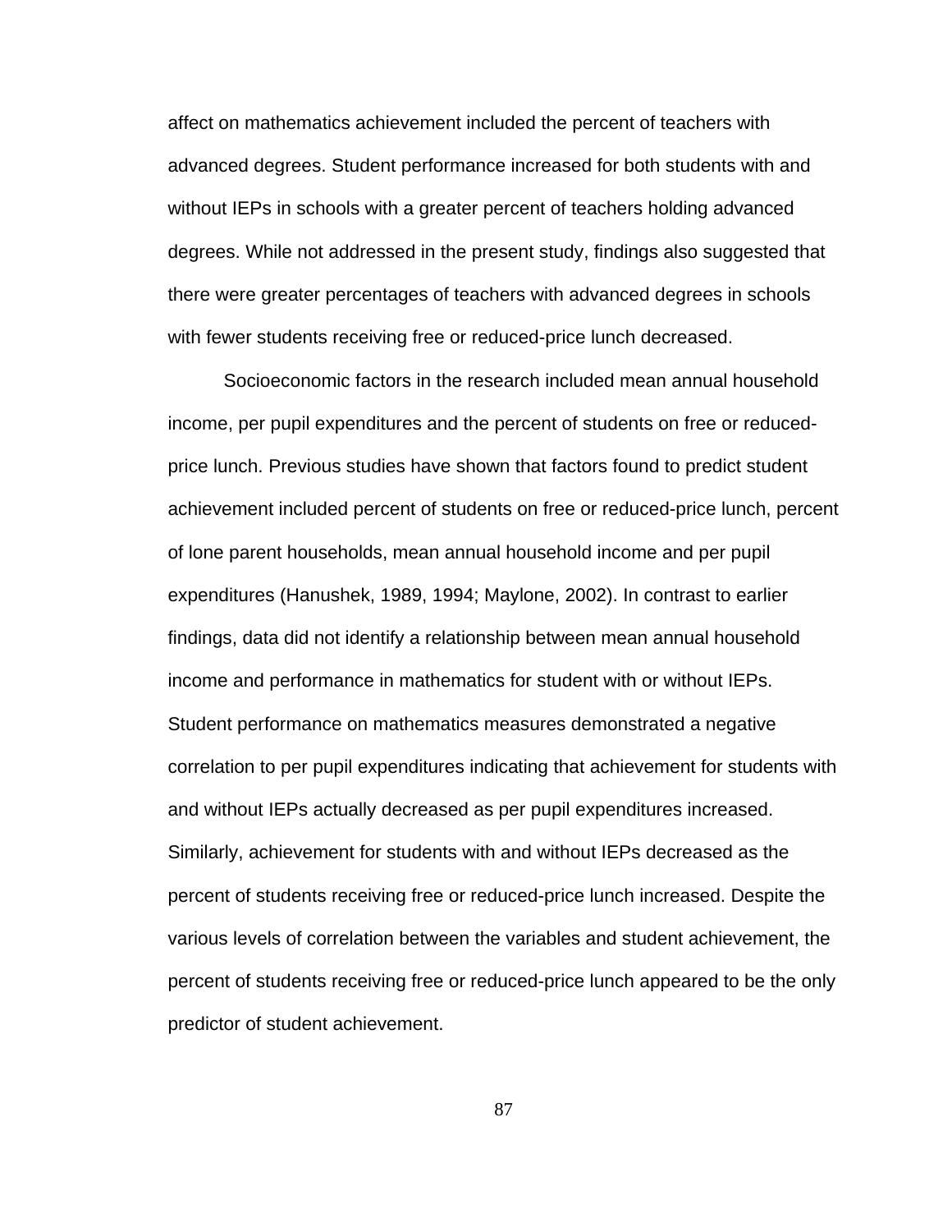affect on mathematics achievement included the percent of teachers with advanced degrees. Student performance increased for both students with and without IEPs in schools with a greater percent of teachers holding advanced degrees. While not addressed in the present study, findings also suggested that there were greater percentages of teachers with advanced degrees in schools with fewer students receiving free or reduced-price lunch decreased.

Socioeconomic factors in the research included mean annual household income, per pupil expenditures and the percent of students on free or reduced-price lunch. Previous studies have shown that factors found to predict student achievement included percent of students on free or reduced-price lunch, percent of lone parent households, mean annual household income and per pupil expenditures (Hanushek, 1989, 1994; Maylone, 2002). In contrast to earlier findings, data did not identify a relationship between mean annual household income and performance in mathematics for student with or without IEPs. Student performance on mathematics measures demonstrated a negative correlation to per pupil expenditures indicating that achievement for students with and without IEPs actually decreased as per pupil expenditures increased. Similarly, achievement for students with and without IEPs decreased as the percent of students receiving free or reduced-price lunch increased. Despite the various levels of correlation between the variables and student achievement, the percent of students receiving free or reduced-price lunch appeared to be the only predictor of student achievement.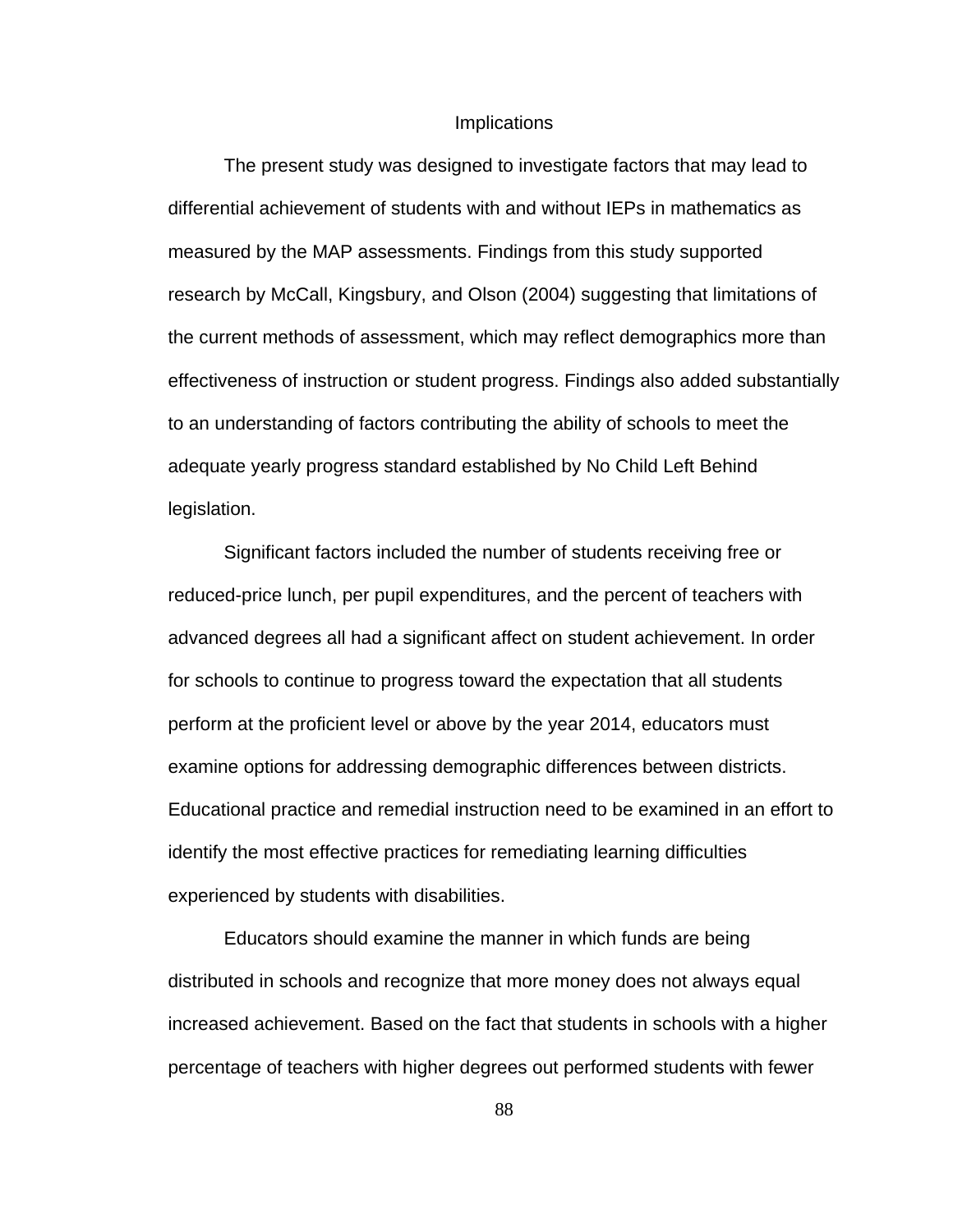## Implications

The present study was designed to investigate factors that may lead to differential achievement of students with and without IEPs in mathematics as measured by the MAP assessments. Findings from this study supported research by McCall, Kingsbury, and Olson (2004) suggesting that limitations of the current methods of assessment, which may reflect demographics more than effectiveness of instruction or student progress. Findings also added substantially to an understanding of factors contributing the ability of schools to meet the adequate yearly progress standard established by No Child Left Behind legislation.

Significant factors included the number of students receiving free or reduced-price lunch, per pupil expenditures, and the percent of teachers with advanced degrees all had a significant affect on student achievement. In order for schools to continue to progress toward the expectation that all students perform at the proficient level or above by the year 2014, educators must examine options for addressing demographic differences between districts. Educational practice and remedial instruction need to be examined in an effort to identify the most effective practices for remediating learning difficulties experienced by students with disabilities.

Educators should examine the manner in which funds are being distributed in schools and recognize that more money does not always equal increased achievement. Based on the fact that students in schools with a higher percentage of teachers with higher degrees out performed students with fewer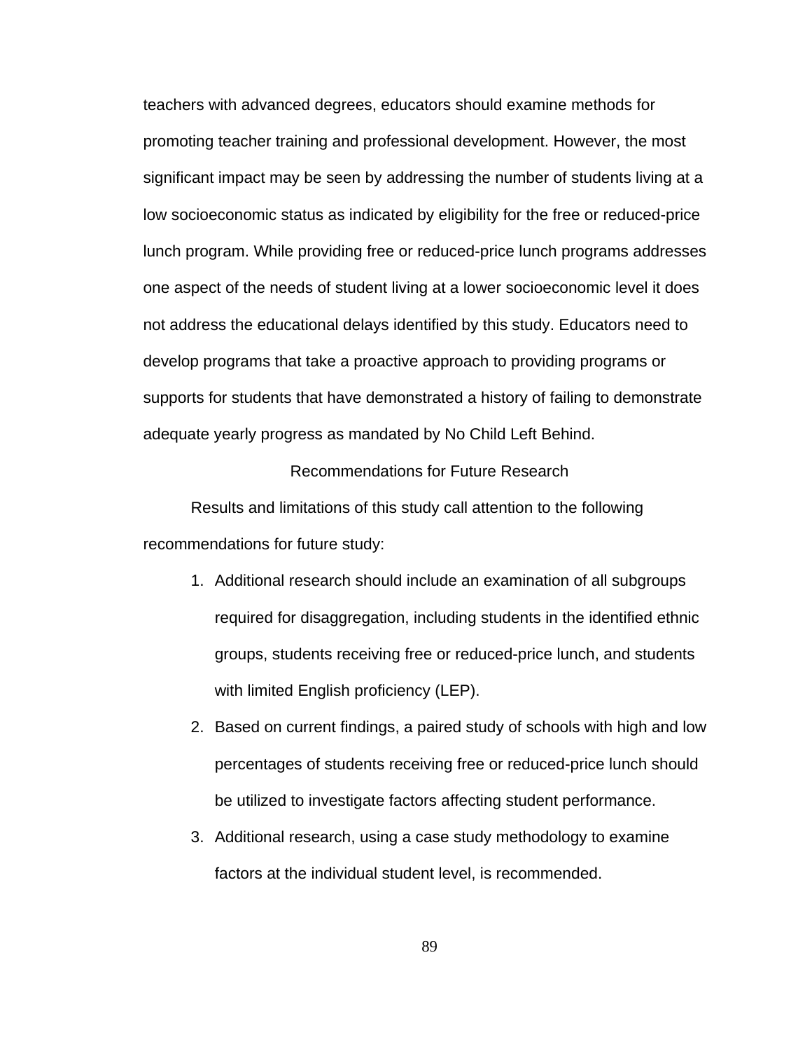teachers with advanced degrees, educators should examine methods for promoting teacher training and professional development. However, the most significant impact may be seen by addressing the number of students living at a low socioeconomic status as indicated by eligibility for the free or reduced-price lunch program. While providing free or reduced-price lunch programs addresses one aspect of the needs of student living at a lower socioeconomic level it does not address the educational delays identified by this study. Educators need to develop programs that take a proactive approach to providing programs or supports for students that have demonstrated a history of failing to demonstrate adequate yearly progress as mandated by No Child Left Behind.

## Recommendations for Future Research

Results and limitations of this study call attention to the following recommendations for future study:

1. Additional research should include an examination of all subgroups required for disaggregation, including students in the identified ethnic groups, students receiving free or reduced-price lunch, and students with limited English proficiency (LEP).
2. Based on current findings, a paired study of schools with high and low percentages of students receiving free or reduced-price lunch should be utilized to investigate factors affecting student performance.
3. Additional research, using a case study methodology to examine factors at the individual student level, is recommended.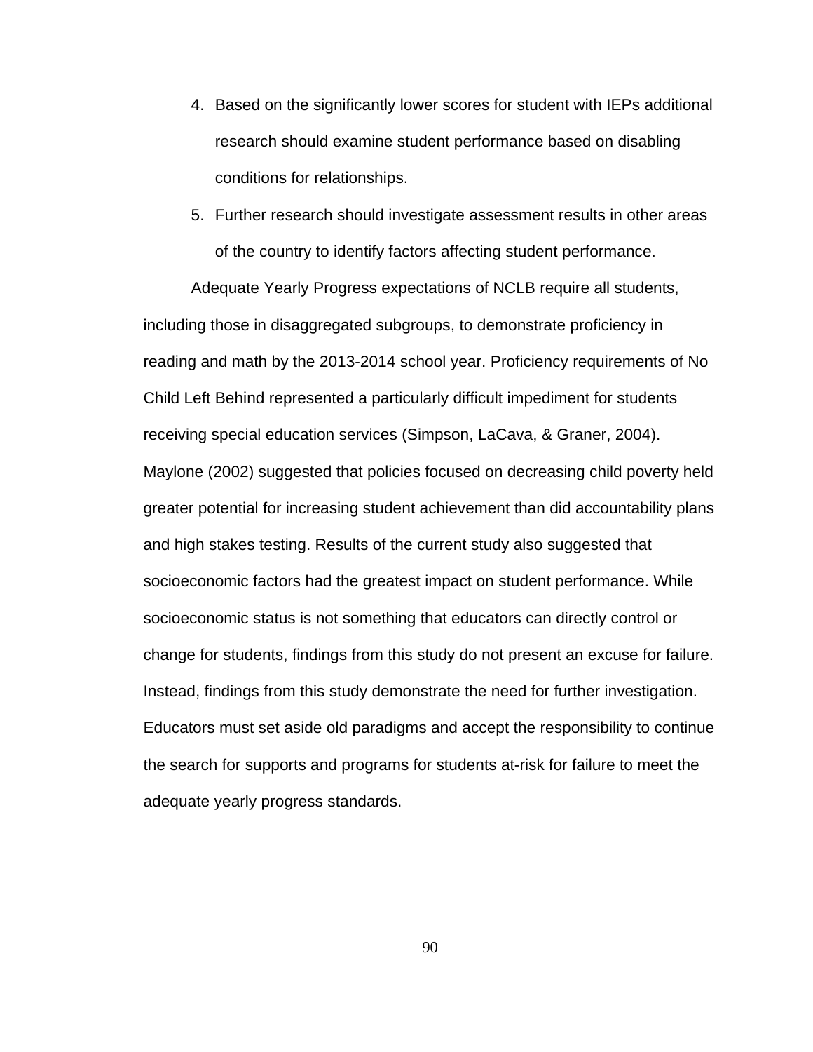4. Based on the significantly lower scores for student with IEPs additional research should examine student performance based on disabling conditions for relationships.
5. Further research should investigate assessment results in other areas of the country to identify factors affecting student performance.

Adequate Yearly Progress expectations of NCLB require all students, including those in disaggregated subgroups, to demonstrate proficiency in reading and math by the 2013-2014 school year. Proficiency requirements of No Child Left Behind represented a particularly difficult impediment for students receiving special education services (Simpson, LaCava, & Graner, 2004). Maylone (2002) suggested that policies focused on decreasing child poverty held greater potential for increasing student achievement than did accountability plans and high stakes testing. Results of the current study also suggested that socioeconomic factors had the greatest impact on student performance. While socioeconomic status is not something that educators can directly control or change for students, findings from this study do not present an excuse for failure. Instead, findings from this study demonstrate the need for further investigation. Educators must set aside old paradigms and accept the responsibility to continue the search for supports and programs for students at-risk for failure to meet the adequate yearly progress standards.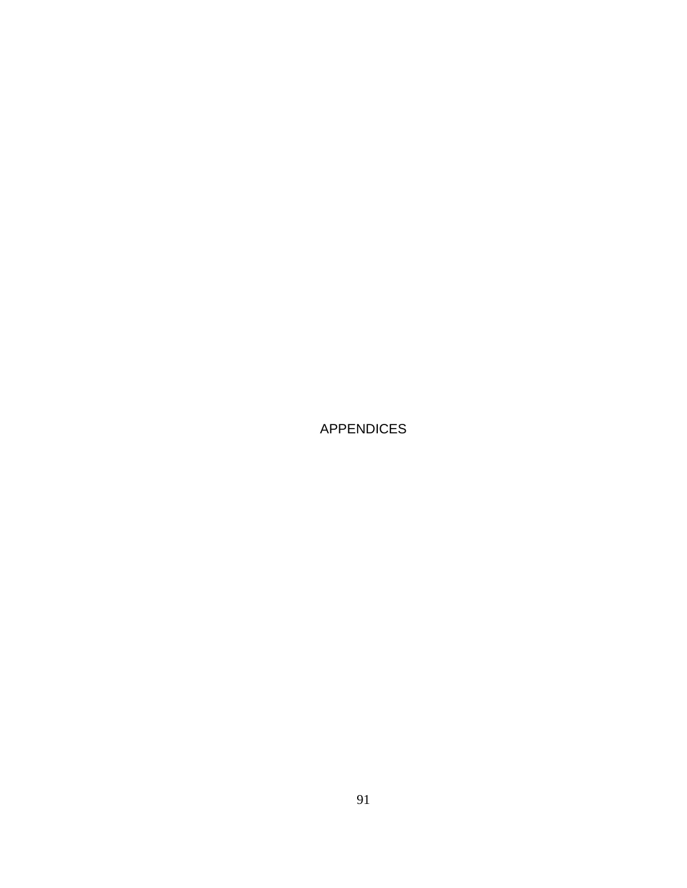# APPENDICES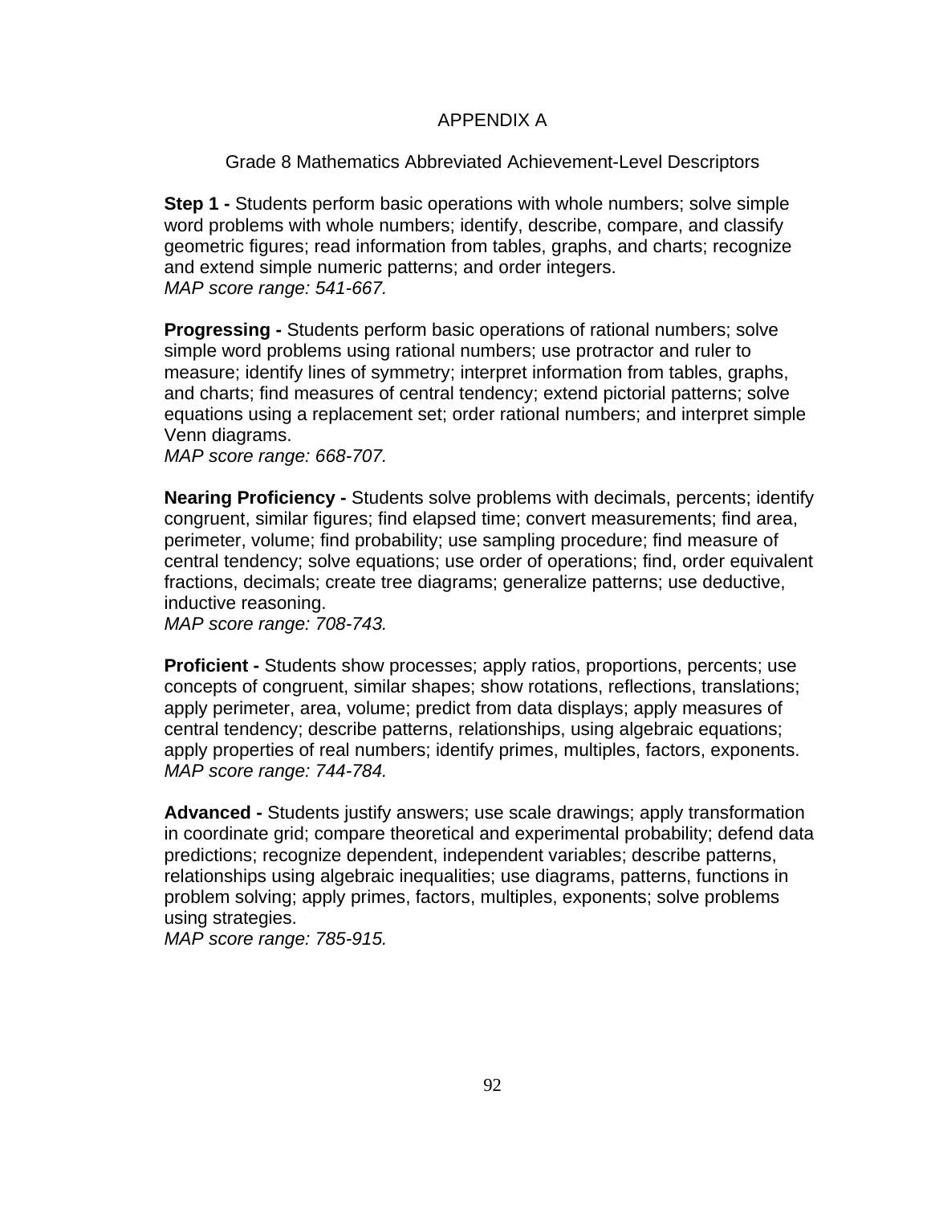# APPENDIX A

## Grade 8 Mathematics Abbreviated Achievement-Level Descriptors

**Step 1 -** Students perform basic operations with whole numbers; solve simple word problems with whole numbers; identify, describe, compare, and classify geometric figures; read information from tables, graphs, and charts; recognize and extend simple numeric patterns; and order integers.
*MAP score range: 541-667.*

**Progressing -** Students perform basic operations of rational numbers; solve simple word problems using rational numbers; use protractor and ruler to measure; identify lines of symmetry; interpret information from tables, graphs, and charts; find measures of central tendency; extend pictorial patterns; solve equations using a replacement set; order rational numbers; and interpret simple Venn diagrams.
*MAP score range: 668-707.*

**Nearing Proficiency -** Students solve problems with decimals, percents; identify congruent, similar figures; find elapsed time; convert measurements; find area, perimeter, volume; find probability; use sampling procedure; find measure of central tendency; solve equations; use order of operations; find, order equivalent fractions, decimals; create tree diagrams; generalize patterns; use deductive, inductive reasoning.
*MAP score range: 708-743.*

**Proficient -** Students show processes; apply ratios, proportions, percents; use concepts of congruent, similar shapes; show rotations, reflections, translations; apply perimeter, area, volume; predict from data displays; apply measures of central tendency; describe patterns, relationships, using algebraic equations; apply properties of real numbers; identify primes, multiples, factors, exponents.
*MAP score range: 744-784.*

**Advanced -** Students justify answers; use scale drawings; apply transformation in coordinate grid; compare theoretical and experimental probability; defend data predictions; recognize dependent, independent variables; describe patterns, relationships using algebraic inequalities; use diagrams, patterns, functions in problem solving; apply primes, factors, multiples, exponents; solve problems using strategies.
*MAP score range: 785-915.*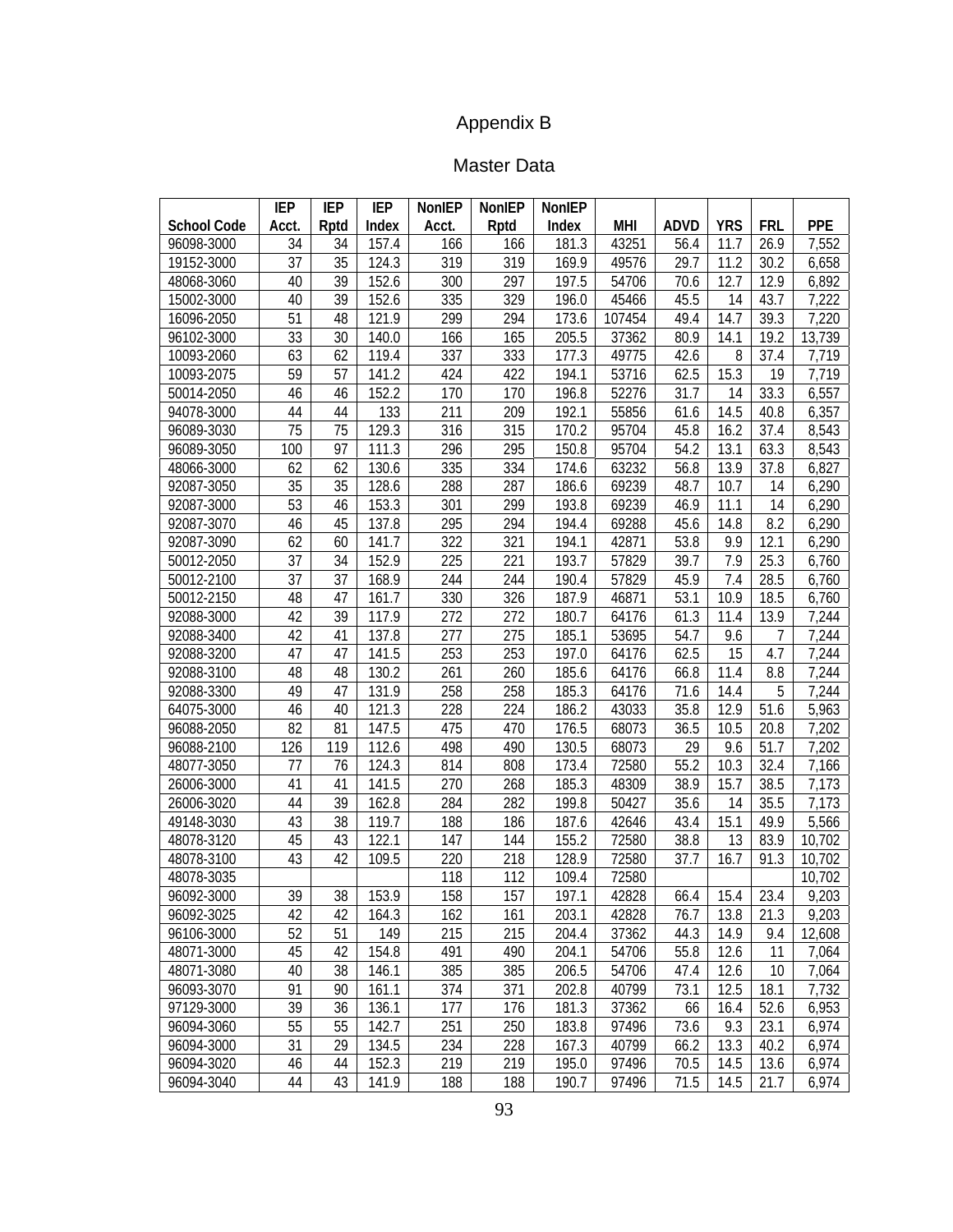# Appendix B

## Master Data

| School Code | IEP Acct. | IEP Rptd | IEP Index | NonIEP Acct. | NonIEP Rptd | NonIEP Index | MHI | ADVD | YRS | FRL | PPE |
|---|---|---|---|---|---|---|---|---|---|---|---|
| 96098-3000 | 34 | 34 | 157.4 | 166 | 166 | 181.3 | 43251 | 56.4 | 11.7 | 26.9 | 7,552 |
| 19152-3000 | 37 | 35 | 124.3 | 319 | 319 | 169.9 | 49576 | 29.7 | 11.2 | 30.2 | 6,658 |
| 48068-3060 | 40 | 39 | 152.6 | 300 | 297 | 197.5 | 54706 | 70.6 | 12.7 | 12.9 | 6,892 |
| 15002-3000 | 40 | 39 | 152.6 | 335 | 329 | 196.0 | 45466 | 45.5 | 14 | 43.7 | 7,222 |
| 16096-2050 | 51 | 48 | 121.9 | 299 | 294 | 173.6 | 107454 | 49.4 | 14.7 | 39.3 | 7,220 |
| 96102-3000 | 33 | 30 | 140.0 | 166 | 165 | 205.5 | 37362 | 80.9 | 14.1 | 19.2 | 13,739 |
| 10093-2060 | 63 | 62 | 119.4 | 337 | 333 | 177.3 | 49775 | 42.6 | 8 | 37.4 | 7,719 |
| 10093-2075 | 59 | 57 | 141.2 | 424 | 422 | 194.1 | 53716 | 62.5 | 15.3 | 19 | 7,719 |
| 50014-2050 | 46 | 46 | 152.2 | 170 | 170 | 196.8 | 52276 | 31.7 | 14 | 33.3 | 6,557 |
| 94078-3000 | 44 | 44 | 133 | 211 | 209 | 192.1 | 55856 | 61.6 | 14.5 | 40.8 | 6,357 |
| 96089-3030 | 75 | 75 | 129.3 | 316 | 315 | 170.2 | 95704 | 45.8 | 16.2 | 37.4 | 8,543 |
| 96089-3050 | 100 | 97 | 111.3 | 296 | 295 | 150.8 | 95704 | 54.2 | 13.1 | 63.3 | 8,543 |
| 48066-3000 | 62 | 62 | 130.6 | 335 | 334 | 174.6 | 63232 | 56.8 | 13.9 | 37.8 | 6,827 |
| 92087-3050 | 35 | 35 | 128.6 | 288 | 287 | 186.6 | 69239 | 48.7 | 10.7 | 14 | 6,290 |
| 92087-3000 | 53 | 46 | 153.3 | 301 | 299 | 193.8 | 69239 | 46.9 | 11.1 | 14 | 6,290 |
| 92087-3070 | 46 | 45 | 137.8 | 295 | 294 | 194.4 | 69288 | 45.6 | 14.8 | 8.2 | 6,290 |
| 92087-3090 | 62 | 60 | 141.7 | 322 | 321 | 194.1 | 42871 | 53.8 | 9.9 | 12.1 | 6,290 |
| 50012-2050 | 37 | 34 | 152.9 | 225 | 221 | 193.7 | 57829 | 39.7 | 7.9 | 25.3 | 6,760 |
| 50012-2100 | 37 | 37 | 168.9 | 244 | 244 | 190.4 | 57829 | 45.9 | 7.4 | 28.5 | 6,760 |
| 50012-2150 | 48 | 47 | 161.7 | 330 | 326 | 187.9 | 46871 | 53.1 | 10.9 | 18.5 | 6,760 |
| 92088-3000 | 42 | 39 | 117.9 | 272 | 272 | 180.7 | 64176 | 61.3 | 11.4 | 13.9 | 7,244 |
| 92088-3400 | 42 | 41 | 137.8 | 277 | 275 | 185.1 | 53695 | 54.7 | 9.6 | 7 | 7,244 |
| 92088-3200 | 47 | 47 | 141.5 | 253 | 253 | 197.0 | 64176 | 62.5 | 15 | 4.7 | 7,244 |
| 92088-3100 | 48 | 48 | 130.2 | 261 | 260 | 185.6 | 64176 | 66.8 | 11.4 | 8.8 | 7,244 |
| 92088-3300 | 49 | 47 | 131.9 | 258 | 258 | 185.3 | 64176 | 71.6 | 14.4 | 5 | 7,244 |
| 64075-3000 | 46 | 40 | 121.3 | 228 | 224 | 186.2 | 43033 | 35.8 | 12.9 | 51.6 | 5,963 |
| 96088-2050 | 82 | 81 | 147.5 | 475 | 470 | 176.5 | 68073 | 36.5 | 10.5 | 20.8 | 7,202 |
| 96088-2100 | 126 | 119 | 112.6 | 498 | 490 | 130.5 | 68073 | 29 | 9.6 | 51.7 | 7,202 |
| 48077-3050 | 77 | 76 | 124.3 | 814 | 808 | 173.4 | 72580 | 55.2 | 10.3 | 32.4 | 7,166 |
| 26006-3000 | 41 | 41 | 141.5 | 270 | 268 | 185.3 | 48309 | 38.9 | 15.7 | 38.5 | 7,173 |
| 26006-3020 | 44 | 39 | 162.8 | 284 | 282 | 199.8 | 50427 | 35.6 | 14 | 35.5 | 7,173 |
| 49148-3030 | 43 | 38 | 119.7 | 188 | 186 | 187.6 | 42646 | 43.4 | 15.1 | 49.9 | 5,566 |
| 48078-3120 | 45 | 43 | 122.1 | 147 | 144 | 155.2 | 72580 | 38.8 | 13 | 83.9 | 10,702 |
| 48078-3100 | 43 | 42 | 109.5 | 220 | 218 | 128.9 | 72580 | 37.7 | 16.7 | 91.3 | 10,702 |
| 48078-3035 | | | | 118 | 112 | 109.4 | 72580 | | | | 10,702 |
| 96092-3000 | 39 | 38 | 153.9 | 158 | 157 | 197.1 | 42828 | 66.4 | 15.4 | 23.4 | 9,203 |
| 96092-3025 | 42 | 42 | 164.3 | 162 | 161 | 203.1 | 42828 | 76.7 | 13.8 | 21.3 | 9,203 |
| 96106-3000 | 52 | 51 | 149 | 215 | 215 | 204.4 | 37362 | 44.3 | 14.9 | 9.4 | 12,608 |
| 48071-3000 | 45 | 42 | 154.8 | 491 | 490 | 204.1 | 54706 | 55.8 | 12.6 | 11 | 7,064 |
| 48071-3080 | 40 | 38 | 146.1 | 385 | 385 | 206.5 | 54706 | 47.4 | 12.6 | 10 | 7,064 |
| 96093-3070 | 91 | 90 | 161.1 | 374 | 371 | 202.8 | 40799 | 73.1 | 12.5 | 18.1 | 7,732 |
| 97129-3000 | 39 | 36 | 136.1 | 177 | 176 | 181.3 | 37362 | 66 | 16.4 | 52.6 | 6,953 |
| 96094-3060 | 55 | 55 | 142.7 | 251 | 250 | 183.8 | 97496 | 73.6 | 9.3 | 23.1 | 6,974 |
| 96094-3000 | 31 | 29 | 134.5 | 234 | 228 | 167.3 | 40799 | 66.2 | 13.3 | 40.2 | 6,974 |
| 96094-3020 | 46 | 44 | 152.3 | 219 | 219 | 195.0 | 97496 | 70.5 | 14.5 | 13.6 | 6,974 |
| 96094-3040 | 44 | 43 | 141.9 | 188 | 188 | 190.7 | 97496 | 71.5 | 14.5 | 21.7 | 6,974 |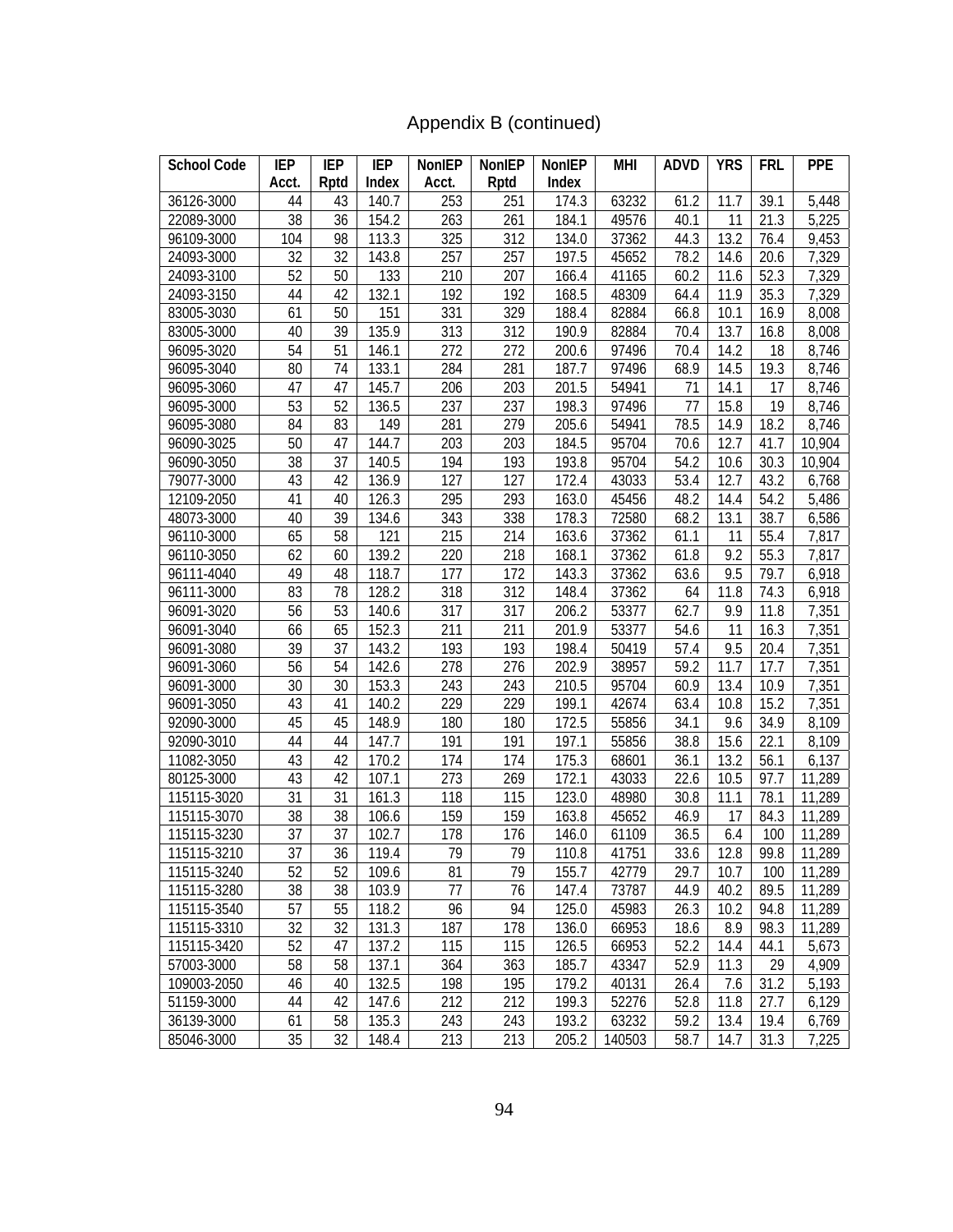# Appendix B (continued)

| School Code | IEP Acct. | IEP Rptd | IEP Index | NonIEP Acct. | NonIEP Rptd | NonIEP Index | MHI | ADVD | YRS | FRL | PPE |
|---|---|---|---|---|---|---|---|---|---|---|---|
| 36126-3000 | 44 | 43 | 140.7 | 253 | 251 | 174.3 | 63232 | 61.2 | 11.7 | 39.1 | 5,448 |
| 22089-3000 | 38 | 36 | 154.2 | 263 | 261 | 184.1 | 49576 | 40.1 | 11 | 21.3 | 5,225 |
| 96109-3000 | 104 | 98 | 113.3 | 325 | 312 | 134.0 | 37362 | 44.3 | 13.2 | 76.4 | 9,453 |
| 24093-3000 | 32 | 32 | 143.8 | 257 | 257 | 197.5 | 45652 | 78.2 | 14.6 | 20.6 | 7,329 |
| 24093-3100 | 52 | 50 | 133 | 210 | 207 | 166.4 | 41165 | 60.2 | 11.6 | 52.3 | 7,329 |
| 24093-3150 | 44 | 42 | 132.1 | 192 | 192 | 168.5 | 48309 | 64.4 | 11.9 | 35.3 | 7,329 |
| 83005-3030 | 61 | 50 | 151 | 331 | 329 | 188.4 | 82884 | 66.8 | 10.1 | 16.9 | 8,008 |
| 83005-3000 | 40 | 39 | 135.9 | 313 | 312 | 190.9 | 82884 | 70.4 | 13.7 | 16.8 | 8,008 |
| 96095-3020 | 54 | 51 | 146.1 | 272 | 272 | 200.6 | 97496 | 70.4 | 14.2 | 18 | 8,746 |
| 96095-3040 | 80 | 74 | 133.1 | 284 | 281 | 187.7 | 97496 | 68.9 | 14.5 | 19.3 | 8,746 |
| 96095-3060 | 47 | 47 | 145.7 | 206 | 203 | 201.5 | 54941 | 71 | 14.1 | 17 | 8,746 |
| 96095-3000 | 53 | 52 | 136.5 | 237 | 237 | 198.3 | 97496 | 77 | 15.8 | 19 | 8,746 |
| 96095-3080 | 84 | 83 | 149 | 281 | 279 | 205.6 | 54941 | 78.5 | 14.9 | 18.2 | 8,746 |
| 96090-3025 | 50 | 47 | 144.7 | 203 | 203 | 184.5 | 95704 | 70.6 | 12.7 | 41.7 | 10,904 |
| 96090-3050 | 38 | 37 | 140.5 | 194 | 193 | 193.8 | 95704 | 54.2 | 10.6 | 30.3 | 10,904 |
| 79077-3000 | 43 | 42 | 136.9 | 127 | 127 | 172.4 | 43033 | 53.4 | 12.7 | 43.2 | 6,768 |
| 12109-2050 | 41 | 40 | 126.3 | 295 | 293 | 163.0 | 45456 | 48.2 | 14.4 | 54.2 | 5,486 |
| 48073-3000 | 40 | 39 | 134.6 | 343 | 338 | 178.3 | 72580 | 68.2 | 13.1 | 38.7 | 6,586 |
| 96110-3000 | 65 | 58 | 121 | 215 | 214 | 163.6 | 37362 | 61.1 | 11 | 55.4 | 7,817 |
| 96110-3050 | 62 | 60 | 139.2 | 220 | 218 | 168.1 | 37362 | 61.8 | 9.2 | 55.3 | 7,817 |
| 96111-4040 | 49 | 48 | 118.7 | 177 | 172 | 143.3 | 37362 | 63.6 | 9.5 | 79.7 | 6,918 |
| 96111-3000 | 83 | 78 | 128.2 | 318 | 312 | 148.4 | 37362 | 64 | 11.8 | 74.3 | 6,918 |
| 96091-3020 | 56 | 53 | 140.6 | 317 | 317 | 206.2 | 53377 | 62.7 | 9.9 | 11.8 | 7,351 |
| 96091-3040 | 66 | 65 | 152.3 | 211 | 211 | 201.9 | 53377 | 54.6 | 11 | 16.3 | 7,351 |
| 96091-3080 | 39 | 37 | 143.2 | 193 | 193 | 198.4 | 50419 | 57.4 | 9.5 | 20.4 | 7,351 |
| 96091-3060 | 56 | 54 | 142.6 | 278 | 276 | 202.9 | 38957 | 59.2 | 11.7 | 17.7 | 7,351 |
| 96091-3000 | 30 | 30 | 153.3 | 243 | 243 | 210.5 | 95704 | 60.9 | 13.4 | 10.9 | 7,351 |
| 96091-3050 | 43 | 41 | 140.2 | 229 | 229 | 199.1 | 42674 | 63.4 | 10.8 | 15.2 | 7,351 |
| 92090-3000 | 45 | 45 | 148.9 | 180 | 180 | 172.5 | 55856 | 34.1 | 9.6 | 34.9 | 8,109 |
| 92090-3010 | 44 | 44 | 147.7 | 191 | 191 | 197.1 | 55856 | 38.8 | 15.6 | 22.1 | 8,109 |
| 11082-3050 | 43 | 42 | 170.2 | 174 | 174 | 175.3 | 68601 | 36.1 | 13.2 | 56.1 | 6,137 |
| 80125-3000 | 43 | 42 | 107.1 | 273 | 269 | 172.1 | 43033 | 22.6 | 10.5 | 97.7 | 11,289 |
| 115115-3020 | 31 | 31 | 161.3 | 118 | 115 | 123.0 | 48980 | 30.8 | 11.1 | 78.1 | 11,289 |
| 115115-3070 | 38 | 38 | 106.6 | 159 | 159 | 163.8 | 45652 | 46.9 | 17 | 84.3 | 11,289 |
| 115115-3230 | 37 | 37 | 102.7 | 178 | 176 | 146.0 | 61109 | 36.5 | 6.4 | 100 | 11,289 |
| 115115-3210 | 37 | 36 | 119.4 | 79 | 79 | 110.8 | 41751 | 33.6 | 12.8 | 99.8 | 11,289 |
| 115115-3240 | 52 | 52 | 109.6 | 81 | 79 | 155.7 | 42779 | 29.7 | 10.7 | 100 | 11,289 |
| 115115-3280 | 38 | 38 | 103.9 | 77 | 76 | 147.4 | 73787 | 44.9 | 40.2 | 89.5 | 11,289 |
| 115115-3540 | 57 | 55 | 118.2 | 96 | 94 | 125.0 | 45983 | 26.3 | 10.2 | 94.8 | 11,289 |
| 115115-3310 | 32 | 32 | 131.3 | 187 | 178 | 136.0 | 66953 | 18.6 | 8.9 | 98.3 | 11,289 |
| 115115-3420 | 52 | 47 | 137.2 | 115 | 115 | 126.5 | 66953 | 52.2 | 14.4 | 44.1 | 5,673 |
| 57003-3000 | 58 | 58 | 137.1 | 364 | 363 | 185.7 | 43347 | 52.9 | 11.3 | 29 | 4,909 |
| 109003-2050 | 46 | 40 | 132.5 | 198 | 195 | 179.2 | 40131 | 26.4 | 7.6 | 31.2 | 5,193 |
| 51159-3000 | 44 | 42 | 147.6 | 212 | 212 | 199.3 | 52276 | 52.8 | 11.8 | 27.7 | 6,129 |
| 36139-3000 | 61 | 58 | 135.3 | 243 | 243 | 193.2 | 63232 | 59.2 | 13.4 | 19.4 | 6,769 |
| 85046-3000 | 35 | 32 | 148.4 | 213 | 213 | 205.2 | 140503 | 58.7 | 14.7 | 31.3 | 7,225 |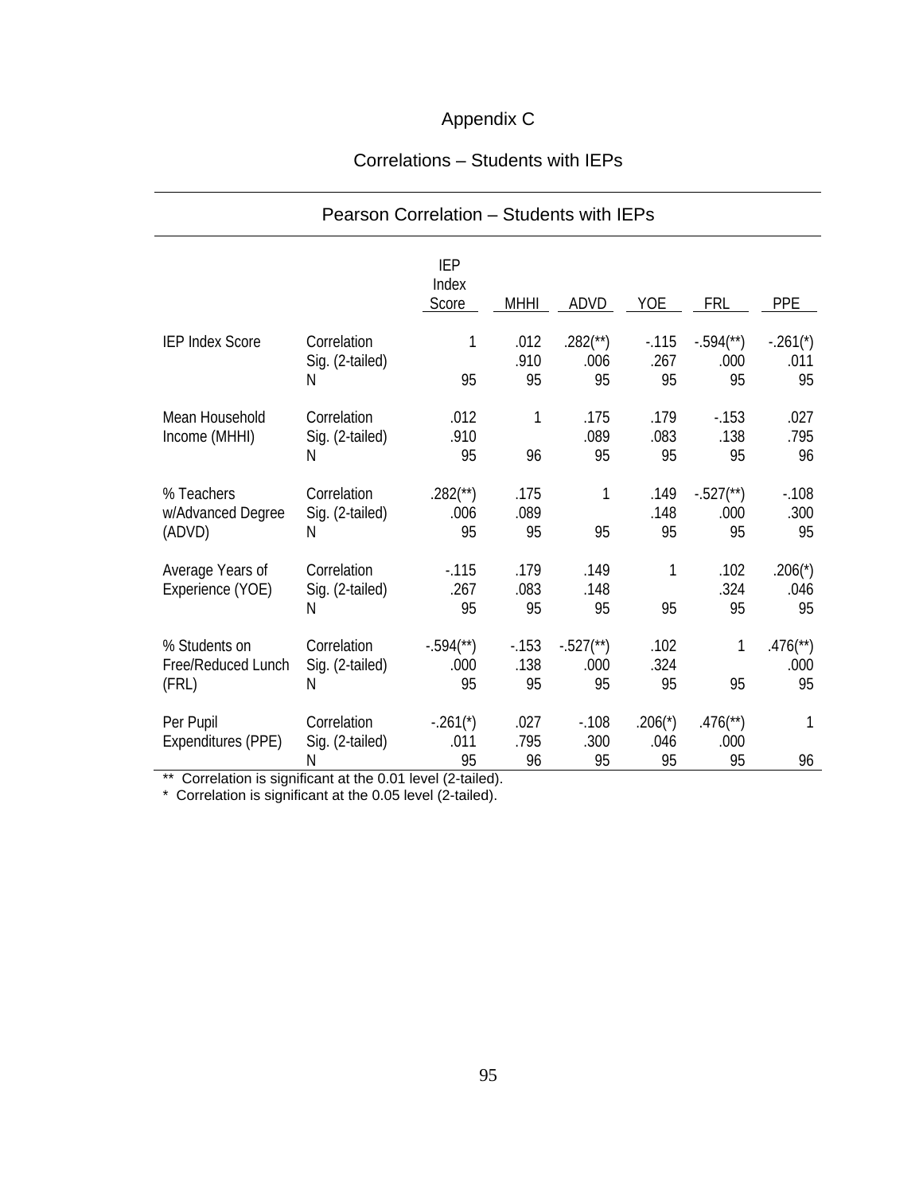# Appendix C

## Correlations – Students with IEPs

| Pearson Correlation – Students with IEPs | | | | | | | |
|---|---|---|---|---|---|---|---|
| | | IEP Index Score | MHHI | ADVD | YOE | FRL | PPE |
| IEP Index Score | Correlation | 1 | .012 | .282(**) | -.115 | -.594(**) | -.261(*) |
| | Sig. (2-tailed) | | .910 | .006 | .267 | .000 | .011 |
| | N | 95 | 95 | 95 | 95 | 95 | 95 |
| Mean Household Income (MHHI) | Correlation | .012 | 1 | .175 | .179 | -.153 | .027 |
| | Sig. (2-tailed) | .910 | | .089 | .083 | .138 | .795 |
| | N | 95 | 96 | 95 | 95 | 95 | 96 |
| % Teachers w/Advanced Degree (ADVD) | Correlation | .282(**) | .175 | 1 | .149 | -.527(**) | -.108 |
| | Sig. (2-tailed) | .006 | .089 | | .148 | .000 | .300 |
| | N | 95 | 95 | 95 | 95 | 95 | 95 |
| Average Years of Experience (YOE) | Correlation | -.115 | .179 | .149 | 1 | .102 | .206(*) |
| | Sig. (2-tailed) | .267 | .083 | .148 | | .324 | .046 |
| | N | 95 | 95 | 95 | 95 | 95 | 95 |
| % Students on Free/Reduced Lunch (FRL) | Correlation | -.594(**) | -.153 | -.527(**) | .102 | 1 | .476(**) |
| | Sig. (2-tailed) | .000 | .138 | .000 | .324 | | .000 |
| | N | 95 | 95 | 95 | 95 | 95 | 95 |
| Per Pupil Expenditures (PPE) | Correlation | -.261(*) | .027 | -.108 | .206(*) | .476(**) | 1 |
| | Sig. (2-tailed) | .011 | .795 | .300 | .046 | .000 | |
| | N | 95 | 96 | 95 | 95 | 95 | 96 |

** Correlation is significant at the 0.01 level (2-tailed).
* Correlation is significant at the 0.05 level (2-tailed).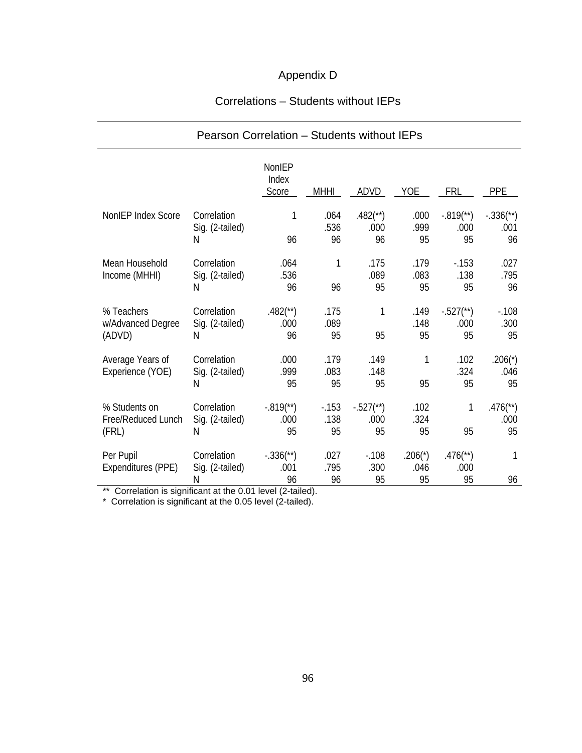# Appendix D

## Correlations – Students without IEPs

| Pearson Correlation – Students without IEPs | | | | | | | | |
|---|---|---|---|---|---|---|---|---|
| | | NonIEP Index Score | MHHI | ADVD | YOE | FRL | PPE |
| NonIEP Index Score | Correlation | 1 | .064 | .482(**) | .000 | -.819(**) | -.336(**) |
| | Sig. (2-tailed) | | .536 | .000 | .999 | .000 | .001 |
| | N | 96 | 96 | 96 | 95 | 95 | 96 |
| Mean Household Income (MHHI) | Correlation | .064 | 1 | .175 | .179 | -.153 | .027 |
| | Sig. (2-tailed) | .536 | | .089 | .083 | .138 | .795 |
| | N | 96 | 96 | 95 | 95 | 95 | 96 |
| % Teachers w/Advanced Degree (ADVD) | Correlation | .482(**) | .175 | 1 | .149 | -.527(**) | -.108 |
| | Sig. (2-tailed) | .000 | .089 | | .148 | .000 | .300 |
| | N | 96 | 95 | 95 | 95 | 95 | 95 |
| Average Years of Experience (YOE) | Correlation | .000 | .179 | .149 | 1 | .102 | .206(*) |
| | Sig. (2-tailed) | .999 | .083 | .148 | | .324 | .046 |
| | N | 95 | 95 | 95 | 95 | 95 | 95 |
| % Students on Free/Reduced Lunch (FRL) | Correlation | -.819(**) | -.153 | -.527(**) | .102 | 1 | .476(**) |
| | Sig. (2-tailed) | .000 | .138 | .000 | .324 | | .000 |
| | N | 95 | 95 | 95 | 95 | 95 | 95 |
| Per Pupil Expenditures (PPE) | Correlation | -.336(**) | .027 | -.108 | .206(*) | .476(**) | 1 |
| | Sig. (2-tailed) | .001 | .795 | .300 | .046 | .000 | |
| | N | 96 | 96 | 95 | 95 | 95 | 96 |

** Correlation is significant at the 0.01 level (2-tailed).

* Correlation is significant at the 0.05 level (2-tailed).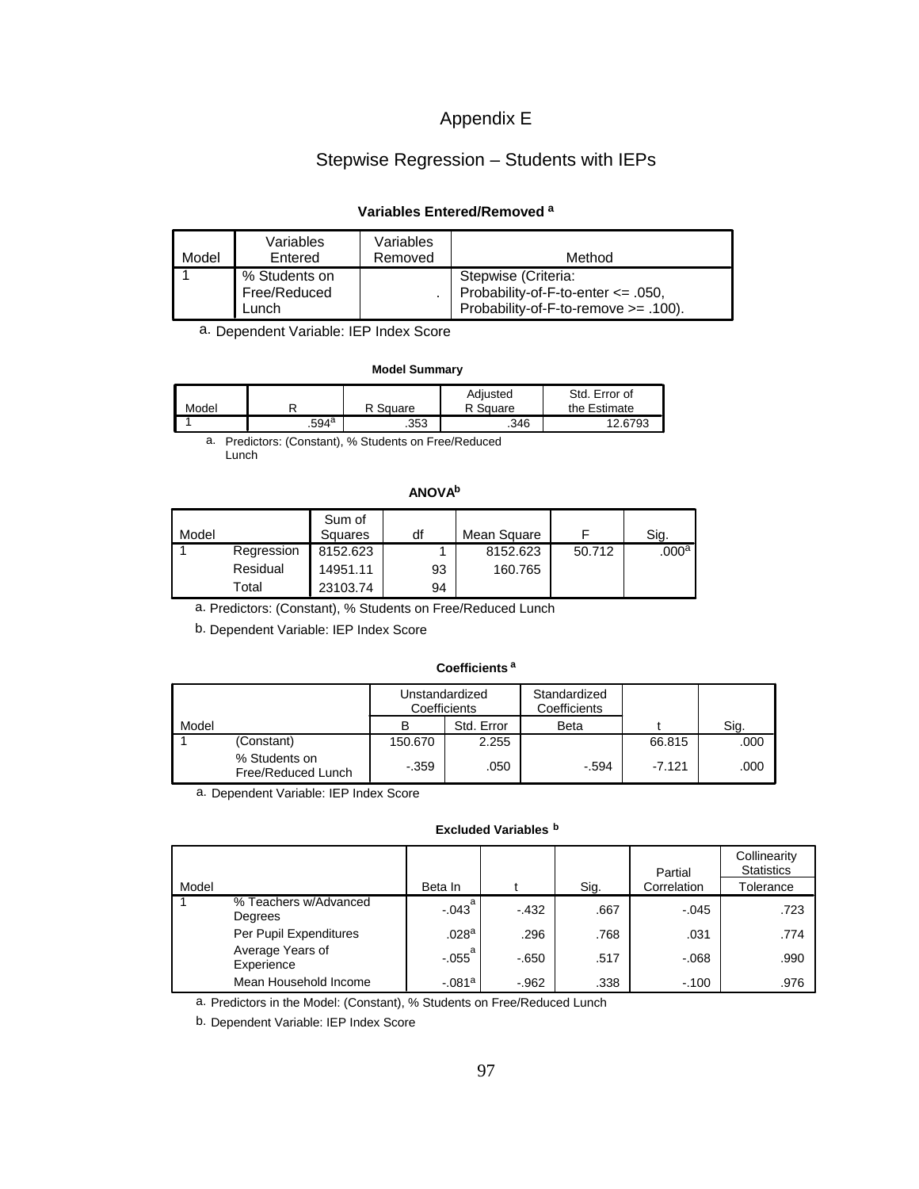# Appendix E

## Stepwise Regression – Students with IEPs

**Variables Entered/Removed [a]**

| Model | Variables Entered | Variables Removed | Method |
|---|---|---|---|
| 1 | % Students on Free/Reduced Lunch | . | Stepwise (Criteria: Probability-of-F-to-enter <= .050, Probability-of-F-to-remove >= .100). |

a. Dependent Variable: IEP Index Score

**Model Summary**

| Model | R | R Square | Adjusted R Square | Std. Error of the Estimate |
|---|---|---|---|---|
| 1 | .594[a] | .353 | .346 | 12.6793 |

a. Predictors: (Constant), % Students on Free/Reduced Lunch

**ANOVA[b]**

| Model | | Sum of Squares | df | Mean Square | F | Sig. |
|---|---|---|---|---|---|---|
| 1 | Regression | 8152.623 | 1 | 8152.623 | 50.712 | .000[a] |
| | Residual | 14951.11 | 93 | 160.765 | | |
| | Total | 23103.74 | 94 | | | |

a. Predictors: (Constant), % Students on Free/Reduced Lunch

b. Dependent Variable: IEP Index Score

**Coefficients [a]**

| Model | | Unstandardized Coefficients | | Standardized Coefficients | t | Sig. |
|---|---|---|---|---|---|---|
| | | B | Std. Error | Beta | | |
| 1 | (Constant) | 150.670 | 2.255 | | 66.815 | .000 |
| | % Students on Free/Reduced Lunch | -.359 | .050 | -.594 | -7.121 | .000 |

a. Dependent Variable: IEP Index Score

**Excluded Variables [b]**

| Model | | Beta In | t | Sig. | Partial Correlation | Collinearity Statistics |
|---|---|---|---|---|---|---|
| | | | | | | Tolerance |
| 1 | % Teachers w/Advanced Degrees | -.043[a] | -.432 | .667 | -.045 | .723 |
| | Per Pupil Expenditures | .028[a] | .296 | .768 | .031 | .774 |
| | Average Years of Experience | -.055[a] | -.650 | .517 | -.068 | .990 |
| | Mean Household Income | -.081[a] | -.962 | .338 | -.100 | .976 |

a. Predictors in the Model: (Constant), % Students on Free/Reduced Lunch

b. Dependent Variable: IEP Index Score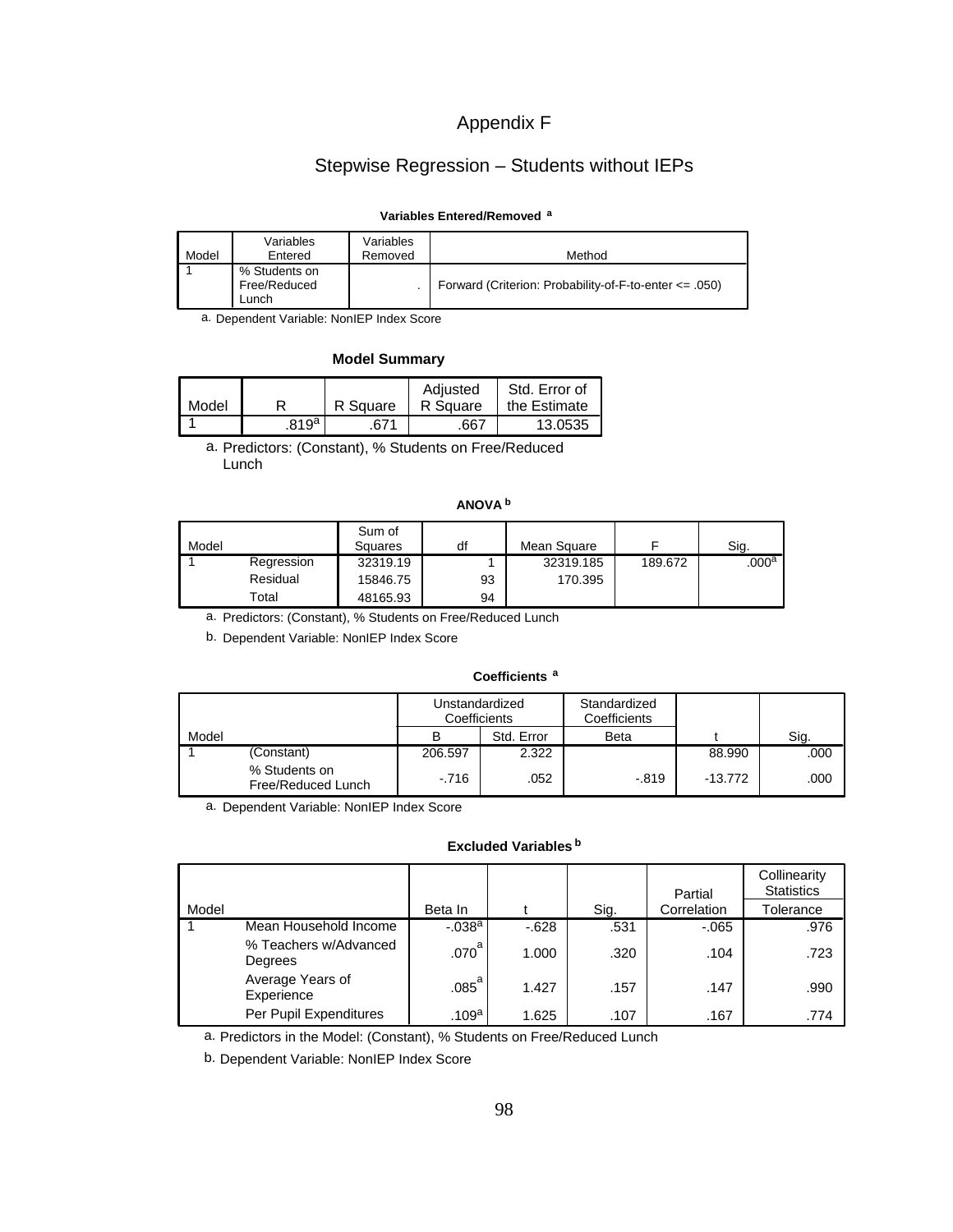# Appendix F

## Stepwise Regression – Students without IEPs

**Variables Entered/Removed [a]**

| Model | Variables Entered | Variables Removed | Method |
|---|---|---|---|
| 1 | % Students on Free/Reduced Lunch | . | Forward (Criterion: Probability-of-F-to-enter <= .050) |

a. Dependent Variable: NonIEP Index Score

**Model Summary**

| Model | R | R Square | Adjusted R Square | Std. Error of the Estimate |
|---|---|---|---|---|
| 1 | .819[a] | .671 | .667 | 13.0535 |

a. Predictors: (Constant), % Students on Free/Reduced Lunch

**ANOVA [b]**

| Model | | Sum of Squares | df | Mean Square | F | Sig. |
|---|---|---|---|---|---|---|
| 1 | Regression | 32319.19 | 1 | 32319.185 | 189.672 | .000[a] |
| | Residual | 15846.75 | 93 | 170.395 | | |
| | Total | 48165.93 | 94 | | | |

a. Predictors: (Constant), % Students on Free/Reduced Lunch

b. Dependent Variable: NonIEP Index Score

**Coefficients [a]**

| Model | | Unstandardized Coefficients | | Standardized Coefficients | t | Sig. |
|---|---|---|---|---|---|---|
| | | B | Std. Error | Beta | | |
| 1 | (Constant) | 206.597 | 2.322 | | 88.990 | .000 |
| | % Students on Free/Reduced Lunch | -.716 | .052 | -.819 | -13.772 | .000 |

a. Dependent Variable: NonIEP Index Score

**Excluded Variables [b]**

| Model | | Beta In | t | Sig. | Partial Correlation | Collinearity Statistics |
|---|---|---|---|---|---|---|
| | | | | | | Tolerance |
| 1 | Mean Household Income | -.038[a] | -.628 | .531 | -.065 | .976 |
| | % Teachers w/Advanced Degrees | .070[a] | 1.000 | .320 | .104 | .723 |
| | Average Years of Experience | .085[a] | 1.427 | .157 | .147 | .990 |
| | Per Pupil Expenditures | .109[a] | 1.625 | .107 | .167 | .774 |

a. Predictors in the Model: (Constant), % Students on Free/Reduced Lunch

b. Dependent Variable: NonIEP Index Score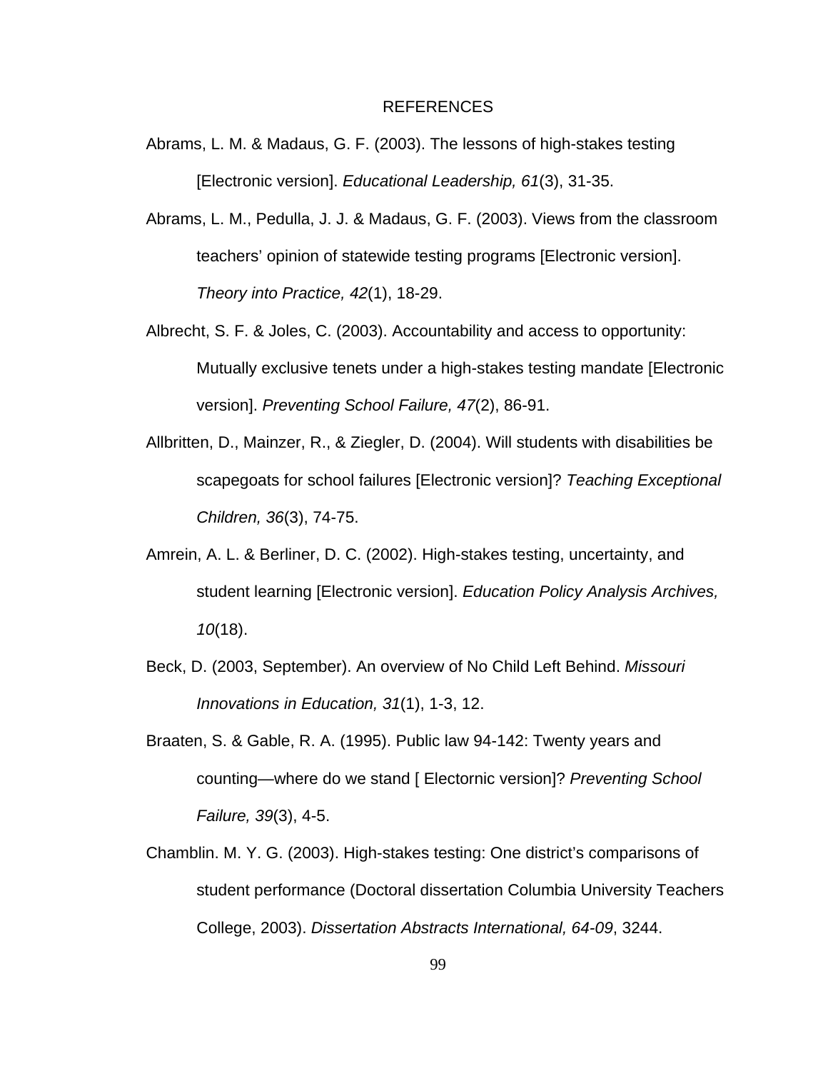# REFERENCES

Abrams, L. M. & Madaus, G. F. (2003). The lessons of high-stakes testing [Electronic version]. *Educational Leadership, 61*(3), 31-35.

Abrams, L. M., Pedulla, J. J. & Madaus, G. F. (2003). Views from the classroom teachers' opinion of statewide testing programs [Electronic version]. *Theory into Practice, 42*(1), 18-29.

Albrecht, S. F. & Joles, C. (2003). Accountability and access to opportunity: Mutually exclusive tenets under a high-stakes testing mandate [Electronic version]. *Preventing School Failure, 47*(2), 86-91.

Allbritten, D., Mainzer, R., & Ziegler, D. (2004). Will students with disabilities be scapegoats for school failures [Electronic version]? *Teaching Exceptional Children, 36*(3), 74-75.

Amrein, A. L. & Berliner, D. C. (2002). High-stakes testing, uncertainty, and student learning [Electronic version]. *Education Policy Analysis Archives, 10*(18).

Beck, D. (2003, September). An overview of No Child Left Behind. *Missouri Innovations in Education, 31*(1), 1-3, 12.

Braaten, S. & Gable, R. A. (1995). Public law 94-142: Twenty years and counting—where do we stand [ Electornic version]? *Preventing School Failure, 39*(3), 4-5.

Chamblin. M. Y. G. (2003). High-stakes testing: One district's comparisons of student performance (Doctoral dissertation Columbia University Teachers College, 2003). *Dissertation Abstracts International, 64-09*, 3244.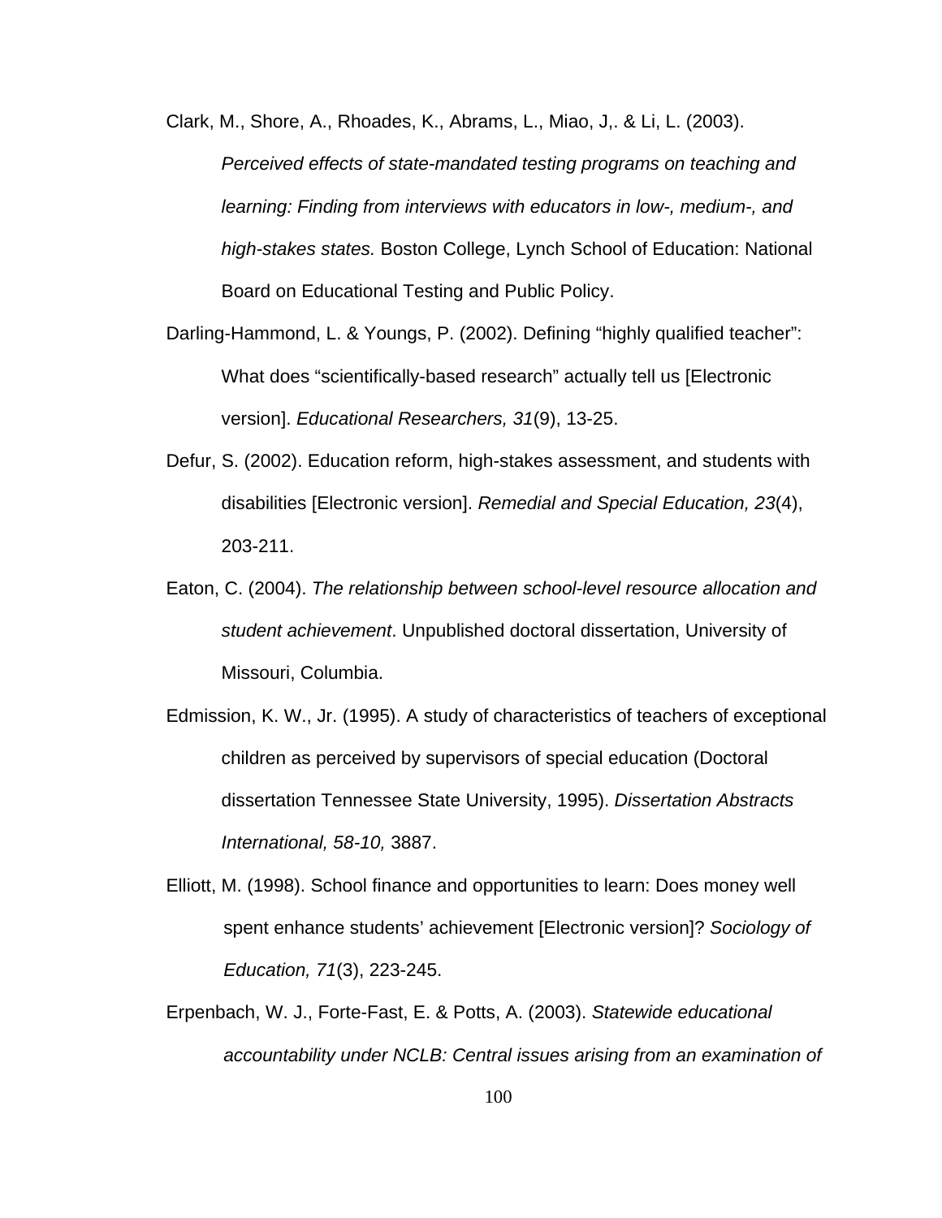Clark, M., Shore, A., Rhoades, K., Abrams, L., Miao, J,. & Li, L. (2003). *Perceived effects of state-mandated testing programs on teaching and learning: Finding from interviews with educators in low-, medium-, and high-stakes states.* Boston College, Lynch School of Education: National Board on Educational Testing and Public Policy.

Darling-Hammond, L. & Youngs, P. (2002). Defining "highly qualified teacher": What does "scientifically-based research" actually tell us [Electronic version]. *Educational Researchers, 31*(9), 13-25.

Defur, S. (2002). Education reform, high-stakes assessment, and students with disabilities [Electronic version]. *Remedial and Special Education, 23*(4), 203-211.

Eaton, C. (2004). *The relationship between school-level resource allocation and student achievement*. Unpublished doctoral dissertation, University of Missouri, Columbia.

Edmission, K. W., Jr. (1995). A study of characteristics of teachers of exceptional children as perceived by supervisors of special education (Doctoral dissertation Tennessee State University, 1995). *Dissertation Abstracts International, 58-10,* 3887.

Elliott, M. (1998). School finance and opportunities to learn: Does money well spent enhance students' achievement [Electronic version]? *Sociology of Education, 71*(3), 223-245.

Erpenbach, W. J., Forte-Fast, E. & Potts, A. (2003). *Statewide educational accountability under NCLB: Central issues arising from an examination of*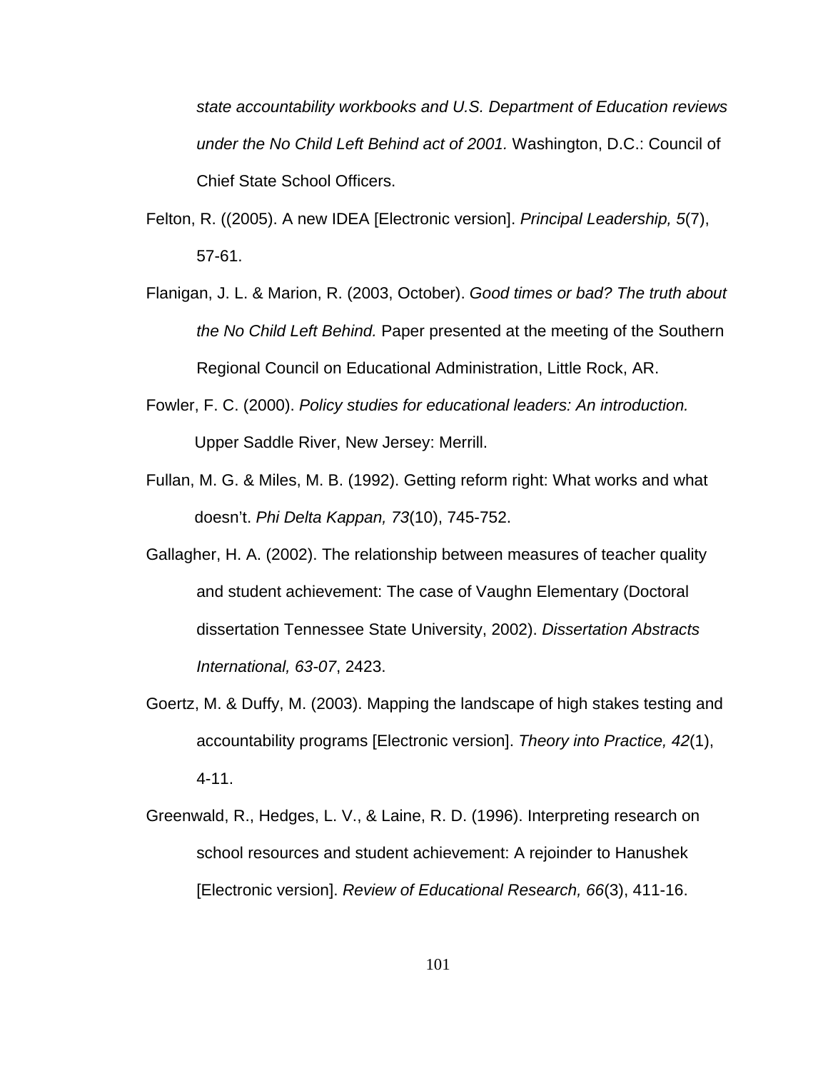*state accountability workbooks and U.S. Department of Education reviews under the No Child Left Behind act of 2001.* Washington, D.C.: Council of Chief State School Officers.

Felton, R. ((2005). A new IDEA [Electronic version]. *Principal Leadership, 5*(7), 57-61.

Flanigan, J. L. & Marion, R. (2003, October). *Good times or bad? The truth about the No Child Left Behind.* Paper presented at the meeting of the Southern Regional Council on Educational Administration, Little Rock, AR.

Fowler, F. C. (2000). *Policy studies for educational leaders: An introduction.* Upper Saddle River, New Jersey: Merrill.

Fullan, M. G. & Miles, M. B. (1992). Getting reform right: What works and what doesn't. *Phi Delta Kappan, 73*(10), 745-752.

Gallagher, H. A. (2002). The relationship between measures of teacher quality and student achievement: The case of Vaughn Elementary (Doctoral dissertation Tennessee State University, 2002). *Dissertation Abstracts International, 63-07*, 2423.

Goertz, M. & Duffy, M. (2003). Mapping the landscape of high stakes testing and accountability programs [Electronic version]. *Theory into Practice, 42*(1), 4-11.

Greenwald, R., Hedges, L. V., & Laine, R. D. (1996). Interpreting research on school resources and student achievement: A rejoinder to Hanushek [Electronic version]. *Review of Educational Research, 66*(3), 411-16.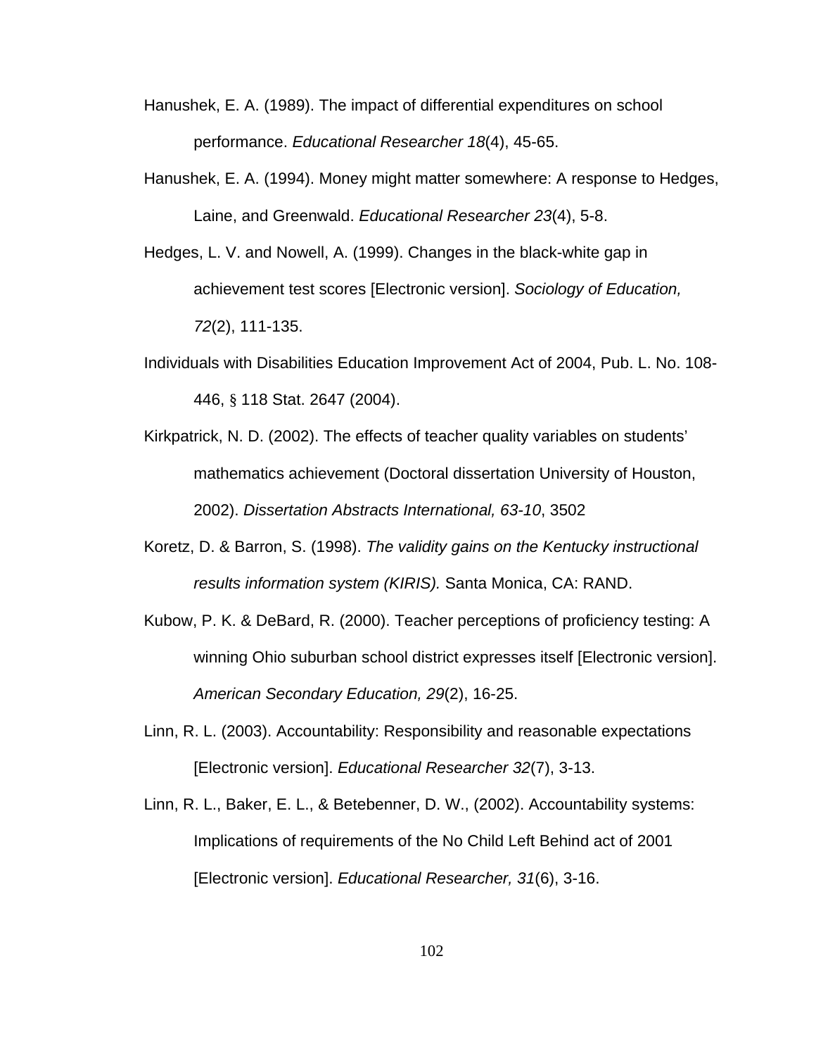Hanushek, E. A. (1989). The impact of differential expenditures on school performance. *Educational Researcher 18*(4), 45-65.

Hanushek, E. A. (1994). Money might matter somewhere: A response to Hedges, Laine, and Greenwald. *Educational Researcher 23*(4), 5-8.

Hedges, L. V. and Nowell, A. (1999). Changes in the black-white gap in achievement test scores [Electronic version]. *Sociology of Education, 72*(2), 111-135.

Individuals with Disabilities Education Improvement Act of 2004, Pub. L. No. 108-446, § 118 Stat. 2647 (2004).

Kirkpatrick, N. D. (2002). The effects of teacher quality variables on students' mathematics achievement (Doctoral dissertation University of Houston, 2002). *Dissertation Abstracts International, 63-10*, 3502

Koretz, D. & Barron, S. (1998). *The validity gains on the Kentucky instructional results information system (KIRIS).* Santa Monica, CA: RAND.

Kubow, P. K. & DeBard, R. (2000). Teacher perceptions of proficiency testing: A winning Ohio suburban school district expresses itself [Electronic version]. *American Secondary Education, 29*(2), 16-25.

Linn, R. L. (2003). Accountability: Responsibility and reasonable expectations [Electronic version]. *Educational Researcher 32*(7), 3-13.

Linn, R. L., Baker, E. L., & Betebenner, D. W., (2002). Accountability systems: Implications of requirements of the No Child Left Behind act of 2001 [Electronic version]. *Educational Researcher, 31*(6), 3-16.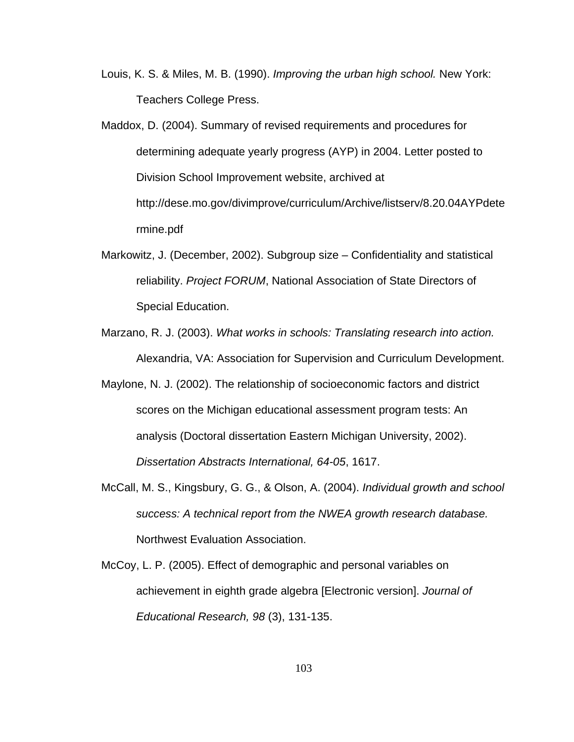Louis, K. S. & Miles, M. B. (1990). *Improving the urban high school.* New York: Teachers College Press.

Maddox, D. (2004). Summary of revised requirements and procedures for determining adequate yearly progress (AYP) in 2004. Letter posted to Division School Improvement website, archived at http://dese.mo.gov/divimprove/curriculum/Archive/listserv/8.20.04AYPdetermine.pdf

Markowitz, J. (December, 2002). Subgroup size – Confidentiality and statistical reliability. *Project FORUM*, National Association of State Directors of Special Education.

Marzano, R. J. (2003). *What works in schools: Translating research into action.* Alexandria, VA: Association for Supervision and Curriculum Development.

Maylone, N. J. (2002). The relationship of socioeconomic factors and district scores on the Michigan educational assessment program tests: An analysis (Doctoral dissertation Eastern Michigan University, 2002). *Dissertation Abstracts International, 64-05*, 1617.

McCall, M. S., Kingsbury, G. G., & Olson, A. (2004). *Individual growth and school success: A technical report from the NWEA growth research database.* Northwest Evaluation Association.

McCoy, L. P. (2005). Effect of demographic and personal variables on achievement in eighth grade algebra [Electronic version]. *Journal of Educational Research, 98* (3), 131-135.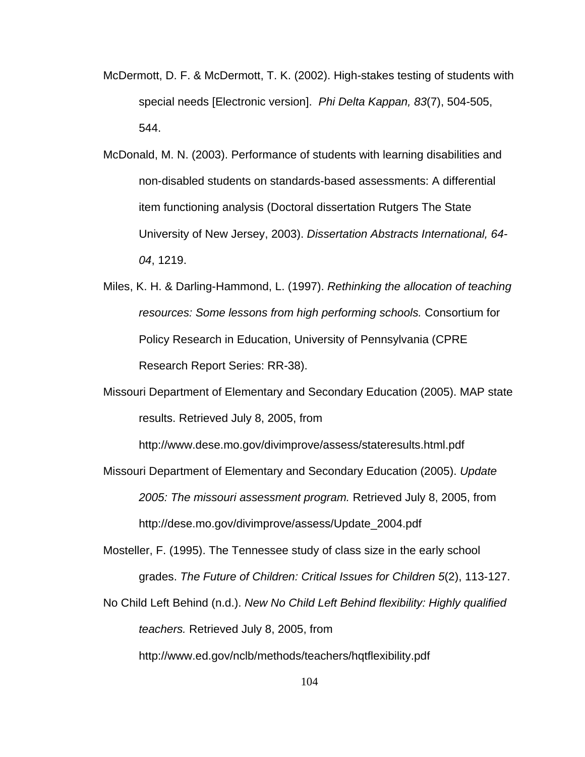McDermott, D. F. & McDermott, T. K. (2002). High-stakes testing of students with special needs [Electronic version]. *Phi Delta Kappan, 83*(7), 504-505, 544.

McDonald, M. N. (2003). Performance of students with learning disabilities and non-disabled students on standards-based assessments: A differential item functioning analysis (Doctoral dissertation Rutgers The State University of New Jersey, 2003). *Dissertation Abstracts International, 64-04*, 1219.

Miles, K. H. & Darling-Hammond, L. (1997). *Rethinking the allocation of teaching resources: Some lessons from high performing schools.* Consortium for Policy Research in Education, University of Pennsylvania (CPRE Research Report Series: RR-38).

Missouri Department of Elementary and Secondary Education (2005). MAP state results. Retrieved July 8, 2005, from http://www.dese.mo.gov/divimprove/assess/stateresults.html.pdf

Missouri Department of Elementary and Secondary Education (2005). *Update 2005: The missouri assessment program.* Retrieved July 8, 2005, from http://dese.mo.gov/divimprove/assess/Update_2004.pdf

Mosteller, F. (1995). The Tennessee study of class size in the early school grades. *The Future of Children: Critical Issues for Children 5*(2), 113-127.

No Child Left Behind (n.d.). *New No Child Left Behind flexibility: Highly qualified teachers.* Retrieved July 8, 2005, from http://www.ed.gov/nclb/methods/teachers/hqtflexibility.pdf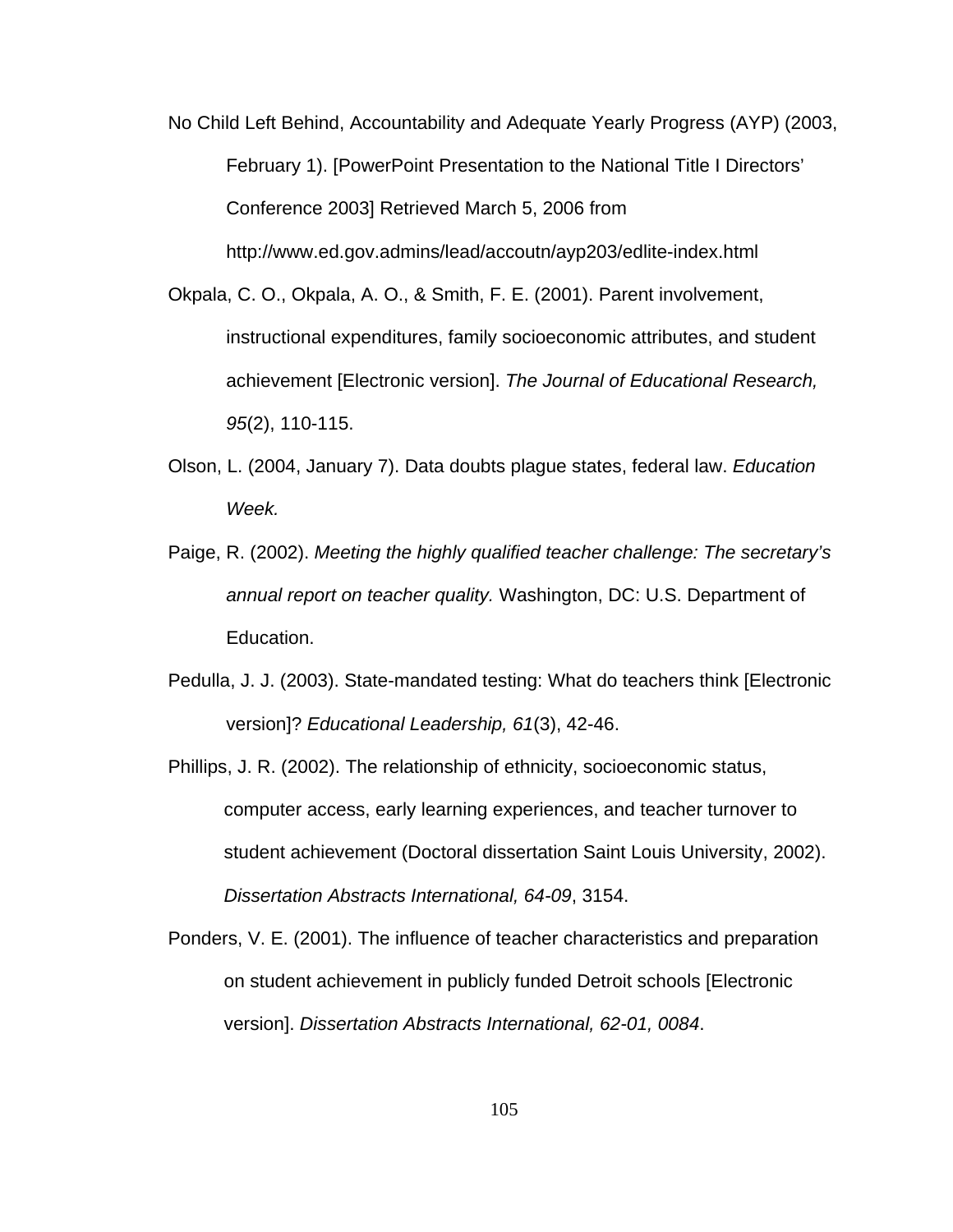No Child Left Behind, Accountability and Adequate Yearly Progress (AYP) (2003, February 1). [PowerPoint Presentation to the National Title I Directors' Conference 2003] Retrieved March 5, 2006 from http://www.ed.gov.admins/lead/accoutn/ayp203/edlite-index.html

Okpala, C. O., Okpala, A. O., & Smith, F. E. (2001). Parent involvement, instructional expenditures, family socioeconomic attributes, and student achievement [Electronic version]. *The Journal of Educational Research, 95*(2), 110-115.

Olson, L. (2004, January 7). Data doubts plague states, federal law. *Education Week.*

Paige, R. (2002). *Meeting the highly qualified teacher challenge: The secretary's annual report on teacher quality.* Washington, DC: U.S. Department of Education.

Pedulla, J. J. (2003). State-mandated testing: What do teachers think [Electronic version]? *Educational Leadership, 61*(3), 42-46.

Phillips, J. R. (2002). The relationship of ethnicity, socioeconomic status, computer access, early learning experiences, and teacher turnover to student achievement (Doctoral dissertation Saint Louis University, 2002). *Dissertation Abstracts International, 64-09*, 3154.

Ponders, V. E. (2001). The influence of teacher characteristics and preparation on student achievement in publicly funded Detroit schools [Electronic version]. *Dissertation Abstracts International, 62-01, 0084*.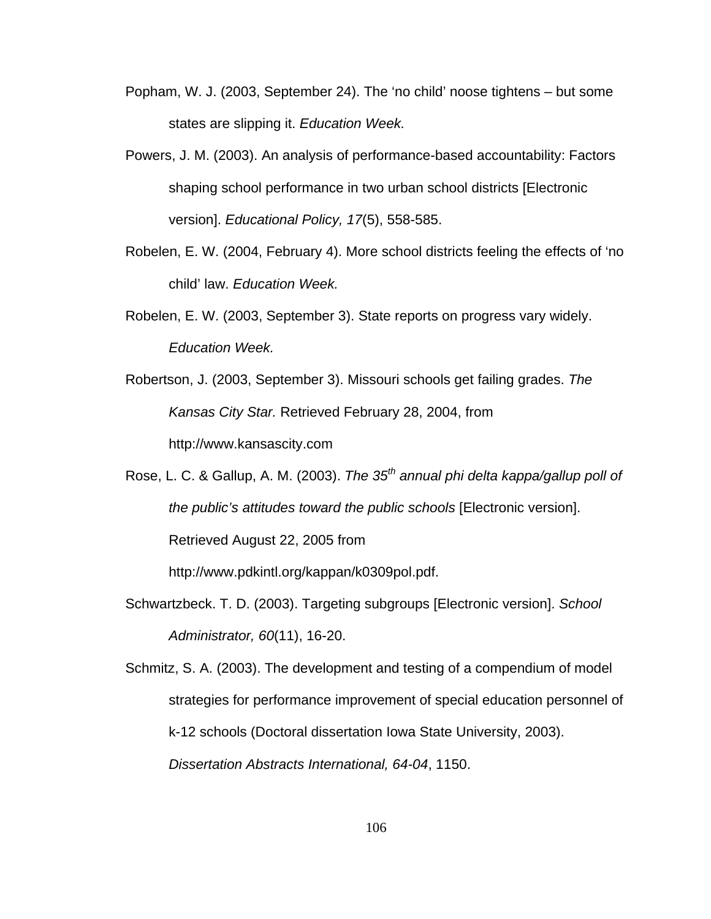Popham, W. J. (2003, September 24). The ‘no child’ noose tightens – but some states are slipping it. *Education Week.*

Powers, J. M. (2003). An analysis of performance-based accountability: Factors shaping school performance in two urban school districts [Electronic version]. *Educational Policy, 17*(5), 558-585.

Robelen, E. W. (2004, February 4). More school districts feeling the effects of ‘no child’ law. *Education Week.*

Robelen, E. W. (2003, September 3). State reports on progress vary widely. *Education Week.*

Robertson, J. (2003, September 3). Missouri schools get failing grades. *The Kansas City Star.* Retrieved February 28, 2004, from http://www.kansascity.com

Rose, L. C. & Gallup, A. M. (2003). *The 35th annual phi delta kappa/gallup poll of the public’s attitudes toward the public schools* [Electronic version]. Retrieved August 22, 2005 from http://www.pdkintl.org/kappan/k0309pol.pdf.

Schwartzbeck. T. D. (2003). Targeting subgroups [Electronic version]. *School Administrator, 60*(11), 16-20.

Schmitz, S. A. (2003). The development and testing of a compendium of model strategies for performance improvement of special education personnel of k-12 schools (Doctoral dissertation Iowa State University, 2003). *Dissertation Abstracts International, 64-04*, 1150.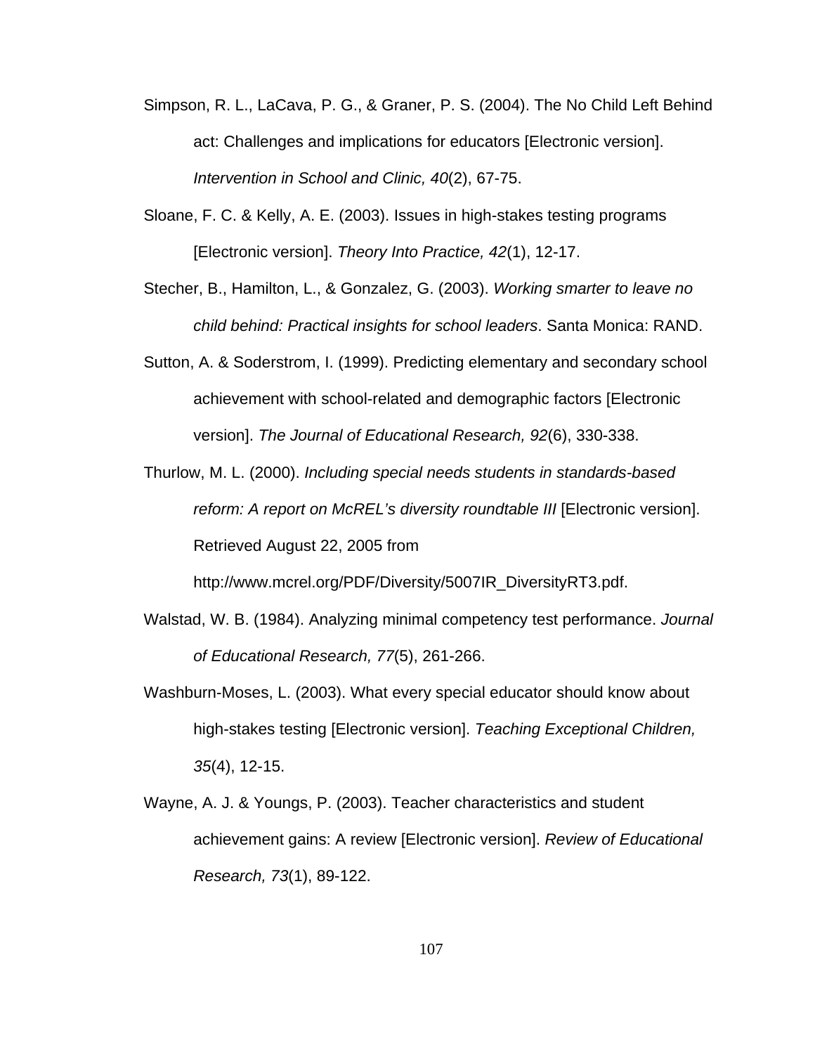Simpson, R. L., LaCava, P. G., & Graner, P. S. (2004). The No Child Left Behind act: Challenges and implications for educators [Electronic version]. *Intervention in School and Clinic, 40*(2), 67-75.

Sloane, F. C. & Kelly, A. E. (2003). Issues in high-stakes testing programs [Electronic version]. *Theory Into Practice, 42*(1), 12-17.

Stecher, B., Hamilton, L., & Gonzalez, G. (2003). *Working smarter to leave no child behind: Practical insights for school leaders*. Santa Monica: RAND.

Sutton, A. & Soderstrom, I. (1999). Predicting elementary and secondary school achievement with school-related and demographic factors [Electronic version]. *The Journal of Educational Research, 92*(6), 330-338.

Thurlow, M. L. (2000). *Including special needs students in standards-based reform: A report on McREL's diversity roundtable III* [Electronic version]. Retrieved August 22, 2005 from http://www.mcrel.org/PDF/Diversity/5007IR_DiversityRT3.pdf.

Walstad, W. B. (1984). Analyzing minimal competency test performance. *Journal of Educational Research, 77*(5), 261-266.

Washburn-Moses, L. (2003). What every special educator should know about high-stakes testing [Electronic version]. *Teaching Exceptional Children, 35*(4), 12-15.

Wayne, A. J. & Youngs, P. (2003). Teacher characteristics and student achievement gains: A review [Electronic version]. *Review of Educational Research, 73*(1), 89-122.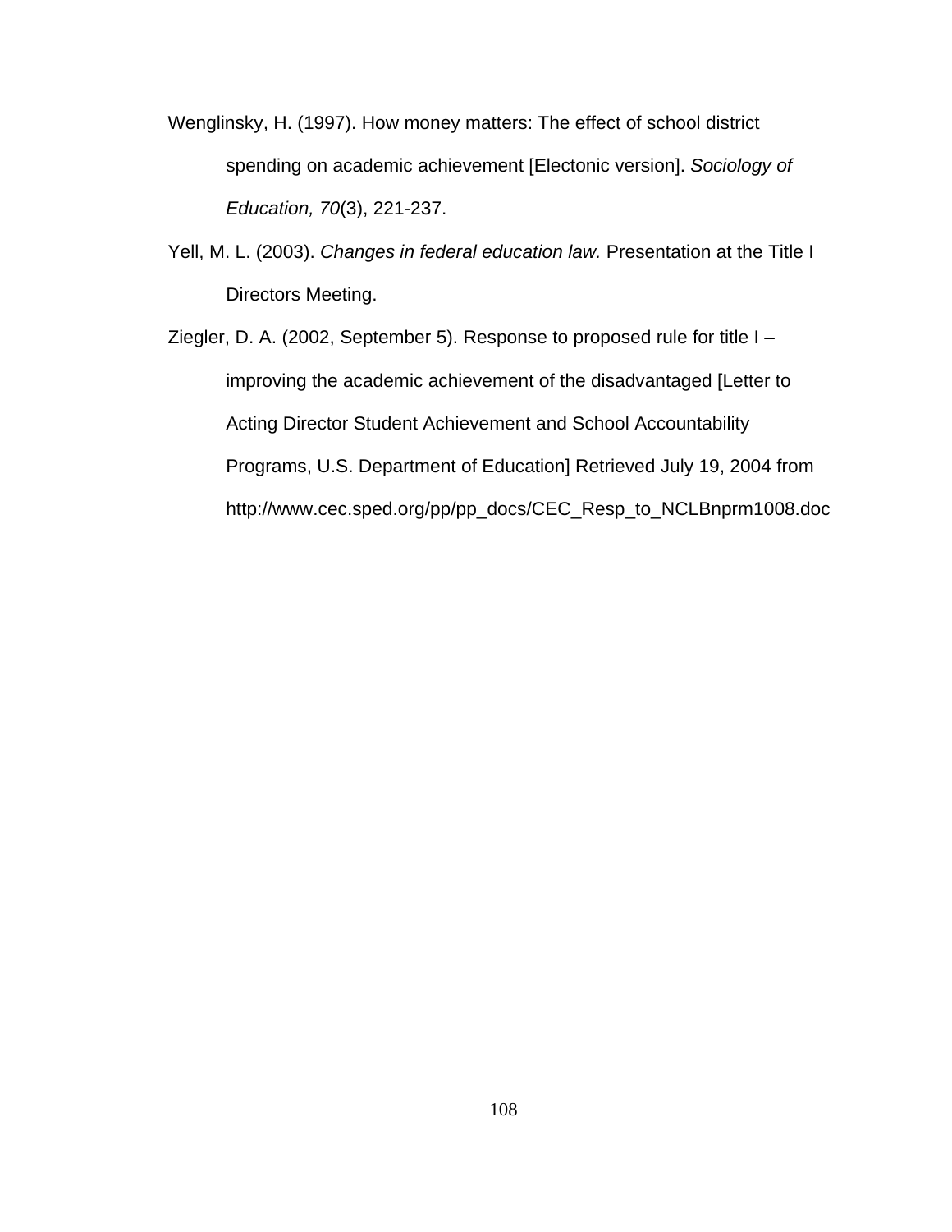Wenglinsky, H. (1997). How money matters: The effect of school district spending on academic achievement [Electonic version]. *Sociology of Education, 70*(3), 221-237.

Yell, M. L. (2003). *Changes in federal education law.* Presentation at the Title I Directors Meeting.

Ziegler, D. A. (2002, September 5). Response to proposed rule for title I – improving the academic achievement of the disadvantaged [Letter to Acting Director Student Achievement and School Accountability Programs, U.S. Department of Education] Retrieved July 19, 2004 from http://www.cec.sped.org/pp/pp_docs/CEC_Resp_to_NCLBnprm1008.doc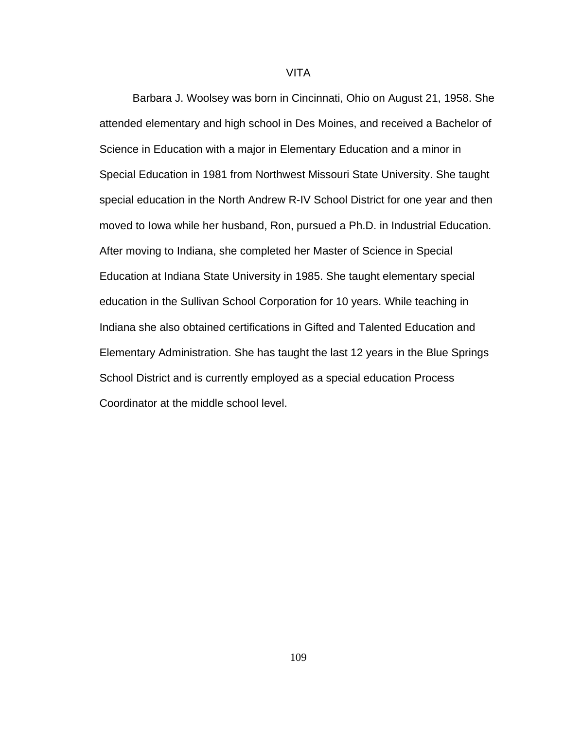# VITA

Barbara J. Woolsey was born in Cincinnati, Ohio on August 21, 1958. She attended elementary and high school in Des Moines, and received a Bachelor of Science in Education with a major in Elementary Education and a minor in Special Education in 1981 from Northwest Missouri State University. She taught special education in the North Andrew R-IV School District for one year and then moved to Iowa while her husband, Ron, pursued a Ph.D. in Industrial Education. After moving to Indiana, she completed her Master of Science in Special Education at Indiana State University in 1985. She taught elementary special education in the Sullivan School Corporation for 10 years. While teaching in Indiana she also obtained certifications in Gifted and Talented Education and Elementary Administration. She has taught the last 12 years in the Blue Springs School District and is currently employed as a special education Process Coordinator at the middle school level.